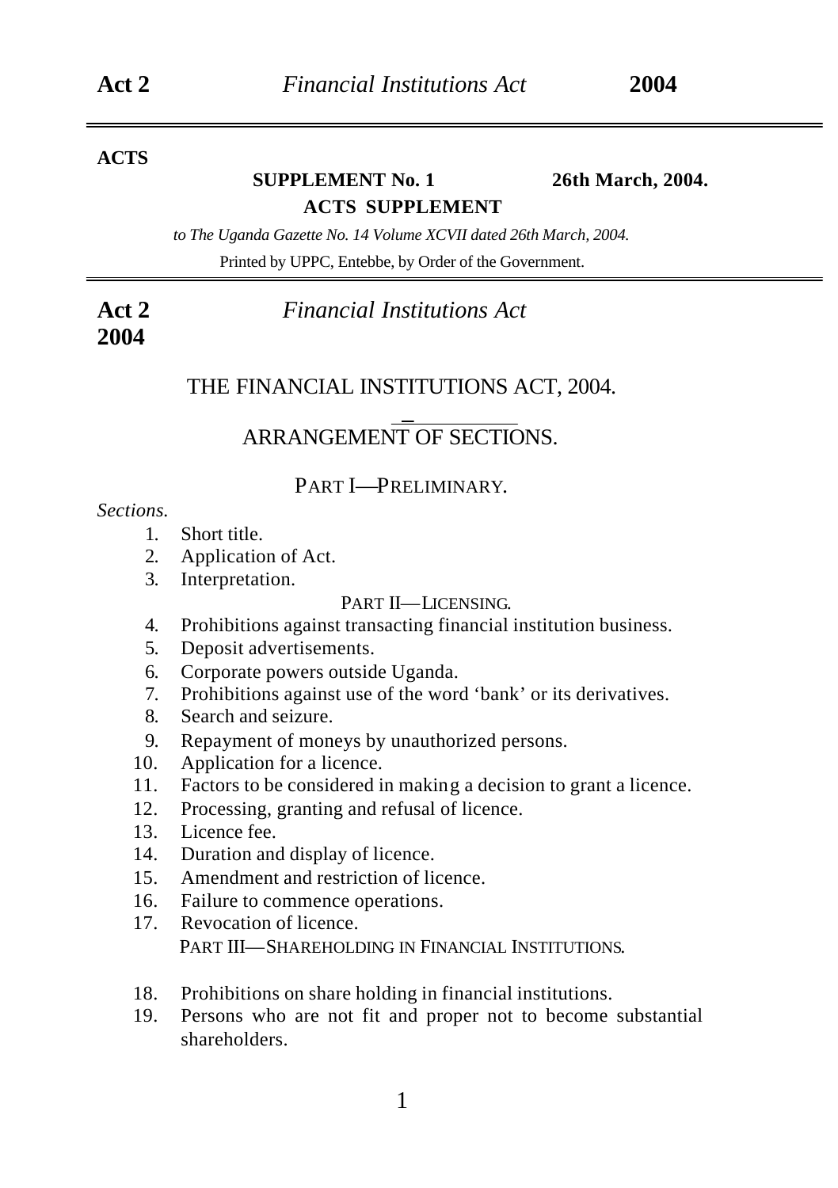**ACTS**

**SUPPLEMENT No. 1** **26th March, 2004.**

**ACTS SUPPLEMENT**

*to The Uganda Gazette No. 14 Volume XCVII dated 26th March, 2004.*

Printed by UPPC, Entebbe, by Order of the Government.

**Act 2** *Financial Institutions Act*
**2004**

# THE FINANCIAL INSTITUTIONS ACT, 2004.

## ARRANGEMENT OF SECTIONS.

### PART I—PRELIMINARY.

*Sections.*

1. Short title.
2. Application of Act.
3. Interpretation.

### PART II—LICENSING.

4. Prohibitions against transacting financial institution business.
5. Deposit advertisements.
6. Corporate powers outside Uganda.
7. Prohibitions against use of the word 'bank' or its derivatives.
8. Search and seizure.
9. Repayment of moneys by unauthorized persons.
10. Application for a licence.
11. Factors to be considered in making a decision to grant a licence.
12. Processing, granting and refusal of licence.
13. Licence fee.
14. Duration and display of licence.
15. Amendment and restriction of licence.
16. Failure to commence operations.
17. Revocation of licence.

### PART III—SHAREHOLDING IN FINANCIAL INSTITUTIONS.

18. Prohibitions on share holding in financial institutions.
19. Persons who are not fit and proper not to become substantial shareholders.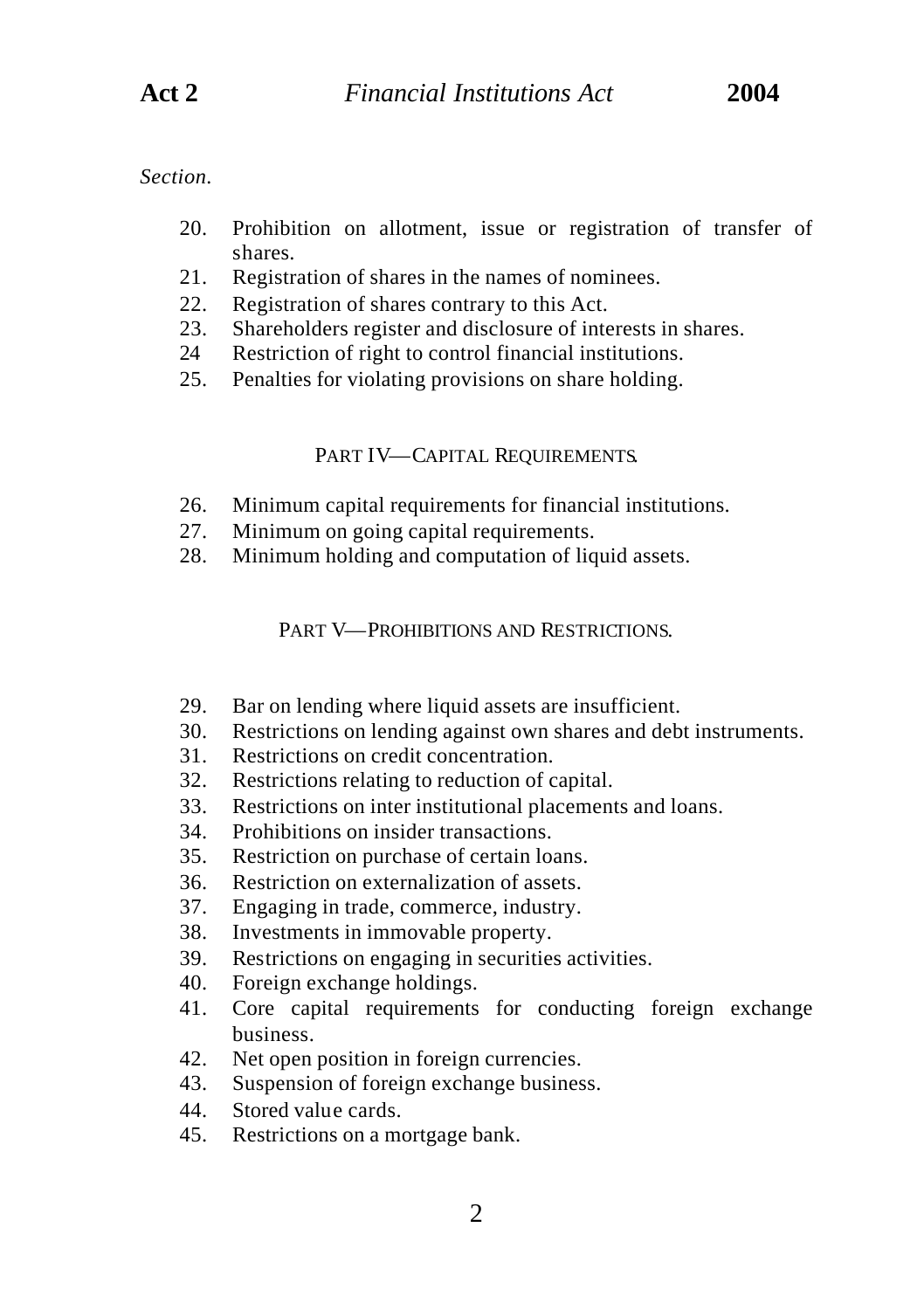*Section.*

20. Prohibition on allotment, issue or registration of transfer of shares.
21. Registration of shares in the names of nominees.
22. Registration of shares contrary to this Act.
23. Shareholders register and disclosure of interests in shares.
24 Restriction of right to control financial institutions.
25. Penalties for violating provisions on share holding.

## PART IV—CAPITAL REQUIREMENTS.

26. Minimum capital requirements for financial institutions.
27. Minimum on going capital requirements.
28. Minimum holding and computation of liquid assets.

## PART V—PROHIBITIONS AND RESTRICTIONS.

29. Bar on lending where liquid assets are insufficient.
30. Restrictions on lending against own shares and debt instruments.
31. Restrictions on credit concentration.
32. Restrictions relating to reduction of capital.
33. Restrictions on inter institutional placements and loans.
34. Prohibitions on insider transactions.
35. Restriction on purchase of certain loans.
36. Restriction on externalization of assets.
37. Engaging in trade, commerce, industry.
38. Investments in immovable property.
39. Restrictions on engaging in securities activities.
40. Foreign exchange holdings.
41. Core capital requirements for conducting foreign exchange business.
42. Net open position in foreign currencies.
43. Suspension of foreign exchange business.
44. Stored value cards.
45. Restrictions on a mortgage bank.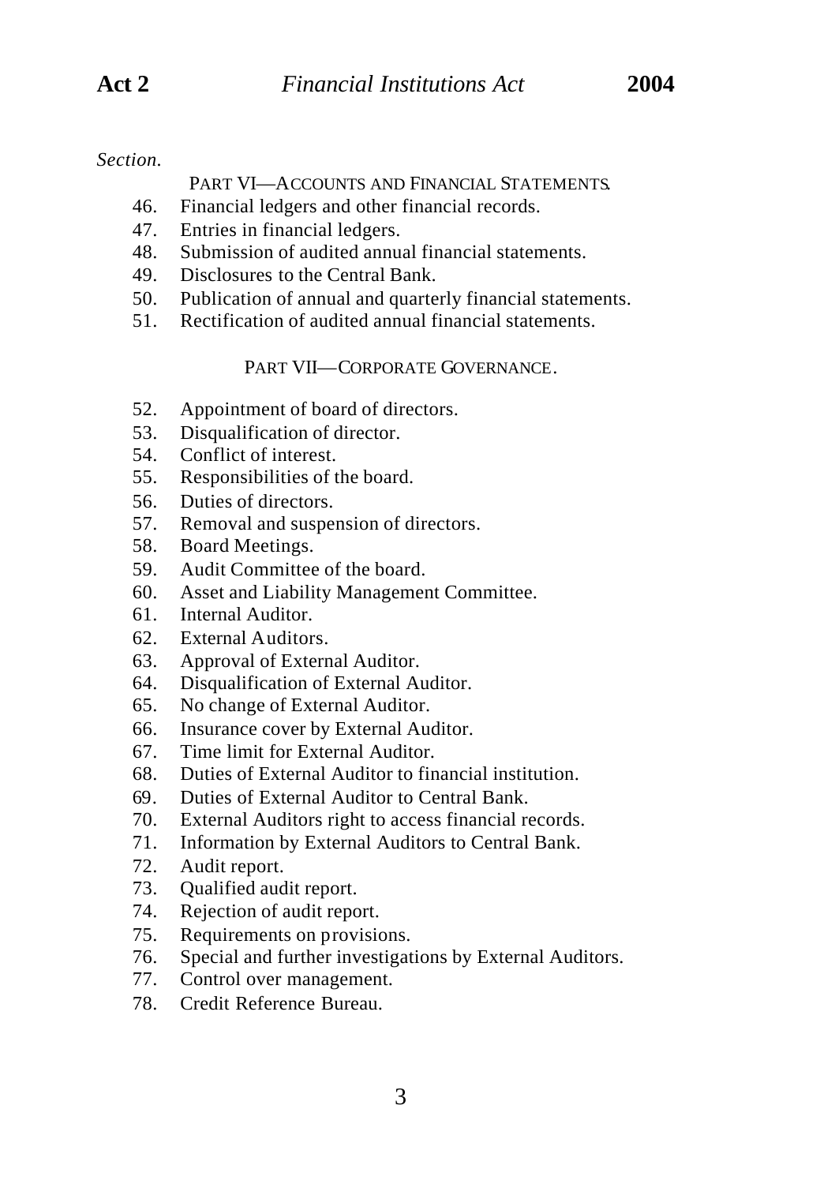*Section.*

PART VI—ACCOUNTS AND FINANCIAL STATEMENTS.

46. Financial ledgers and other financial records.
47. Entries in financial ledgers.
48. Submission of audited annual financial statements.
49. Disclosures to the Central Bank.
50. Publication of annual and quarterly financial statements.
51. Rectification of audited annual financial statements.

PART VII—CORPORATE GOVERNANCE.

52. Appointment of board of directors.
53. Disqualification of director.
54. Conflict of interest.
55. Responsibilities of the board.
56. Duties of directors.
57. Removal and suspension of directors.
58. Board Meetings.
59. Audit Committee of the board.
60. Asset and Liability Management Committee.
61. Internal Auditor.
62. External Auditors.
63. Approval of External Auditor.
64. Disqualification of External Auditor.
65. No change of External Auditor.
66. Insurance cover by External Auditor.
67. Time limit for External Auditor.
68. Duties of External Auditor to financial institution.
69. Duties of External Auditor to Central Bank.
70. External Auditors right to access financial records.
71. Information by External Auditors to Central Bank.
72. Audit report.
73. Qualified audit report.
74. Rejection of audit report.
75. Requirements on provisions.
76. Special and further investigations by External Auditors.
77. Control over management.
78. Credit Reference Bureau.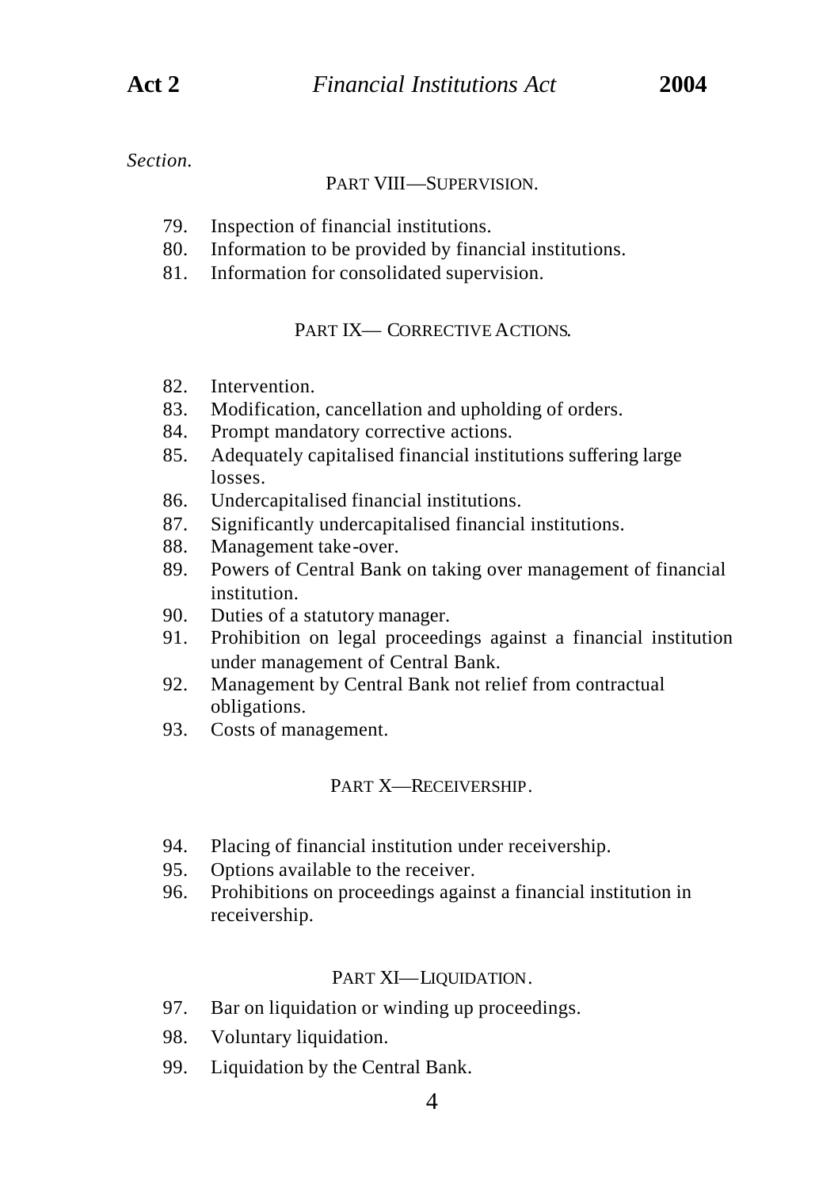*Section.*

PART VIII—SUPERVISION.

79. Inspection of financial institutions.
80. Information to be provided by financial institutions.
81. Information for consolidated supervision.

PART IX— CORRECTIVE ACTIONS.

82. Intervention.
83. Modification, cancellation and upholding of orders.
84. Prompt mandatory corrective actions.
85. Adequately capitalised financial institutions suffering large losses.
86. Undercapitalised financial institutions.
87. Significantly undercapitalised financial institutions.
88. Management take-over.
89. Powers of Central Bank on taking over management of financial institution.
90. Duties of a statutory manager.
91. Prohibition on legal proceedings against a financial institution under management of Central Bank.
92. Management by Central Bank not relief from contractual obligations.
93. Costs of management.

PART X—RECEIVERSHIP.

94. Placing of financial institution under receivership.
95. Options available to the receiver.
96. Prohibitions on proceedings against a financial institution in receivership.

PART XI—LIQUIDATION.

97. Bar on liquidation or winding up proceedings.
98. Voluntary liquidation.
99. Liquidation by the Central Bank.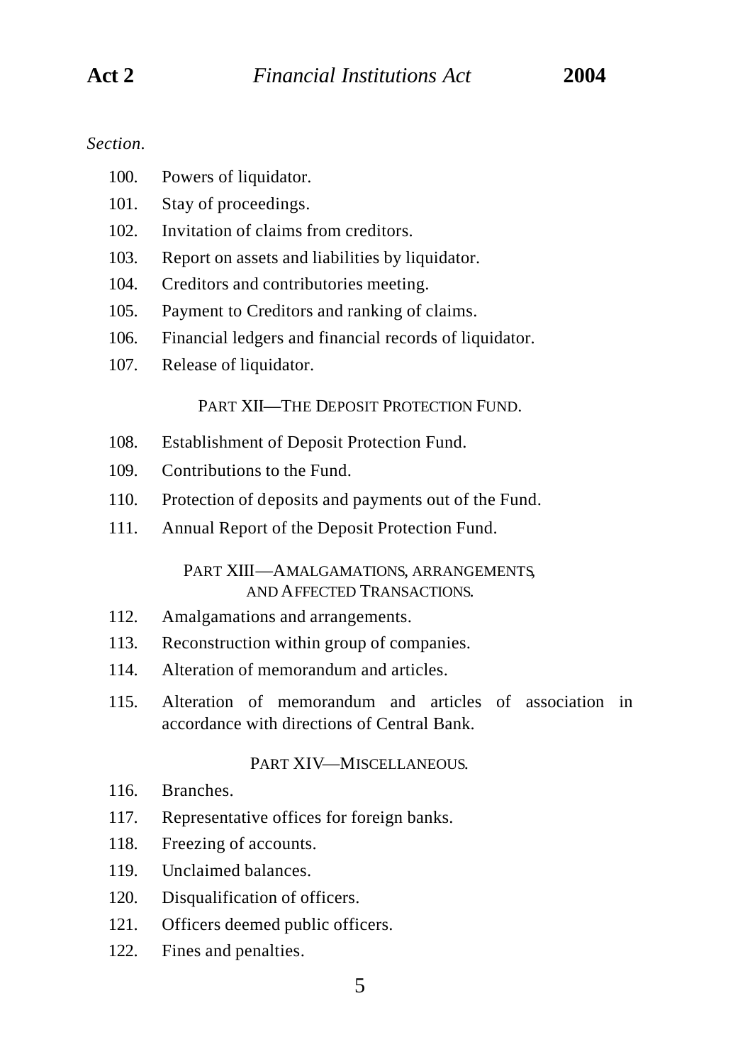*Section.*

100. Powers of liquidator.
101. Stay of proceedings.
102. Invitation of claims from creditors.
103. Report on assets and liabilities by liquidator.
104. Creditors and contributories meeting.
105. Payment to Creditors and ranking of claims.
106. Financial ledgers and financial records of liquidator.
107. Release of liquidator.

PART XII—THE DEPOSIT PROTECTION FUND.

108. Establishment of Deposit Protection Fund.
109. Contributions to the Fund.
110. Protection of deposits and payments out of the Fund.
111. Annual Report of the Deposit Protection Fund.

PART XIII—AMALGAMATIONS, ARRANGEMENTS, AND AFFECTED TRANSACTIONS.

112. Amalgamations and arrangements.
113. Reconstruction within group of companies.
114. Alteration of memorandum and articles.
115. Alteration of memorandum and articles of association in accordance with directions of Central Bank.

PART XIV—MISCELLANEOUS.

116. Branches.
117. Representative offices for foreign banks.
118. Freezing of accounts.
119. Unclaimed balances.
120. Disqualification of officers.
121. Officers deemed public officers.
122. Fines and penalties.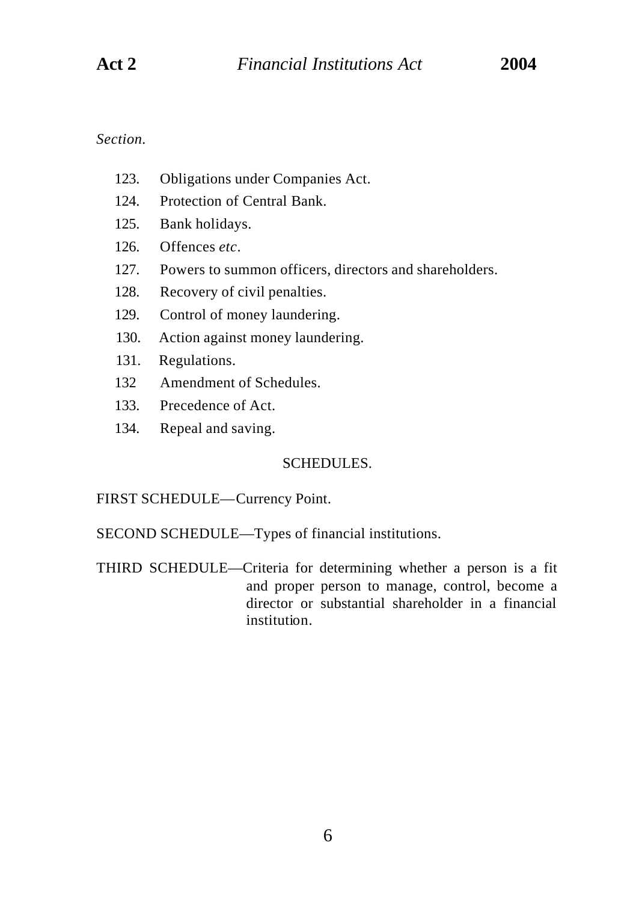*Section.*

123. Obligations under Companies Act.
124. Protection of Central Bank.
125. Bank holidays.
126. Offences *etc*.
127. Powers to summon officers, directors and shareholders.
128. Recovery of civil penalties.
129. Control of money laundering.
130. Action against money laundering.
131. Regulations.
132 Amendment of Schedules.
133. Precedence of Act.
134. Repeal and saving.

SCHEDULES.

FIRST SCHEDULE—Currency Point.

SECOND SCHEDULE—Types of financial institutions.

THIRD SCHEDULE—Criteria for determining whether a person is a fit and proper person to manage, control, become a director or substantial shareholder in a financial institution.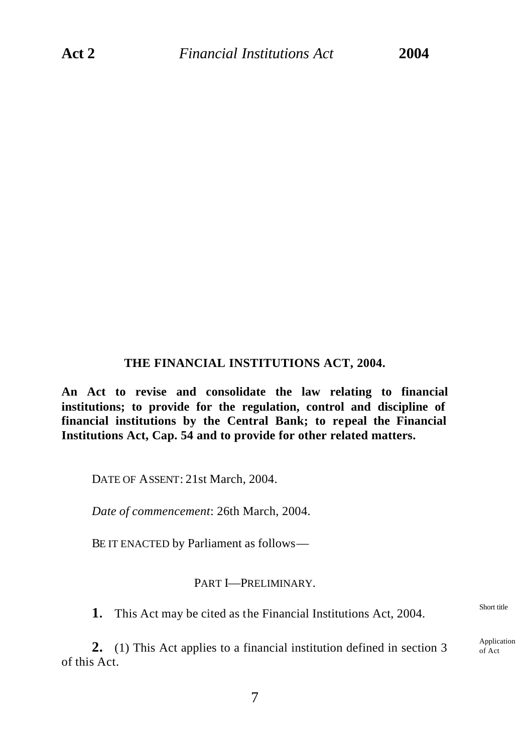## THE FINANCIAL INSTITUTIONS ACT, 2004.

**An Act to revise and consolidate the law relating to financial institutions; to provide for the regulation, control and discipline of financial institutions by the Central Bank; to repeal the Financial Institutions Act, Cap. 54 and to provide for other related matters.**

DATE OF ASSENT: 21st March, 2004.

*Date of commencement*: 26th March, 2004.

BE IT ENACTED by Parliament as follows—

### PART I—PRELIMINARY.

Short title

**1.** This Act may be cited as the Financial Institutions Act, 2004.

Application of Act

**2.** (1) This Act applies to a financial institution defined in section 3 of this Act.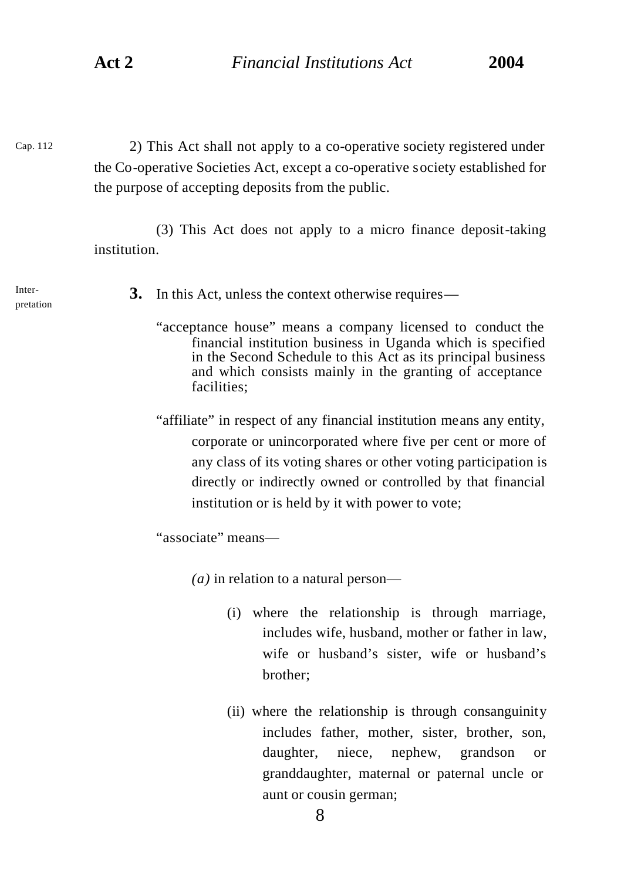Cap. 112

2) This Act shall not apply to a co-operative society registered under the Co-operative Societies Act, except a co-operative society established for the purpose of accepting deposits from the public.

(3) This Act does not apply to a micro finance deposit-taking institution.

Interpretation

**3.** In this Act, unless the context otherwise requires—

"acceptance house" means a company licensed to conduct the financial institution business in Uganda which is specified in the Second Schedule to this Act as its principal business and which consists mainly in the granting of acceptance facilities;

"affiliate" in respect of any financial institution means any entity, corporate or unincorporated where five per cent or more of any class of its voting shares or other voting participation is directly or indirectly owned or controlled by that financial institution or is held by it with power to vote;

"associate" means—

*(a)* in relation to a natural person—

(i) where the relationship is through marriage, includes wife, husband, mother or father in law, wife or husband's sister, wife or husband's brother;

(ii) where the relationship is through consanguinity includes father, mother, sister, brother, son, daughter, niece, nephew, grandson or granddaughter, maternal or paternal uncle or aunt or cousin german;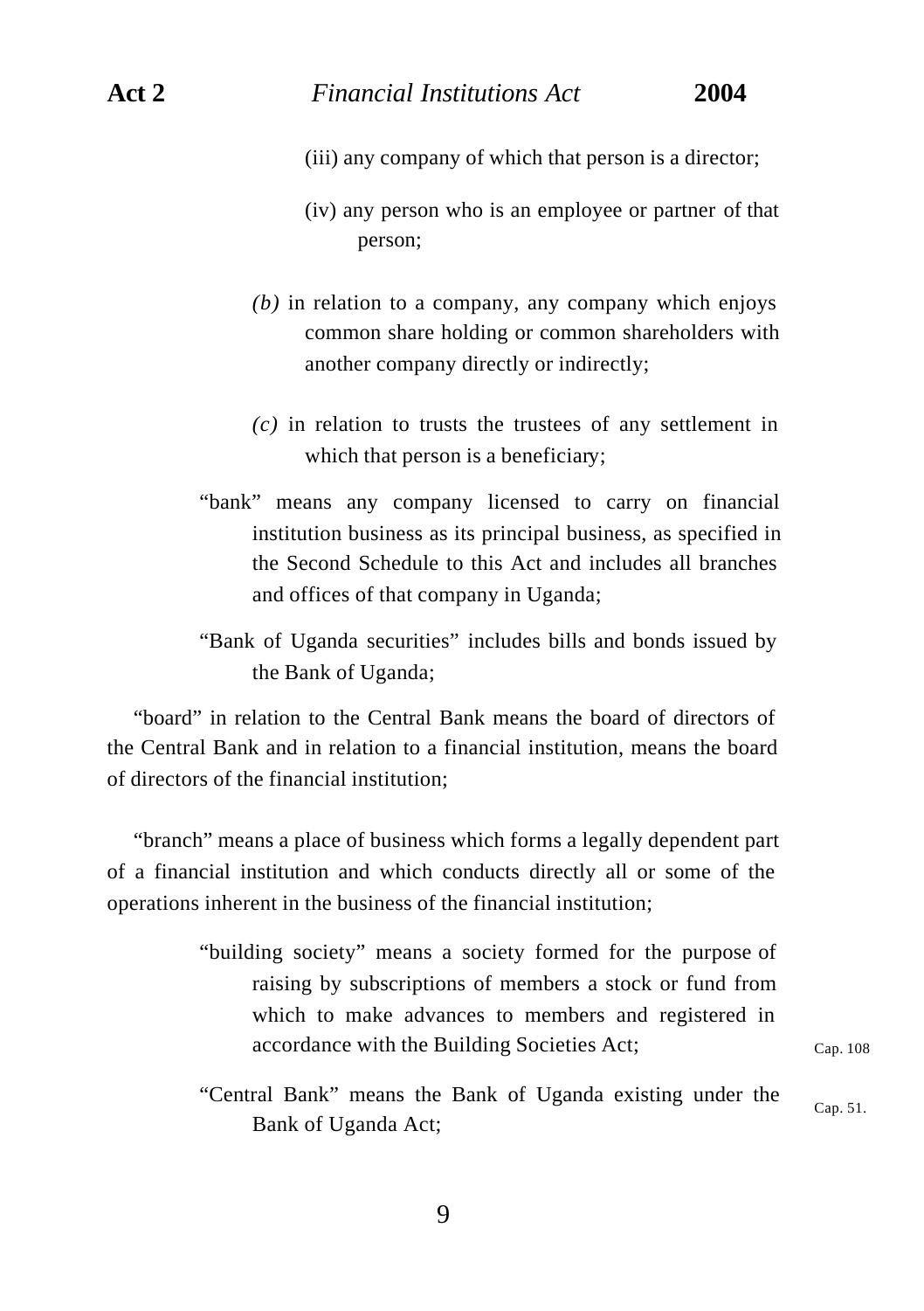(iii) any company of which that person is a director;

(iv) any person who is an employee or partner of that person;

*(b)* in relation to a company, any company which enjoys common share holding or common shareholders with another company directly or indirectly;

*(c)* in relation to trusts the trustees of any settlement in which that person is a beneficiary;

"bank" means any company licensed to carry on financial institution business as its principal business, as specified in the Second Schedule to this Act and includes all branches and offices of that company in Uganda;

"Bank of Uganda securities" includes bills and bonds issued by the Bank of Uganda;

"board" in relation to the Central Bank means the board of directors of the Central Bank and in relation to a financial institution, means the board of directors of the financial institution;

"branch" means a place of business which forms a legally dependent part of a financial institution and which conducts directly all or some of the operations inherent in the business of the financial institution;

"building society" means a society formed for the purpose of raising by subscriptions of members a stock or fund from which to make advances to members and registered in accordance with the Building Societies Act; Cap. 108

"Central Bank" means the Bank of Uganda existing under the Bank of Uganda Act; Cap. 51.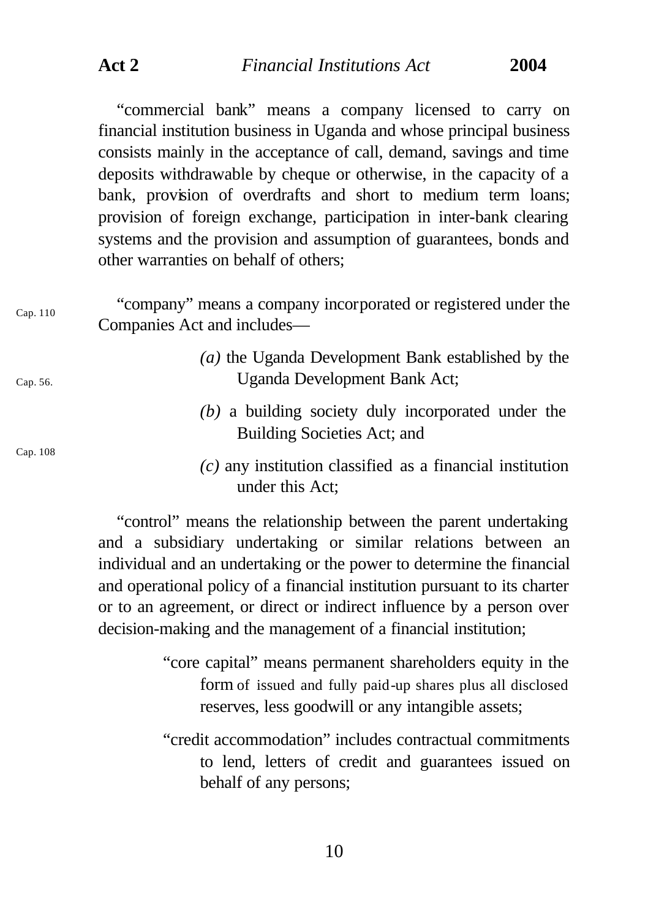"commercial bank" means a company licensed to carry on financial institution business in Uganda and whose principal business consists mainly in the acceptance of call, demand, savings and time deposits withdrawable by cheque or otherwise, in the capacity of a bank, provision of overdrafts and short to medium term loans; provision of foreign exchange, participation in inter-bank clearing systems and the provision and assumption of guarantees, bonds and other warranties on behalf of others;

Cap. 110

"company" means a company incorporated or registered under the Companies Act and includes—

Cap. 56.

*(a)* the Uganda Development Bank established by the Uganda Development Bank Act;

Cap. 108

*(b)* a building society duly incorporated under the Building Societies Act; and

*(c)* any institution classified as a financial institution under this Act;

"control" means the relationship between the parent undertaking and a subsidiary undertaking or similar relations between an individual and an undertaking or the power to determine the financial and operational policy of a financial institution pursuant to its charter or to an agreement, or direct or indirect influence by a person over decision-making and the management of a financial institution;

"core capital" means permanent shareholders equity in the form of issued and fully paid-up shares plus all disclosed reserves, less goodwill or any intangible assets;

"credit accommodation" includes contractual commitments to lend, letters of credit and guarantees issued on behalf of any persons;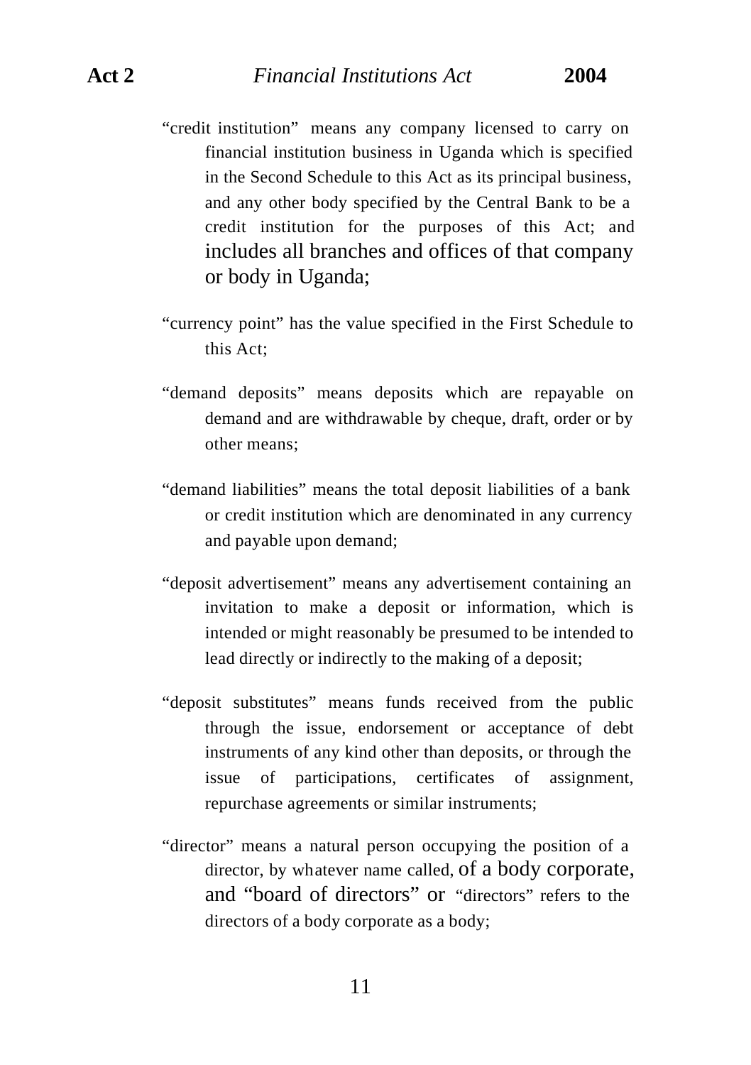"credit institution" means any company licensed to carry on financial institution business in Uganda which is specified in the Second Schedule to this Act as its principal business, and any other body specified by the Central Bank to be a credit institution for the purposes of this Act; and includes all branches and offices of that company or body in Uganda;

"currency point" has the value specified in the First Schedule to this Act;

"demand deposits" means deposits which are repayable on demand and are withdrawable by cheque, draft, order or by other means;

"demand liabilities" means the total deposit liabilities of a bank or credit institution which are denominated in any currency and payable upon demand;

"deposit advertisement" means any advertisement containing an invitation to make a deposit or information, which is intended or might reasonably be presumed to be intended to lead directly or indirectly to the making of a deposit;

"deposit substitutes" means funds received from the public through the issue, endorsement or acceptance of debt instruments of any kind other than deposits, or through the issue of participations, certificates of assignment, repurchase agreements or similar instruments;

"director" means a natural person occupying the position of a director, by whatever name called, of a body corporate, and "board of directors" or "directors" refers to the directors of a body corporate as a body;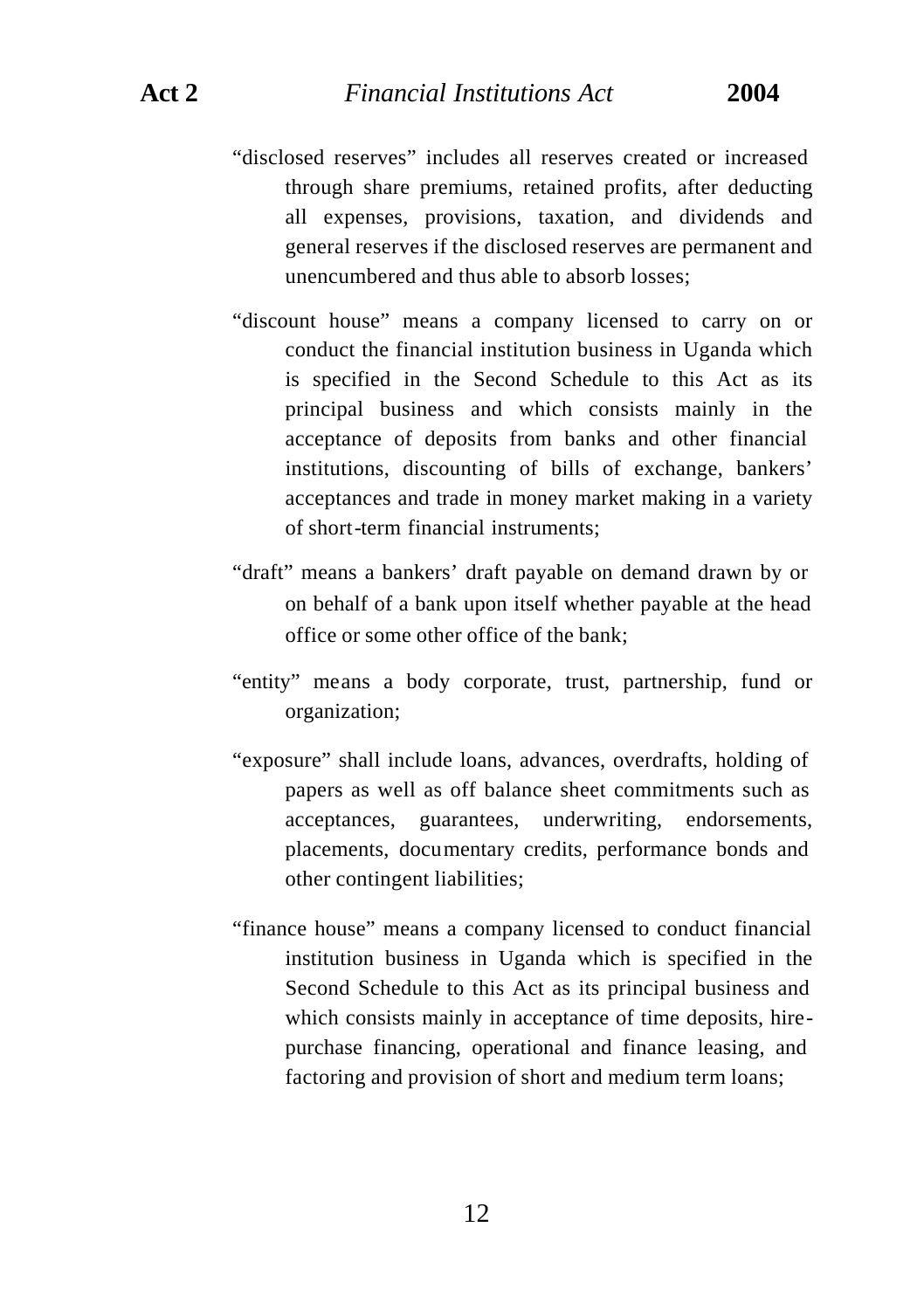"disclosed reserves" includes all reserves created or increased through share premiums, retained profits, after deducting all expenses, provisions, taxation, and dividends and general reserves if the disclosed reserves are permanent and unencumbered and thus able to absorb losses;

"discount house" means a company licensed to carry on or conduct the financial institution business in Uganda which is specified in the Second Schedule to this Act as its principal business and which consists mainly in the acceptance of deposits from banks and other financial institutions, discounting of bills of exchange, bankers' acceptances and trade in money market making in a variety of short-term financial instruments;

"draft" means a bankers' draft payable on demand drawn by or on behalf of a bank upon itself whether payable at the head office or some other office of the bank;

"entity" means a body corporate, trust, partnership, fund or organization;

"exposure" shall include loans, advances, overdrafts, holding of papers as well as off balance sheet commitments such as acceptances, guarantees, underwriting, endorsements, placements, documentary credits, performance bonds and other contingent liabilities;

"finance house" means a company licensed to conduct financial institution business in Uganda which is specified in the Second Schedule to this Act as its principal business and which consists mainly in acceptance of time deposits, hire-purchase financing, operational and finance leasing, and factoring and provision of short and medium term loans;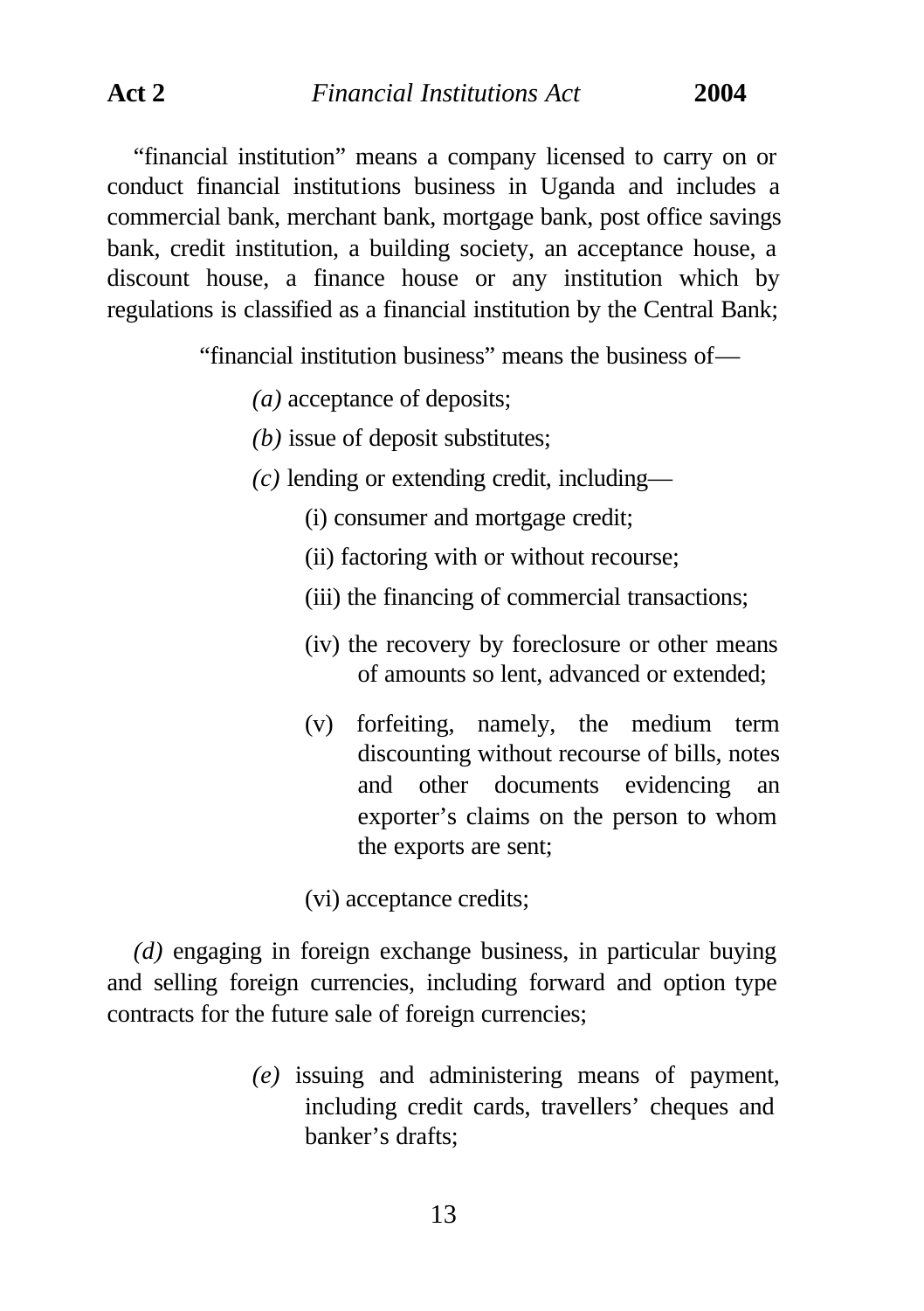"financial institution" means a company licensed to carry on or conduct financial institutions business in Uganda and includes a commercial bank, merchant bank, mortgage bank, post office savings bank, credit institution, a building society, an acceptance house, a discount house, a finance house or any institution which by regulations is classified as a financial institution by the Central Bank;

"financial institution business" means the business of—

*(a)* acceptance of deposits;

*(b)* issue of deposit substitutes;

*(c)* lending or extending credit, including—

(i) consumer and mortgage credit;

(ii) factoring with or without recourse;

(iii) the financing of commercial transactions;

(iv) the recovery by foreclosure or other means of amounts so lent, advanced or extended;

(v) forfeiting, namely, the medium term discounting without recourse of bills, notes and other documents evidencing an exporter's claims on the person to whom the exports are sent;

(vi) acceptance credits;

*(d)* engaging in foreign exchange business, in particular buying and selling foreign currencies, including forward and option type contracts for the future sale of foreign currencies;

*(e)* issuing and administering means of payment, including credit cards, travellers' cheques and banker's drafts;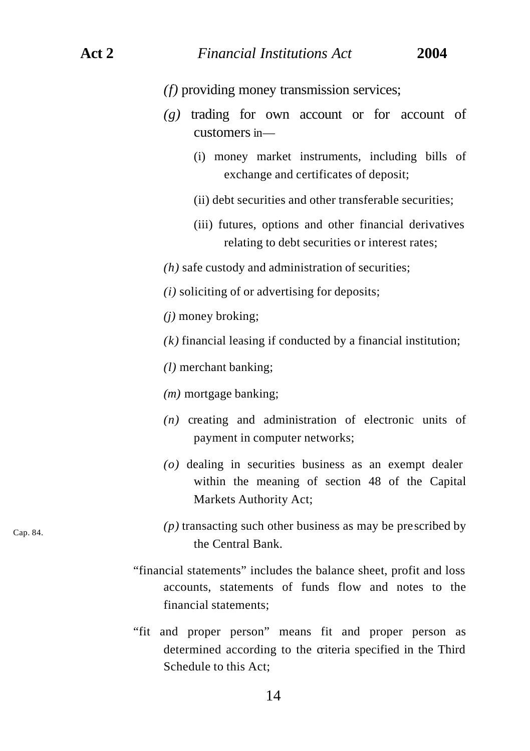(f) providing money transmission services;

(g) trading for own account or for account of customers in—

(i) money market instruments, including bills of exchange and certificates of deposit;

(ii) debt securities and other transferable securities;

(iii) futures, options and other financial derivatives relating to debt securities or interest rates;

(h) safe custody and administration of securities;

(i) soliciting of or advertising for deposits;

(j) money broking;

(k) financial leasing if conducted by a financial institution;

(l) merchant banking;

(m) mortgage banking;

(n) creating and administration of electronic units of payment in computer networks;

(o) dealing in securities business as an exempt dealer within the meaning of section 48 of the Capital Markets Authority Act;

Cap. 84.

(p) transacting such other business as may be prescribed by the Central Bank.

"financial statements" includes the balance sheet, profit and loss accounts, statements of funds flow and notes to the financial statements;

"fit and proper person" means fit and proper person as determined according to the criteria specified in the Third Schedule to this Act;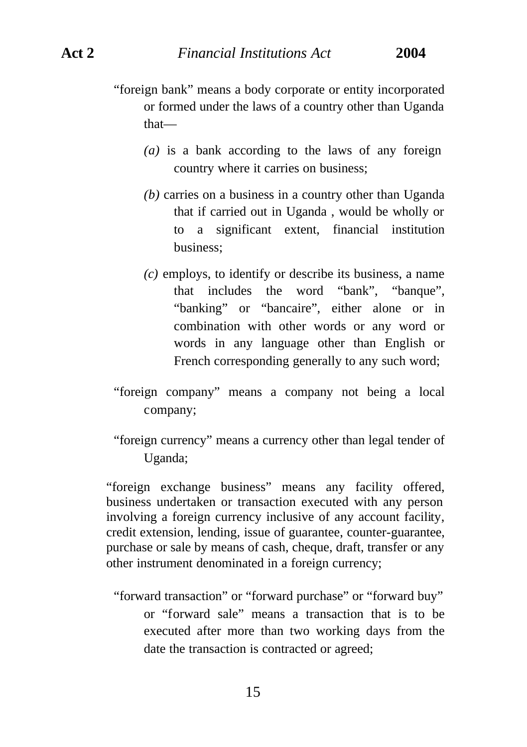"foreign bank" means a body corporate or entity incorporated or formed under the laws of a country other than Uganda that—

*(a)* is a bank according to the laws of any foreign country where it carries on business;

*(b)* carries on a business in a country other than Uganda that if carried out in Uganda , would be wholly or to a significant extent, financial institution business;

*(c)* employs, to identify or describe its business, a name that includes the word "bank", "banque", "banking" or "bancaire", either alone or in combination with other words or any word or words in any language other than English or French corresponding generally to any such word;

"foreign company" means a company not being a local company;

"foreign currency" means a currency other than legal tender of Uganda;

"foreign exchange business" means any facility offered, business undertaken or transaction executed with any person involving a foreign currency inclusive of any account facility, credit extension, lending, issue of guarantee, counter-guarantee, purchase or sale by means of cash, cheque, draft, transfer or any other instrument denominated in a foreign currency;

"forward transaction" or "forward purchase" or "forward buy" or "forward sale" means a transaction that is to be executed after more than two working days from the date the transaction is contracted or agreed;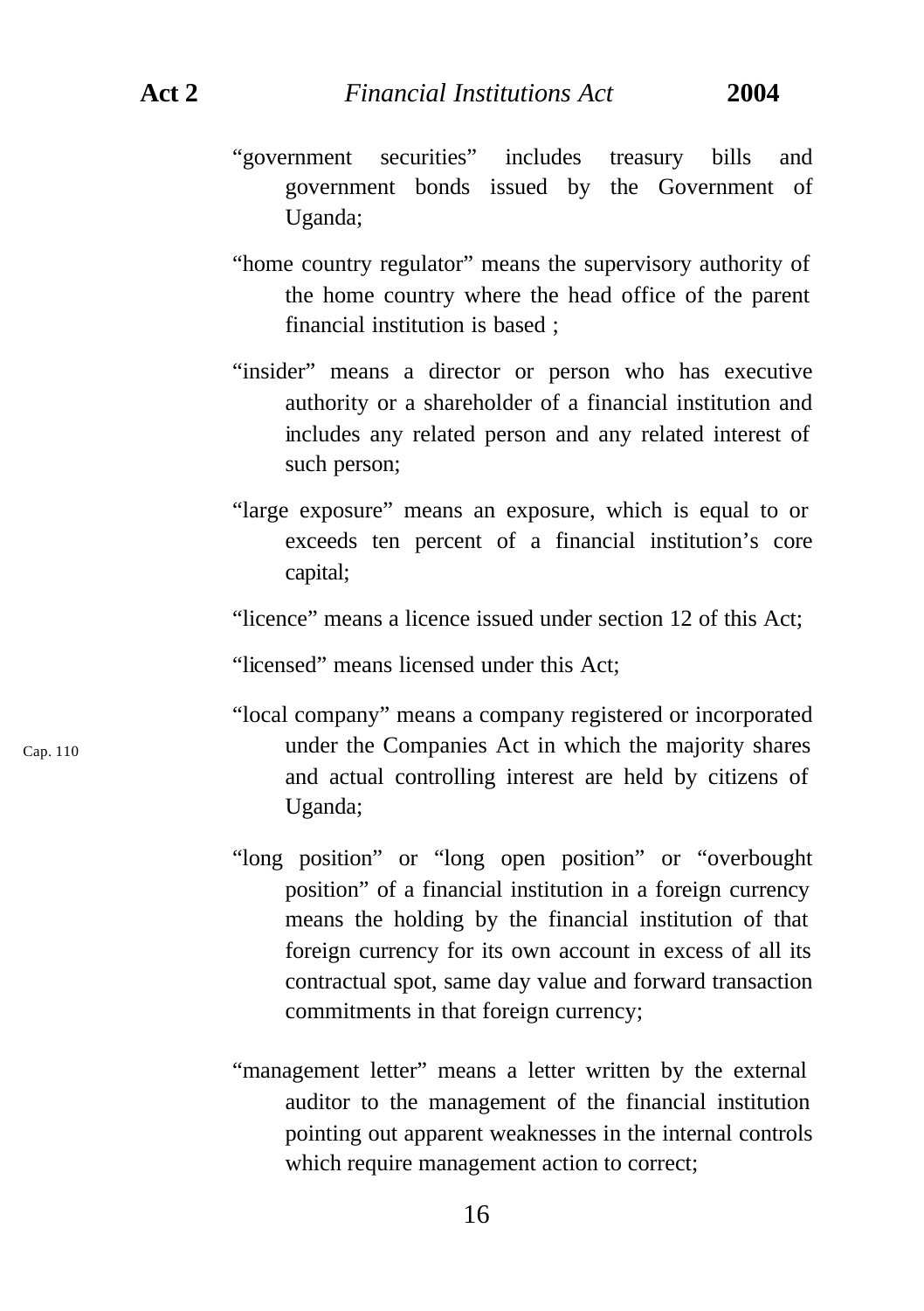"government securities" includes treasury bills and government bonds issued by the Government of Uganda;

"home country regulator" means the supervisory authority of the home country where the head office of the parent financial institution is based ;

"insider" means a director or person who has executive authority or a shareholder of a financial institution and includes any related person and any related interest of such person;

"large exposure" means an exposure, which is equal to or exceeds ten percent of a financial institution's core capital;

"licence" means a licence issued under section 12 of this Act;

"licensed" means licensed under this Act;

"local company" means a company registered or incorporated under the Companies Act in which the majority shares and actual controlling interest are held by citizens of Uganda;

Cap. 110

"long position" or "long open position" or "overbought position" of a financial institution in a foreign currency means the holding by the financial institution of that foreign currency for its own account in excess of all its contractual spot, same day value and forward transaction commitments in that foreign currency;

"management letter" means a letter written by the external auditor to the management of the financial institution pointing out apparent weaknesses in the internal controls which require management action to correct;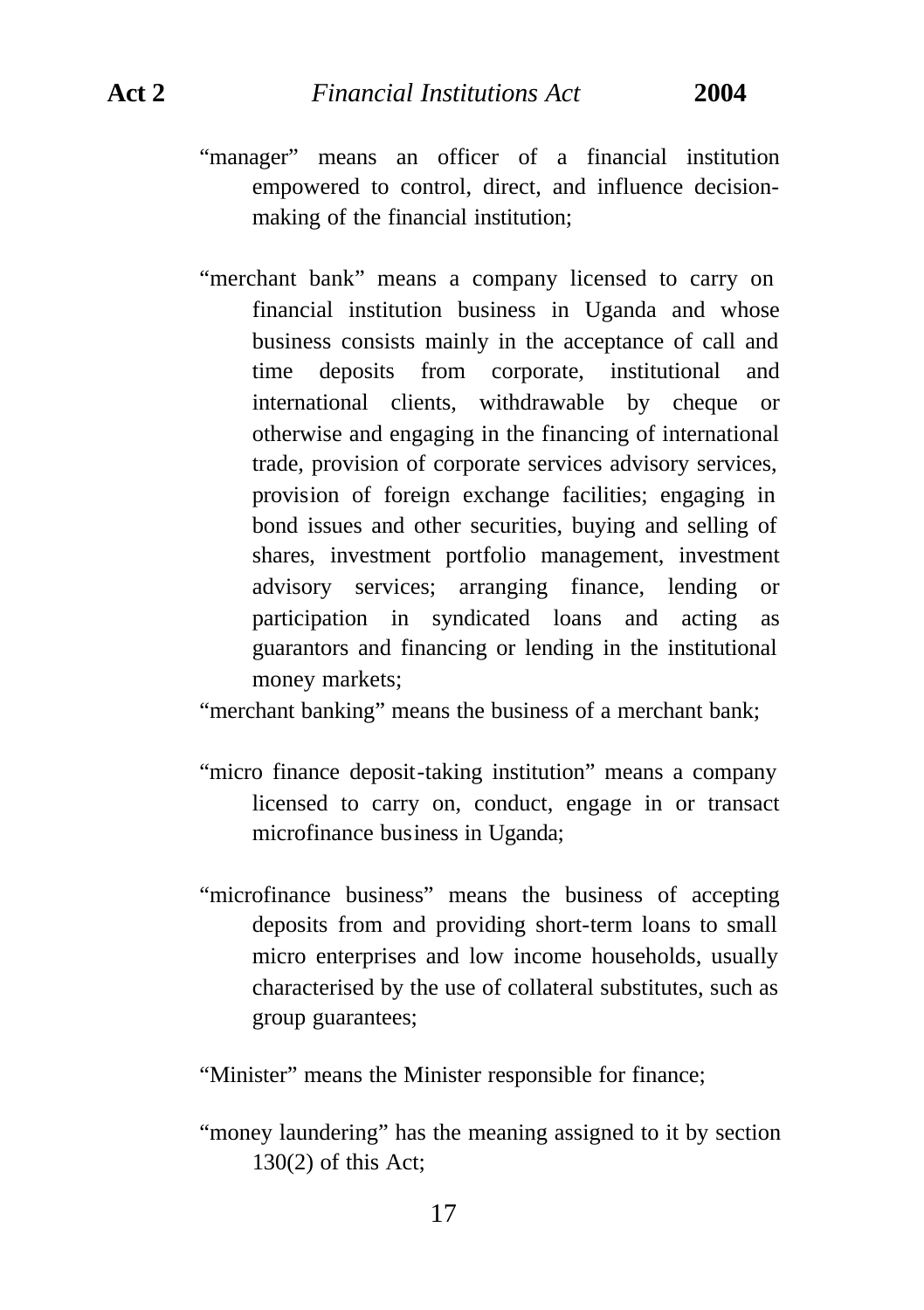"manager" means an officer of a financial institution empowered to control, direct, and influence decision-making of the financial institution;

"merchant bank" means a company licensed to carry on financial institution business in Uganda and whose business consists mainly in the acceptance of call and time deposits from corporate, institutional and international clients, withdrawable by cheque or otherwise and engaging in the financing of international trade, provision of corporate services advisory services, provision of foreign exchange facilities; engaging in bond issues and other securities, buying and selling of shares, investment portfolio management, investment advisory services; arranging finance, lending or participation in syndicated loans and acting as guarantors and financing or lending in the institutional money markets;

"merchant banking" means the business of a merchant bank;

"micro finance deposit-taking institution" means a company licensed to carry on, conduct, engage in or transact microfinance business in Uganda;

"microfinance business" means the business of accepting deposits from and providing short-term loans to small micro enterprises and low income households, usually characterised by the use of collateral substitutes, such as group guarantees;

"Minister" means the Minister responsible for finance;

"money laundering" has the meaning assigned to it by section 130(2) of this Act;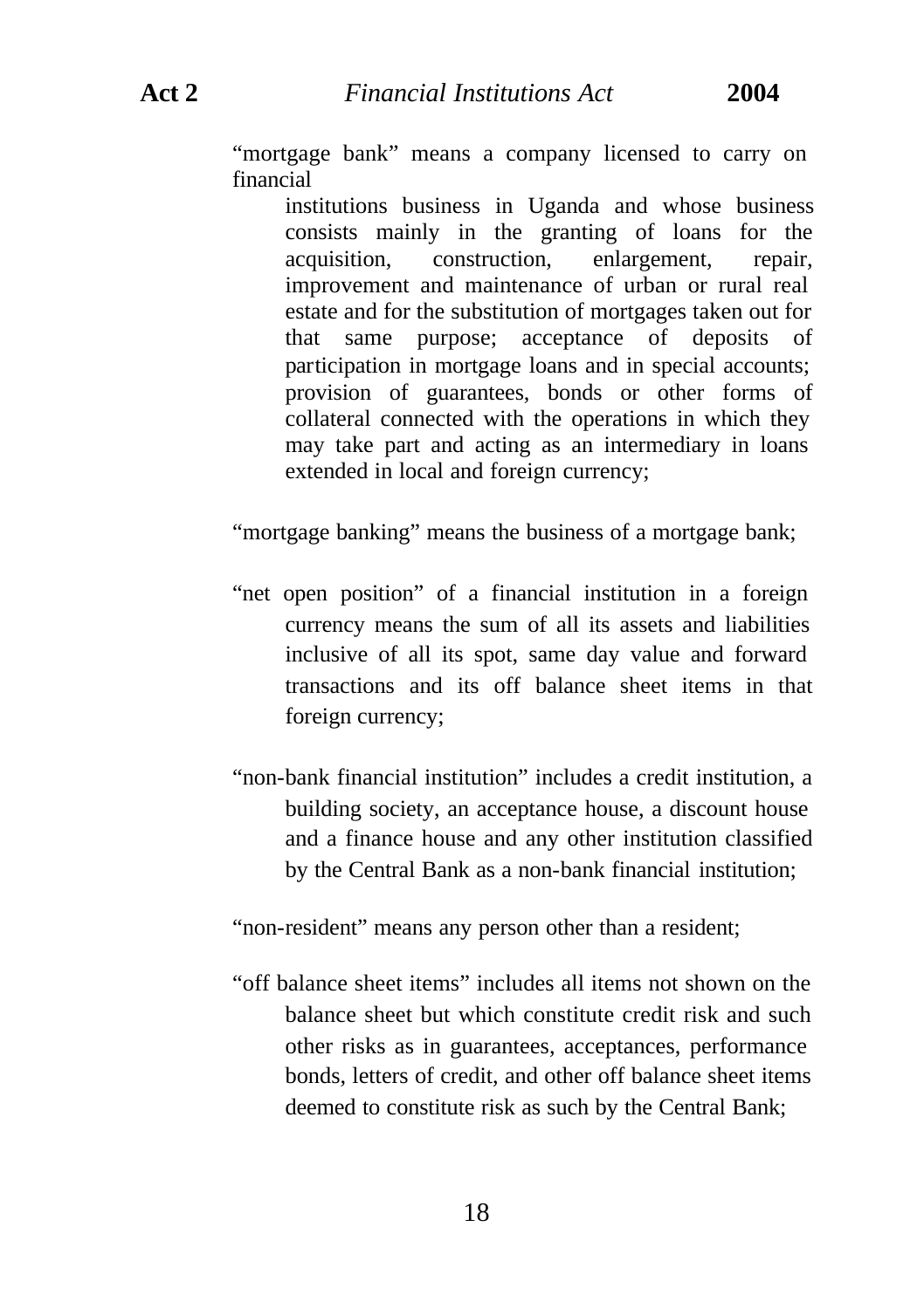"mortgage bank" means a company licensed to carry on financial institutions business in Uganda and whose business consists mainly in the granting of loans for the acquisition, construction, enlargement, repair, improvement and maintenance of urban or rural real estate and for the substitution of mortgages taken out for that same purpose; acceptance of deposits of participation in mortgage loans and in special accounts; provision of guarantees, bonds or other forms of collateral connected with the operations in which they may take part and acting as an intermediary in loans extended in local and foreign currency;

"mortgage banking" means the business of a mortgage bank;

"net open position" of a financial institution in a foreign currency means the sum of all its assets and liabilities inclusive of all its spot, same day value and forward transactions and its off balance sheet items in that foreign currency;

"non-bank financial institution" includes a credit institution, a building society, an acceptance house, a discount house and a finance house and any other institution classified by the Central Bank as a non-bank financial institution;

"non-resident" means any person other than a resident;

"off balance sheet items" includes all items not shown on the balance sheet but which constitute credit risk and such other risks as in guarantees, acceptances, performance bonds, letters of credit, and other off balance sheet items deemed to constitute risk as such by the Central Bank;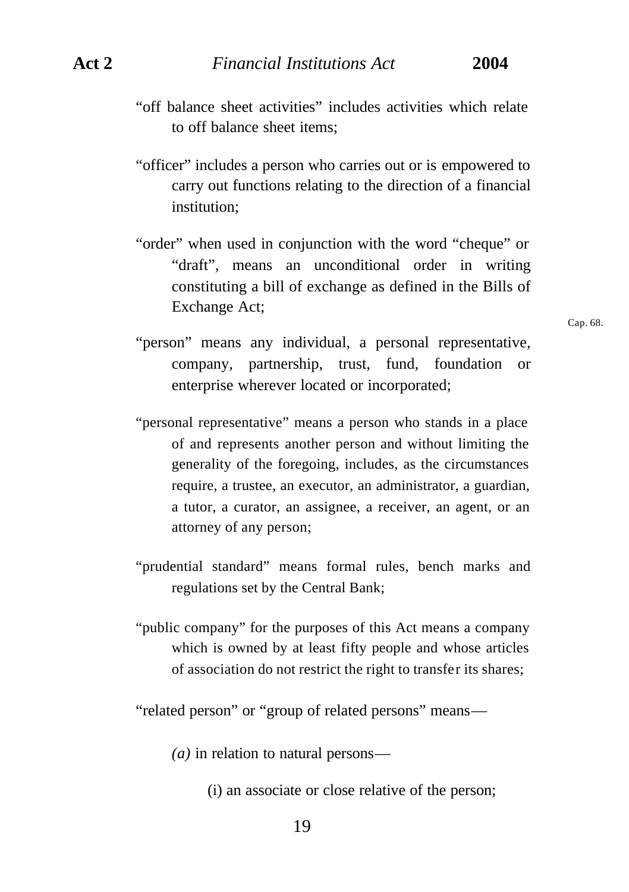"off balance sheet activities" includes activities which relate to off balance sheet items;

"officer" includes a person who carries out or is empowered to carry out functions relating to the direction of a financial institution;

"order" when used in conjunction with the word "cheque" or "draft", means an unconditional order in writing constituting a bill of exchange as defined in the Bills of Exchange Act;

Cap. 68.

"person" means any individual, a personal representative, company, partnership, trust, fund, foundation or enterprise wherever located or incorporated;

"personal representative" means a person who stands in a place of and represents another person and without limiting the generality of the foregoing, includes, as the circumstances require, a trustee, an executor, an administrator, a guardian, a tutor, a curator, an assignee, a receiver, an agent, or an attorney of any person;

"prudential standard" means formal rules, bench marks and regulations set by the Central Bank;

"public company" for the purposes of this Act means a company which is owned by at least fifty people and whose articles of association do not restrict the right to transfer its shares;

"related person" or "group of related persons" means—

*(a)* in relation to natural persons—

(i) an associate or close relative of the person;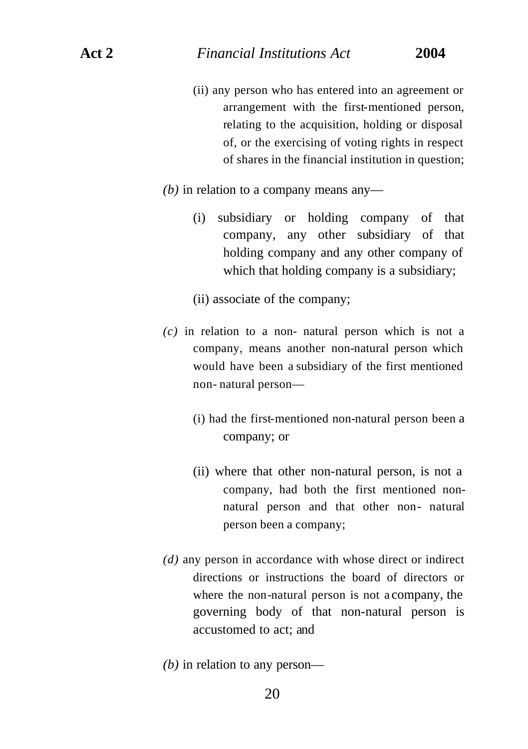(ii) any person who has entered into an agreement or arrangement with the first-mentioned person, relating to the acquisition, holding or disposal of, or the exercising of voting rights in respect of shares in the financial institution in question;

*(b)* in relation to a company means any—

(i) subsidiary or holding company of that company, any other subsidiary of that holding company and any other company of which that holding company is a subsidiary;

(ii) associate of the company;

*(c)* in relation to a non- natural person which is not a company, means another non-natural person which would have been a subsidiary of the first mentioned non- natural person—

(i) had the first-mentioned non-natural person been a company; or

(ii) where that other non-natural person, is not a company, had both the first mentioned non-natural person and that other non- natural person been a company;

*(d)* any person in accordance with whose direct or indirect directions or instructions the board of directors or where the non-natural person is not a company, the governing body of that non-natural person is accustomed to act; and

*(b)* in relation to any person—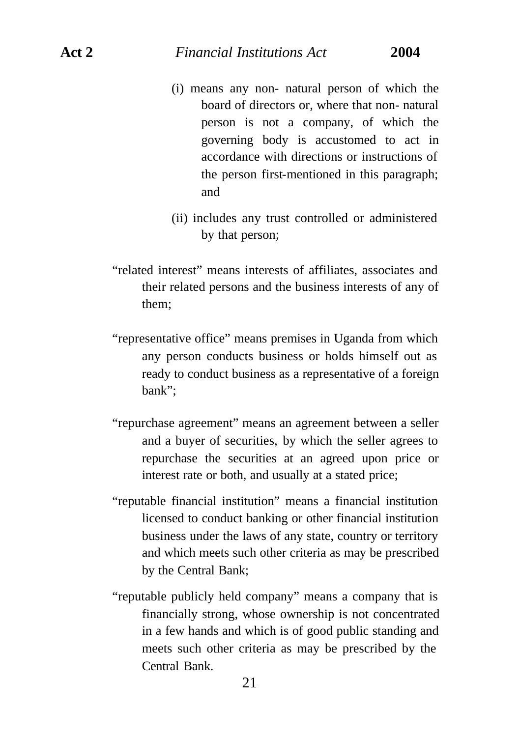(i) means any non- natural person of which the board of directors or, where that non- natural person is not a company, of which the governing body is accustomed to act in accordance with directions or instructions of the person first-mentioned in this paragraph; and

(ii) includes any trust controlled or administered by that person;

"related interest" means interests of affiliates, associates and their related persons and the business interests of any of them;

"representative office" means premises in Uganda from which any person conducts business or holds himself out as ready to conduct business as a representative of a foreign bank";

"repurchase agreement" means an agreement between a seller and a buyer of securities, by which the seller agrees to repurchase the securities at an agreed upon price or interest rate or both, and usually at a stated price;

"reputable financial institution" means a financial institution licensed to conduct banking or other financial institution business under the laws of any state, country or territory and which meets such other criteria as may be prescribed by the Central Bank;

"reputable publicly held company" means a company that is financially strong, whose ownership is not concentrated in a few hands and which is of good public standing and meets such other criteria as may be prescribed by the Central Bank.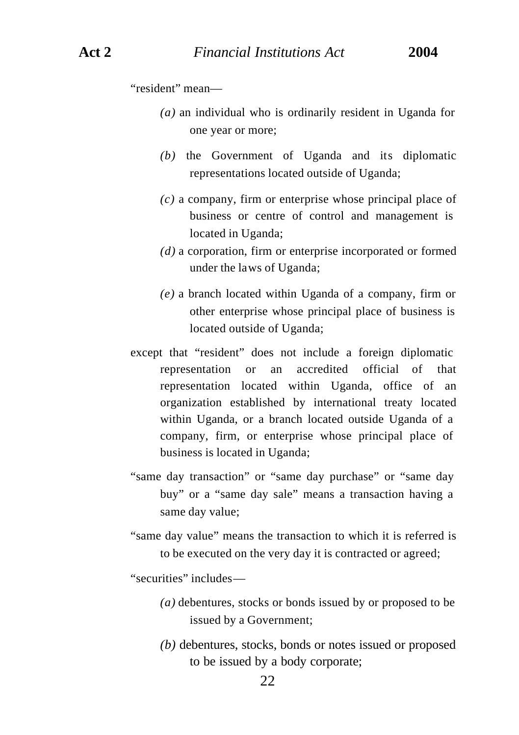"resident" mean—

*(a)* an individual who is ordinarily resident in Uganda for one year or more;

*(b)* the Government of Uganda and its diplomatic representations located outside of Uganda;

*(c)* a company, firm or enterprise whose principal place of business or centre of control and management is located in Uganda;

*(d)* a corporation, firm or enterprise incorporated or formed under the laws of Uganda;

*(e)* a branch located within Uganda of a company, firm or other enterprise whose principal place of business is located outside of Uganda;

except that "resident" does not include a foreign diplomatic representation or an accredited official of that representation located within Uganda, office of an organization established by international treaty located within Uganda, or a branch located outside Uganda of a company, firm, or enterprise whose principal place of business is located in Uganda;

"same day transaction" or "same day purchase" or "same day buy" or a "same day sale" means a transaction having a same day value;

"same day value" means the transaction to which it is referred is to be executed on the very day it is contracted or agreed;

"securities" includes—

*(a)* debentures, stocks or bonds issued by or proposed to be issued by a Government;

*(b)* debentures, stocks, bonds or notes issued or proposed to be issued by a body corporate;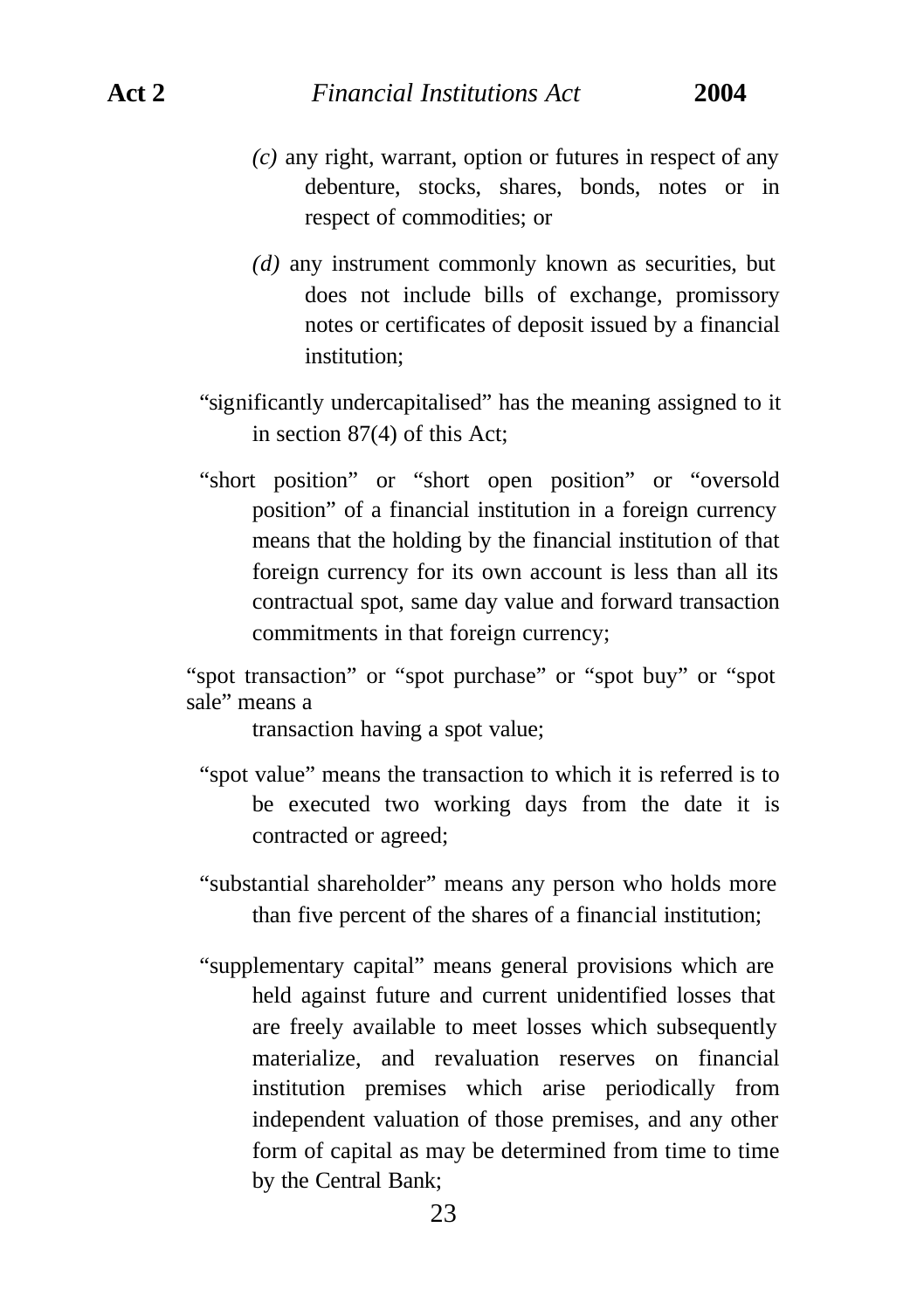*(c)* any right, warrant, option or futures in respect of any debenture, stocks, shares, bonds, notes or in respect of commodities; or

*(d)* any instrument commonly known as securities, but does not include bills of exchange, promissory notes or certificates of deposit issued by a financial institution;

"significantly undercapitalised" has the meaning assigned to it in section 87(4) of this Act;

"short position" or "short open position" or "oversold position" of a financial institution in a foreign currency means that the holding by the financial institution of that foreign currency for its own account is less than all its contractual spot, same day value and forward transaction commitments in that foreign currency;

"spot transaction" or "spot purchase" or "spot buy" or "spot sale" means a transaction having a spot value;

"spot value" means the transaction to which it is referred is to be executed two working days from the date it is contracted or agreed;

"substantial shareholder" means any person who holds more than five percent of the shares of a financial institution;

"supplementary capital" means general provisions which are held against future and current unidentified losses that are freely available to meet losses which subsequently materialize, and revaluation reserves on financial institution premises which arise periodically from independent valuation of those premises, and any other form of capital as may be determined from time to time by the Central Bank;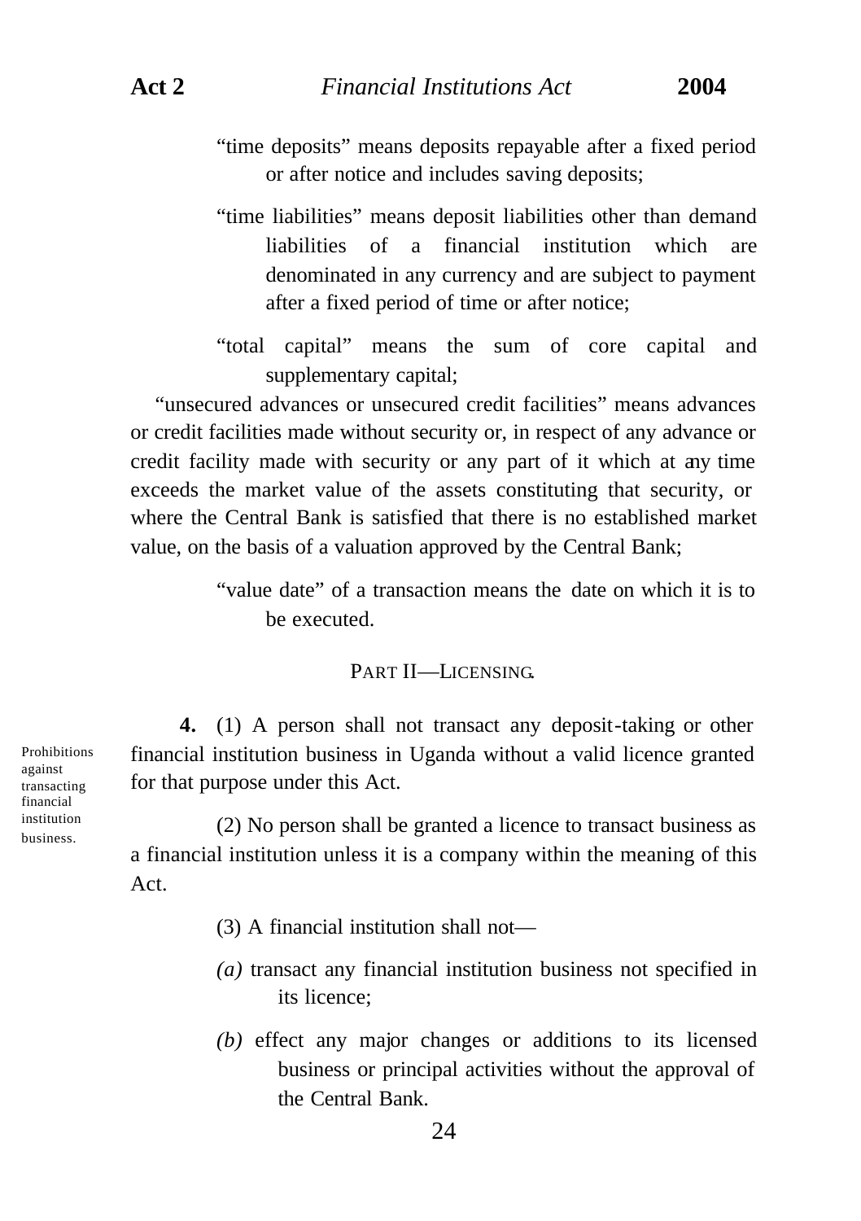"time deposits" means deposits repayable after a fixed period or after notice and includes saving deposits;

"time liabilities" means deposit liabilities other than demand liabilities of a financial institution which are denominated in any currency and are subject to payment after a fixed period of time or after notice;

"total capital" means the sum of core capital and supplementary capital;

"unsecured advances or unsecured credit facilities" means advances or credit facilities made without security or, in respect of any advance or credit facility made with security or any part of it which at any time exceeds the market value of the assets constituting that security, or where the Central Bank is satisfied that there is no established market value, on the basis of a valuation approved by the Central Bank;

"value date" of a transaction means the date on which it is to be executed.

## PART II—LICENSING.

*Prohibitions against transacting financial institution business.*

**4.** (1) A person shall not transact any deposit-taking or other financial institution business in Uganda without a valid licence granted for that purpose under this Act.

(2) No person shall be granted a licence to transact business as a financial institution unless it is a company within the meaning of this Act.

(3) A financial institution shall not—

*(a)* transact any financial institution business not specified in its licence;

*(b)* effect any major changes or additions to its licensed business or principal activities without the approval of the Central Bank.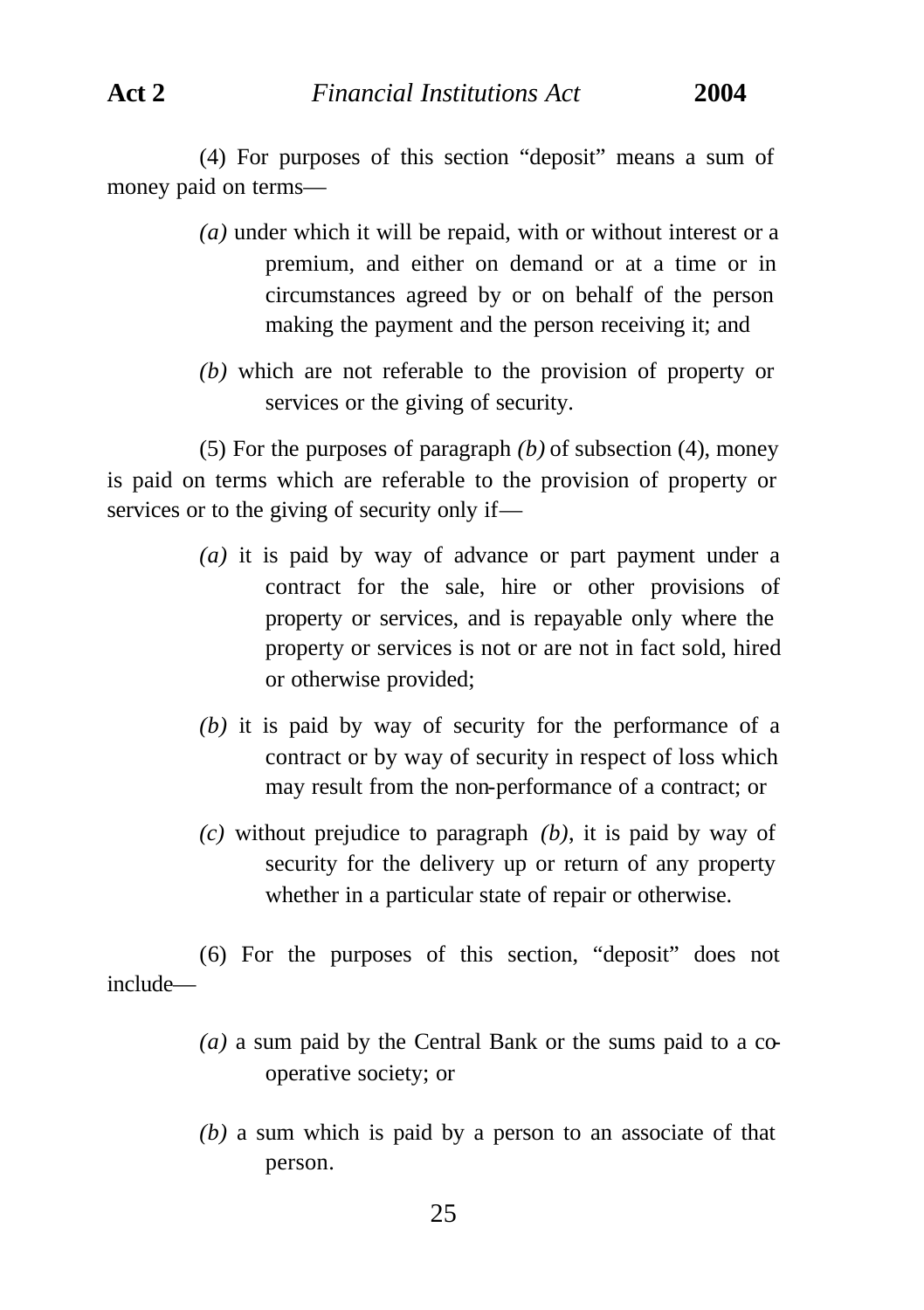(4) For purposes of this section "deposit" means a sum of money paid on terms—

*(a)* under which it will be repaid, with or without interest or a premium, and either on demand or at a time or in circumstances agreed by or on behalf of the person making the payment and the person receiving it; and

*(b)* which are not referable to the provision of property or services or the giving of security.

(5) For the purposes of paragraph *(b)* of subsection (4), money is paid on terms which are referable to the provision of property or services or to the giving of security only if—

*(a)* it is paid by way of advance or part payment under a contract for the sale, hire or other provisions of property or services, and is repayable only where the property or services is not or are not in fact sold, hired or otherwise provided;

*(b)* it is paid by way of security for the performance of a contract or by way of security in respect of loss which may result from the non-performance of a contract; or

*(c)* without prejudice to paragraph *(b)*, it is paid by way of security for the delivery up or return of any property whether in a particular state of repair or otherwise.

(6) For the purposes of this section, "deposit" does not include—

*(a)* a sum paid by the Central Bank or the sums paid to a co-operative society; or

*(b)* a sum which is paid by a person to an associate of that person.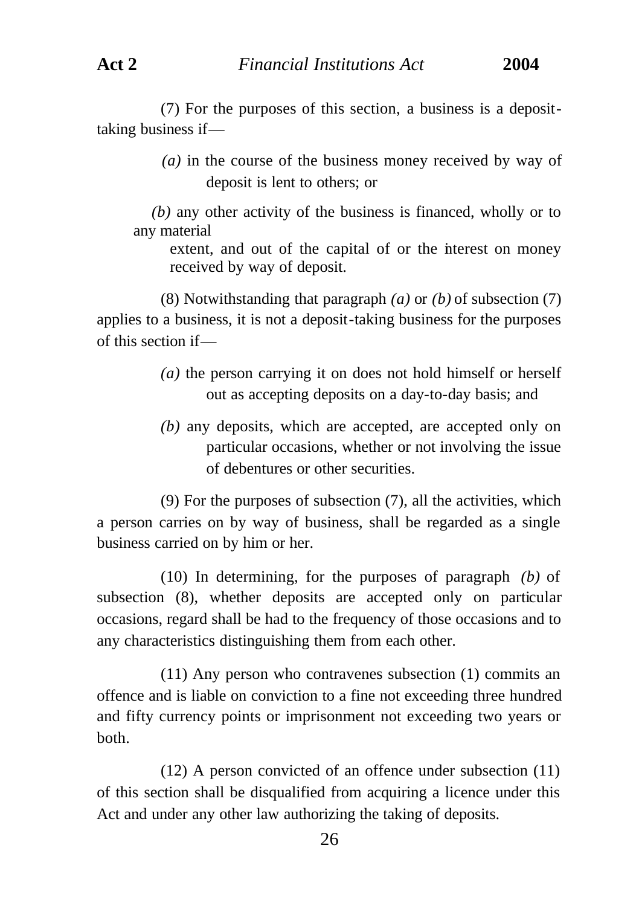(7) For the purposes of this section, a business is a deposit-taking business if—

*(a)* in the course of the business money received by way of deposit is lent to others; or

*(b)* any other activity of the business is financed, wholly or to any material extent, and out of the capital of or the interest on money received by way of deposit.

(8) Notwithstanding that paragraph *(a)* or *(b)* of subsection (7) applies to a business, it is not a deposit-taking business for the purposes of this section if—

*(a)* the person carrying it on does not hold himself or herself out as accepting deposits on a day-to-day basis; and

*(b)* any deposits, which are accepted, are accepted only on particular occasions, whether or not involving the issue of debentures or other securities.

(9) For the purposes of subsection (7), all the activities, which a person carries on by way of business, shall be regarded as a single business carried on by him or her.

(10) In determining, for the purposes of paragraph *(b)* of subsection (8), whether deposits are accepted only on particular occasions, regard shall be had to the frequency of those occasions and to any characteristics distinguishing them from each other.

(11) Any person who contravenes subsection (1) commits an offence and is liable on conviction to a fine not exceeding three hundred and fifty currency points or imprisonment not exceeding two years or both.

(12) A person convicted of an offence under subsection (11) of this section shall be disqualified from acquiring a licence under this Act and under any other law authorizing the taking of deposits.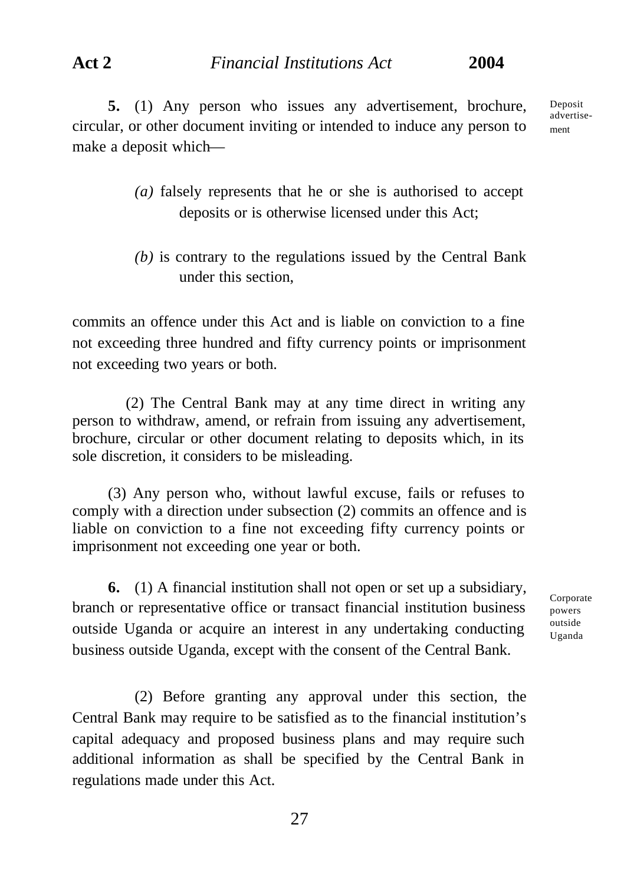**5.** (1) Any person who issues any advertisement, brochure, circular, or other document inviting or intended to induce any person to make a deposit which—

Deposit advertisement

*(a)* falsely represents that he or she is authorised to accept deposits or is otherwise licensed under this Act;

*(b)* is contrary to the regulations issued by the Central Bank under this section,

commits an offence under this Act and is liable on conviction to a fine not exceeding three hundred and fifty currency points or imprisonment not exceeding two years or both.

(2) The Central Bank may at any time direct in writing any person to withdraw, amend, or refrain from issuing any advertisement, brochure, circular or other document relating to deposits which, in its sole discretion, it considers to be misleading.

(3) Any person who, without lawful excuse, fails or refuses to comply with a direction under subsection (2) commits an offence and is liable on conviction to a fine not exceeding fifty currency points or imprisonment not exceeding one year or both.

**6.** (1) A financial institution shall not open or set up a subsidiary, branch or representative office or transact financial institution business outside Uganda or acquire an interest in any undertaking conducting business outside Uganda, except with the consent of the Central Bank.

Corporate powers outside Uganda

(2) Before granting any approval under this section, the Central Bank may require to be satisfied as to the financial institution's capital adequacy and proposed business plans and may require such additional information as shall be specified by the Central Bank in regulations made under this Act.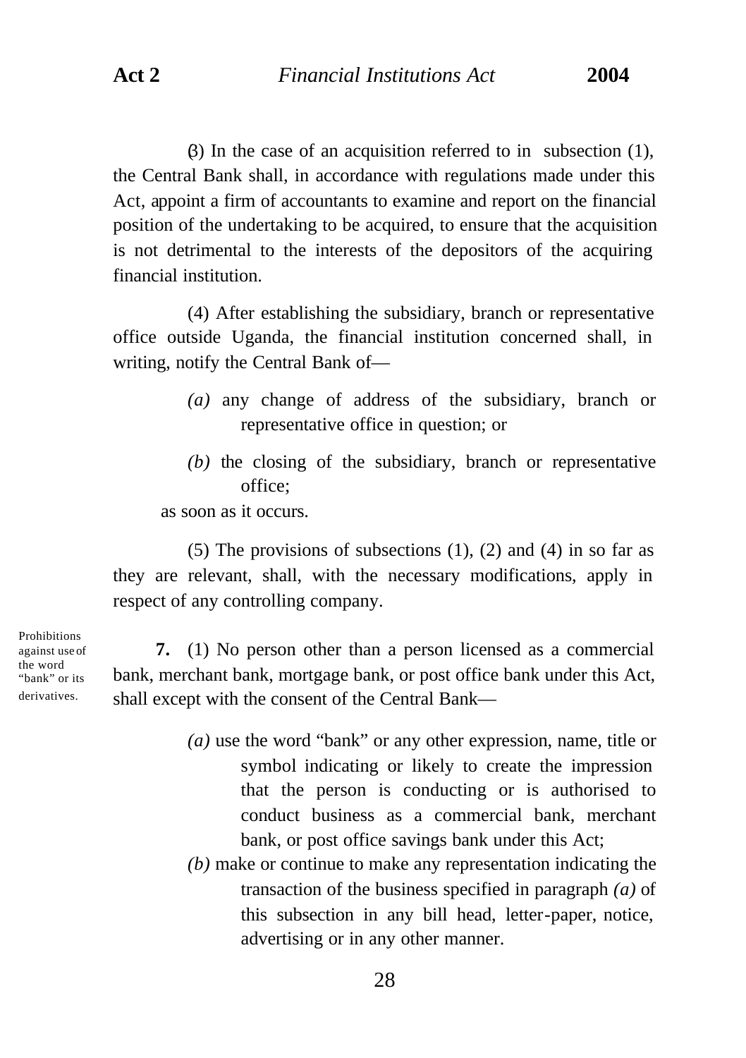(3) In the case of an acquisition referred to in subsection (1), the Central Bank shall, in accordance with regulations made under this Act, appoint a firm of accountants to examine and report on the financial position of the undertaking to be acquired, to ensure that the acquisition is not detrimental to the interests of the depositors of the acquiring financial institution.

(4) After establishing the subsidiary, branch or representative office outside Uganda, the financial institution concerned shall, in writing, notify the Central Bank of—

*(a)* any change of address of the subsidiary, branch or representative office in question; or

*(b)* the closing of the subsidiary, branch or representative office;

as soon as it occurs.

(5) The provisions of subsections (1), (2) and (4) in so far as they are relevant, shall, with the necessary modifications, apply in respect of any controlling company.

Prohibitions against use of the word "bank" or its derivatives.

**7.** (1) No person other than a person licensed as a commercial bank, merchant bank, mortgage bank, or post office bank under this Act, shall except with the consent of the Central Bank—

*(a)* use the word "bank" or any other expression, name, title or symbol indicating or likely to create the impression that the person is conducting or is authorised to conduct business as a commercial bank, merchant bank, or post office savings bank under this Act;

*(b)* make or continue to make any representation indicating the transaction of the business specified in paragraph *(a)* of this subsection in any bill head, letter-paper, notice, advertising or in any other manner.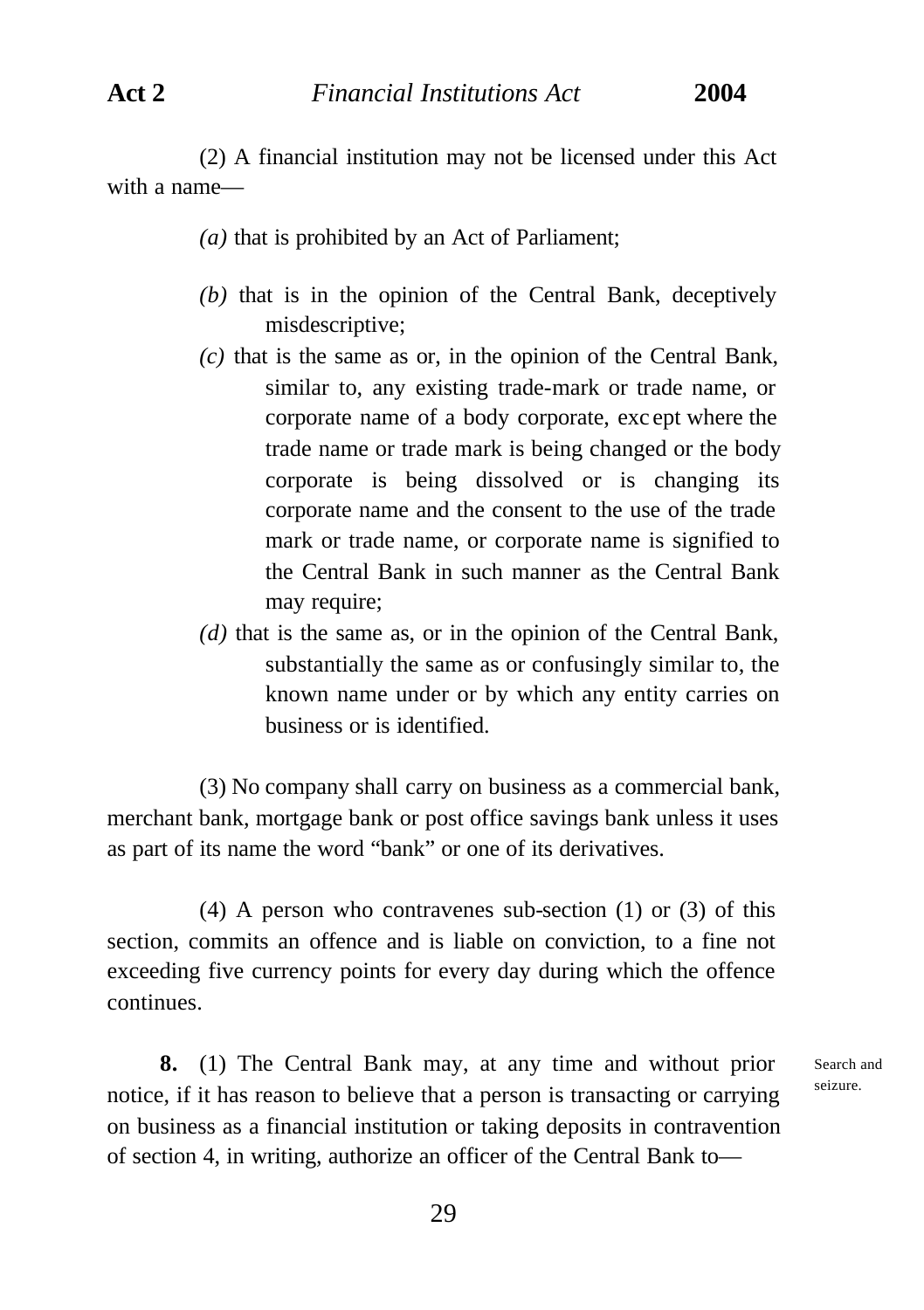(2) A financial institution may not be licensed under this Act with a name—

*(a)* that is prohibited by an Act of Parliament;

*(b)* that is in the opinion of the Central Bank, deceptively misdescriptive;

*(c)* that is the same as or, in the opinion of the Central Bank, similar to, any existing trade-mark or trade name, or corporate name of a body corporate, except where the trade name or trade mark is being changed or the body corporate is being dissolved or is changing its corporate name and the consent to the use of the trade mark or trade name, or corporate name is signified to the Central Bank in such manner as the Central Bank may require;

*(d)* that is the same as, or in the opinion of the Central Bank, substantially the same as or confusingly similar to, the known name under or by which any entity carries on business or is identified.

(3) No company shall carry on business as a commercial bank, merchant bank, mortgage bank or post office savings bank unless it uses as part of its name the word "bank" or one of its derivatives.

(4) A person who contravenes sub-section (1) or (3) of this section, commits an offence and is liable on conviction, to a fine not exceeding five currency points for every day during which the offence continues.

Search and seizure.

**8.** (1) The Central Bank may, at any time and without prior notice, if it has reason to believe that a person is transacting or carrying on business as a financial institution or taking deposits in contravention of section 4, in writing, authorize an officer of the Central Bank to—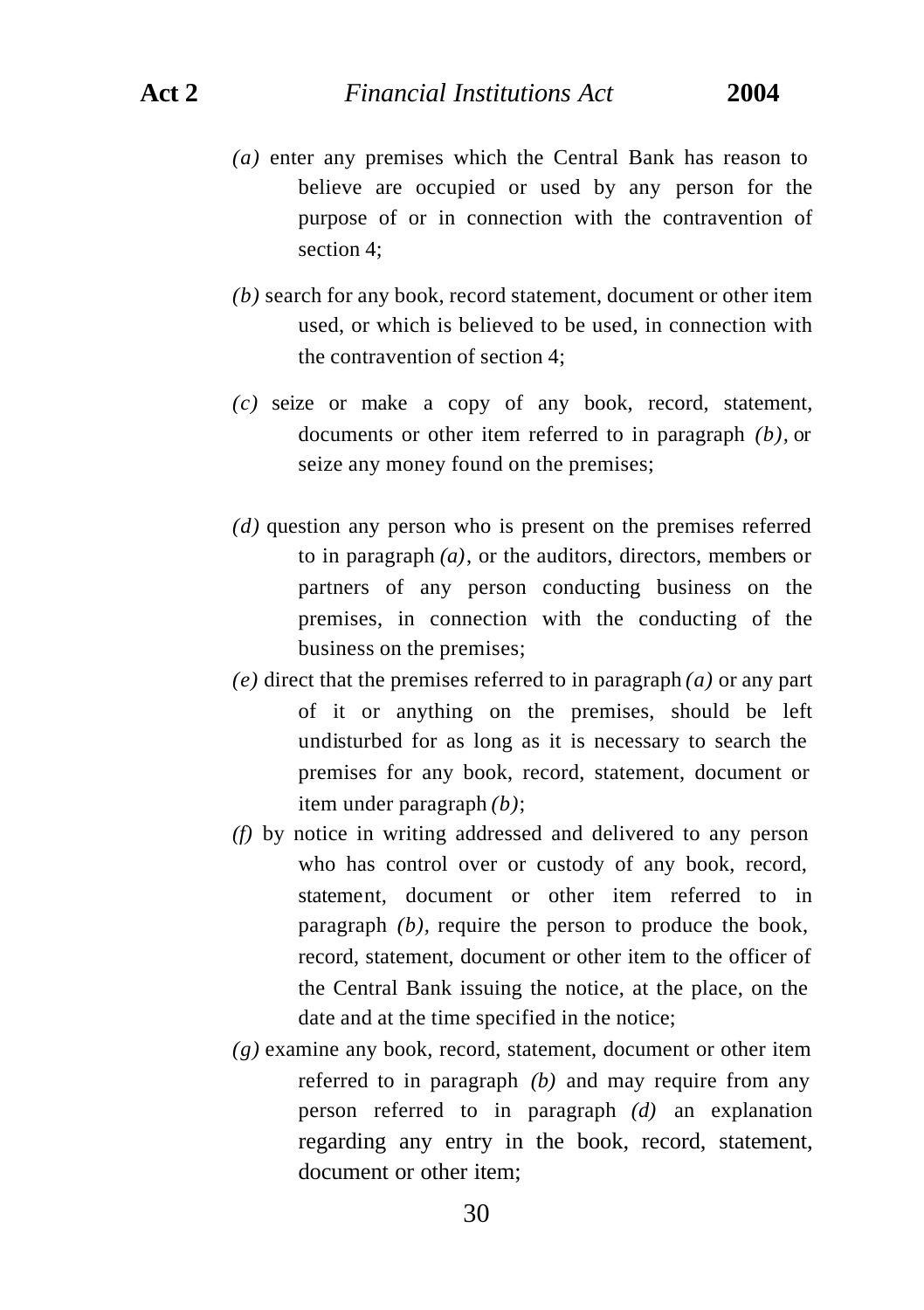*(a)* enter any premises which the Central Bank has reason to believe are occupied or used by any person for the purpose of or in connection with the contravention of section 4;

*(b)* search for any book, record statement, document or other item used, or which is believed to be used, in connection with the contravention of section 4;

*(c)* seize or make a copy of any book, record, statement, documents or other item referred to in paragraph *(b)*, or seize any money found on the premises;

*(d)* question any person who is present on the premises referred to in paragraph *(a)*, or the auditors, directors, members or partners of any person conducting business on the premises, in connection with the conducting of the business on the premises;

*(e)* direct that the premises referred to in paragraph *(a)* or any part of it or anything on the premises, should be left undisturbed for as long as it is necessary to search the premises for any book, record, statement, document or item under paragraph *(b)*;

*(f)* by notice in writing addressed and delivered to any person who has control over or custody of any book, record, statement, document or other item referred to in paragraph *(b)*, require the person to produce the book, record, statement, document or other item to the officer of the Central Bank issuing the notice, at the place, on the date and at the time specified in the notice;

*(g)* examine any book, record, statement, document or other item referred to in paragraph *(b)* and may require from any person referred to in paragraph *(d)* an explanation regarding any entry in the book, record, statement, document or other item;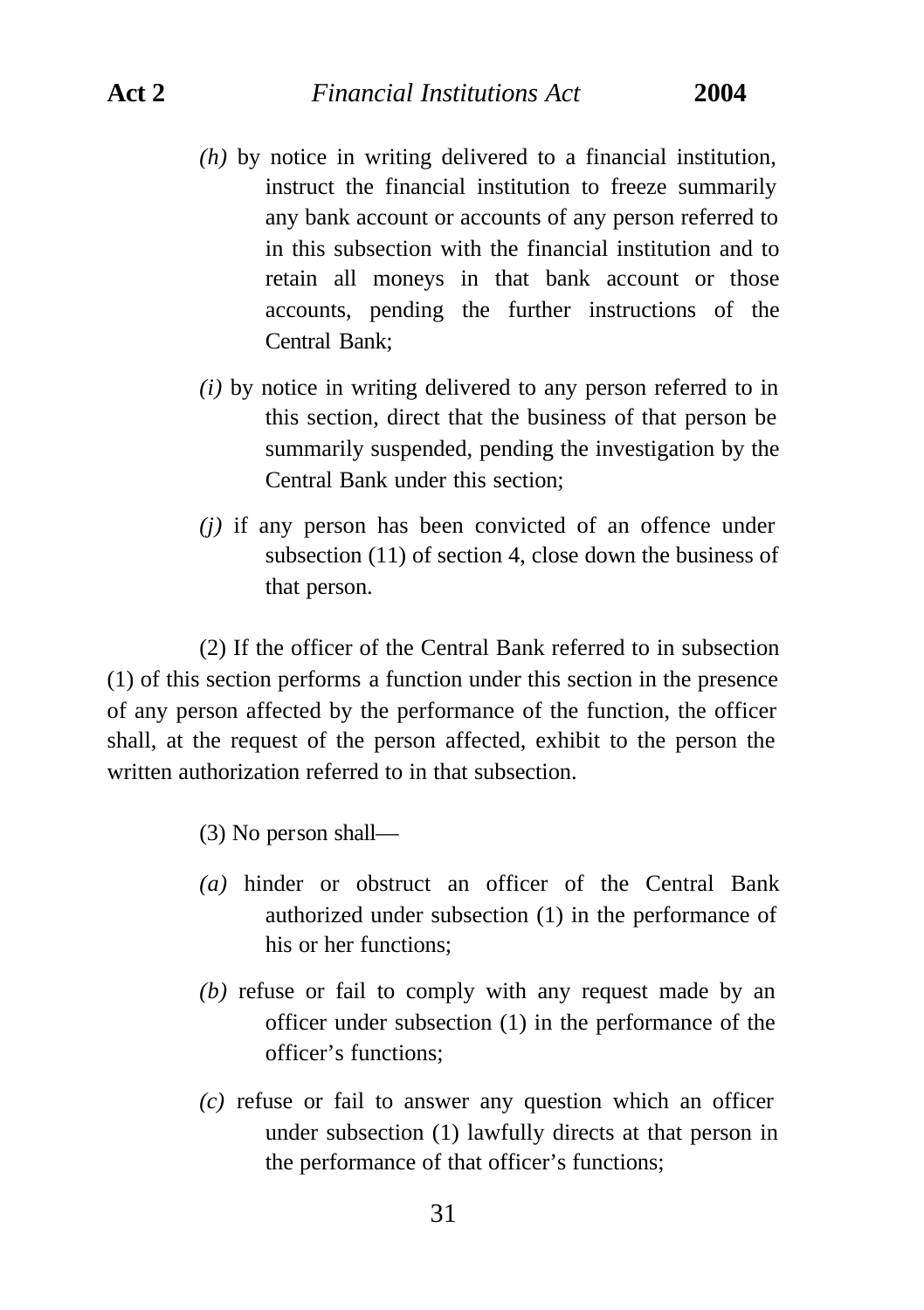*(h)* by notice in writing delivered to a financial institution, instruct the financial institution to freeze summarily any bank account or accounts of any person referred to in this subsection with the financial institution and to retain all moneys in that bank account or those accounts, pending the further instructions of the Central Bank;

*(i)* by notice in writing delivered to any person referred to in this section, direct that the business of that person be summarily suspended, pending the investigation by the Central Bank under this section;

*(j)* if any person has been convicted of an offence under subsection (11) of section 4, close down the business of that person.

(2) If the officer of the Central Bank referred to in subsection (1) of this section performs a function under this section in the presence of any person affected by the performance of the function, the officer shall, at the request of the person affected, exhibit to the person the written authorization referred to in that subsection.

(3) No person shall—

*(a)* hinder or obstruct an officer of the Central Bank authorized under subsection (1) in the performance of his or her functions;

*(b)* refuse or fail to comply with any request made by an officer under subsection (1) in the performance of the officer's functions;

*(c)* refuse or fail to answer any question which an officer under subsection (1) lawfully directs at that person in the performance of that officer's functions;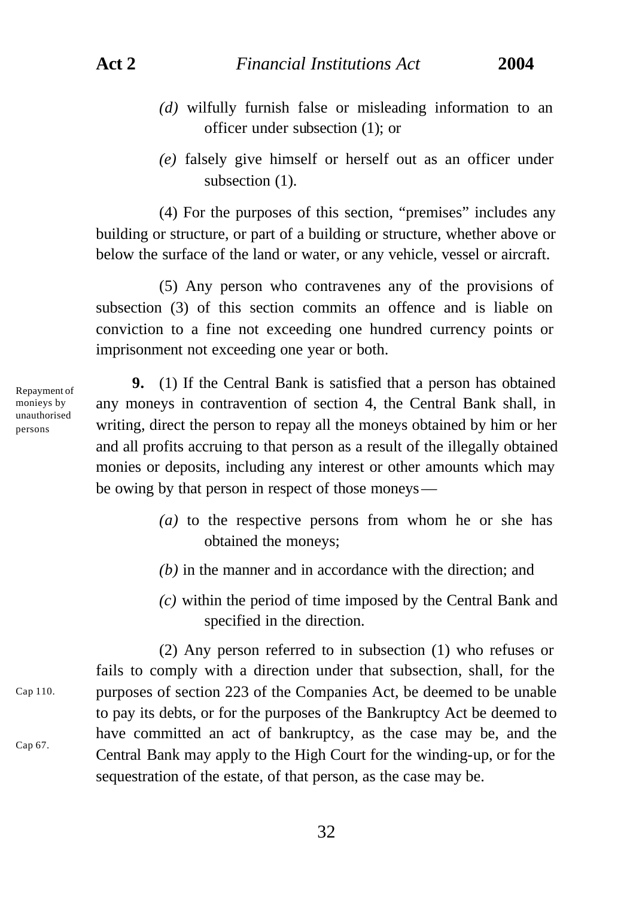*(d)* wilfully furnish false or misleading information to an officer under subsection (1); or

*(e)* falsely give himself or herself out as an officer under subsection (1).

(4) For the purposes of this section, "premises" includes any building or structure, or part of a building or structure, whether above or below the surface of the land or water, or any vehicle, vessel or aircraft.

(5) Any person who contravenes any of the provisions of subsection (3) of this section commits an offence and is liable on conviction to a fine not exceeding one hundred currency points or imprisonment not exceeding one year or both.

Repayment of monieys by unauthorised persons

**9.** (1) If the Central Bank is satisfied that a person has obtained any moneys in contravention of section 4, the Central Bank shall, in writing, direct the person to repay all the moneys obtained by him or her and all profits accruing to that person as a result of the illegally obtained monies or deposits, including any interest or other amounts which may be owing by that person in respect of those moneys—

*(a)* to the respective persons from whom he or she has obtained the moneys;

*(b)* in the manner and in accordance with the direction; and

*(c)* within the period of time imposed by the Central Bank and specified in the direction.

(2) Any person referred to in subsection (1) who refuses or fails to comply with a direction under that subsection, shall, for the purposes of section 223 of the Companies Act, be deemed to be unable to pay its debts, or for the purposes of the Bankruptcy Act be deemed to have committed an act of bankruptcy, as the case may be, and the Central Bank may apply to the High Court for the winding-up, or for the sequestration of the estate, of that person, as the case may be.

Cap 110.

Cap 67.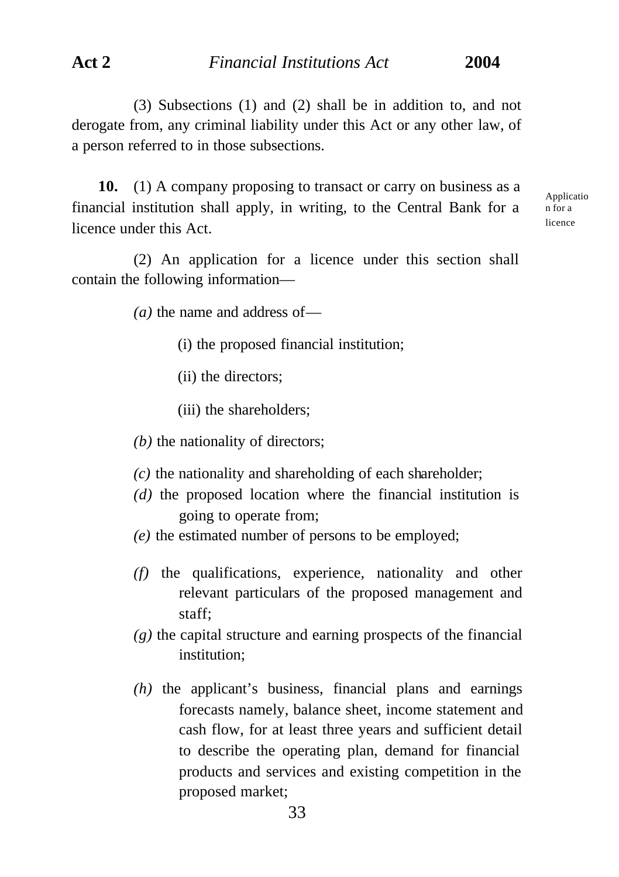(3) Subsections (1) and (2) shall be in addition to, and not derogate from, any criminal liability under this Act or any other law, of a person referred to in those subsections.

Application for a licence

**10.** (1) A company proposing to transact or carry on business as a financial institution shall apply, in writing, to the Central Bank for a licence under this Act.

(2) An application for a licence under this section shall contain the following information—

*(a)* the name and address of—

(i) the proposed financial institution;

(ii) the directors;

(iii) the shareholders;

*(b)* the nationality of directors;

*(c)* the nationality and shareholding of each shareholder;

*(d)* the proposed location where the financial institution is going to operate from;

*(e)* the estimated number of persons to be employed;

*(f)* the qualifications, experience, nationality and other relevant particulars of the proposed management and staff;

*(g)* the capital structure and earning prospects of the financial institution;

*(h)* the applicant's business, financial plans and earnings forecasts namely, balance sheet, income statement and cash flow, for at least three years and sufficient detail to describe the operating plan, demand for financial products and services and existing competition in the proposed market;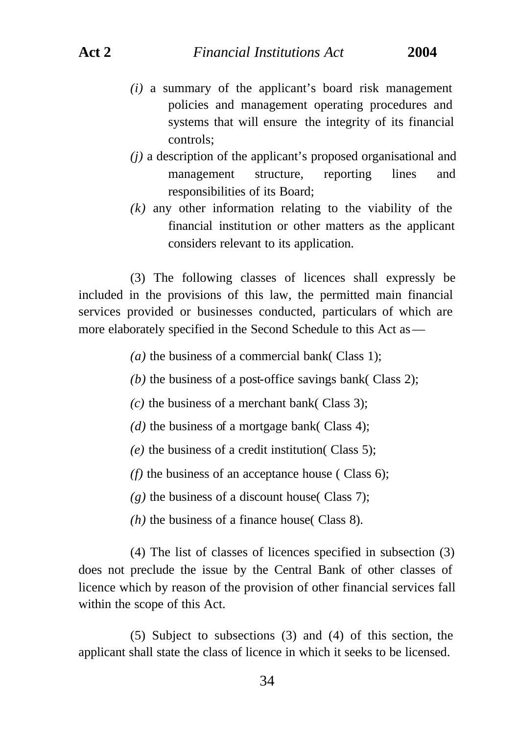*(i)* a summary of the applicant's board risk management policies and management operating procedures and systems that will ensure the integrity of its financial controls;

*(j)* a description of the applicant's proposed organisational and management structure, reporting lines and responsibilities of its Board;

*(k)* any other information relating to the viability of the financial institution or other matters as the applicant considers relevant to its application.

(3) The following classes of licences shall expressly be included in the provisions of this law, the permitted main financial services provided or businesses conducted, particulars of which are more elaborately specified in the Second Schedule to this Act as—

*(a)* the business of a commercial bank( Class 1);

*(b)* the business of a post-office savings bank( Class 2);

*(c)* the business of a merchant bank( Class 3);

*(d)* the business of a mortgage bank( Class 4);

*(e)* the business of a credit institution( Class 5);

*(f)* the business of an acceptance house ( Class 6);

*(g)* the business of a discount house( Class 7);

*(h)* the business of a finance house( Class 8).

(4) The list of classes of licences specified in subsection (3) does not preclude the issue by the Central Bank of other classes of licence which by reason of the provision of other financial services fall within the scope of this Act.

(5) Subject to subsections (3) and (4) of this section, the applicant shall state the class of licence in which it seeks to be licensed.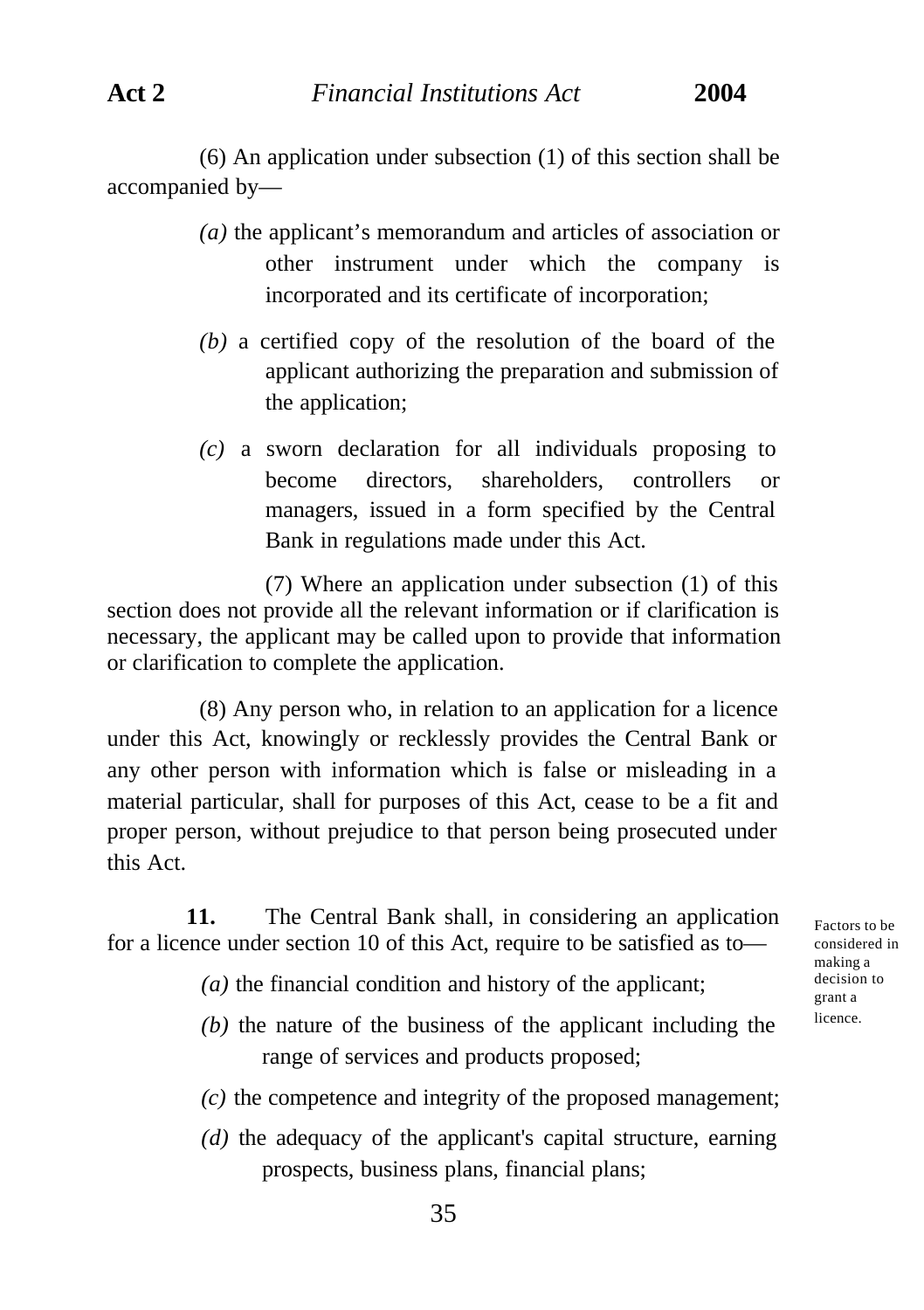(6) An application under subsection (1) of this section shall be accompanied by—

*(a)* the applicant's memorandum and articles of association or other instrument under which the company is incorporated and its certificate of incorporation;

*(b)* a certified copy of the resolution of the board of the applicant authorizing the preparation and submission of the application;

*(c)* a sworn declaration for all individuals proposing to become directors, shareholders, controllers or managers, issued in a form specified by the Central Bank in regulations made under this Act.

(7) Where an application under subsection (1) of this section does not provide all the relevant information or if clarification is necessary, the applicant may be called upon to provide that information or clarification to complete the application.

(8) Any person who, in relation to an application for a licence under this Act, knowingly or recklessly provides the Central Bank or any other person with information which is false or misleading in a material particular, shall for purposes of this Act, cease to be a fit and proper person, without prejudice to that person being prosecuted under this Act.

Factors to be considered in making a decision to grant a licence.

**11.** The Central Bank shall, in considering an application for a licence under section 10 of this Act, require to be satisfied as to—

*(a)* the financial condition and history of the applicant;

*(b)* the nature of the business of the applicant including the range of services and products proposed;

*(c)* the competence and integrity of the proposed management;

*(d)* the adequacy of the applicant's capital structure, earning prospects, business plans, financial plans;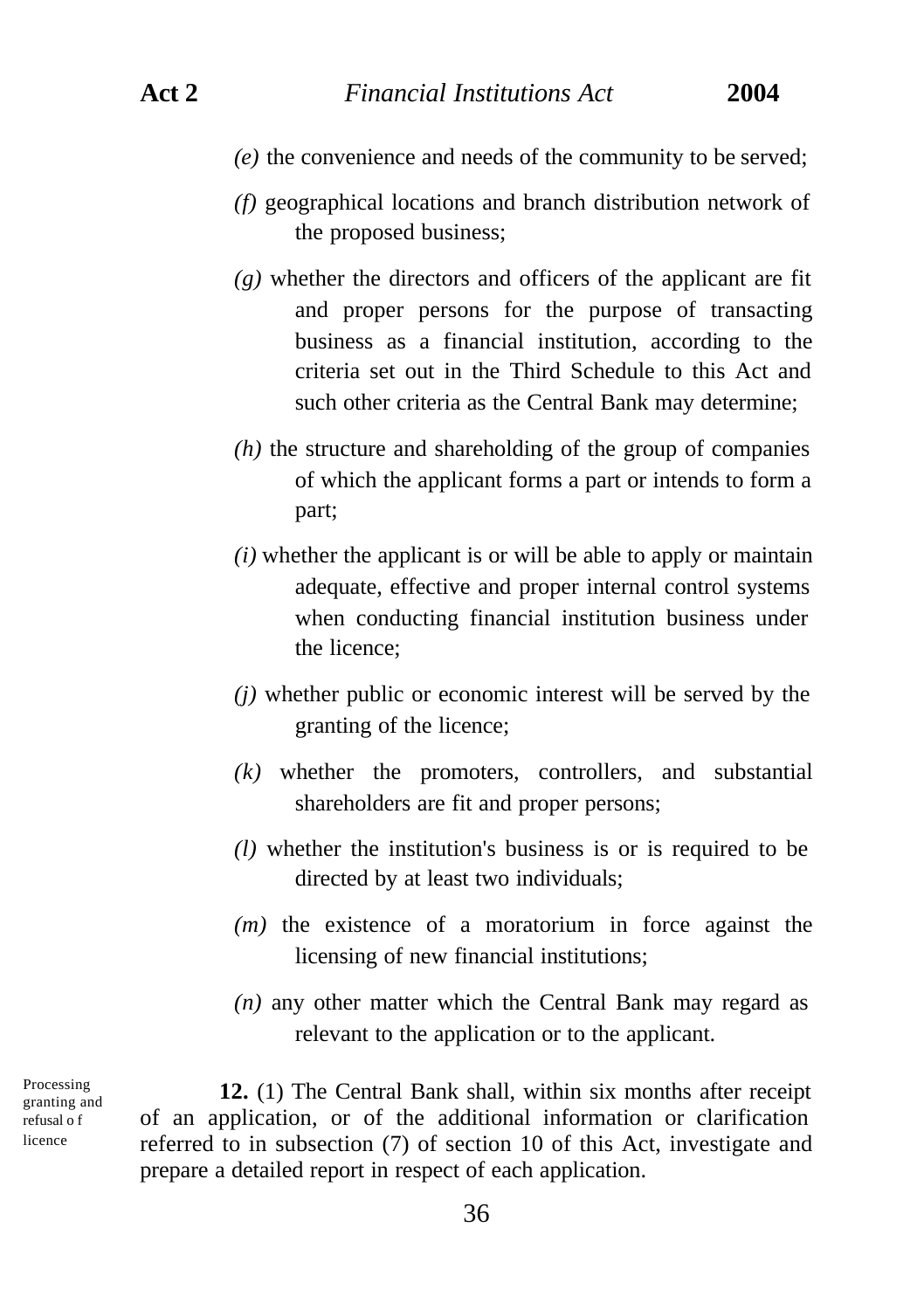*(e)* the convenience and needs of the community to be served;

*(f)* geographical locations and branch distribution network of the proposed business;

*(g)* whether the directors and officers of the applicant are fit and proper persons for the purpose of transacting business as a financial institution, according to the criteria set out in the Third Schedule to this Act and such other criteria as the Central Bank may determine;

*(h)* the structure and shareholding of the group of companies of which the applicant forms a part or intends to form a part;

*(i)* whether the applicant is or will be able to apply or maintain adequate, effective and proper internal control systems when conducting financial institution business under the licence;

*(j)* whether public or economic interest will be served by the granting of the licence;

*(k)* whether the promoters, controllers, and substantial shareholders are fit and proper persons;

*(l)* whether the institution's business is or is required to be directed by at least two individuals;

*(m)* the existence of a moratorium in force against the licensing of new financial institutions;

*(n)* any other matter which the Central Bank may regard as relevant to the application or to the applicant.

Processing granting and refusal of licence

**12.** (1) The Central Bank shall, within six months after receipt of an application, or of the additional information or clarification referred to in subsection (7) of section 10 of this Act, investigate and prepare a detailed report in respect of each application.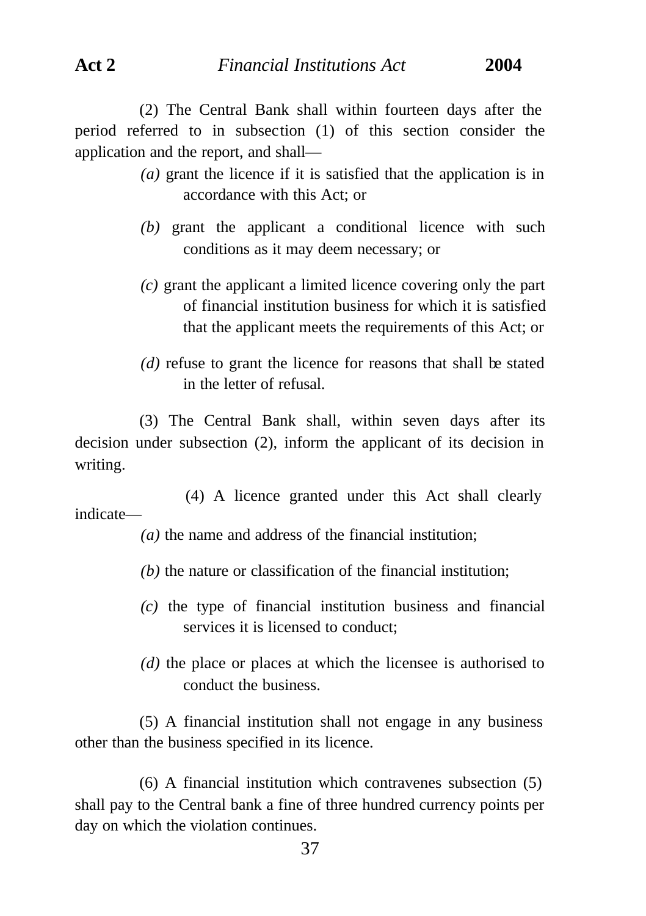(2) The Central Bank shall within fourteen days after the period referred to in subsection (1) of this section consider the application and the report, and shall—

*(a)* grant the licence if it is satisfied that the application is in accordance with this Act; or

*(b)* grant the applicant a conditional licence with such conditions as it may deem necessary; or

*(c)* grant the applicant a limited licence covering only the part of financial institution business for which it is satisfied that the applicant meets the requirements of this Act; or

*(d)* refuse to grant the licence for reasons that shall be stated in the letter of refusal.

(3) The Central Bank shall, within seven days after its decision under subsection (2), inform the applicant of its decision in writing.

(4) A licence granted under this Act shall clearly indicate—

*(a)* the name and address of the financial institution;

*(b)* the nature or classification of the financial institution;

*(c)* the type of financial institution business and financial services it is licensed to conduct;

*(d)* the place or places at which the licensee is authorised to conduct the business.

(5) A financial institution shall not engage in any business other than the business specified in its licence.

(6) A financial institution which contravenes subsection (5) shall pay to the Central bank a fine of three hundred currency points per day on which the violation continues.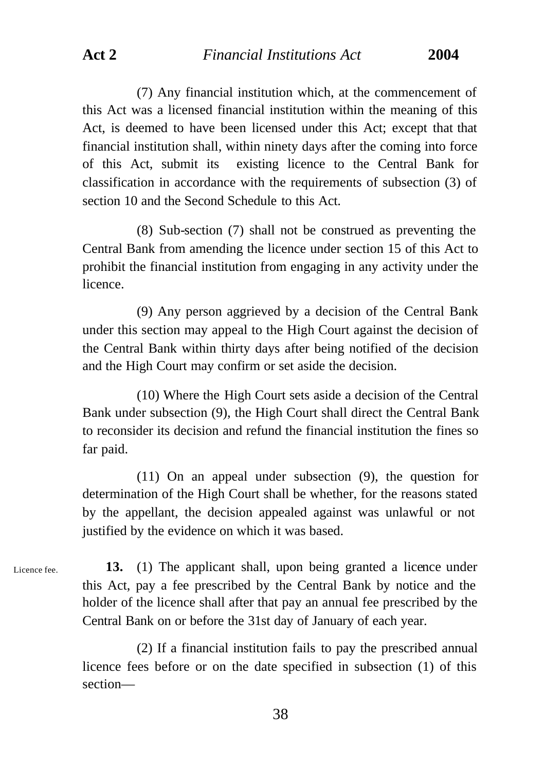(7) Any financial institution which, at the commencement of this Act was a licensed financial institution within the meaning of this Act, is deemed to have been licensed under this Act; except that that financial institution shall, within ninety days after the coming into force of this Act, submit its existing licence to the Central Bank for classification in accordance with the requirements of subsection (3) of section 10 and the Second Schedule to this Act.

(8) Sub-section (7) shall not be construed as preventing the Central Bank from amending the licence under section 15 of this Act to prohibit the financial institution from engaging in any activity under the licence.

(9) Any person aggrieved by a decision of the Central Bank under this section may appeal to the High Court against the decision of the Central Bank within thirty days after being notified of the decision and the High Court may confirm or set aside the decision.

(10) Where the High Court sets aside a decision of the Central Bank under subsection (9), the High Court shall direct the Central Bank to reconsider its decision and refund the financial institution the fines so far paid.

(11) On an appeal under subsection (9), the question for determination of the High Court shall be whether, for the reasons stated by the appellant, the decision appealed against was unlawful or not justified by the evidence on which it was based.

Licence fee.

**13.** (1) The applicant shall, upon being granted a licence under this Act, pay a fee prescribed by the Central Bank by notice and the holder of the licence shall after that pay an annual fee prescribed by the Central Bank on or before the 31st day of January of each year.

(2) If a financial institution fails to pay the prescribed annual licence fees before or on the date specified in subsection (1) of this section—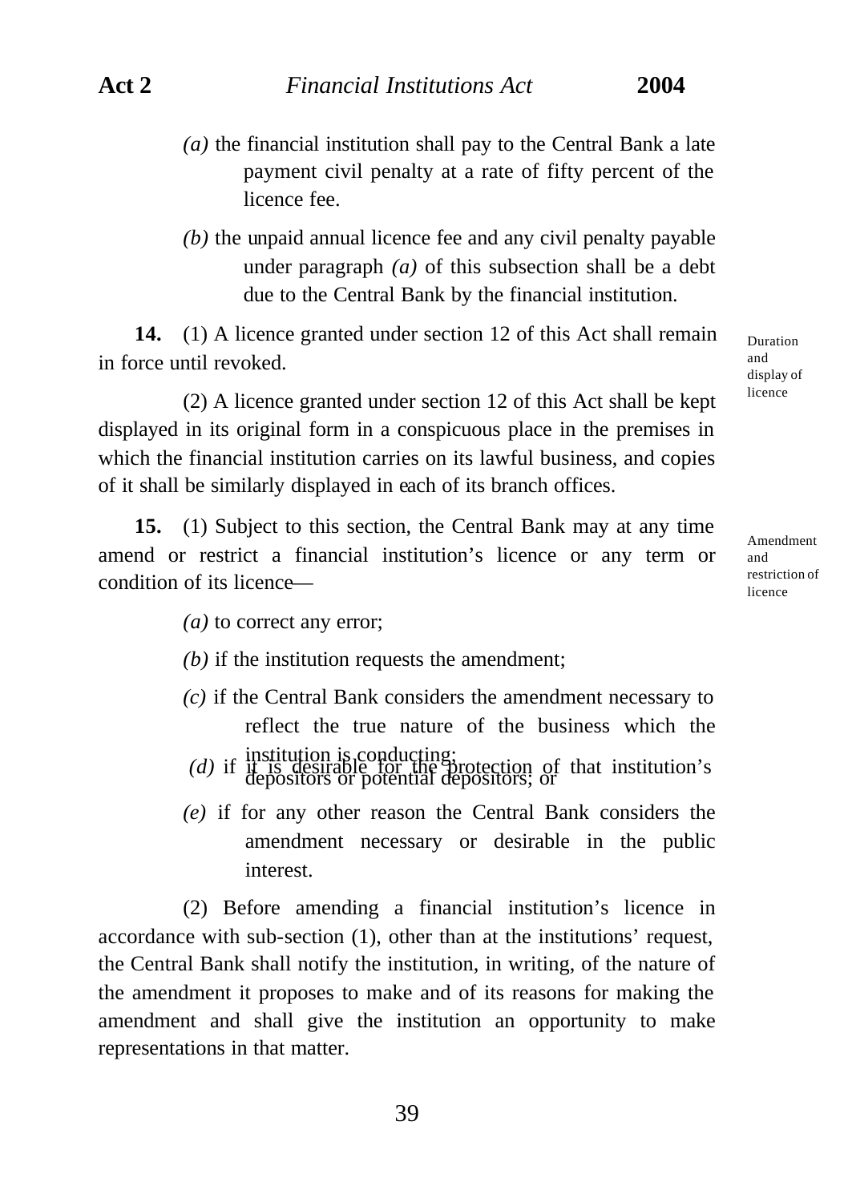*(a)* the financial institution shall pay to the Central Bank a late payment civil penalty at a rate of fifty percent of the licence fee.

*(b)* the unpaid annual licence fee and any civil penalty payable under paragraph *(a)* of this subsection shall be a debt due to the Central Bank by the financial institution.

Duration and display of licence

**14.** (1) A licence granted under section 12 of this Act shall remain in force until revoked.

(2) A licence granted under section 12 of this Act shall be kept displayed in its original form in a conspicuous place in the premises in which the financial institution carries on its lawful business, and copies of it shall be similarly displayed in each of its branch offices.

Amendment and restriction of licence

**15.** (1) Subject to this section, the Central Bank may at any time amend or restrict a financial institution's licence or any term or condition of its licence—

*(a)* to correct any error;

*(b)* if the institution requests the amendment;

*(c)* if the Central Bank considers the amendment necessary to reflect the true nature of the business which the institution is conducting;

*(d)* if it is desirable for the protection of that institution's depositors or potential depositors; or

*(e)* if for any other reason the Central Bank considers the amendment necessary or desirable in the public interest.

(2) Before amending a financial institution's licence in accordance with sub-section (1), other than at the institutions' request, the Central Bank shall notify the institution, in writing, of the nature of the amendment it proposes to make and of its reasons for making the amendment and shall give the institution an opportunity to make representations in that matter.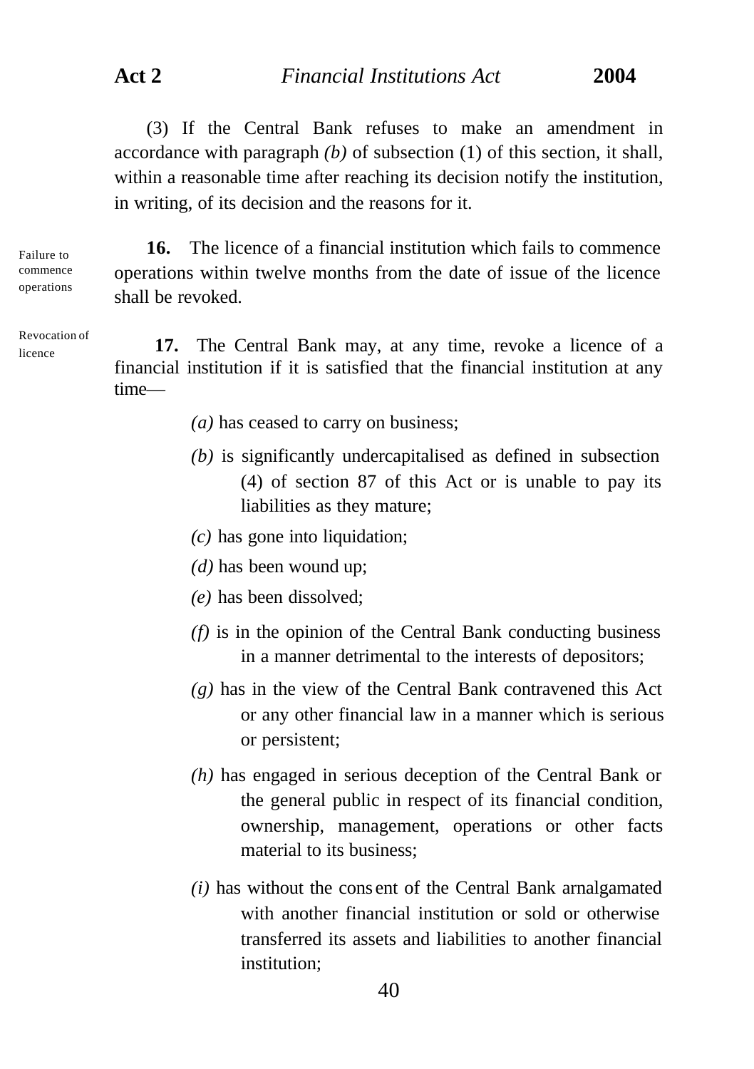(3) If the Central Bank refuses to make an amendment in accordance with paragraph *(b)* of subsection (1) of this section, it shall, within a reasonable time after reaching its decision notify the institution, in writing, of its decision and the reasons for it.

Failure to commence operations

**16.** The licence of a financial institution which fails to commence operations within twelve months from the date of issue of the licence shall be revoked.

Revocation of licence

**17.** The Central Bank may, at any time, revoke a licence of a financial institution if it is satisfied that the financial institution at any time—

*(a)* has ceased to carry on business;

*(b)* is significantly undercapitalised as defined in subsection (4) of section 87 of this Act or is unable to pay its liabilities as they mature;

*(c)* has gone into liquidation;

*(d)* has been wound up;

*(e)* has been dissolved;

*(f)* is in the opinion of the Central Bank conducting business in a manner detrimental to the interests of depositors;

*(g)* has in the view of the Central Bank contravened this Act or any other financial law in a manner which is serious or persistent;

*(h)* has engaged in serious deception of the Central Bank or the general public in respect of its financial condition, ownership, management, operations or other facts material to its business;

*(i)* has without the cons ent of the Central Bank arnalgamated with another financial institution or sold or otherwise transferred its assets and liabilities to another financial institution;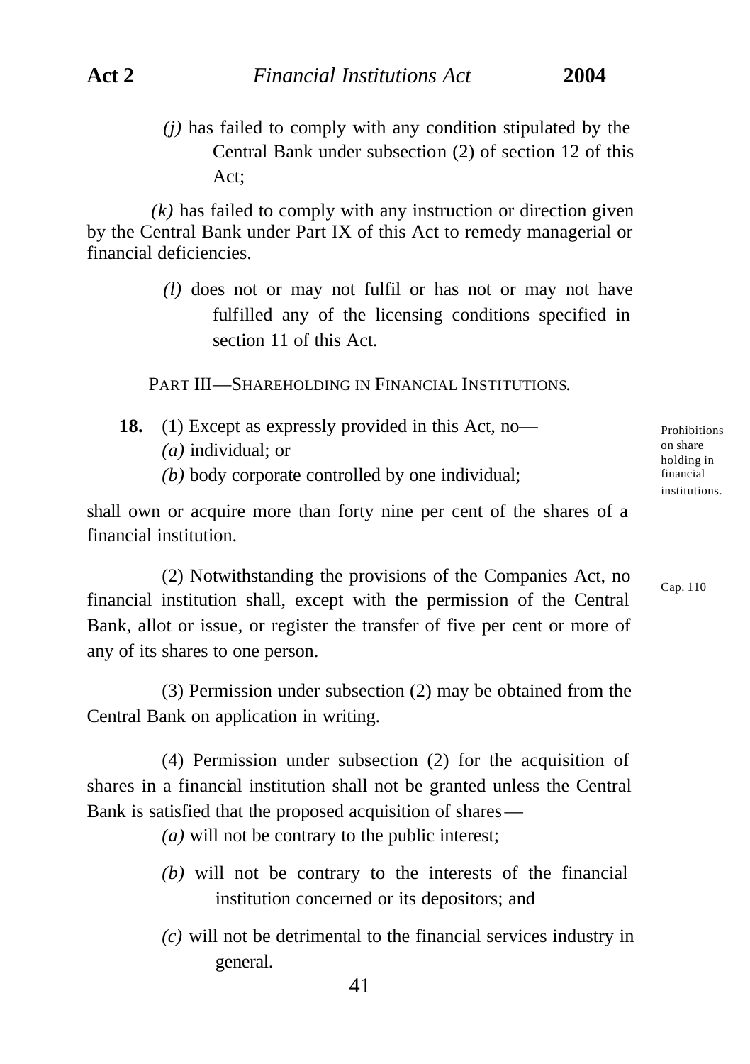*(j)* has failed to comply with any condition stipulated by the Central Bank under subsection (2) of section 12 of this Act;

*(k)* has failed to comply with any instruction or direction given by the Central Bank under Part IX of this Act to remedy managerial or financial deficiencies.

*(l)* does not or may not fulfil or has not or may not have fulfilled any of the licensing conditions specified in section 11 of this Act.

## PART III—SHAREHOLDING IN FINANCIAL INSTITUTIONS.

Prohibitions on share holding in financial institutions.

**18.** (1) Except as expressly provided in this Act, no—

*(a)* individual; or

*(b)* body corporate controlled by one individual;

shall own or acquire more than forty nine per cent of the shares of a financial institution.

Cap. 110

(2) Notwithstanding the provisions of the Companies Act, no financial institution shall, except with the permission of the Central Bank, allot or issue, or register the transfer of five per cent or more of any of its shares to one person.

(3) Permission under subsection (2) may be obtained from the Central Bank on application in writing.

(4) Permission under subsection (2) for the acquisition of shares in a financial institution shall not be granted unless the Central Bank is satisfied that the proposed acquisition of shares—

*(a)* will not be contrary to the public interest;

*(b)* will not be contrary to the interests of the financial institution concerned or its depositors; and

*(c)* will not be detrimental to the financial services industry in general.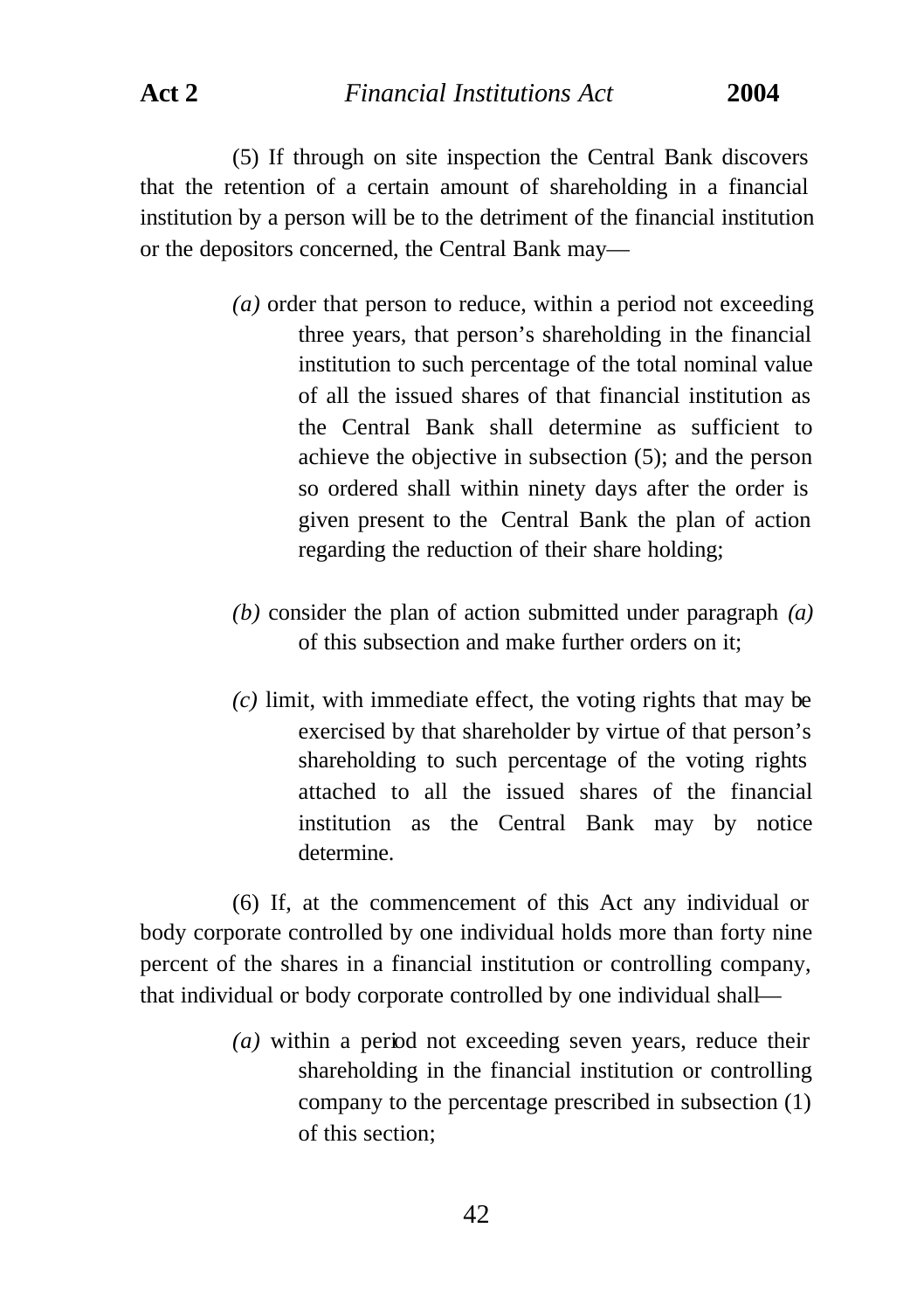(5) If through on site inspection the Central Bank discovers that the retention of a certain amount of shareholding in a financial institution by a person will be to the detriment of the financial institution or the depositors concerned, the Central Bank may—

*(a)* order that person to reduce, within a period not exceeding three years, that person's shareholding in the financial institution to such percentage of the total nominal value of all the issued shares of that financial institution as the Central Bank shall determine as sufficient to achieve the objective in subsection (5); and the person so ordered shall within ninety days after the order is given present to the Central Bank the plan of action regarding the reduction of their share holding;

*(b)* consider the plan of action submitted under paragraph *(a)* of this subsection and make further orders on it;

*(c)* limit, with immediate effect, the voting rights that may be exercised by that shareholder by virtue of that person's shareholding to such percentage of the voting rights attached to all the issued shares of the financial institution as the Central Bank may by notice determine.

(6) If, at the commencement of this Act any individual or body corporate controlled by one individual holds more than forty nine percent of the shares in a financial institution or controlling company, that individual or body corporate controlled by one individual shall—

*(a)* within a period not exceeding seven years, reduce their shareholding in the financial institution or controlling company to the percentage prescribed in subsection (1) of this section;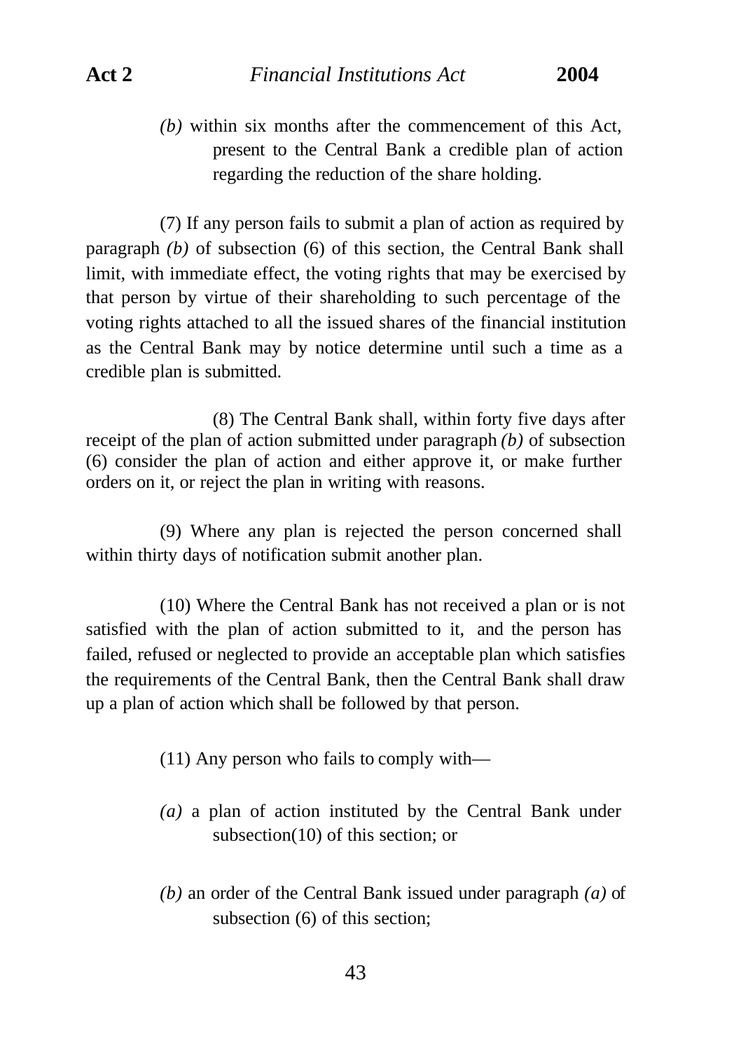*(b)* within six months after the commencement of this Act, present to the Central Bank a credible plan of action regarding the reduction of the share holding.

(7) If any person fails to submit a plan of action as required by paragraph *(b)* of subsection (6) of this section, the Central Bank shall limit, with immediate effect, the voting rights that may be exercised by that person by virtue of their shareholding to such percentage of the voting rights attached to all the issued shares of the financial institution as the Central Bank may by notice determine until such a time as a credible plan is submitted.

(8) The Central Bank shall, within forty five days after receipt of the plan of action submitted under paragraph *(b)* of subsection (6) consider the plan of action and either approve it, or make further orders on it, or reject the plan in writing with reasons.

(9) Where any plan is rejected the person concerned shall within thirty days of notification submit another plan.

(10) Where the Central Bank has not received a plan or is not satisfied with the plan of action submitted to it, and the person has failed, refused or neglected to provide an acceptable plan which satisfies the requirements of the Central Bank, then the Central Bank shall draw up a plan of action which shall be followed by that person.

(11) Any person who fails to comply with—

*(a)* a plan of action instituted by the Central Bank under subsection(10) of this section; or

*(b)* an order of the Central Bank issued under paragraph *(a)* of subsection (6) of this section;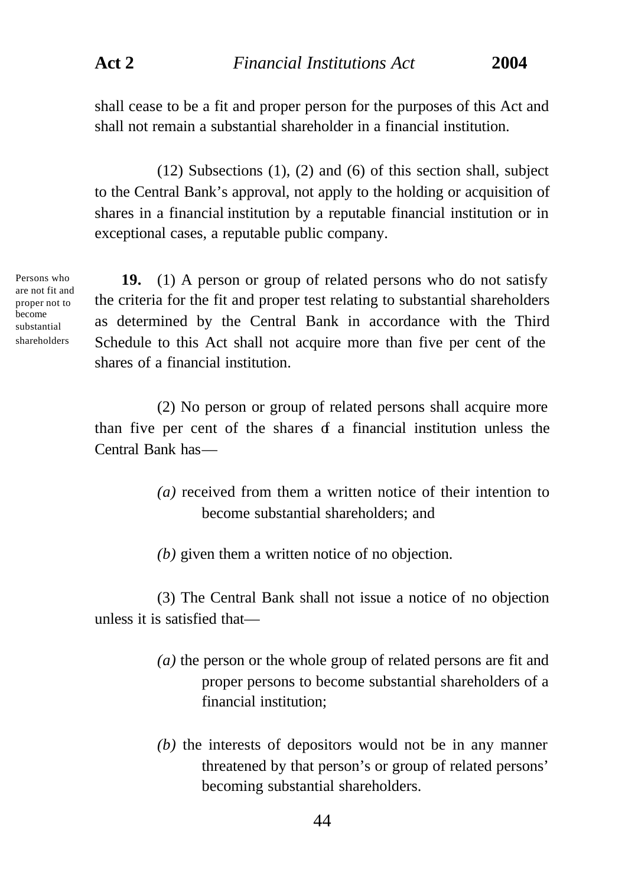shall cease to be a fit and proper person for the purposes of this Act and shall not remain a substantial shareholder in a financial institution.

(12) Subsections (1), (2) and (6) of this section shall, subject to the Central Bank's approval, not apply to the holding or acquisition of shares in a financial institution by a reputable financial institution or in exceptional cases, a reputable public company.

Persons who are not fit and proper not to become substantial shareholders

**19.** (1) A person or group of related persons who do not satisfy the criteria for the fit and proper test relating to substantial shareholders as determined by the Central Bank in accordance with the Third Schedule to this Act shall not acquire more than five per cent of the shares of a financial institution.

(2) No person or group of related persons shall acquire more than five per cent of the shares of a financial institution unless the Central Bank has—

*(a)* received from them a written notice of their intention to become substantial shareholders; and

*(b)* given them a written notice of no objection.

(3) The Central Bank shall not issue a notice of no objection unless it is satisfied that—

*(a)* the person or the whole group of related persons are fit and proper persons to become substantial shareholders of a financial institution;

*(b)* the interests of depositors would not be in any manner threatened by that person's or group of related persons' becoming substantial shareholders.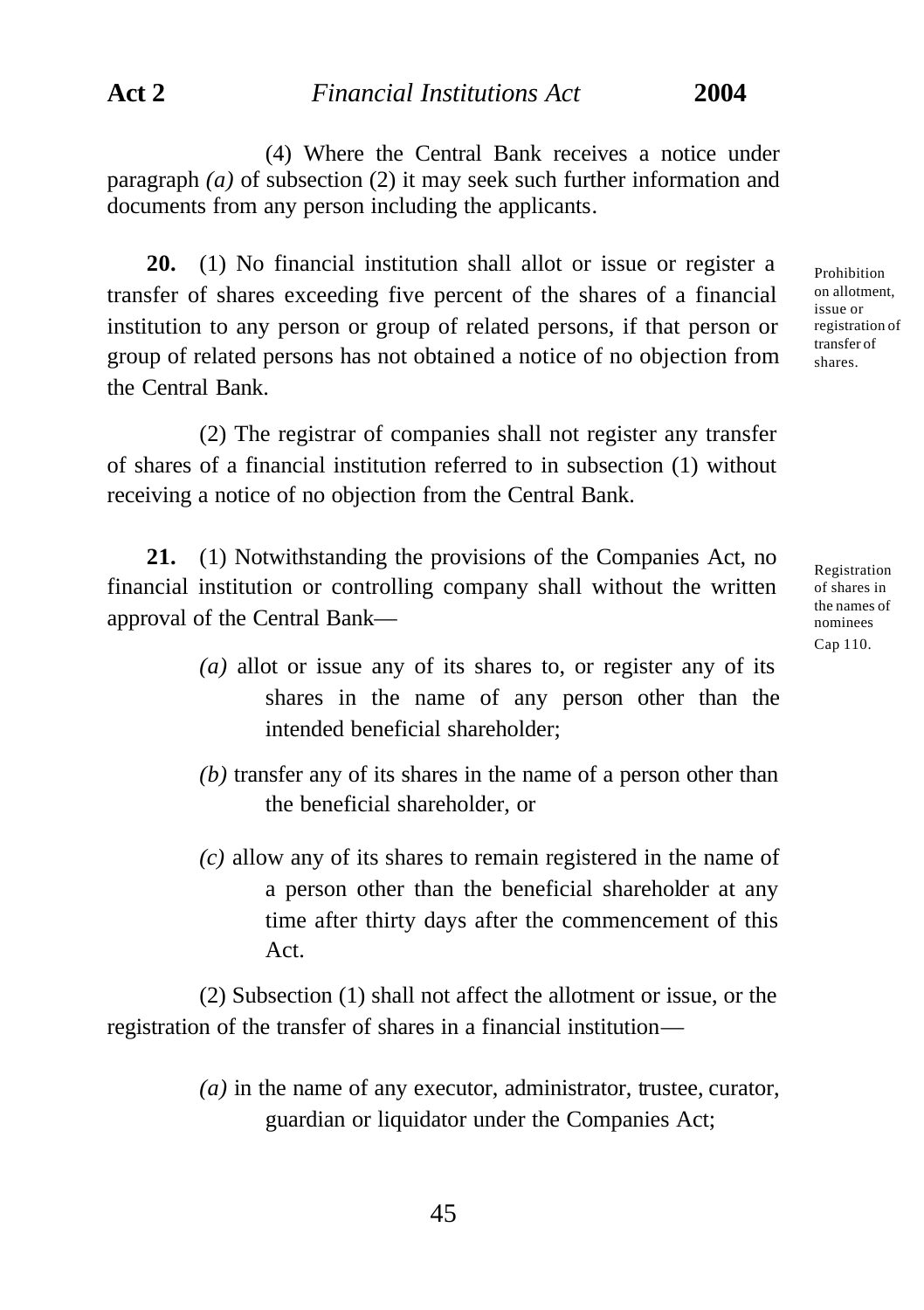(4) Where the Central Bank receives a notice under paragraph *(a)* of subsection (2) it may seek such further information and documents from any person including the applicants.

Prohibition on allotment, issue or registration of transfer of shares.

**20.** (1) No financial institution shall allot or issue or register a transfer of shares exceeding five percent of the shares of a financial institution to any person or group of related persons, if that person or group of related persons has not obtained a notice of no objection from the Central Bank.

(2) The registrar of companies shall not register any transfer of shares of a financial institution referred to in subsection (1) without receiving a notice of no objection from the Central Bank.

Registration of shares in the names of nominees
Cap 110.

**21.** (1) Notwithstanding the provisions of the Companies Act, no financial institution or controlling company shall without the written approval of the Central Bank—

*(a)* allot or issue any of its shares to, or register any of its shares in the name of any person other than the intended beneficial shareholder;

*(b)* transfer any of its shares in the name of a person other than the beneficial shareholder, or

*(c)* allow any of its shares to remain registered in the name of a person other than the beneficial shareholder at any time after thirty days after the commencement of this Act.

(2) Subsection (1) shall not affect the allotment or issue, or the registration of the transfer of shares in a financial institution—

*(a)* in the name of any executor, administrator, trustee, curator, guardian or liquidator under the Companies Act;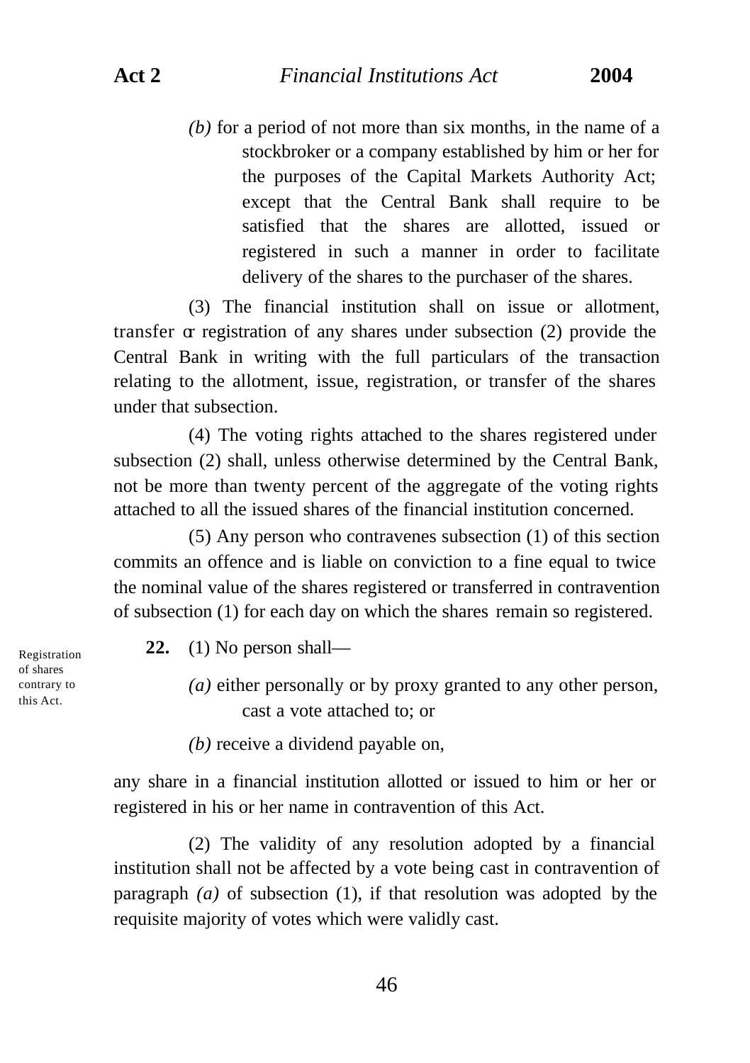*(b)* for a period of not more than six months, in the name of a stockbroker or a company established by him or her for the purposes of the Capital Markets Authority Act; except that the Central Bank shall require to be satisfied that the shares are allotted, issued or registered in such a manner in order to facilitate delivery of the shares to the purchaser of the shares.

(3) The financial institution shall on issue or allotment, transfer or registration of any shares under subsection (2) provide the Central Bank in writing with the full particulars of the transaction relating to the allotment, issue, registration, or transfer of the shares under that subsection.

(4) The voting rights attached to the shares registered under subsection (2) shall, unless otherwise determined by the Central Bank, not be more than twenty percent of the aggregate of the voting rights attached to all the issued shares of the financial institution concerned.

(5) Any person who contravenes subsection (1) of this section commits an offence and is liable on conviction to a fine equal to twice the nominal value of the shares registered or transferred in contravention of subsection (1) for each day on which the shares remain so registered.

Registration of shares contrary to this Act.

**22.** (1) No person shall—

*(a)* either personally or by proxy granted to any other person, cast a vote attached to; or

*(b)* receive a dividend payable on,

any share in a financial institution allotted or issued to him or her or registered in his or her name in contravention of this Act.

(2) The validity of any resolution adopted by a financial institution shall not be affected by a vote being cast in contravention of paragraph *(a)* of subsection (1), if that resolution was adopted by the requisite majority of votes which were validly cast.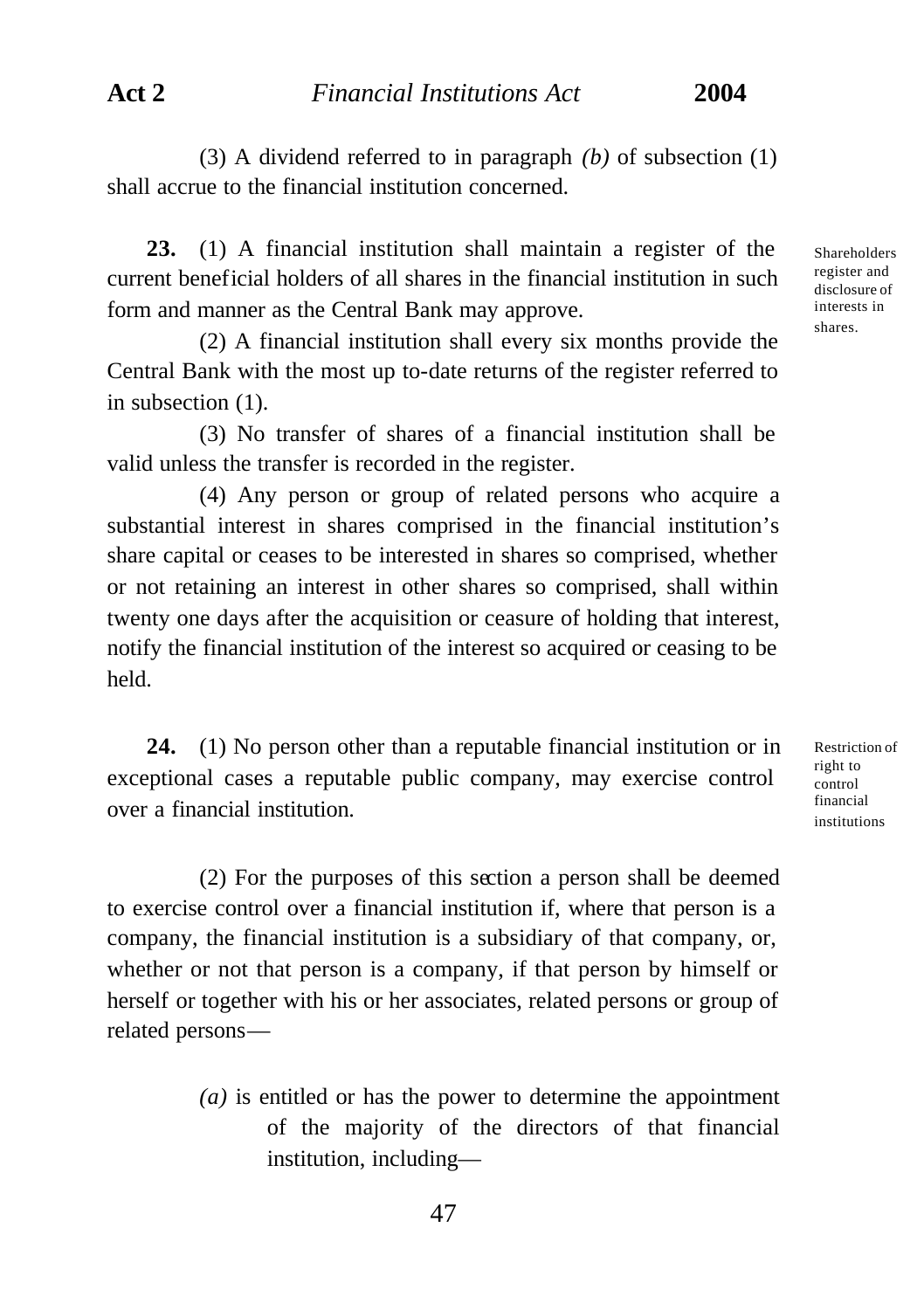(3) A dividend referred to in paragraph *(b)* of subsection (1) shall accrue to the financial institution concerned.

**23.** (1) A financial institution shall maintain a register of the current beneficial holders of all shares in the financial institution in such form and manner as the Central Bank may approve.

Shareholders register and disclosure of interests in shares.

(2) A financial institution shall every six months provide the Central Bank with the most up to-date returns of the register referred to in subsection (1).

(3) No transfer of shares of a financial institution shall be valid unless the transfer is recorded in the register.

(4) Any person or group of related persons who acquire a substantial interest in shares comprised in the financial institution's share capital or ceases to be interested in shares so comprised, whether or not retaining an interest in other shares so comprised, shall within twenty one days after the acquisition or ceasure of holding that interest, notify the financial institution of the interest so acquired or ceasing to be held.

**24.** (1) No person other than a reputable financial institution or in exceptional cases a reputable public company, may exercise control over a financial institution.

Restriction of right to control financial institutions

(2) For the purposes of this section a person shall be deemed to exercise control over a financial institution if, where that person is a company, the financial institution is a subsidiary of that company, or, whether or not that person is a company, if that person by himself or herself or together with his or her associates, related persons or group of related persons—

*(a)* is entitled or has the power to determine the appointment of the majority of the directors of that financial institution, including—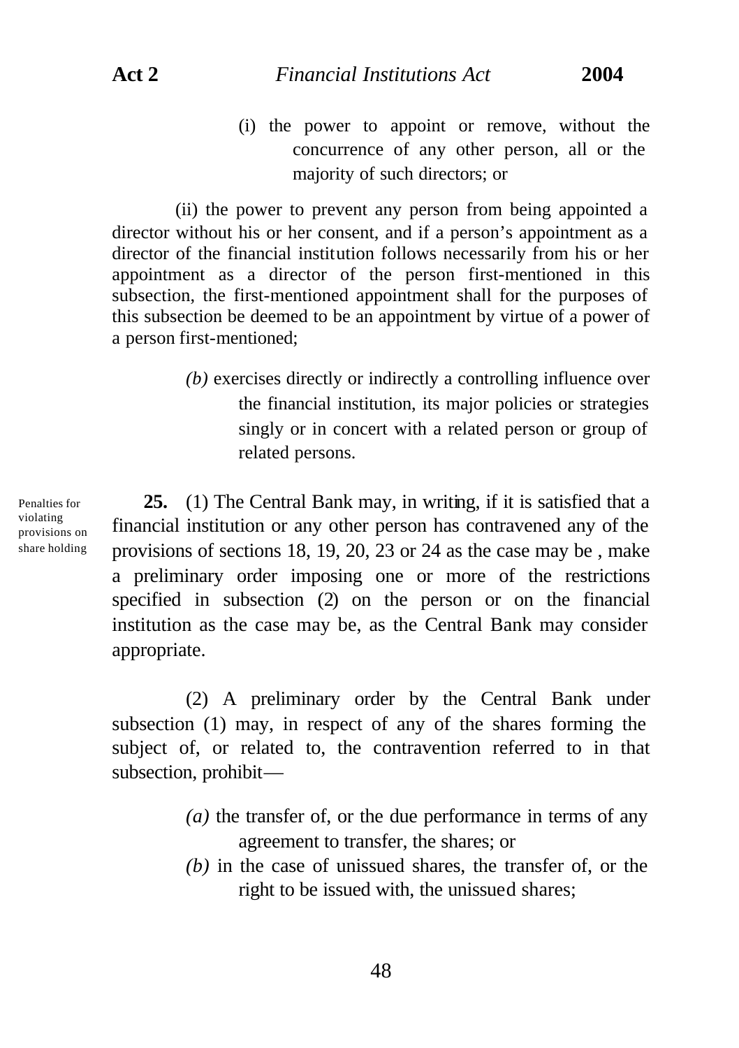(i) the power to appoint or remove, without the concurrence of any other person, all or the majority of such directors; or

(ii) the power to prevent any person from being appointed a director without his or her consent, and if a person's appointment as a director of the financial institution follows necessarily from his or her appointment as a director of the person first-mentioned in this subsection, the first-mentioned appointment shall for the purposes of this subsection be deemed to be an appointment by virtue of a power of a person first-mentioned;

*(b)* exercises directly or indirectly a controlling influence over the financial institution, its major policies or strategies singly or in concert with a related person or group of related persons.

Penalties for violating provisions on share holding

**25.** (1) The Central Bank may, in writing, if it is satisfied that a financial institution or any other person has contravened any of the provisions of sections 18, 19, 20, 23 or 24 as the case may be , make a preliminary order imposing one or more of the restrictions specified in subsection (2) on the person or on the financial institution as the case may be, as the Central Bank may consider appropriate.

(2) A preliminary order by the Central Bank under subsection (1) may, in respect of any of the shares forming the subject of, or related to, the contravention referred to in that subsection, prohibit—

*(a)* the transfer of, or the due performance in terms of any agreement to transfer, the shares; or

*(b)* in the case of unissued shares, the transfer of, or the right to be issued with, the unissued shares;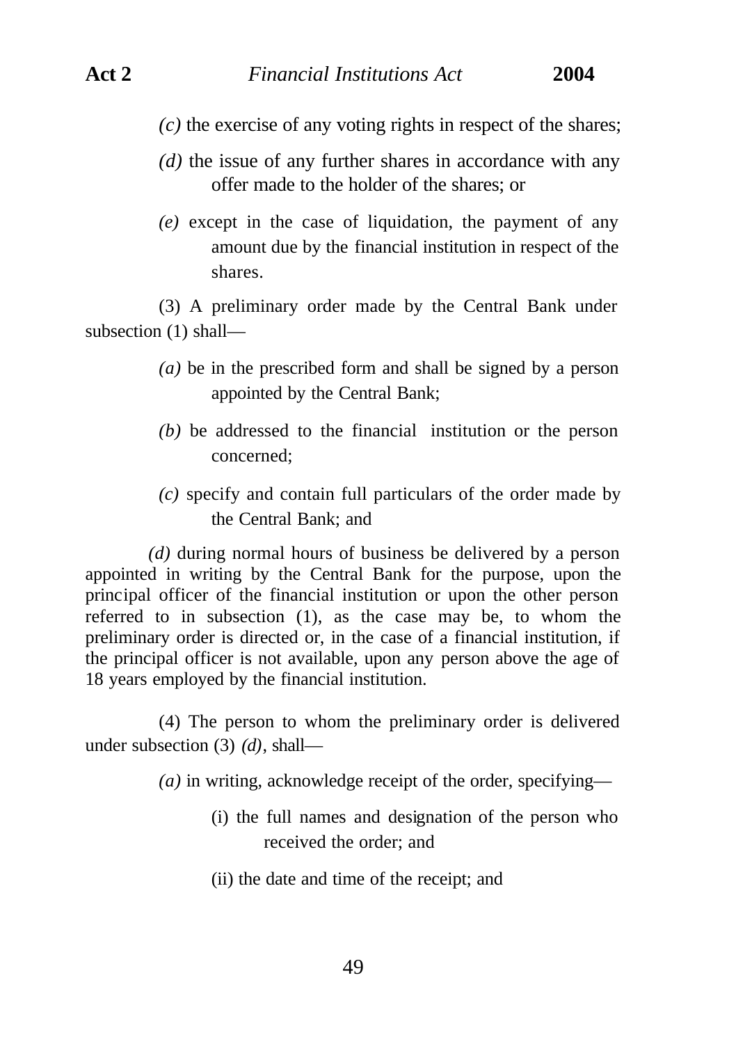*(c)* the exercise of any voting rights in respect of the shares;

*(d)* the issue of any further shares in accordance with any offer made to the holder of the shares; or

*(e)* except in the case of liquidation, the payment of any amount due by the financial institution in respect of the shares.

(3) A preliminary order made by the Central Bank under subsection (1) shall—

*(a)* be in the prescribed form and shall be signed by a person appointed by the Central Bank;

*(b)* be addressed to the financial institution or the person concerned;

*(c)* specify and contain full particulars of the order made by the Central Bank; and

*(d)* during normal hours of business be delivered by a person appointed in writing by the Central Bank for the purpose, upon the principal officer of the financial institution or upon the other person referred to in subsection (1), as the case may be, to whom the preliminary order is directed or, in the case of a financial institution, if the principal officer is not available, upon any person above the age of 18 years employed by the financial institution.

(4) The person to whom the preliminary order is delivered under subsection (3) *(d)*, shall—

*(a)* in writing, acknowledge receipt of the order, specifying—

(i) the full names and designation of the person who received the order; and

(ii) the date and time of the receipt; and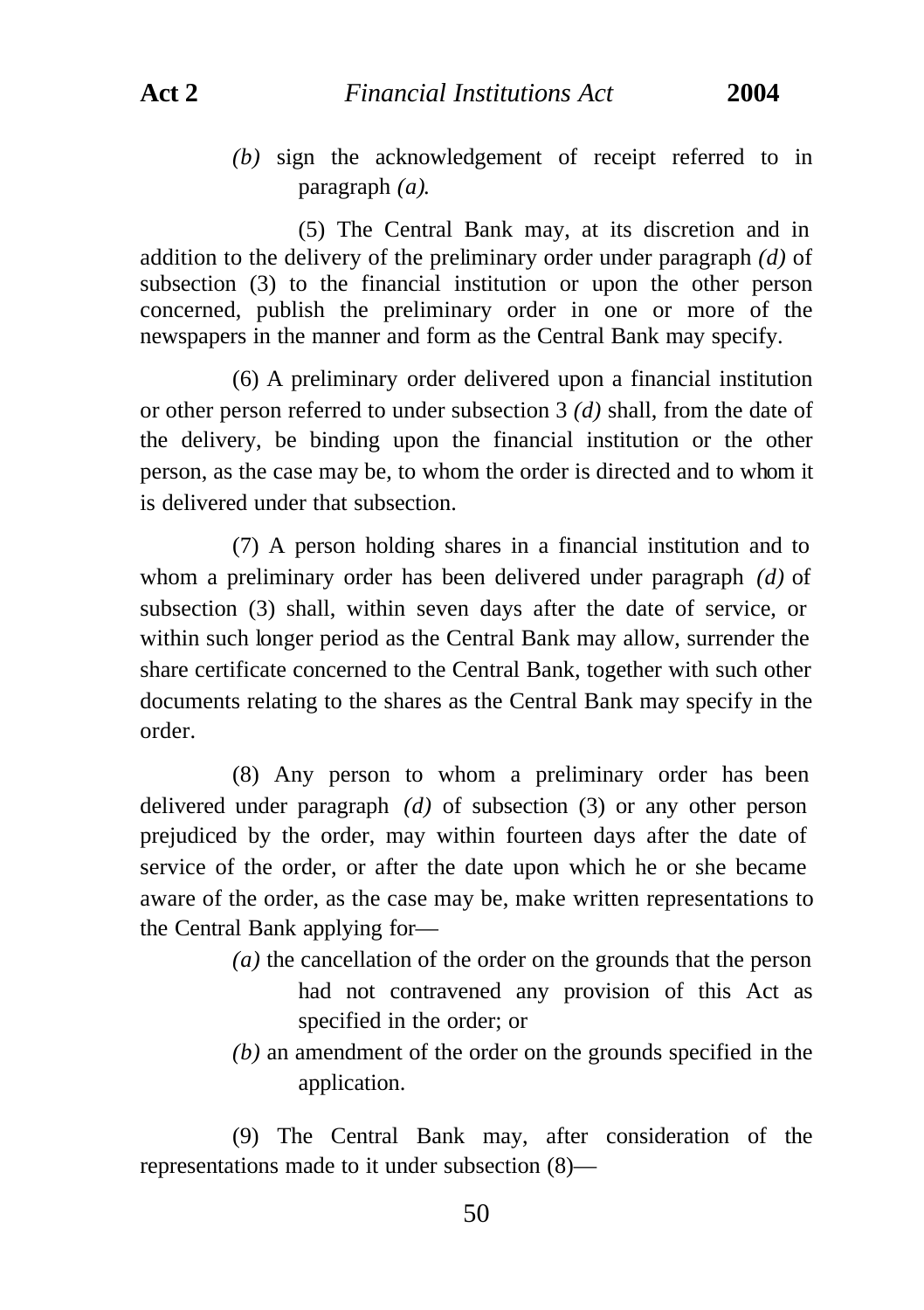*(b)* sign the acknowledgement of receipt referred to in paragraph *(a)*.

(5) The Central Bank may, at its discretion and in addition to the delivery of the preliminary order under paragraph *(d)* of subsection (3) to the financial institution or upon the other person concerned, publish the preliminary order in one or more of the newspapers in the manner and form as the Central Bank may specify.

(6) A preliminary order delivered upon a financial institution or other person referred to under subsection 3 *(d)* shall, from the date of the delivery, be binding upon the financial institution or the other person, as the case may be, to whom the order is directed and to whom it is delivered under that subsection.

(7) A person holding shares in a financial institution and to whom a preliminary order has been delivered under paragraph *(d)* of subsection (3) shall, within seven days after the date of service, or within such longer period as the Central Bank may allow, surrender the share certificate concerned to the Central Bank, together with such other documents relating to the shares as the Central Bank may specify in the order.

(8) Any person to whom a preliminary order has been delivered under paragraph *(d)* of subsection (3) or any other person prejudiced by the order, may within fourteen days after the date of service of the order, or after the date upon which he or she became aware of the order, as the case may be, make written representations to the Central Bank applying for—

*(a)* the cancellation of the order on the grounds that the person had not contravened any provision of this Act as specified in the order; or

*(b)* an amendment of the order on the grounds specified in the application.

(9) The Central Bank may, after consideration of the representations made to it under subsection (8)—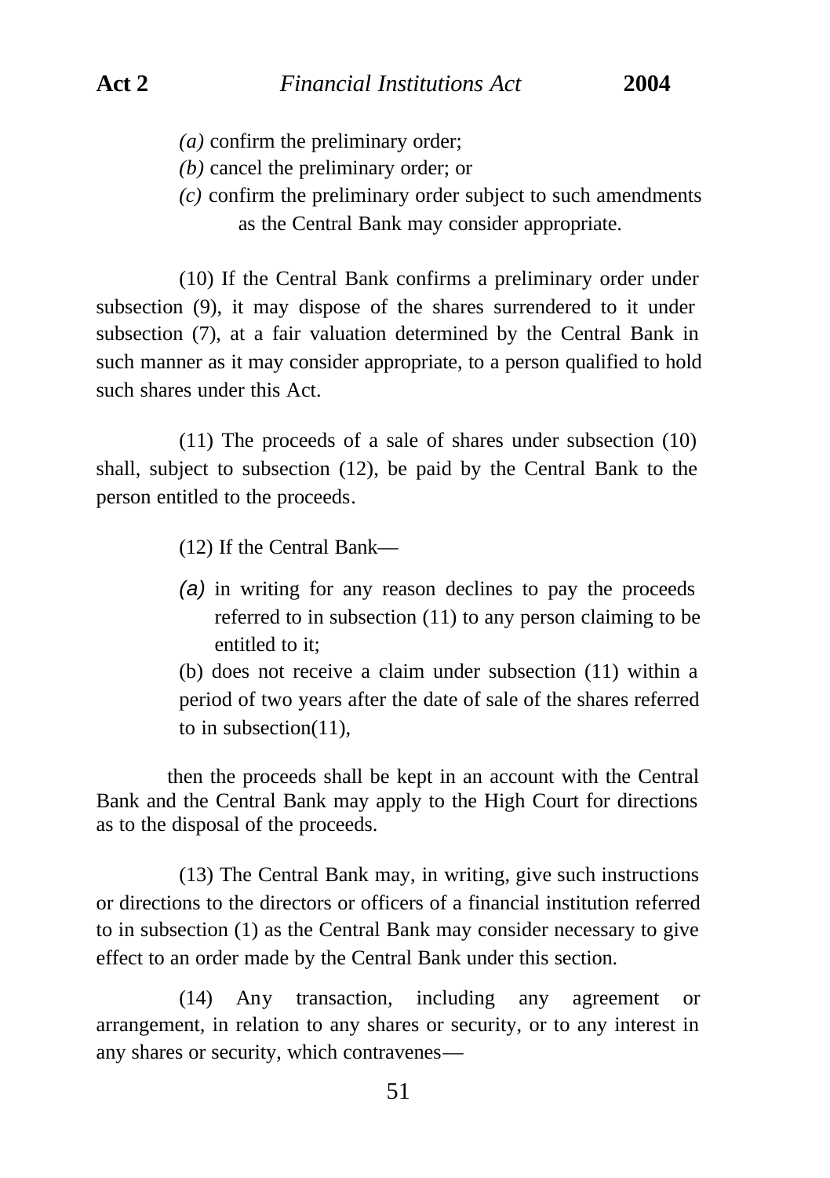*(a)* confirm the preliminary order;

*(b)* cancel the preliminary order; or

*(c)* confirm the preliminary order subject to such amendments as the Central Bank may consider appropriate.

(10) If the Central Bank confirms a preliminary order under subsection (9), it may dispose of the shares surrendered to it under subsection (7), at a fair valuation determined by the Central Bank in such manner as it may consider appropriate, to a person qualified to hold such shares under this Act.

(11) The proceeds of a sale of shares under subsection (10) shall, subject to subsection (12), be paid by the Central Bank to the person entitled to the proceeds.

(12) If the Central Bank—

*(a)* in writing for any reason declines to pay the proceeds referred to in subsection (11) to any person claiming to be entitled to it;

(b) does not receive a claim under subsection (11) within a period of two years after the date of sale of the shares referred to in subsection(11),

then the proceeds shall be kept in an account with the Central Bank and the Central Bank may apply to the High Court for directions as to the disposal of the proceeds.

(13) The Central Bank may, in writing, give such instructions or directions to the directors or officers of a financial institution referred to in subsection (1) as the Central Bank may consider necessary to give effect to an order made by the Central Bank under this section.

(14) Any transaction, including any agreement or arrangement, in relation to any shares or security, or to any interest in any shares or security, which contravenes—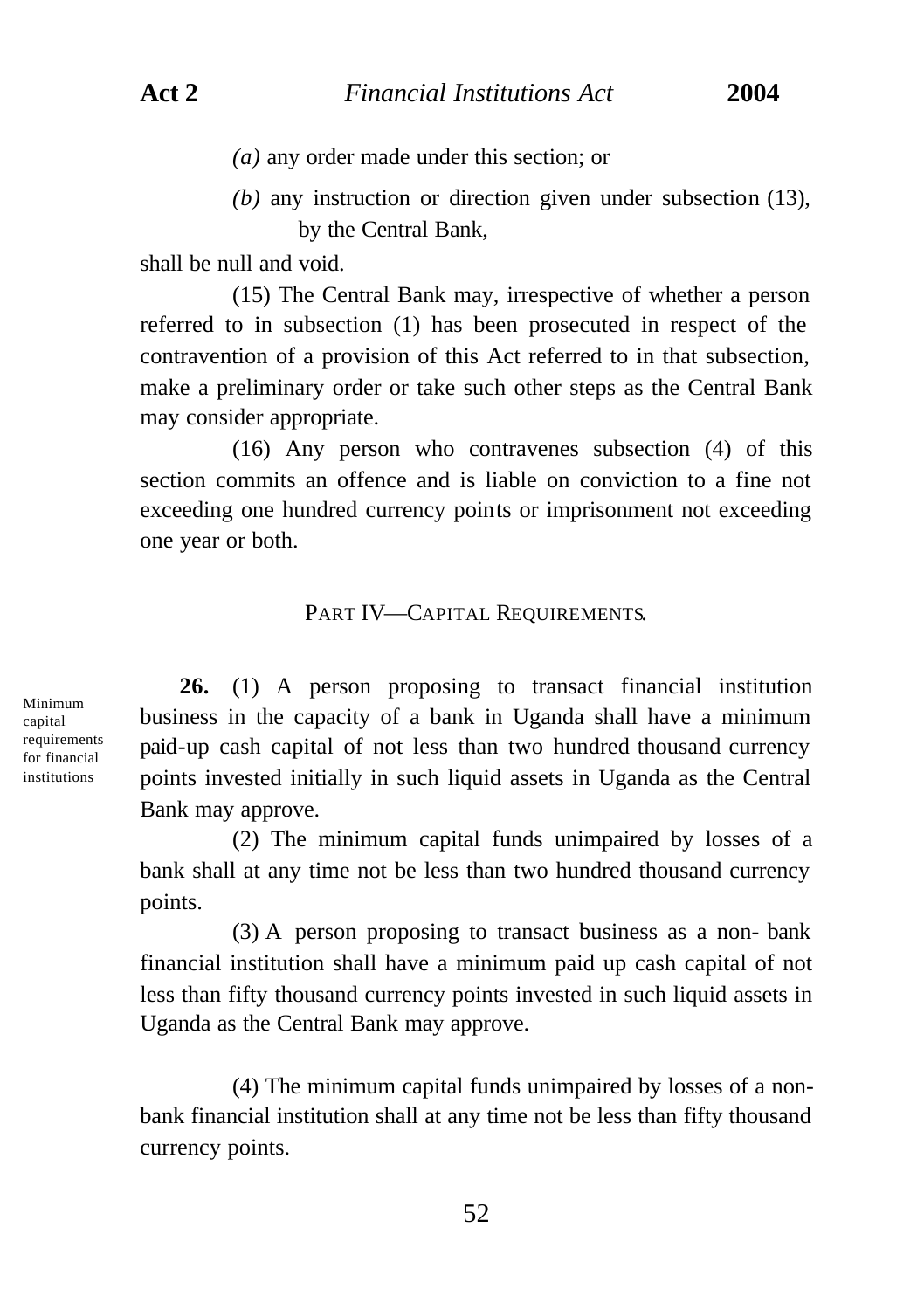*(a)* any order made under this section; or

*(b)* any instruction or direction given under subsection (13), by the Central Bank,

shall be null and void.

(15) The Central Bank may, irrespective of whether a person referred to in subsection (1) has been prosecuted in respect of the contravention of a provision of this Act referred to in that subsection, make a preliminary order or take such other steps as the Central Bank may consider appropriate.

(16) Any person who contravenes subsection (4) of this section commits an offence and is liable on conviction to a fine not exceeding one hundred currency points or imprisonment not exceeding one year or both.

## PART IV—CAPITAL REQUIREMENTS.

Minimum capital requirements for financial institutions

**26.** (1) A person proposing to transact financial institution business in the capacity of a bank in Uganda shall have a minimum paid-up cash capital of not less than two hundred thousand currency points invested initially in such liquid assets in Uganda as the Central Bank may approve.

(2) The minimum capital funds unimpaired by losses of a bank shall at any time not be less than two hundred thousand currency points.

(3) A person proposing to transact business as a non- bank financial institution shall have a minimum paid up cash capital of not less than fifty thousand currency points invested in such liquid assets in Uganda as the Central Bank may approve.

(4) The minimum capital funds unimpaired by losses of a non-bank financial institution shall at any time not be less than fifty thousand currency points.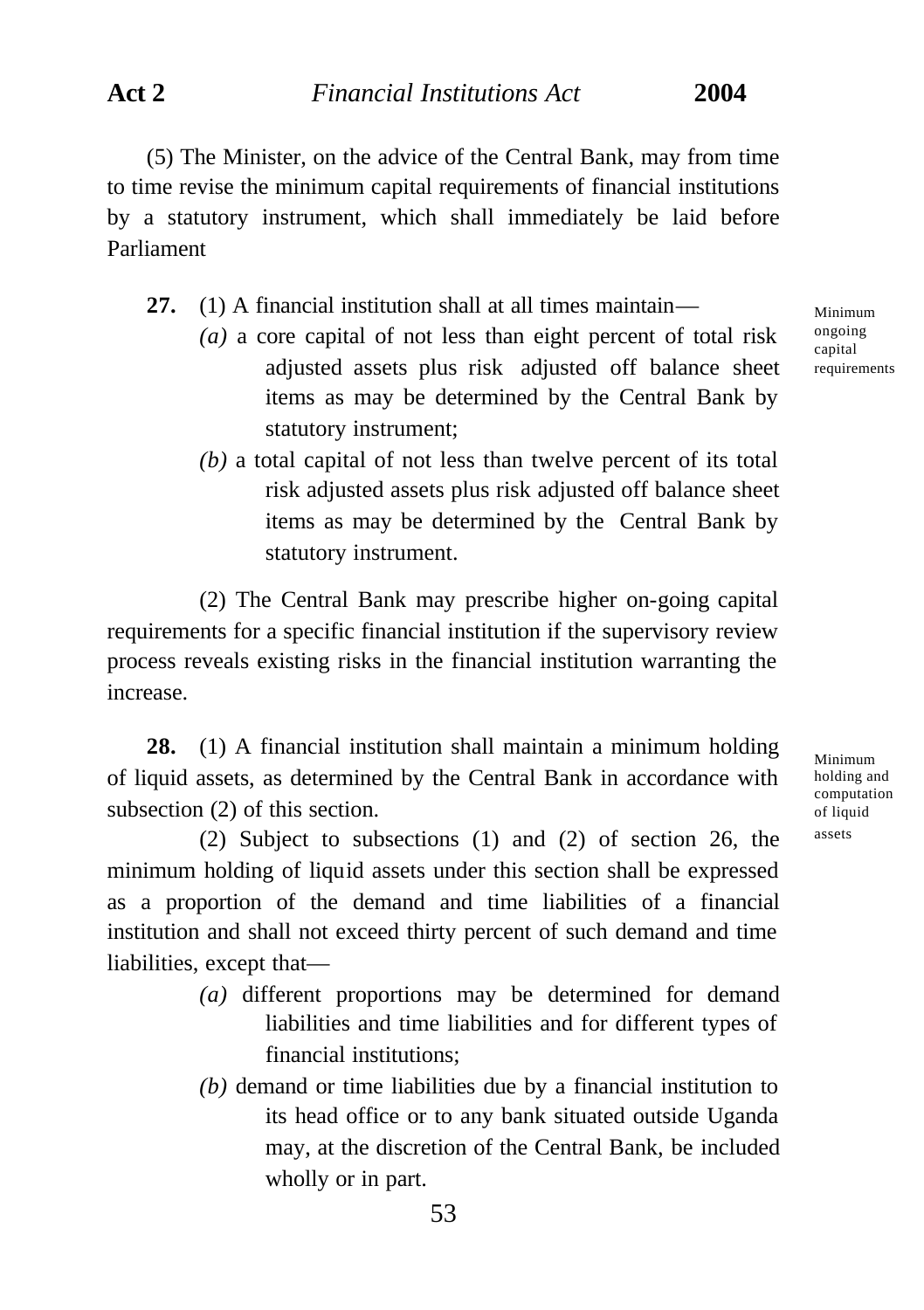(5) The Minister, on the advice of the Central Bank, may from time to time revise the minimum capital requirements of financial institutions by a statutory instrument, which shall immediately be laid before Parliament

*Minimum ongoing capital requirements*

**27.** (1) A financial institution shall at all times maintain—

*(a)* a core capital of not less than eight percent of total risk adjusted assets plus risk adjusted off balance sheet items as may be determined by the Central Bank by statutory instrument;

*(b)* a total capital of not less than twelve percent of its total risk adjusted assets plus risk adjusted off balance sheet items as may be determined by the Central Bank by statutory instrument.

(2) The Central Bank may prescribe higher on-going capital requirements for a specific financial institution if the supervisory review process reveals existing risks in the financial institution warranting the increase.

*Minimum holding and computation of liquid assets*

**28.** (1) A financial institution shall maintain a minimum holding of liquid assets, as determined by the Central Bank in accordance with subsection (2) of this section.

(2) Subject to subsections (1) and (2) of section 26, the minimum holding of liquid assets under this section shall be expressed as a proportion of the demand and time liabilities of a financial institution and shall not exceed thirty percent of such demand and time liabilities, except that—

*(a)* different proportions may be determined for demand liabilities and time liabilities and for different types of financial institutions;

*(b)* demand or time liabilities due by a financial institution to its head office or to any bank situated outside Uganda may, at the discretion of the Central Bank, be included wholly or in part.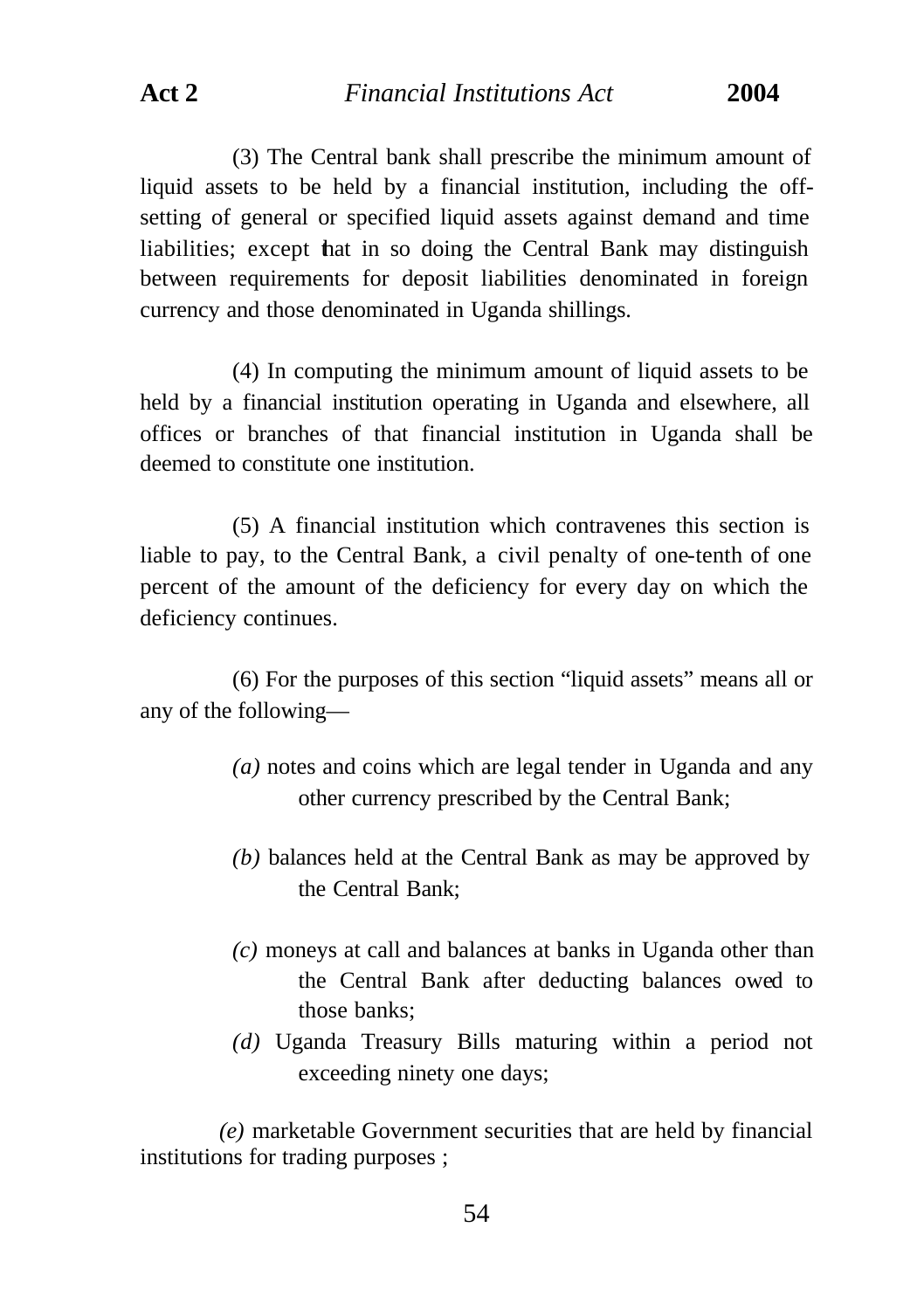(3) The Central bank shall prescribe the minimum amount of liquid assets to be held by a financial institution, including the off-setting of general or specified liquid assets against demand and time liabilities; except that in so doing the Central Bank may distinguish between requirements for deposit liabilities denominated in foreign currency and those denominated in Uganda shillings.

(4) In computing the minimum amount of liquid assets to be held by a financial institution operating in Uganda and elsewhere, all offices or branches of that financial institution in Uganda shall be deemed to constitute one institution.

(5) A financial institution which contravenes this section is liable to pay, to the Central Bank, a civil penalty of one-tenth of one percent of the amount of the deficiency for every day on which the deficiency continues.

(6) For the purposes of this section "liquid assets" means all or any of the following—

*(a)* notes and coins which are legal tender in Uganda and any other currency prescribed by the Central Bank;

*(b)* balances held at the Central Bank as may be approved by the Central Bank;

*(c)* moneys at call and balances at banks in Uganda other than the Central Bank after deducting balances owed to those banks;

*(d)* Uganda Treasury Bills maturing within a period not exceeding ninety one days;

*(e)* marketable Government securities that are held by financial institutions for trading purposes ;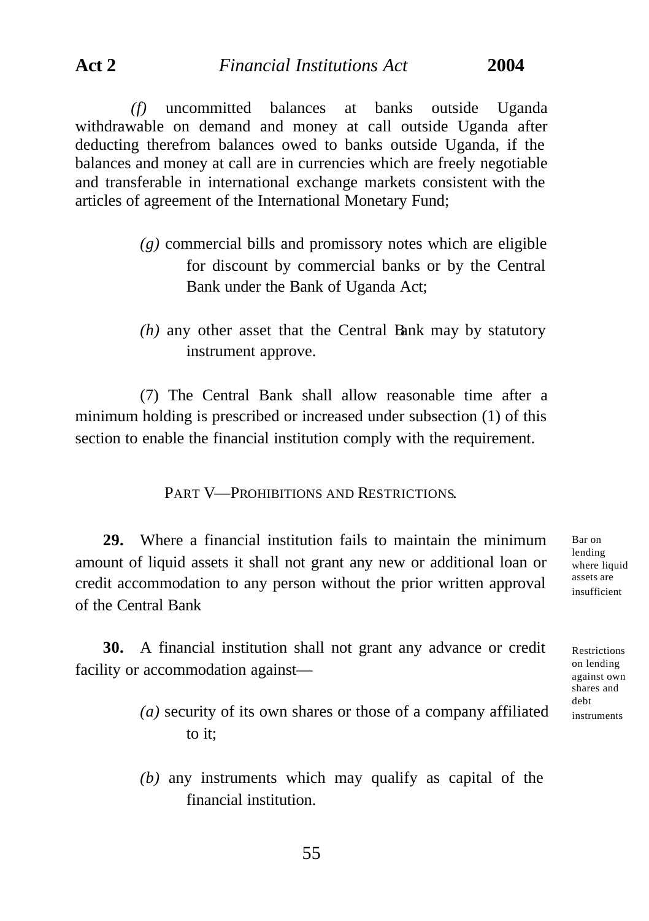(f) uncommitted balances at banks outside Uganda withdrawable on demand and money at call outside Uganda after deducting therefrom balances owed to banks outside Uganda, if the balances and money at call are in currencies which are freely negotiable and transferable in international exchange markets consistent with the articles of agreement of the International Monetary Fund;

(g) commercial bills and promissory notes which are eligible for discount by commercial banks or by the Central Bank under the Bank of Uganda Act;

(h) any other asset that the Central Bank may by statutory instrument approve.

(7) The Central Bank shall allow reasonable time after a minimum holding is prescribed or increased under subsection (1) of this section to enable the financial institution comply with the requirement.

## PART V—PROHIBITIONS AND RESTRICTIONS.

*Bar on lending where liquid assets are insufficient*

**29.** Where a financial institution fails to maintain the minimum amount of liquid assets it shall not grant any new or additional loan or credit accommodation to any person without the prior written approval of the Central Bank

*Restrictions on lending against own shares and debt instruments*

**30.** A financial institution shall not grant any advance or credit facility or accommodation against—

(a) security of its own shares or those of a company affiliated to it;

(b) any instruments which may qualify as capital of the financial institution.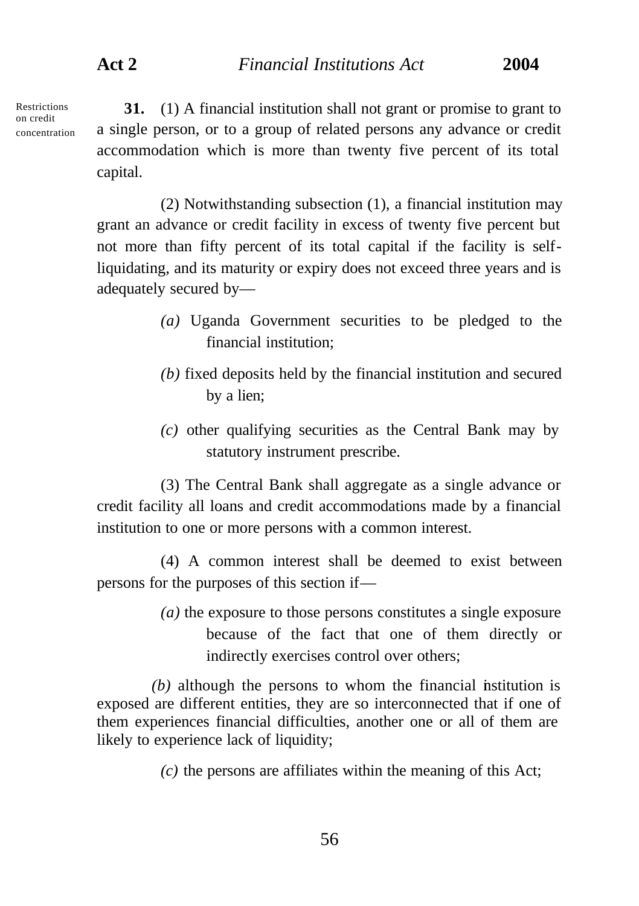Restrictions on credit concentration

**31.** (1) A financial institution shall not grant or promise to grant to a single person, or to a group of related persons any advance or credit accommodation which is more than twenty five percent of its total capital.

(2) Notwithstanding subsection (1), a financial institution may grant an advance or credit facility in excess of twenty five percent but not more than fifty percent of its total capital if the facility is self-liquidating, and its maturity or expiry does not exceed three years and is adequately secured by—

*(a)* Uganda Government securities to be pledged to the financial institution;

*(b)* fixed deposits held by the financial institution and secured by a lien;

*(c)* other qualifying securities as the Central Bank may by statutory instrument prescribe.

(3) The Central Bank shall aggregate as a single advance or credit facility all loans and credit accommodations made by a financial institution to one or more persons with a common interest.

(4) A common interest shall be deemed to exist between persons for the purposes of this section if—

*(a)* the exposure to those persons constitutes a single exposure because of the fact that one of them directly or indirectly exercises control over others;

*(b)* although the persons to whom the financial institution is exposed are different entities, they are so interconnected that if one of them experiences financial difficulties, another one or all of them are likely to experience lack of liquidity;

*(c)* the persons are affiliates within the meaning of this Act;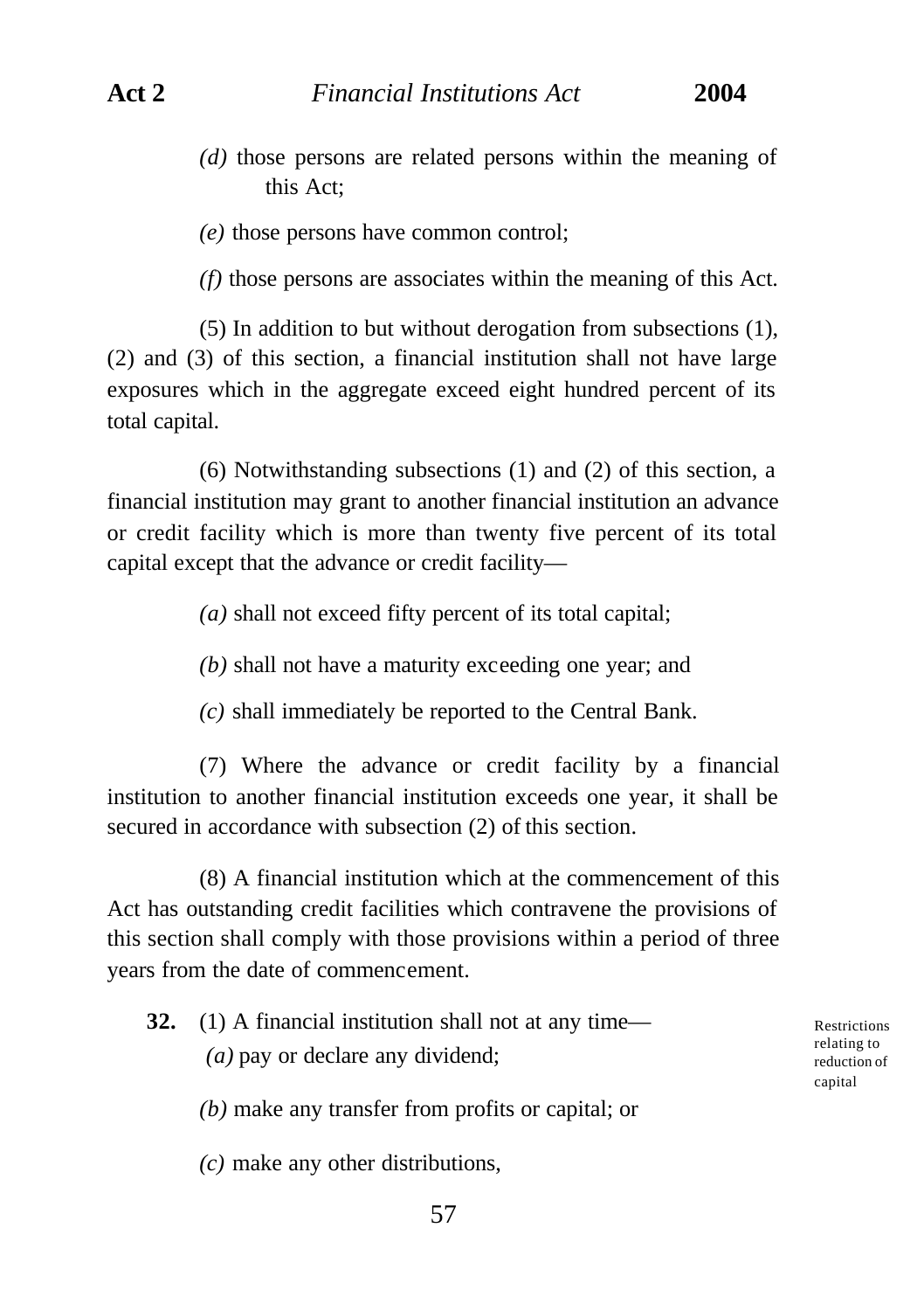*(d)* those persons are related persons within the meaning of this Act;

*(e)* those persons have common control;

*(f)* those persons are associates within the meaning of this Act.

(5) In addition to but without derogation from subsections (1), (2) and (3) of this section, a financial institution shall not have large exposures which in the aggregate exceed eight hundred percent of its total capital.

(6) Notwithstanding subsections (1) and (2) of this section, a financial institution may grant to another financial institution an advance or credit facility which is more than twenty five percent of its total capital except that the advance or credit facility—

*(a)* shall not exceed fifty percent of its total capital;

*(b)* shall not have a maturity exceeding one year; and

*(c)* shall immediately be reported to the Central Bank.

(7) Where the advance or credit facility by a financial institution to another financial institution exceeds one year, it shall be secured in accordance with subsection (2) of this section.

(8) A financial institution which at the commencement of this Act has outstanding credit facilities which contravene the provisions of this section shall comply with those provisions within a period of three years from the date of commencement.

Restrictions relating to reduction of capital

**32.** (1) A financial institution shall not at any time—

*(a)* pay or declare any dividend;

*(b)* make any transfer from profits or capital; or

*(c)* make any other distributions,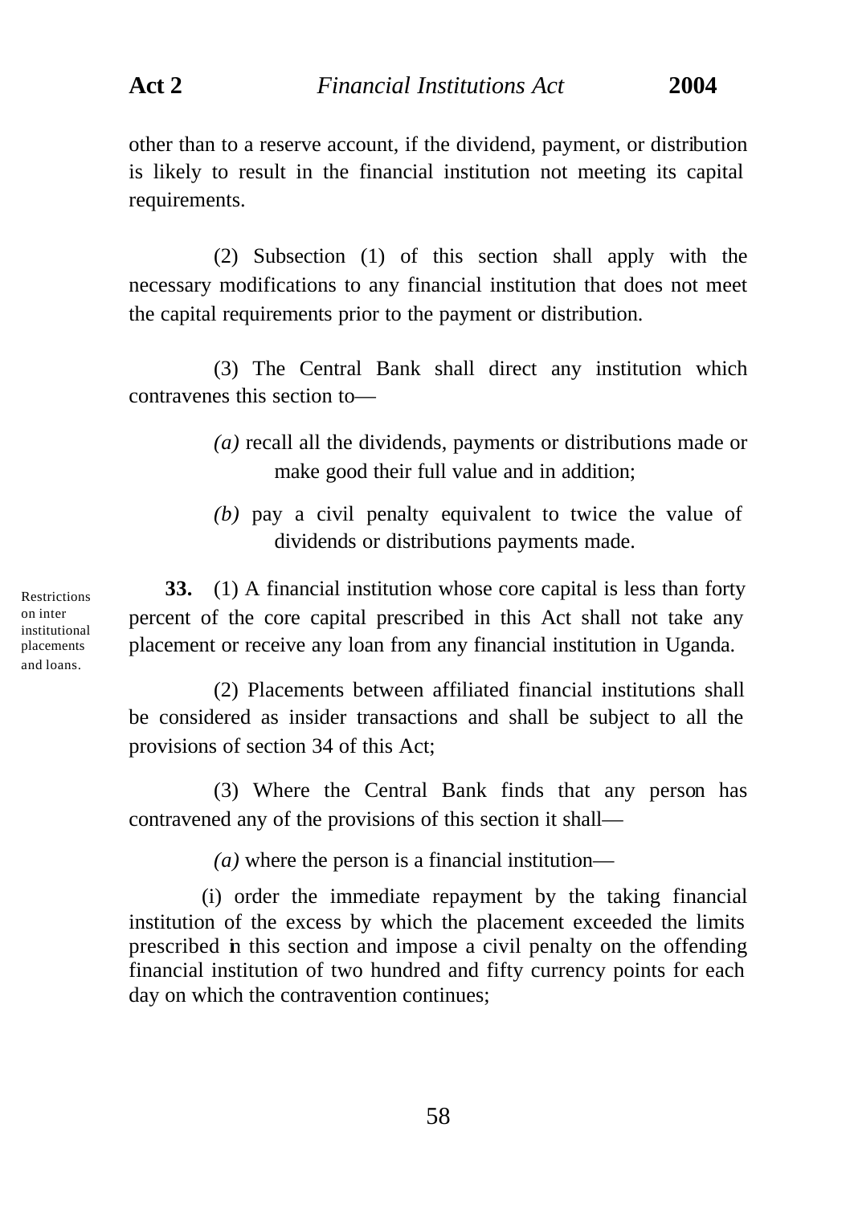other than to a reserve account, if the dividend, payment, or distribution is likely to result in the financial institution not meeting its capital requirements.

(2) Subsection (1) of this section shall apply with the necessary modifications to any financial institution that does not meet the capital requirements prior to the payment or distribution.

(3) The Central Bank shall direct any institution which contravenes this section to—

*(a)* recall all the dividends, payments or distributions made or make good their full value and in addition;

*(b)* pay a civil penalty equivalent to twice the value of dividends or distributions payments made.

Restrictions on inter institutional placements and loans.

**33.** (1) A financial institution whose core capital is less than forty percent of the core capital prescribed in this Act shall not take any placement or receive any loan from any financial institution in Uganda.

(2) Placements between affiliated financial institutions shall be considered as insider transactions and shall be subject to all the provisions of section 34 of this Act;

(3) Where the Central Bank finds that any person has contravened any of the provisions of this section it shall—

*(a)* where the person is a financial institution—

(i) order the immediate repayment by the taking financial institution of the excess by which the placement exceeded the limits prescribed in this section and impose a civil penalty on the offending financial institution of two hundred and fifty currency points for each day on which the contravention continues;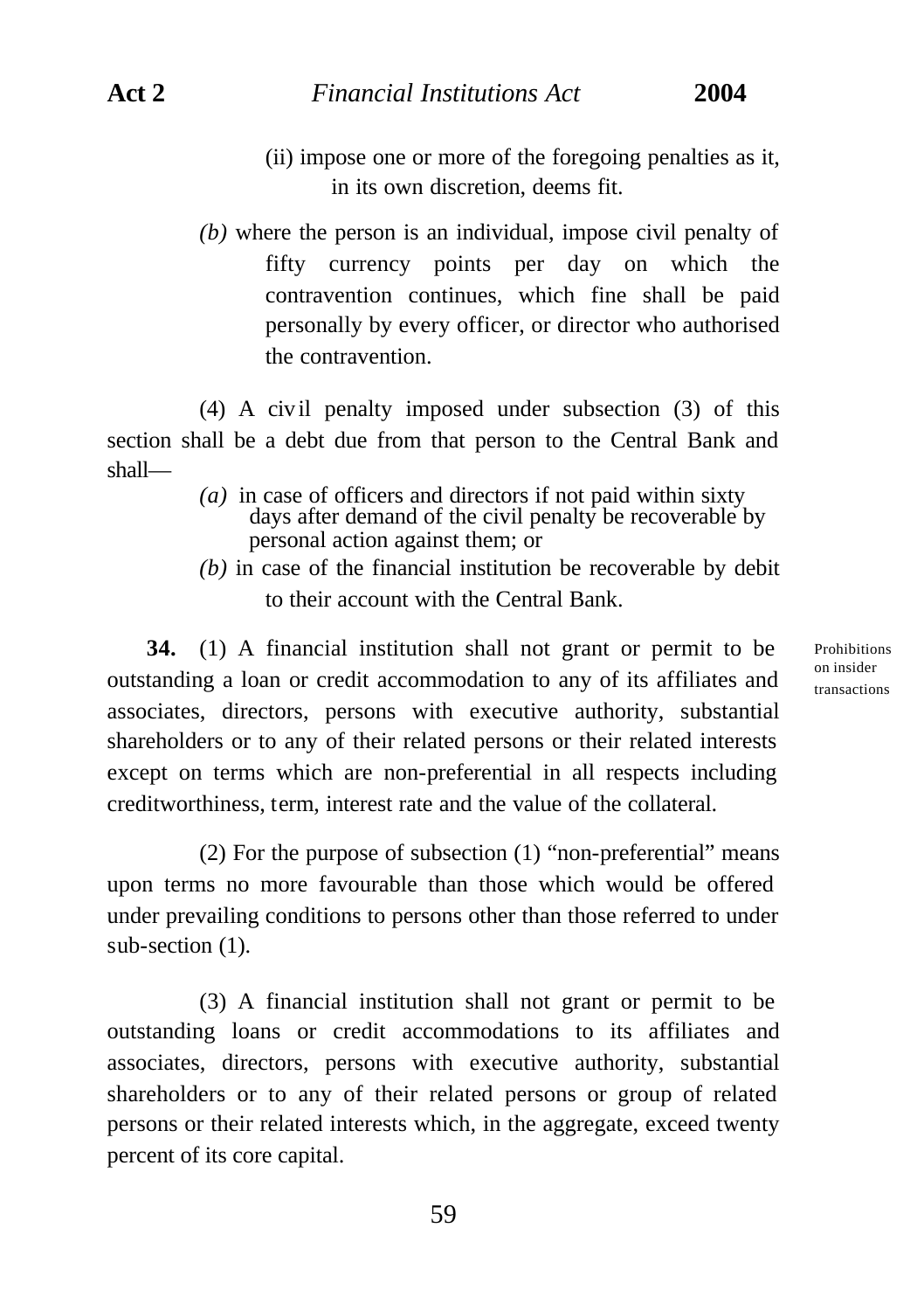(ii) impose one or more of the foregoing penalties as it, in its own discretion, deems fit.

*(b)* where the person is an individual, impose civil penalty of fifty currency points per day on which the contravention continues, which fine shall be paid personally by every officer, or director who authorised the contravention.

(4) A civil penalty imposed under subsection (3) of this section shall be a debt due from that person to the Central Bank and shall—

*(a)* in case of officers and directors if not paid within sixty days after demand of the civil penalty be recoverable by personal action against them; or

*(b)* in case of the financial institution be recoverable by debit to their account with the Central Bank.

Prohibitions on insider transactions

**34.** (1) A financial institution shall not grant or permit to be outstanding a loan or credit accommodation to any of its affiliates and associates, directors, persons with executive authority, substantial shareholders or to any of their related persons or their related interests except on terms which are non-preferential in all respects including creditworthiness, term, interest rate and the value of the collateral.

(2) For the purpose of subsection (1) "non-preferential" means upon terms no more favourable than those which would be offered under prevailing conditions to persons other than those referred to under sub-section (1).

(3) A financial institution shall not grant or permit to be outstanding loans or credit accommodations to its affiliates and associates, directors, persons with executive authority, substantial shareholders or to any of their related persons or group of related persons or their related interests which, in the aggregate, exceed twenty percent of its core capital.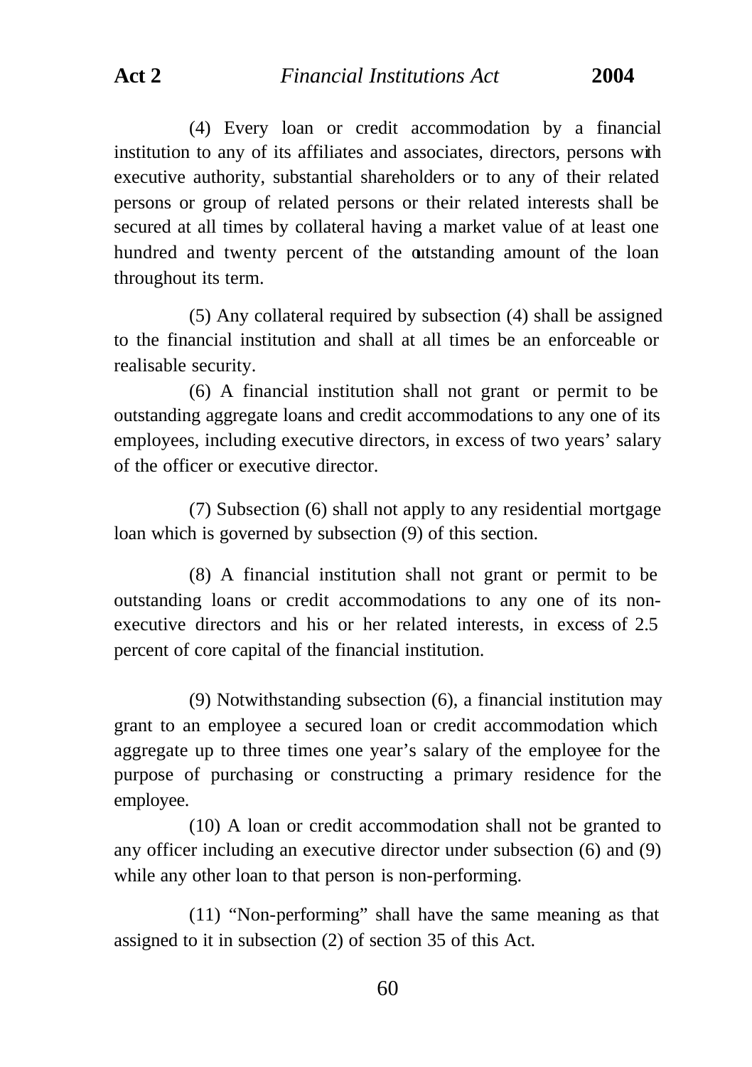(4) Every loan or credit accommodation by a financial institution to any of its affiliates and associates, directors, persons with executive authority, substantial shareholders or to any of their related persons or group of related persons or their related interests shall be secured at all times by collateral having a market value of at least one hundred and twenty percent of the outstanding amount of the loan throughout its term.

(5) Any collateral required by subsection (4) shall be assigned to the financial institution and shall at all times be an enforceable or realisable security.

(6) A financial institution shall not grant or permit to be outstanding aggregate loans and credit accommodations to any one of its employees, including executive directors, in excess of two years' salary of the officer or executive director.

(7) Subsection (6) shall not apply to any residential mortgage loan which is governed by subsection (9) of this section.

(8) A financial institution shall not grant or permit to be outstanding loans or credit accommodations to any one of its non-executive directors and his or her related interests, in excess of 2.5 percent of core capital of the financial institution.

(9) Notwithstanding subsection (6), a financial institution may grant to an employee a secured loan or credit accommodation which aggregate up to three times one year's salary of the employee for the purpose of purchasing or constructing a primary residence for the employee.

(10) A loan or credit accommodation shall not be granted to any officer including an executive director under subsection (6) and (9) while any other loan to that person is non-performing.

(11) "Non-performing" shall have the same meaning as that assigned to it in subsection (2) of section 35 of this Act.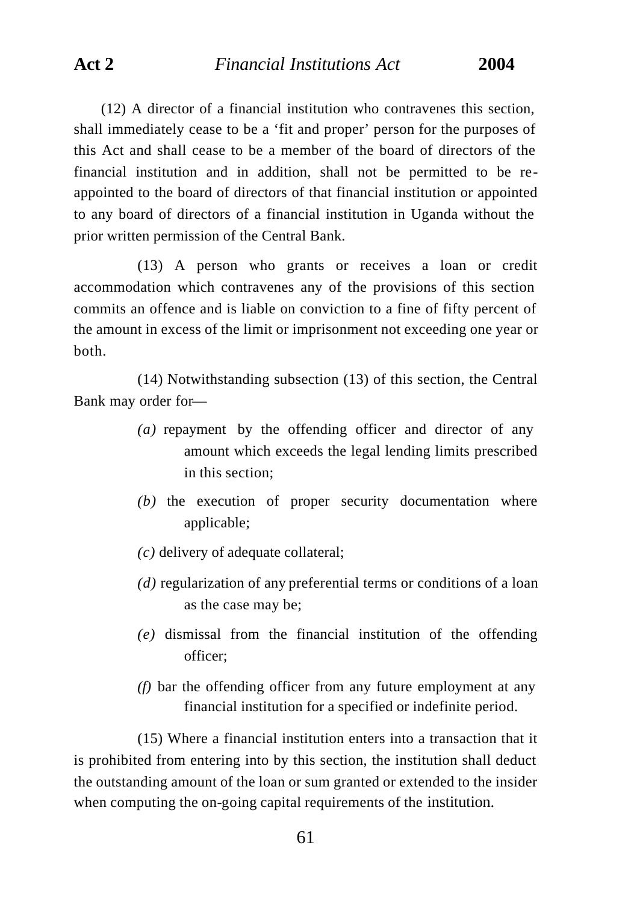(12) A director of a financial institution who contravenes this section, shall immediately cease to be a 'fit and proper' person for the purposes of this Act and shall cease to be a member of the board of directors of the financial institution and in addition, shall not be permitted to be re-appointed to the board of directors of that financial institution or appointed to any board of directors of a financial institution in Uganda without the prior written permission of the Central Bank.

(13) A person who grants or receives a loan or credit accommodation which contravenes any of the provisions of this section commits an offence and is liable on conviction to a fine of fifty percent of the amount in excess of the limit or imprisonment not exceeding one year or both.

(14) Notwithstanding subsection (13) of this section, the Central Bank may order for—

- *(a)* repayment by the offending officer and director of any amount which exceeds the legal lending limits prescribed in this section;
- *(b)* the execution of proper security documentation where applicable;
- *(c)* delivery of adequate collateral;
- *(d)* regularization of any preferential terms or conditions of a loan as the case may be;
- *(e)* dismissal from the financial institution of the offending officer;
- *(f)* bar the offending officer from any future employment at any financial institution for a specified or indefinite period.

(15) Where a financial institution enters into a transaction that it is prohibited from entering into by this section, the institution shall deduct the outstanding amount of the loan or sum granted or extended to the insider when computing the on-going capital requirements of the institution.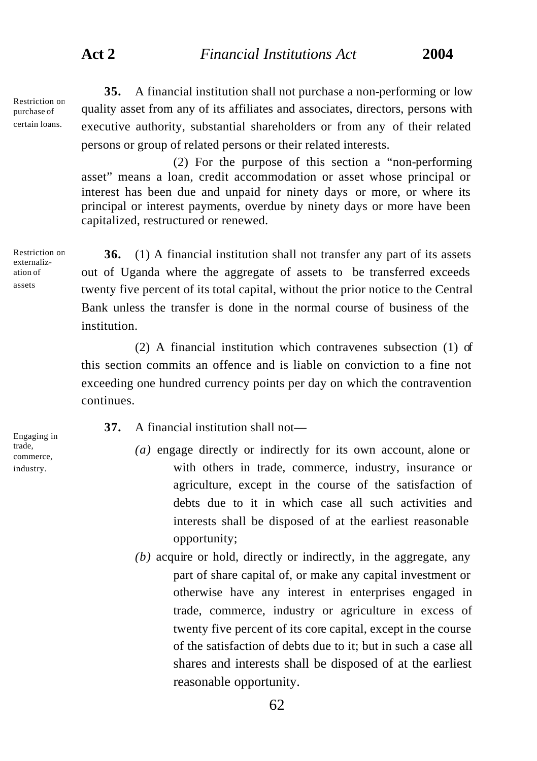Restriction on purchase of certain loans.

**35.** A financial institution shall not purchase a non-performing or low quality asset from any of its affiliates and associates, directors, persons with executive authority, substantial shareholders or from any of their related persons or group of related persons or their related interests.

(2) For the purpose of this section a "non-performing asset" means a loan, credit accommodation or asset whose principal or interest has been due and unpaid for ninety days or more, or where its principal or interest payments, overdue by ninety days or more have been capitalized, restructured or renewed.

Restriction on externalization of assets

**36.** (1) A financial institution shall not transfer any part of its assets out of Uganda where the aggregate of assets to be transferred exceeds twenty five percent of its total capital, without the prior notice to the Central Bank unless the transfer is done in the normal course of business of the institution.

(2) A financial institution which contravenes subsection (1) of this section commits an offence and is liable on conviction to a fine not exceeding one hundred currency points per day on which the contravention continues.

Engaging in trade, commerce, industry.

**37.** A financial institution shall not—

*(a)* engage directly or indirectly for its own account, alone or with others in trade, commerce, industry, insurance or agriculture, except in the course of the satisfaction of debts due to it in which case all such activities and interests shall be disposed of at the earliest reasonable opportunity;

*(b)* acquire or hold, directly or indirectly, in the aggregate, any part of share capital of, or make any capital investment or otherwise have any interest in enterprises engaged in trade, commerce, industry or agriculture in excess of twenty five percent of its core capital, except in the course of the satisfaction of debts due to it; but in such a case all shares and interests shall be disposed of at the earliest reasonable opportunity.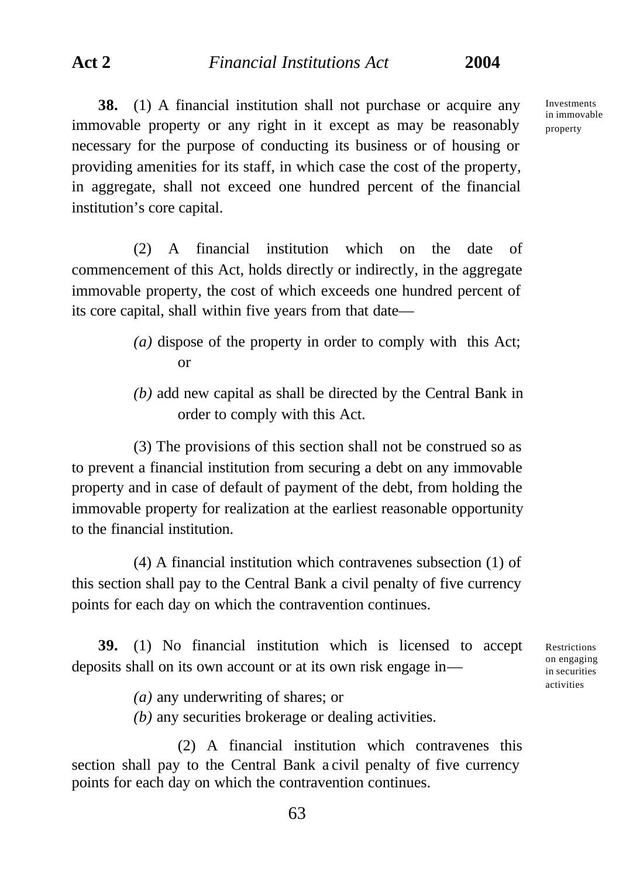**38.** (1) A financial institution shall not purchase or acquire any immovable property or any right in it except as may be reasonably necessary for the purpose of conducting its business or of housing or providing amenities for its staff, in which case the cost of the property, in aggregate, shall not exceed one hundred percent of the financial institution's core capital.

Investments in immovable property

(2) A financial institution which on the date of commencement of this Act, holds directly or indirectly, in the aggregate immovable property, the cost of which exceeds one hundred percent of its core capital, shall within five years from that date—

*(a)* dispose of the property in order to comply with this Act; or

*(b)* add new capital as shall be directed by the Central Bank in order to comply with this Act.

(3) The provisions of this section shall not be construed so as to prevent a financial institution from securing a debt on any immovable property and in case of default of payment of the debt, from holding the immovable property for realization at the earliest reasonable opportunity to the financial institution.

(4) A financial institution which contravenes subsection (1) of this section shall pay to the Central Bank a civil penalty of five currency points for each day on which the contravention continues.

**39.** (1) No financial institution which is licensed to accept deposits shall on its own account or at its own risk engage in—

Restrictions on engaging in securities activities

*(a)* any underwriting of shares; or

*(b)* any securities brokerage or dealing activities.

(2) A financial institution which contravenes this section shall pay to the Central Bank a civil penalty of five currency points for each day on which the contravention continues.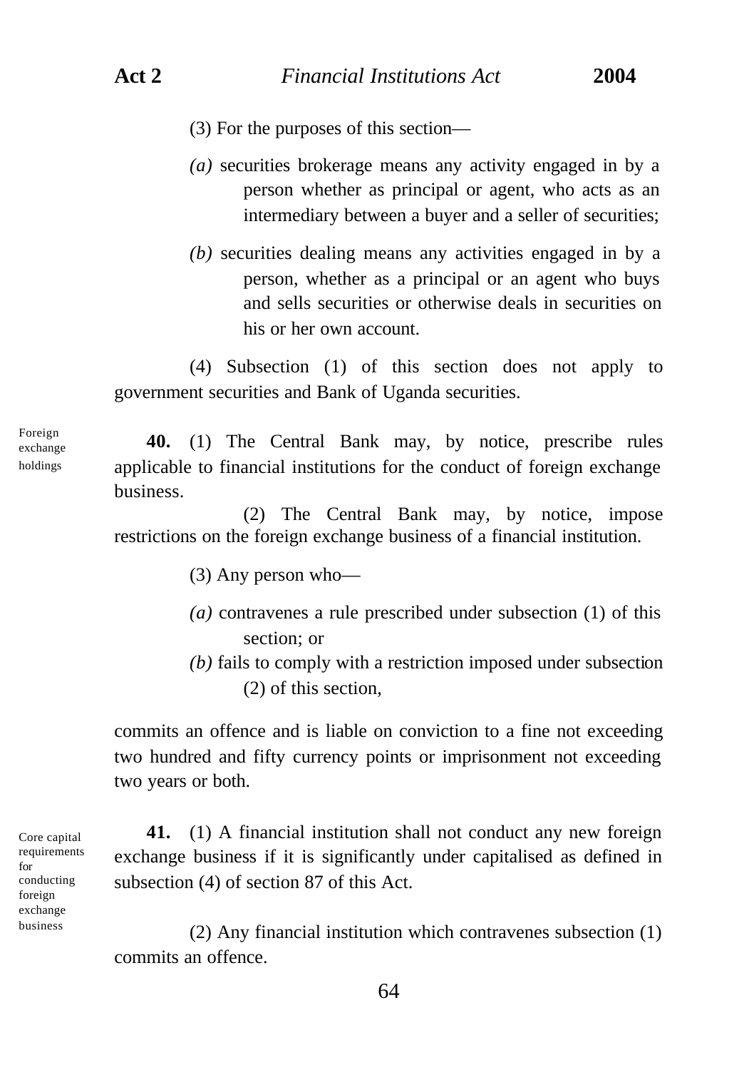(3) For the purposes of this section—

*(a)* securities brokerage means any activity engaged in by a person whether as principal or agent, who acts as an intermediary between a buyer and a seller of securities;

*(b)* securities dealing means any activities engaged in by a person, whether as a principal or an agent who buys and sells securities or otherwise deals in securities on his or her own account.

(4) Subsection (1) of this section does not apply to government securities and Bank of Uganda securities.

Foreign exchange holdings

**40.** (1) The Central Bank may, by notice, prescribe rules applicable to financial institutions for the conduct of foreign exchange business.

(2) The Central Bank may, by notice, impose restrictions on the foreign exchange business of a financial institution.

(3) Any person who—

*(a)* contravenes a rule prescribed under subsection (1) of this section; or

*(b)* fails to comply with a restriction imposed under subsection (2) of this section,

commits an offence and is liable on conviction to a fine not exceeding two hundred and fifty currency points or imprisonment not exceeding two years or both.

Core capital requirements for conducting foreign exchange business

**41.** (1) A financial institution shall not conduct any new foreign exchange business if it is significantly under capitalised as defined in subsection (4) of section 87 of this Act.

(2) Any financial institution which contravenes subsection (1) commits an offence.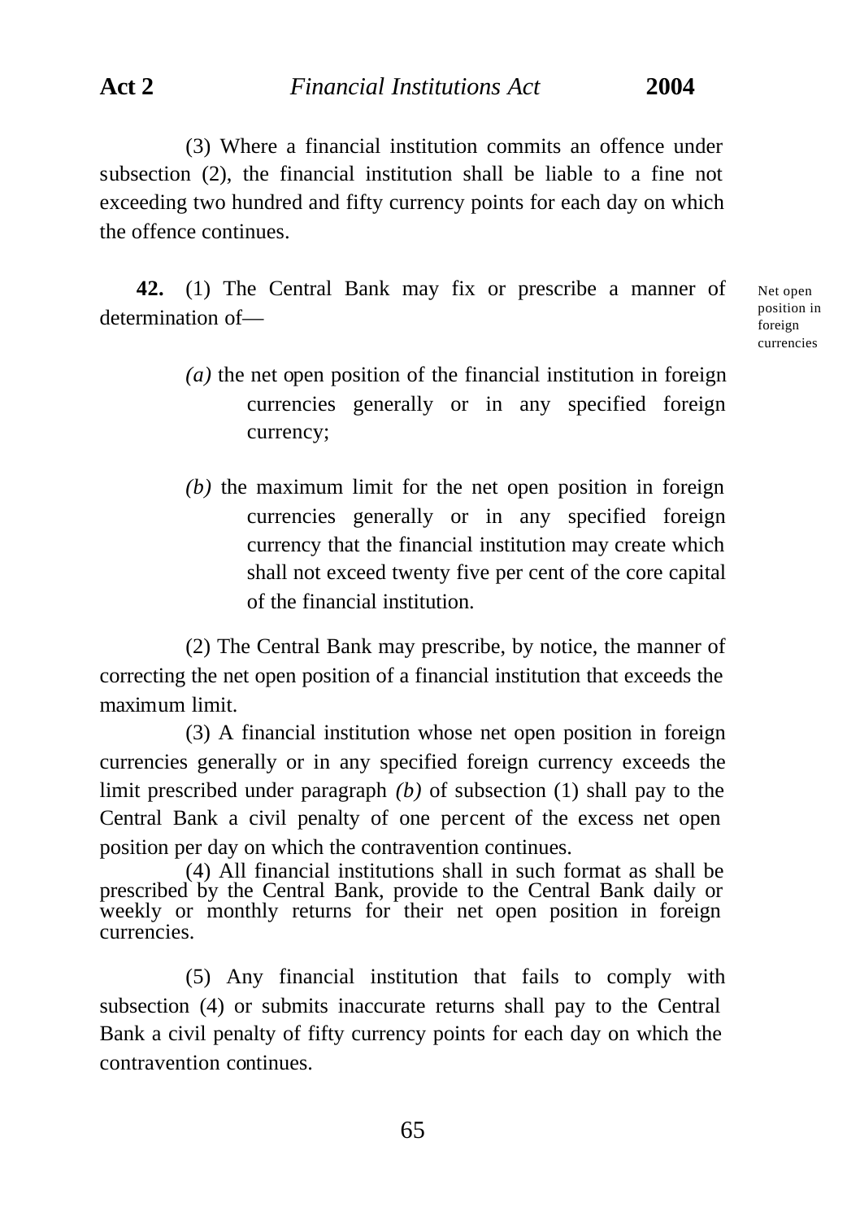(3) Where a financial institution commits an offence under subsection (2), the financial institution shall be liable to a fine not exceeding two hundred and fifty currency points for each day on which the offence continues.

Net open position in foreign currencies

**42.** (1) The Central Bank may fix or prescribe a manner of determination of—

*(a)* the net open position of the financial institution in foreign currencies generally or in any specified foreign currency;

*(b)* the maximum limit for the net open position in foreign currencies generally or in any specified foreign currency that the financial institution may create which shall not exceed twenty five per cent of the core capital of the financial institution.

(2) The Central Bank may prescribe, by notice, the manner of correcting the net open position of a financial institution that exceeds the maximum limit.

(3) A financial institution whose net open position in foreign currencies generally or in any specified foreign currency exceeds the limit prescribed under paragraph *(b)* of subsection (1) shall pay to the Central Bank a civil penalty of one percent of the excess net open position per day on which the contravention continues.

(4) All financial institutions shall in such format as shall be prescribed by the Central Bank, provide to the Central Bank daily or weekly or monthly returns for their net open position in foreign currencies.

(5) Any financial institution that fails to comply with subsection (4) or submits inaccurate returns shall pay to the Central Bank a civil penalty of fifty currency points for each day on which the contravention continues.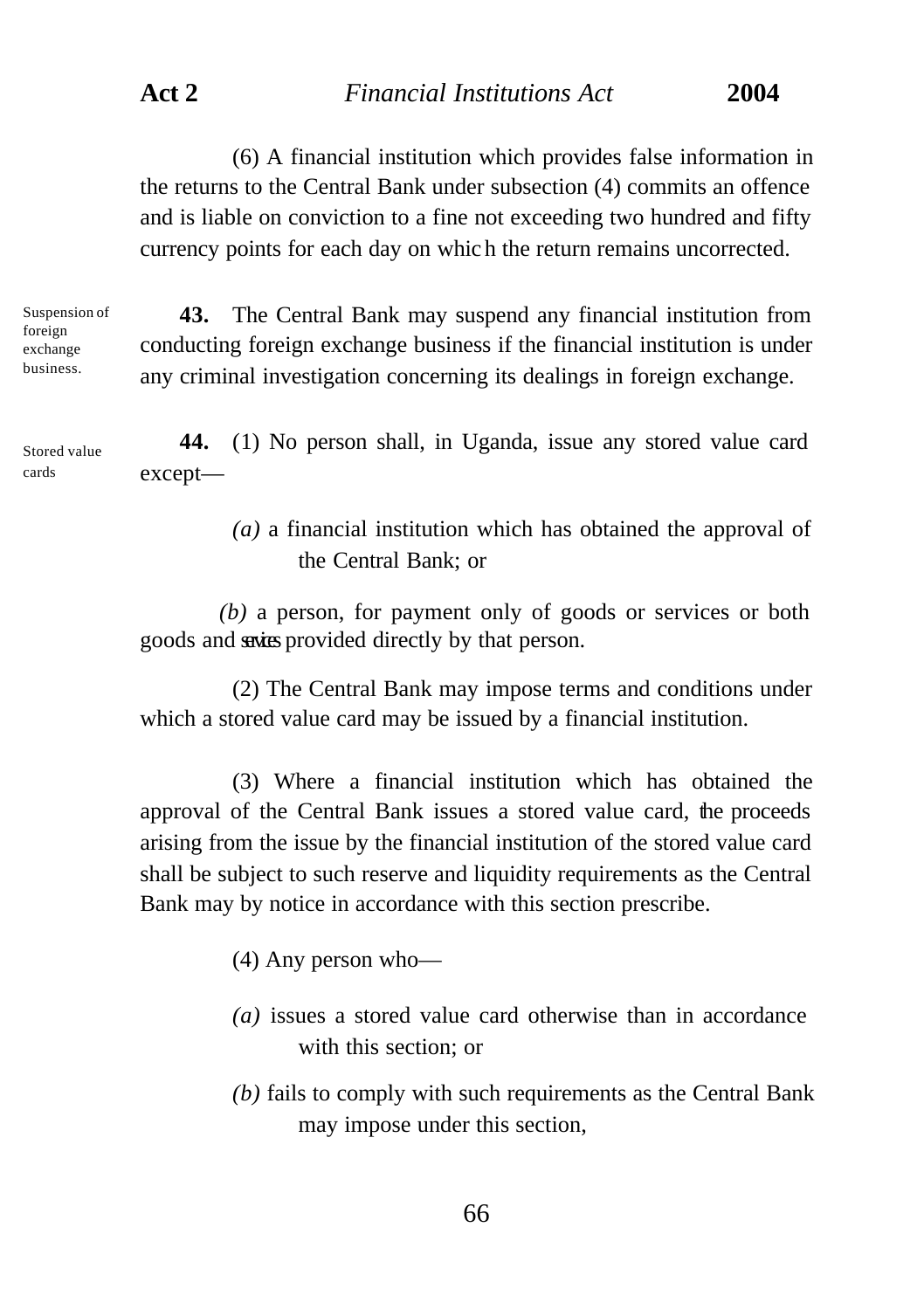(6) A financial institution which provides false information in the returns to the Central Bank under subsection (4) commits an offence and is liable on conviction to a fine not exceeding two hundred and fifty currency points for each day on which the return remains uncorrected.

Suspension of foreign exchange business.

**43.** The Central Bank may suspend any financial institution from conducting foreign exchange business if the financial institution is under any criminal investigation concerning its dealings in foreign exchange.

Stored value cards

**44.** (1) No person shall, in Uganda, issue any stored value card except—

*(a)* a financial institution which has obtained the approval of the Central Bank; or

*(b)* a person, for payment only of goods or services or both goods and services provided directly by that person.

(2) The Central Bank may impose terms and conditions under which a stored value card may be issued by a financial institution.

(3) Where a financial institution which has obtained the approval of the Central Bank issues a stored value card, the proceeds arising from the issue by the financial institution of the stored value card shall be subject to such reserve and liquidity requirements as the Central Bank may by notice in accordance with this section prescribe.

(4) Any person who—

*(a)* issues a stored value card otherwise than in accordance with this section; or

*(b)* fails to comply with such requirements as the Central Bank may impose under this section,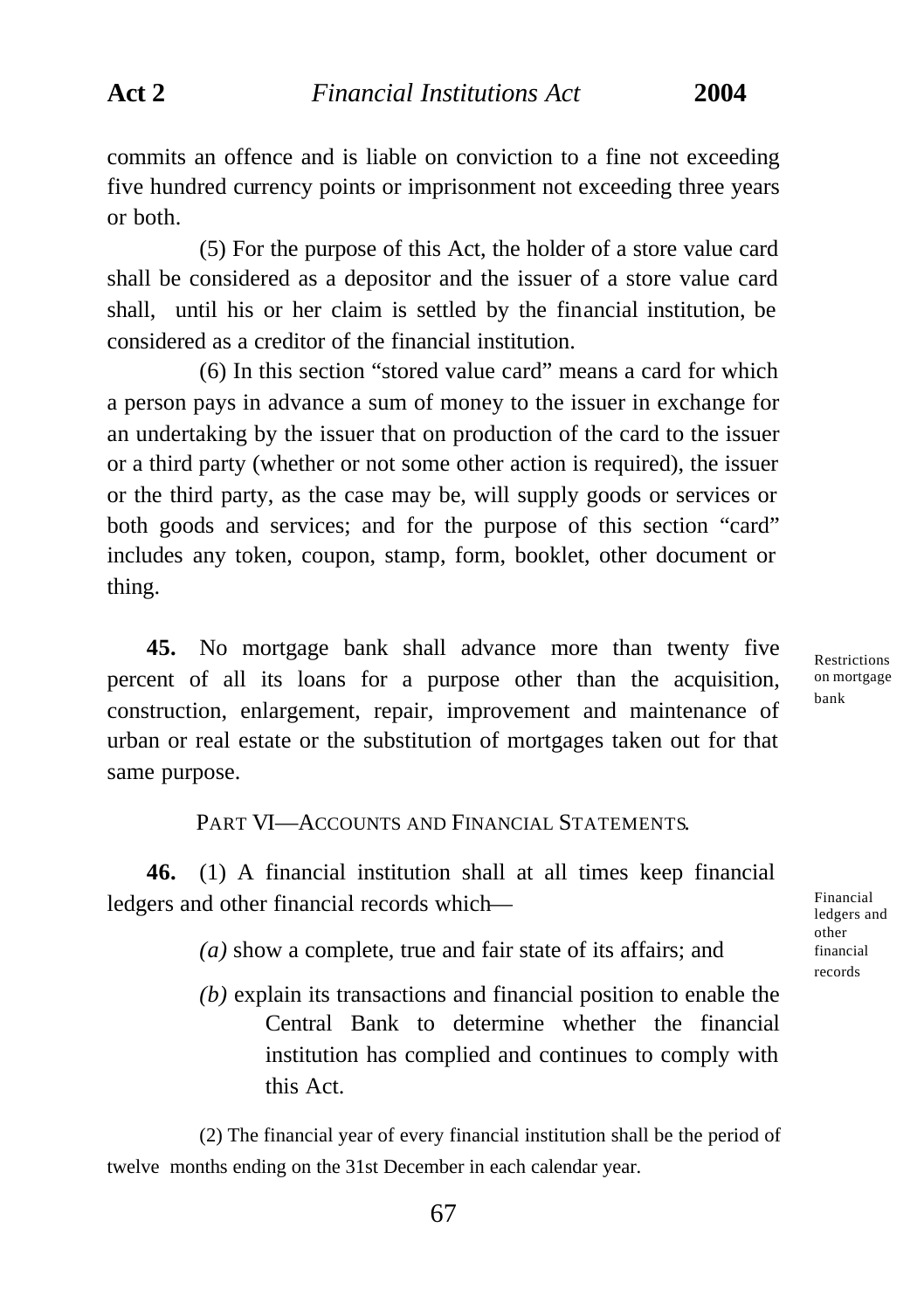commits an offence and is liable on conviction to a fine not exceeding five hundred currency points or imprisonment not exceeding three years or both.

(5) For the purpose of this Act, the holder of a store value card shall be considered as a depositor and the issuer of a store value card shall, until his or her claim is settled by the financial institution, be considered as a creditor of the financial institution.

(6) In this section "stored value card" means a card for which a person pays in advance a sum of money to the issuer in exchange for an undertaking by the issuer that on production of the card to the issuer or a third party (whether or not some other action is required), the issuer or the third party, as the case may be, will supply goods or services or both goods and services; and for the purpose of this section "card" includes any token, coupon, stamp, form, booklet, other document or thing.

*Restrictions on mortgage bank*

**45.** No mortgage bank shall advance more than twenty five percent of all its loans for a purpose other than the acquisition, construction, enlargement, repair, improvement and maintenance of urban or real estate or the substitution of mortgages taken out for that same purpose.

## PART VI—ACCOUNTS AND FINANCIAL STATEMENTS.

*Financial ledgers and other financial records*

**46.** (1) A financial institution shall at all times keep financial ledgers and other financial records which—

*(a)* show a complete, true and fair state of its affairs; and

*(b)* explain its transactions and financial position to enable the Central Bank to determine whether the financial institution has complied and continues to comply with this Act.

(2) The financial year of every financial institution shall be the period of twelve months ending on the 31st December in each calendar year.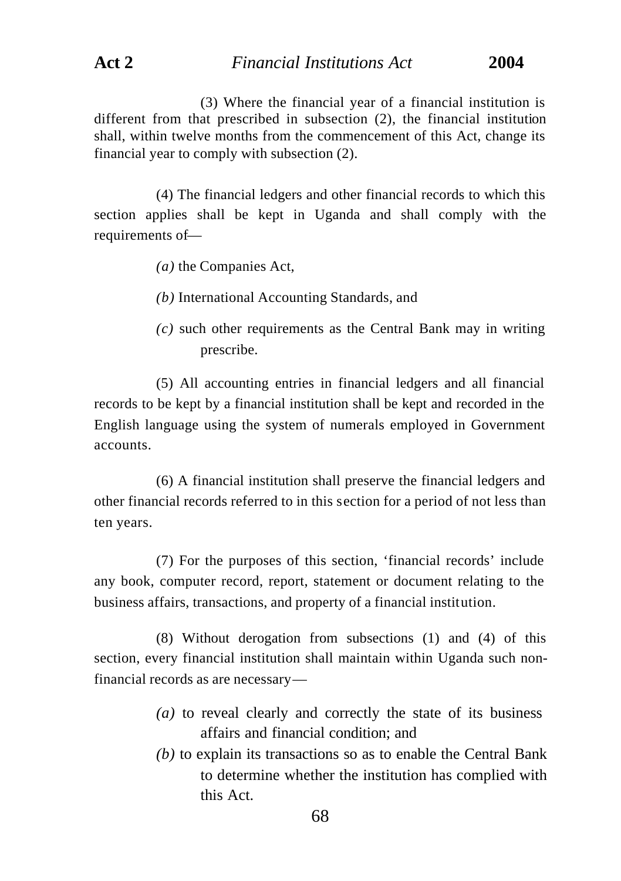(3) Where the financial year of a financial institution is different from that prescribed in subsection (2), the financial institution shall, within twelve months from the commencement of this Act, change its financial year to comply with subsection (2).

(4) The financial ledgers and other financial records to which this section applies shall be kept in Uganda and shall comply with the requirements of—

*(a)* the Companies Act,

*(b)* International Accounting Standards, and

*(c)* such other requirements as the Central Bank may in writing prescribe.

(5) All accounting entries in financial ledgers and all financial records to be kept by a financial institution shall be kept and recorded in the English language using the system of numerals employed in Government accounts.

(6) A financial institution shall preserve the financial ledgers and other financial records referred to in this section for a period of not less than ten years.

(7) For the purposes of this section, 'financial records' include any book, computer record, report, statement or document relating to the business affairs, transactions, and property of a financial institution.

(8) Without derogation from subsections (1) and (4) of this section, every financial institution shall maintain within Uganda such non-financial records as are necessary—

*(a)* to reveal clearly and correctly the state of its business affairs and financial condition; and

*(b)* to explain its transactions so as to enable the Central Bank to determine whether the institution has complied with this Act.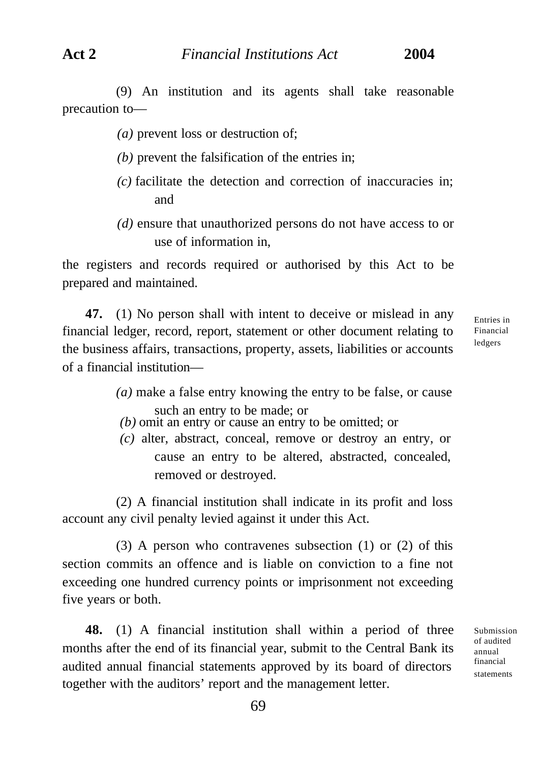(9) An institution and its agents shall take reasonable precaution to—

*(a)* prevent loss or destruction of;

*(b)* prevent the falsification of the entries in;

*(c)* facilitate the detection and correction of inaccuracies in; and

*(d)* ensure that unauthorized persons do not have access to or use of information in,

the registers and records required or authorised by this Act to be prepared and maintained.

Entries in Financial ledgers

**47.** (1) No person shall with intent to deceive or mislead in any financial ledger, record, report, statement or other document relating to the business affairs, transactions, property, assets, liabilities or accounts of a financial institution—

*(a)* make a false entry knowing the entry to be false, or cause such an entry to be made; or

*(b)* omit an entry or cause an entry to be omitted; or

*(c)* alter, abstract, conceal, remove or destroy an entry, or cause an entry to be altered, abstracted, concealed, removed or destroyed.

(2) A financial institution shall indicate in its profit and loss account any civil penalty levied against it under this Act.

(3) A person who contravenes subsection (1) or (2) of this section commits an offence and is liable on conviction to a fine not exceeding one hundred currency points or imprisonment not exceeding five years or both.

Submission of audited annual financial statements

**48.** (1) A financial institution shall within a period of three months after the end of its financial year, submit to the Central Bank its audited annual financial statements approved by its board of directors together with the auditors' report and the management letter.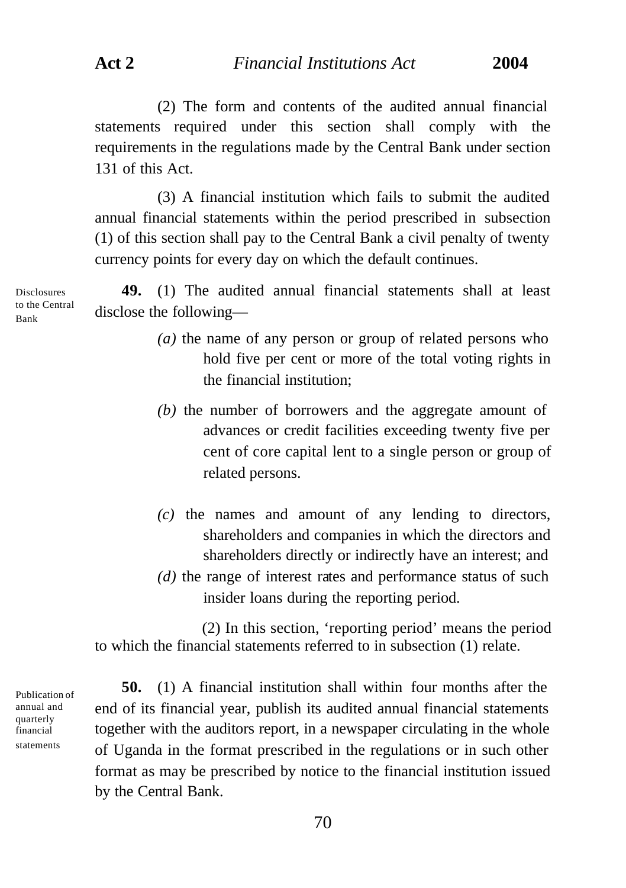(2) The form and contents of the audited annual financial statements required under this section shall comply with the requirements in the regulations made by the Central Bank under section 131 of this Act.

(3) A financial institution which fails to submit the audited annual financial statements within the period prescribed in subsection (1) of this section shall pay to the Central Bank a civil penalty of twenty currency points for every day on which the default continues.

*Disclosures to the Central Bank*

**49.** (1) The audited annual financial statements shall at least disclose the following—

*(a)* the name of any person or group of related persons who hold five per cent or more of the total voting rights in the financial institution;

*(b)* the number of borrowers and the aggregate amount of advances or credit facilities exceeding twenty five per cent of core capital lent to a single person or group of related persons.

*(c)* the names and amount of any lending to directors, shareholders and companies in which the directors and shareholders directly or indirectly have an interest; and

*(d)* the range of interest rates and performance status of such insider loans during the reporting period.

(2) In this section, 'reporting period' means the period to which the financial statements referred to in subsection (1) relate.

*Publication of annual and quarterly financial statements*

**50.** (1) A financial institution shall within four months after the end of its financial year, publish its audited annual financial statements together with the auditors report, in a newspaper circulating in the whole of Uganda in the format prescribed in the regulations or in such other format as may be prescribed by notice to the financial institution issued by the Central Bank.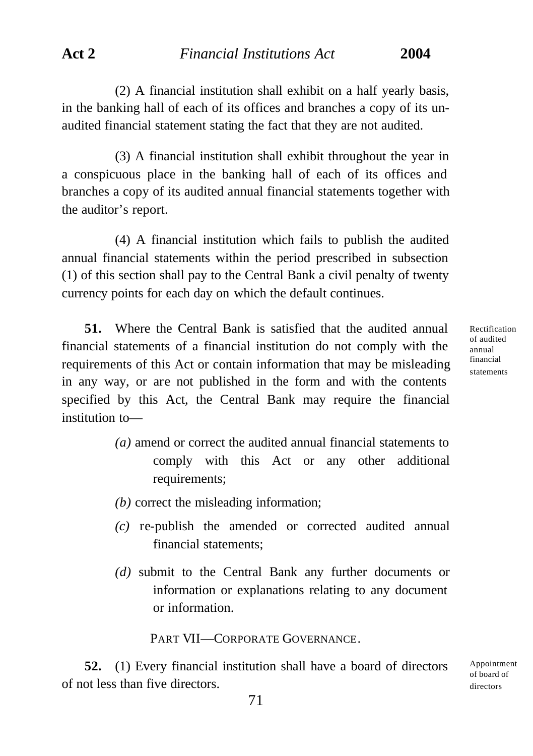(2) A financial institution shall exhibit on a half yearly basis, in the banking hall of each of its offices and branches a copy of its un-audited financial statement stating the fact that they are not audited.

(3) A financial institution shall exhibit throughout the year in a conspicuous place in the banking hall of each of its offices and branches a copy of its audited annual financial statements together with the auditor's report.

(4) A financial institution which fails to publish the audited annual financial statements within the period prescribed in subsection (1) of this section shall pay to the Central Bank a civil penalty of twenty currency points for each day on which the default continues.

Rectification of audited annual financial statements

**51.** Where the Central Bank is satisfied that the audited annual financial statements of a financial institution do not comply with the requirements of this Act or contain information that may be misleading in any way, or are not published in the form and with the contents specified by this Act, the Central Bank may require the financial institution to—

*(a)* amend or correct the audited annual financial statements to comply with this Act or any other additional requirements;

*(b)* correct the misleading information;

*(c)* re-publish the amended or corrected audited annual financial statements;

*(d)* submit to the Central Bank any further documents or information or explanations relating to any document or information.

## PART VII—CORPORATE GOVERNANCE.

Appointment of board of directors

**52.** (1) Every financial institution shall have a board of directors of not less than five directors.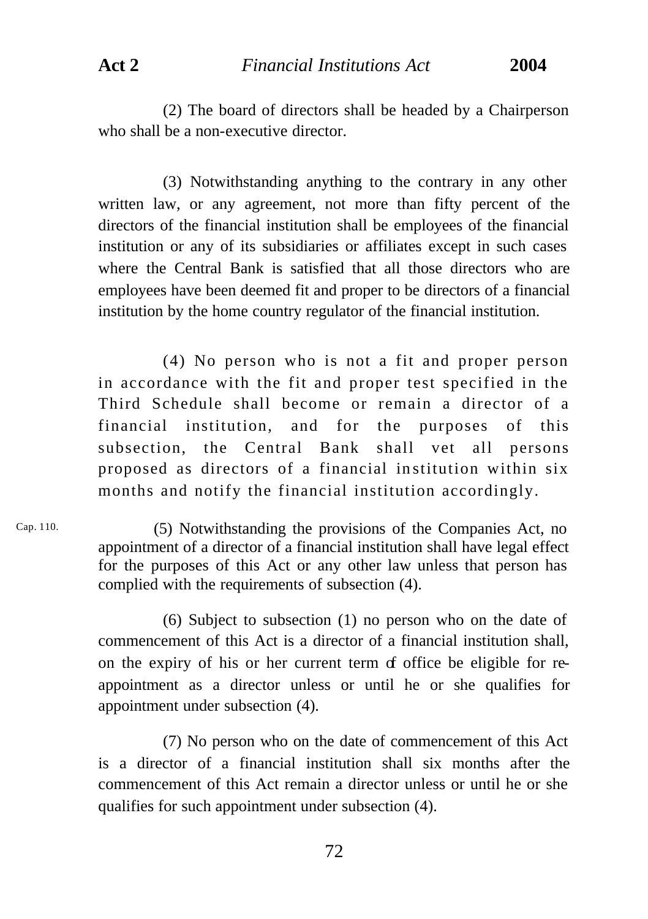(2) The board of directors shall be headed by a Chairperson who shall be a non-executive director.

(3) Notwithstanding anything to the contrary in any other written law, or any agreement, not more than fifty percent of the directors of the financial institution shall be employees of the financial institution or any of its subsidiaries or affiliates except in such cases where the Central Bank is satisfied that all those directors who are employees have been deemed fit and proper to be directors of a financial institution by the home country regulator of the financial institution.

(4) No person who is not a fit and proper person in accordance with the fit and proper test specified in the Third Schedule shall become or remain a director of a financial institution, and for the purposes of this subsection, the Central Bank shall vet all persons proposed as directors of a financial institution within six months and notify the financial institution accordingly.

Cap. 110.

(5) Notwithstanding the provisions of the Companies Act, no appointment of a director of a financial institution shall have legal effect for the purposes of this Act or any other law unless that person has complied with the requirements of subsection (4).

(6) Subject to subsection (1) no person who on the date of commencement of this Act is a director of a financial institution shall, on the expiry of his or her current term of office be eligible for re-appointment as a director unless or until he or she qualifies for appointment under subsection (4).

(7) No person who on the date of commencement of this Act is a director of a financial institution shall six months after the commencement of this Act remain a director unless or until he or she qualifies for such appointment under subsection (4).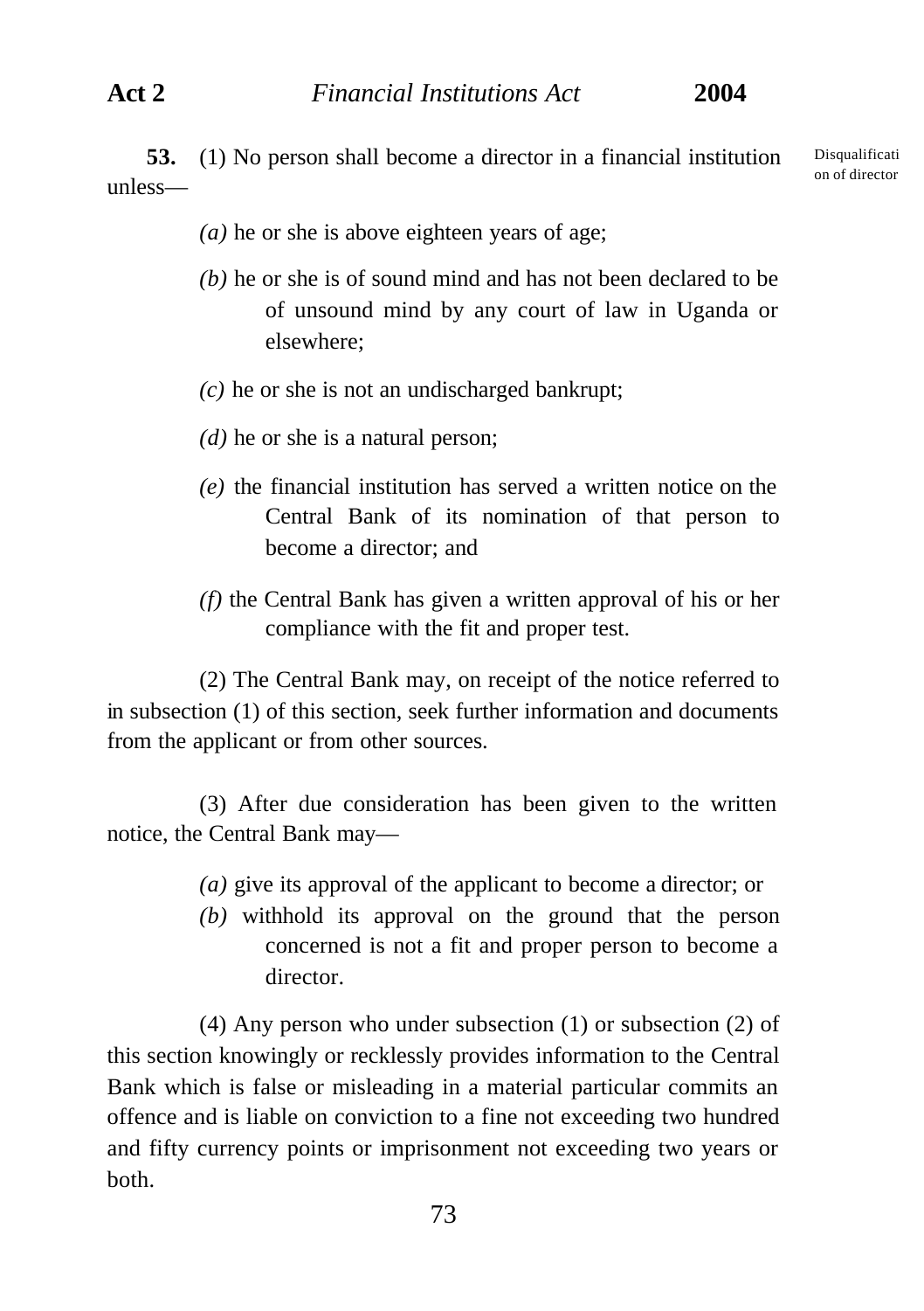**53.** (1) No person shall become a director in a financial institution unless—

Disqualification of director

*(a)* he or she is above eighteen years of age;

*(b)* he or she is of sound mind and has not been declared to be of unsound mind by any court of law in Uganda or elsewhere;

*(c)* he or she is not an undischarged bankrupt;

*(d)* he or she is a natural person;

*(e)* the financial institution has served a written notice on the Central Bank of its nomination of that person to become a director; and

*(f)* the Central Bank has given a written approval of his or her compliance with the fit and proper test.

(2) The Central Bank may, on receipt of the notice referred to in subsection (1) of this section, seek further information and documents from the applicant or from other sources.

(3) After due consideration has been given to the written notice, the Central Bank may—

*(a)* give its approval of the applicant to become a director; or

*(b)* withhold its approval on the ground that the person concerned is not a fit and proper person to become a director.

(4) Any person who under subsection (1) or subsection (2) of this section knowingly or recklessly provides information to the Central Bank which is false or misleading in a material particular commits an offence and is liable on conviction to a fine not exceeding two hundred and fifty currency points or imprisonment not exceeding two years or both.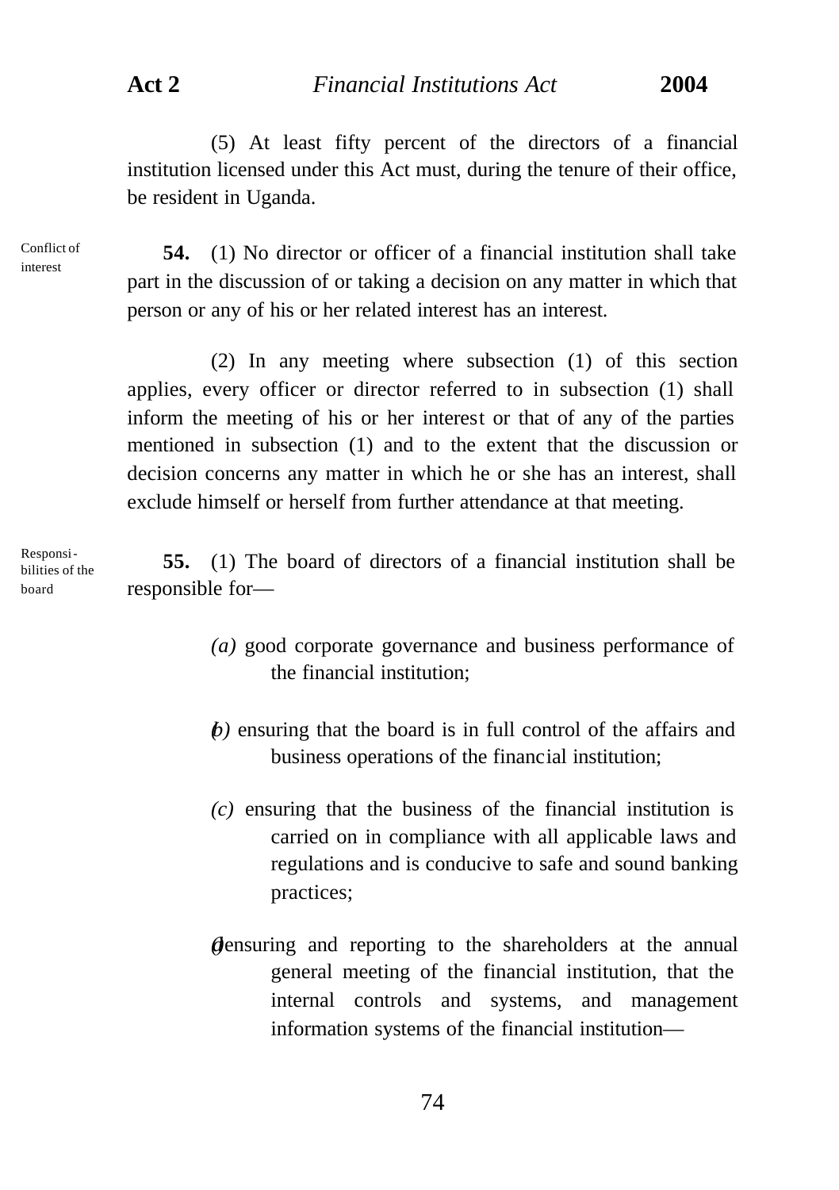(5) At least fifty percent of the directors of a financial institution licensed under this Act must, during the tenure of their office, be resident in Uganda.

**54. Conflict of interest**

(1) No director or officer of a financial institution shall take part in the discussion of or taking a decision on any matter in which that person or any of his or her related interest has an interest.

(2) In any meeting where subsection (1) of this section applies, every officer or director referred to in subsection (1) shall inform the meeting of his or her interest or that of any of the parties mentioned in subsection (1) and to the extent that the discussion or decision concerns any matter in which he or she has an interest, shall exclude himself or herself from further attendance at that meeting.

**55. Responsibilities of the board**

(1) The board of directors of a financial institution shall be responsible for—

*(a)* good corporate governance and business performance of the financial institution;

*(b)* ensuring that the board is in full control of the affairs and business operations of the financial institution;

*(c)* ensuring that the business of the financial institution is carried on in compliance with all applicable laws and regulations and is conducive to safe and sound banking practices;

*(d)* ensuring and reporting to the shareholders at the annual general meeting of the financial institution, that the internal controls and systems, and management information systems of the financial institution—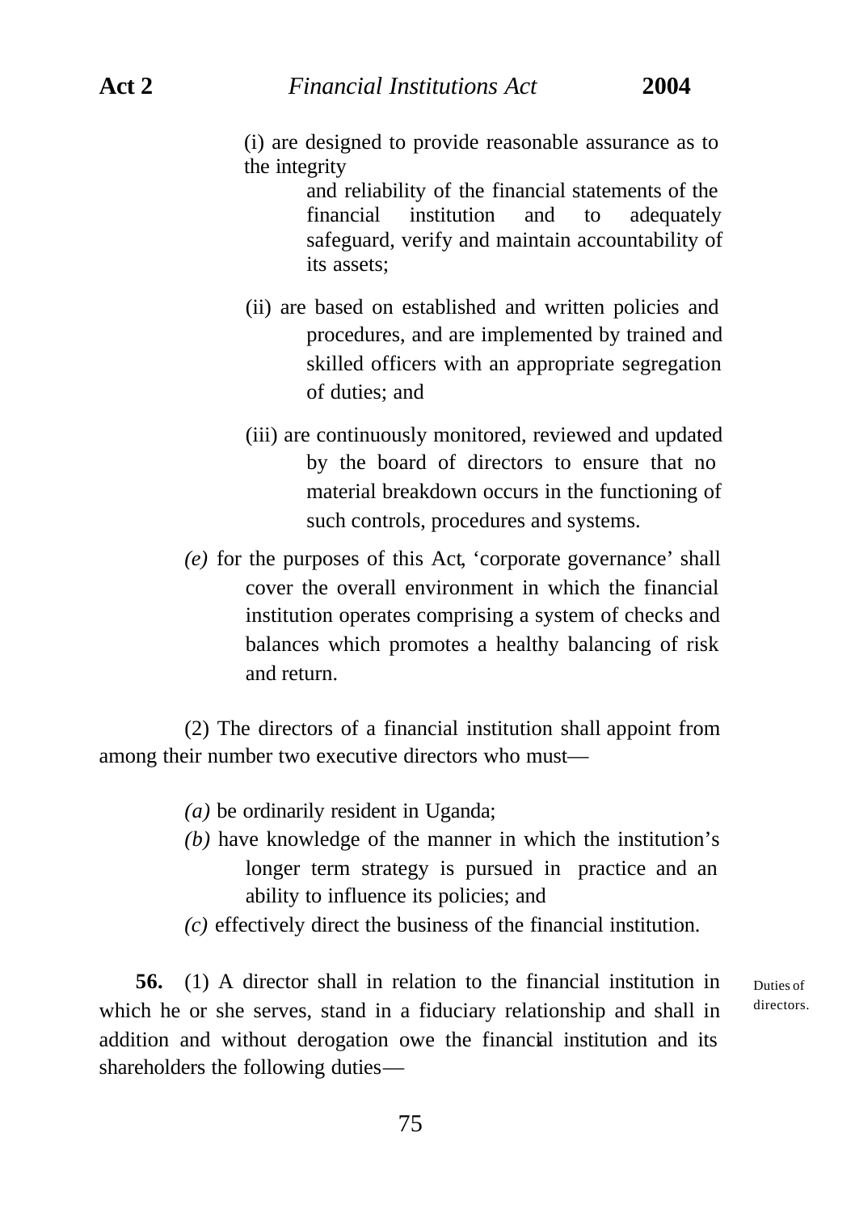(i) are designed to provide reasonable assurance as to the integrity and reliability of the financial statements of the financial institution and to adequately safeguard, verify and maintain accountability of its assets;

(ii) are based on established and written policies and procedures, and are implemented by trained and skilled officers with an appropriate segregation of duties; and

(iii) are continuously monitored, reviewed and updated by the board of directors to ensure that no material breakdown occurs in the functioning of such controls, procedures and systems.

*(e)* for the purposes of this Act, 'corporate governance' shall cover the overall environment in which the financial institution operates comprising a system of checks and balances which promotes a healthy balancing of risk and return.

(2) The directors of a financial institution shall appoint from among their number two executive directors who must—

*(a)* be ordinarily resident in Uganda;

*(b)* have knowledge of the manner in which the institution's longer term strategy is pursued in practice and an ability to influence its policies; and

*(c)* effectively direct the business of the financial institution.

Duties of directors.

**56.** (1) A director shall in relation to the financial institution in which he or she serves, stand in a fiduciary relationship and shall in addition and without derogation owe the financial institution and its shareholders the following duties—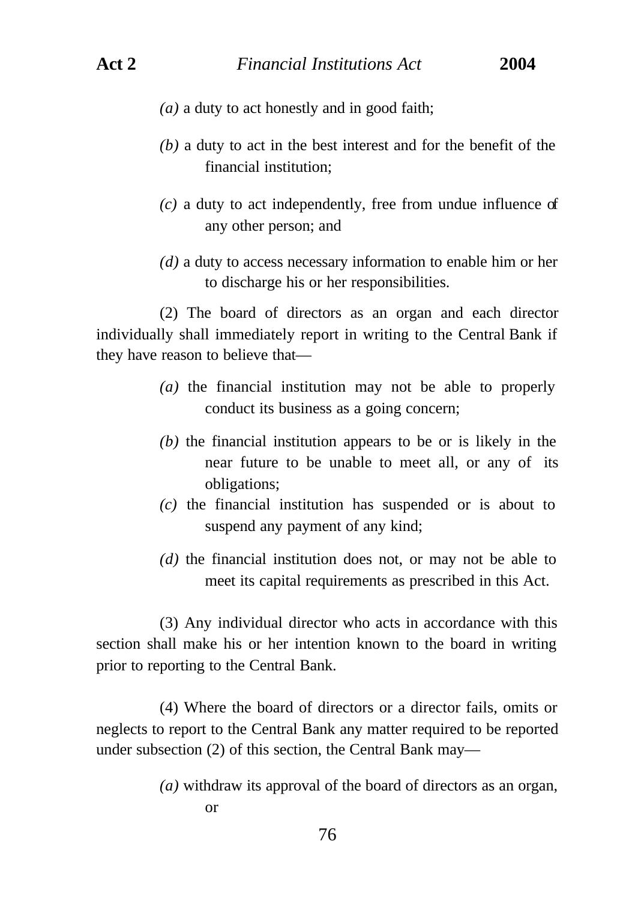*(a)* a duty to act honestly and in good faith;

*(b)* a duty to act in the best interest and for the benefit of the financial institution;

*(c)* a duty to act independently, free from undue influence of any other person; and

*(d)* a duty to access necessary information to enable him or her to discharge his or her responsibilities.

(2) The board of directors as an organ and each director individually shall immediately report in writing to the Central Bank if they have reason to believe that—

*(a)* the financial institution may not be able to properly conduct its business as a going concern;

*(b)* the financial institution appears to be or is likely in the near future to be unable to meet all, or any of its obligations;

*(c)* the financial institution has suspended or is about to suspend any payment of any kind;

*(d)* the financial institution does not, or may not be able to meet its capital requirements as prescribed in this Act.

(3) Any individual director who acts in accordance with this section shall make his or her intention known to the board in writing prior to reporting to the Central Bank.

(4) Where the board of directors or a director fails, omits or neglects to report to the Central Bank any matter required to be reported under subsection (2) of this section, the Central Bank may—

*(a)* withdraw its approval of the board of directors as an organ, or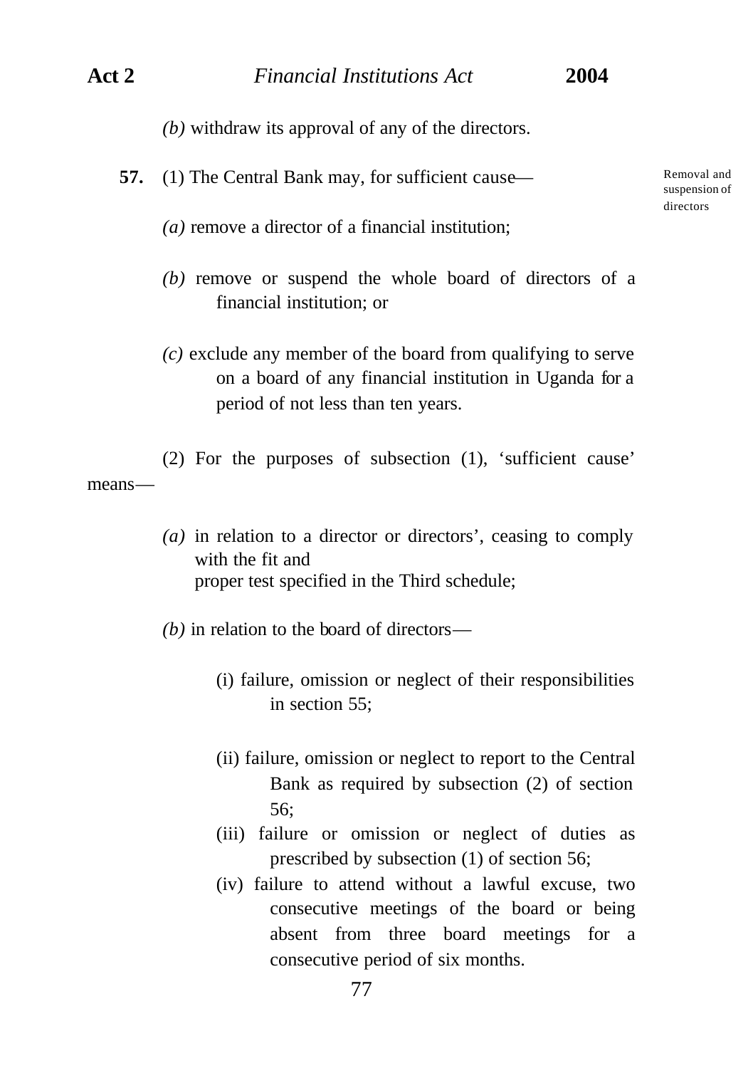*(b)* withdraw its approval of any of the directors.

**57.** (1) The Central Bank may, for sufficient cause—

Removal and suspension of directors

*(a)* remove a director of a financial institution;

*(b)* remove or suspend the whole board of directors of a financial institution; or

*(c)* exclude any member of the board from qualifying to serve on a board of any financial institution in Uganda for a period of not less than ten years.

(2) For the purposes of subsection (1), 'sufficient cause' means—

*(a)* in relation to a director or directors', ceasing to comply with the fit and proper test specified in the Third schedule;

*(b)* in relation to the board of directors—

(i) failure, omission or neglect of their responsibilities in section 55;

(ii) failure, omission or neglect to report to the Central Bank as required by subsection (2) of section 56;

(iii) failure or omission or neglect of duties as prescribed by subsection (1) of section 56;

(iv) failure to attend without a lawful excuse, two consecutive meetings of the board or being absent from three board meetings for a consecutive period of six months.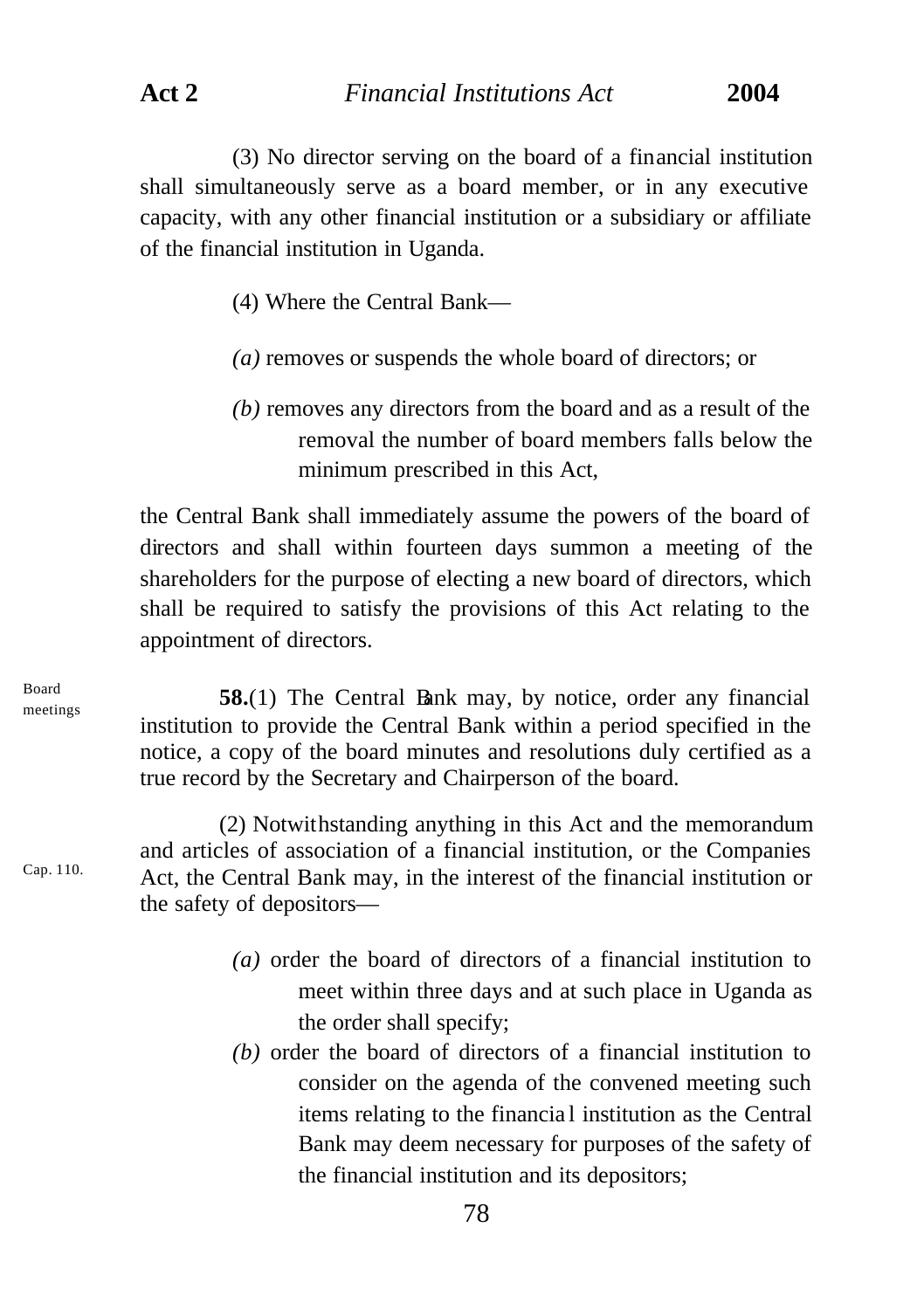(3) No director serving on the board of a financial institution shall simultaneously serve as a board member, or in any executive capacity, with any other financial institution or a subsidiary or affiliate of the financial institution in Uganda.

(4) Where the Central Bank—

*(a)* removes or suspends the whole board of directors; or

*(b)* removes any directors from the board and as a result of the removal the number of board members falls below the minimum prescribed in this Act,

the Central Bank shall immediately assume the powers of the board of directors and shall within fourteen days summon a meeting of the shareholders for the purpose of electing a new board of directors, which shall be required to satisfy the provisions of this Act relating to the appointment of directors.

Board meetings

**58.**(1) The Central Bank may, by notice, order any financial institution to provide the Central Bank within a period specified in the notice, a copy of the board minutes and resolutions duly certified as a true record by the Secretary and Chairperson of the board.

Cap. 110.

(2) Notwithstanding anything in this Act and the memorandum and articles of association of a financial institution, or the Companies Act, the Central Bank may, in the interest of the financial institution or the safety of depositors—

*(a)* order the board of directors of a financial institution to meet within three days and at such place in Uganda as the order shall specify;

*(b)* order the board of directors of a financial institution to consider on the agenda of the convened meeting such items relating to the financial institution as the Central Bank may deem necessary for purposes of the safety of the financial institution and its depositors;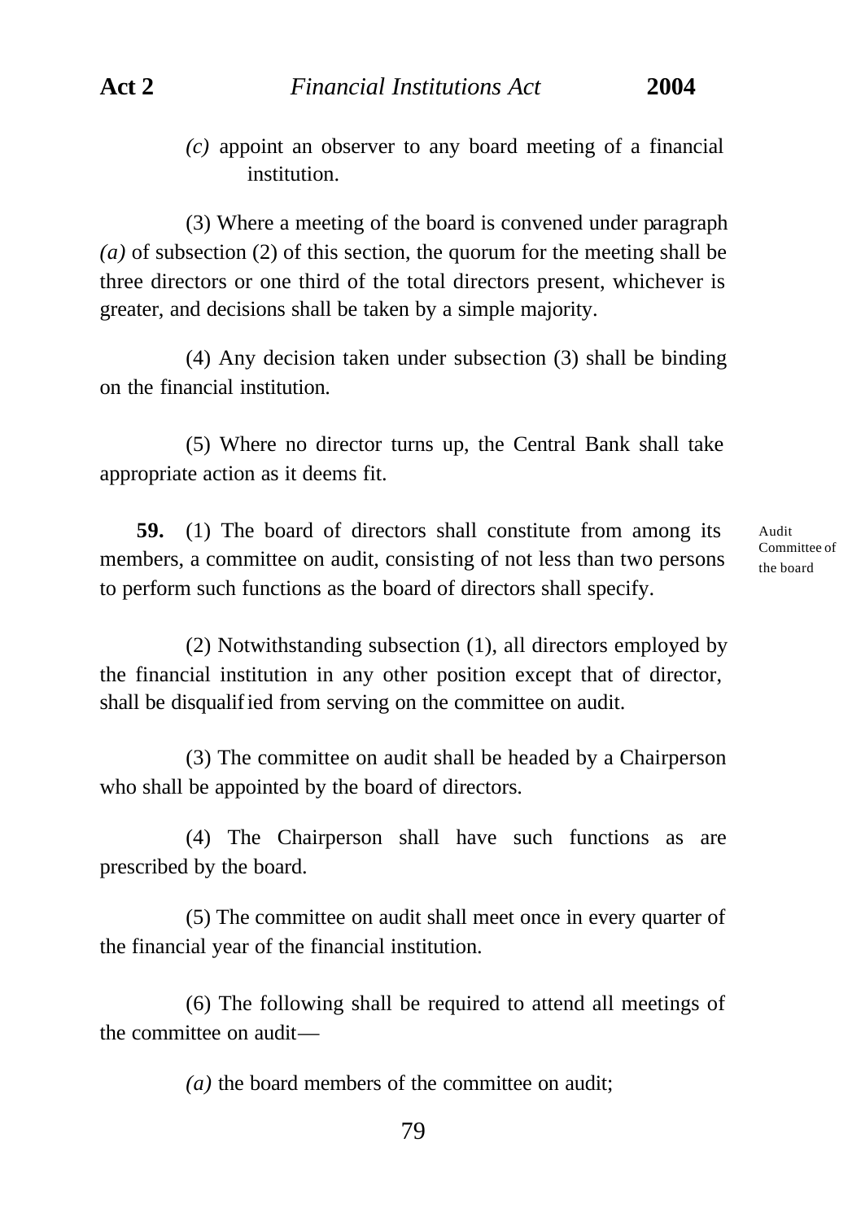*(c)* appoint an observer to any board meeting of a financial institution.

(3) Where a meeting of the board is convened under paragraph *(a)* of subsection (2) of this section, the quorum for the meeting shall be three directors or one third of the total directors present, whichever is greater, and decisions shall be taken by a simple majority.

(4) Any decision taken under subsection (3) shall be binding on the financial institution.

(5) Where no director turns up, the Central Bank shall take appropriate action as it deems fit.

Audit Committee of the board

**59.** (1) The board of directors shall constitute from among its members, a committee on audit, consisting of not less than two persons to perform such functions as the board of directors shall specify.

(2) Notwithstanding subsection (1), all directors employed by the financial institution in any other position except that of director, shall be disqualified from serving on the committee on audit.

(3) The committee on audit shall be headed by a Chairperson who shall be appointed by the board of directors.

(4) The Chairperson shall have such functions as are prescribed by the board.

(5) The committee on audit shall meet once in every quarter of the financial year of the financial institution.

(6) The following shall be required to attend all meetings of the committee on audit—

*(a)* the board members of the committee on audit;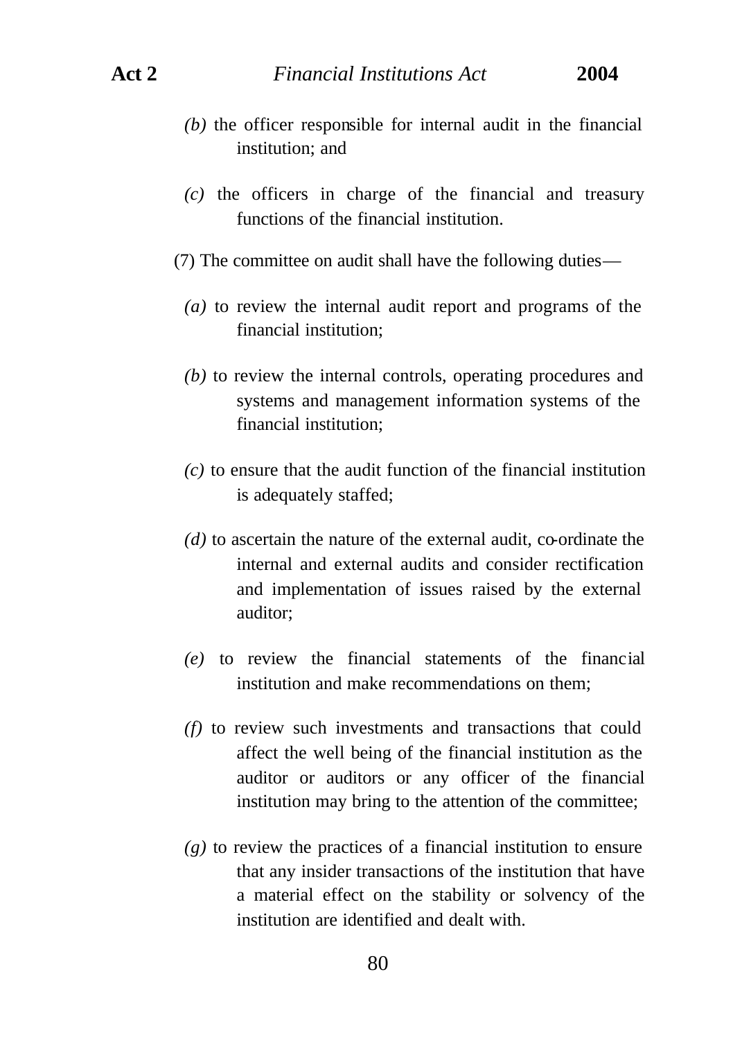*(b)* the officer responsible for internal audit in the financial institution; and

*(c)* the officers in charge of the financial and treasury functions of the financial institution.

(7) The committee on audit shall have the following duties—

*(a)* to review the internal audit report and programs of the financial institution;

*(b)* to review the internal controls, operating procedures and systems and management information systems of the financial institution;

*(c)* to ensure that the audit function of the financial institution is adequately staffed;

*(d)* to ascertain the nature of the external audit, co-ordinate the internal and external audits and consider rectification and implementation of issues raised by the external auditor;

*(e)* to review the financial statements of the financial institution and make recommendations on them;

*(f)* to review such investments and transactions that could affect the well being of the financial institution as the auditor or auditors or any officer of the financial institution may bring to the attention of the committee;

*(g)* to review the practices of a financial institution to ensure that any insider transactions of the institution that have a material effect on the stability or solvency of the institution are identified and dealt with.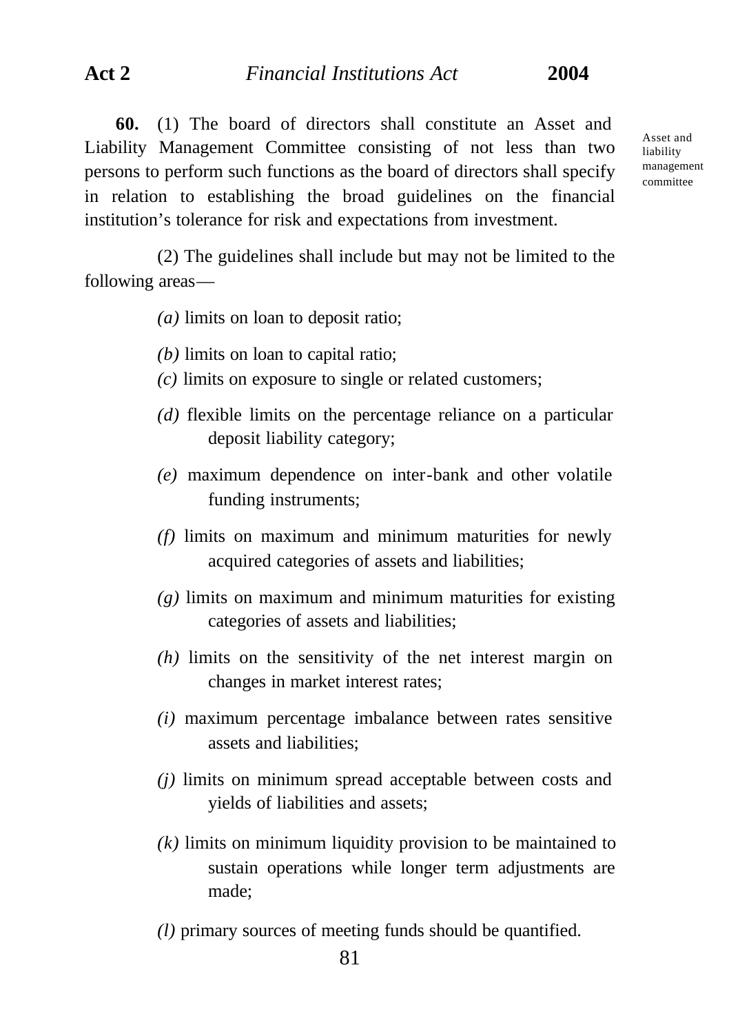**60.** (1) The board of directors shall constitute an Asset and Liability Management Committee consisting of not less than two persons to perform such functions as the board of directors shall specify in relation to establishing the broad guidelines on the financial institution's tolerance for risk and expectations from investment.

Asset and liability management committee

(2) The guidelines shall include but may not be limited to the following areas—

*(a)* limits on loan to deposit ratio;

*(b)* limits on loan to capital ratio;

*(c)* limits on exposure to single or related customers;

*(d)* flexible limits on the percentage reliance on a particular deposit liability category;

*(e)* maximum dependence on inter-bank and other volatile funding instruments;

*(f)* limits on maximum and minimum maturities for newly acquired categories of assets and liabilities;

*(g)* limits on maximum and minimum maturities for existing categories of assets and liabilities;

*(h)* limits on the sensitivity of the net interest margin on changes in market interest rates;

*(i)* maximum percentage imbalance between rates sensitive assets and liabilities;

*(j)* limits on minimum spread acceptable between costs and yields of liabilities and assets;

*(k)* limits on minimum liquidity provision to be maintained to sustain operations while longer term adjustments are made;

*(l)* primary sources of meeting funds should be quantified.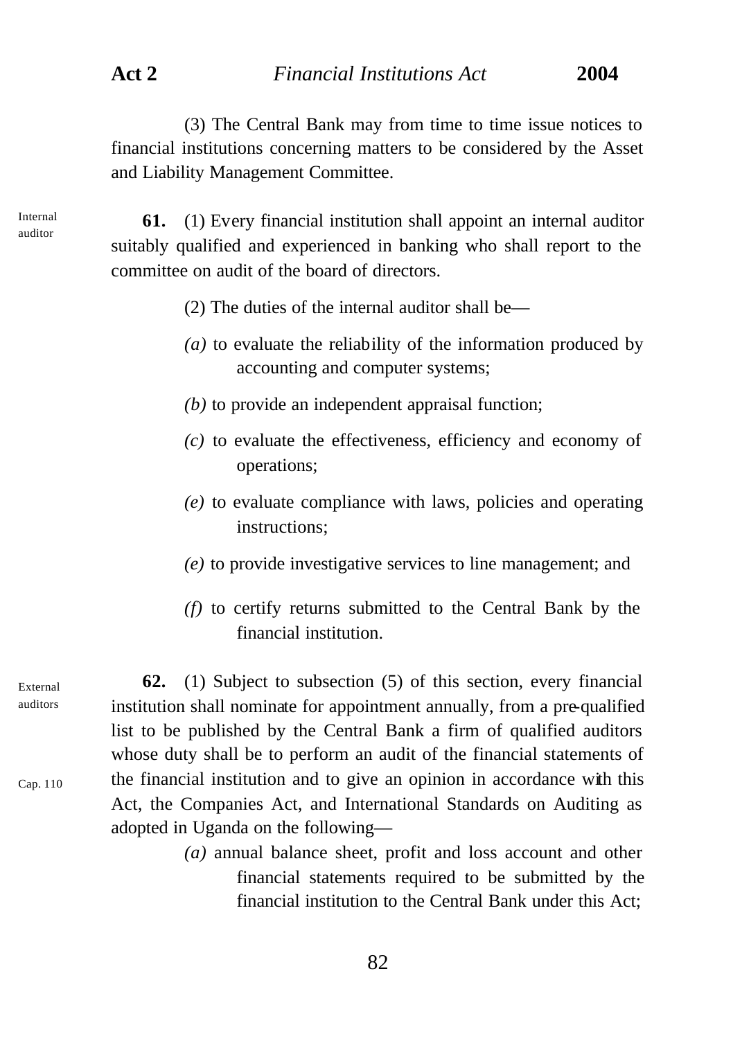(3) The Central Bank may from time to time issue notices to financial institutions concerning matters to be considered by the Asset and Liability Management Committee.

Internal auditor

**61.** (1) Every financial institution shall appoint an internal auditor suitably qualified and experienced in banking who shall report to the committee on audit of the board of directors.

(2) The duties of the internal auditor shall be—

*(a)* to evaluate the reliability of the information produced by accounting and computer systems;

*(b)* to provide an independent appraisal function;

*(c)* to evaluate the effectiveness, efficiency and economy of operations;

*(e)* to evaluate compliance with laws, policies and operating instructions;

*(e)* to provide investigative services to line management; and

*(f)* to certify returns submitted to the Central Bank by the financial institution.

External auditors

Cap. 110

**62.** (1) Subject to subsection (5) of this section, every financial institution shall nominate for appointment annually, from a pre-qualified list to be published by the Central Bank a firm of qualified auditors whose duty shall be to perform an audit of the financial statements of the financial institution and to give an opinion in accordance with this Act, the Companies Act, and International Standards on Auditing as adopted in Uganda on the following—

*(a)* annual balance sheet, profit and loss account and other financial statements required to be submitted by the financial institution to the Central Bank under this Act;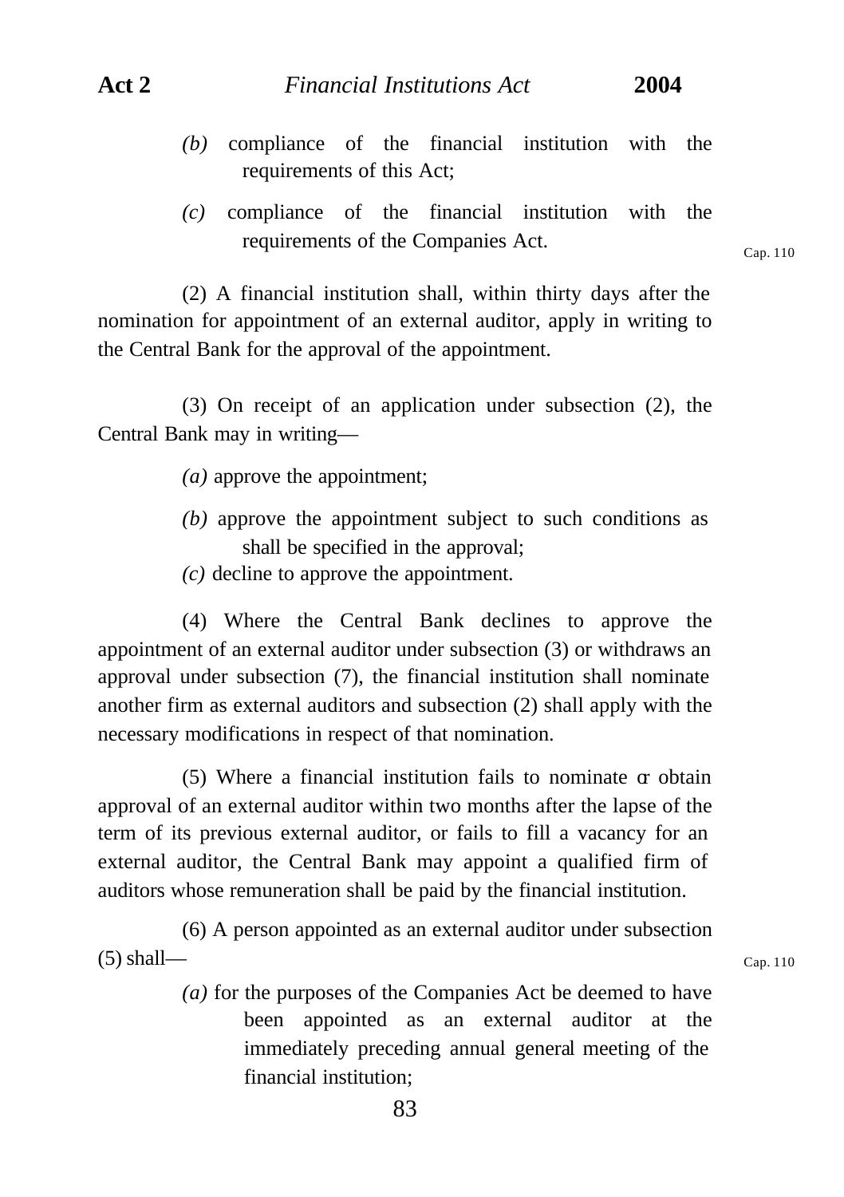(b) compliance of the financial institution with the requirements of this Act;

(c) compliance of the financial institution with the requirements of the Companies Act.

Cap. 110

(2) A financial institution shall, within thirty days after the nomination for appointment of an external auditor, apply in writing to the Central Bank for the approval of the appointment.

(3) On receipt of an application under subsection (2), the Central Bank may in writing—

(a) approve the appointment;

(b) approve the appointment subject to such conditions as shall be specified in the approval;

(c) decline to approve the appointment.

(4) Where the Central Bank declines to approve the appointment of an external auditor under subsection (3) or withdraws an approval under subsection (7), the financial institution shall nominate another firm as external auditors and subsection (2) shall apply with the necessary modifications in respect of that nomination.

(5) Where a financial institution fails to nominate or obtain approval of an external auditor within two months after the lapse of the term of its previous external auditor, or fails to fill a vacancy for an external auditor, the Central Bank may appoint a qualified firm of auditors whose remuneration shall be paid by the financial institution.

(6) A person appointed as an external auditor under subsection (5) shall—

Cap. 110

(a) for the purposes of the Companies Act be deemed to have been appointed as an external auditor at the immediately preceding annual general meeting of the financial institution;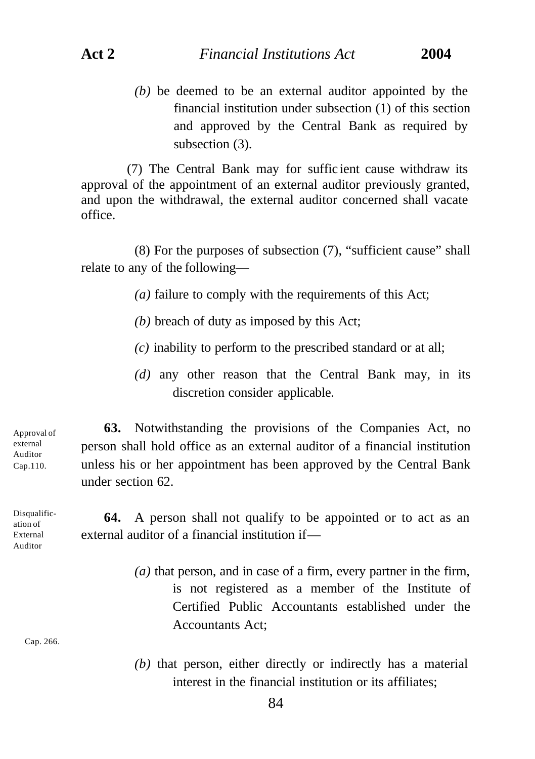*(b)* be deemed to be an external auditor appointed by the financial institution under subsection (1) of this section and approved by the Central Bank as required by subsection (3).

(7) The Central Bank may for sufficient cause withdraw its approval of the appointment of an external auditor previously granted, and upon the withdrawal, the external auditor concerned shall vacate office.

(8) For the purposes of subsection (7), "sufficient cause" shall relate to any of the following—

*(a)* failure to comply with the requirements of this Act;

*(b)* breach of duty as imposed by this Act;

*(c)* inability to perform to the prescribed standard or at all;

*(d)* any other reason that the Central Bank may, in its discretion consider applicable.

Approval of external Auditor Cap.110.

**63.** Notwithstanding the provisions of the Companies Act, no person shall hold office as an external auditor of a financial institution unless his or her appointment has been approved by the Central Bank under section 62.

Disqualification of External Auditor

**64.** A person shall not qualify to be appointed or to act as an external auditor of a financial institution if—

*(a)* that person, and in case of a firm, every partner in the firm, is not registered as a member of the Institute of Certified Public Accountants established under the Accountants Act;

Cap. 266.

*(b)* that person, either directly or indirectly has a material interest in the financial institution or its affiliates;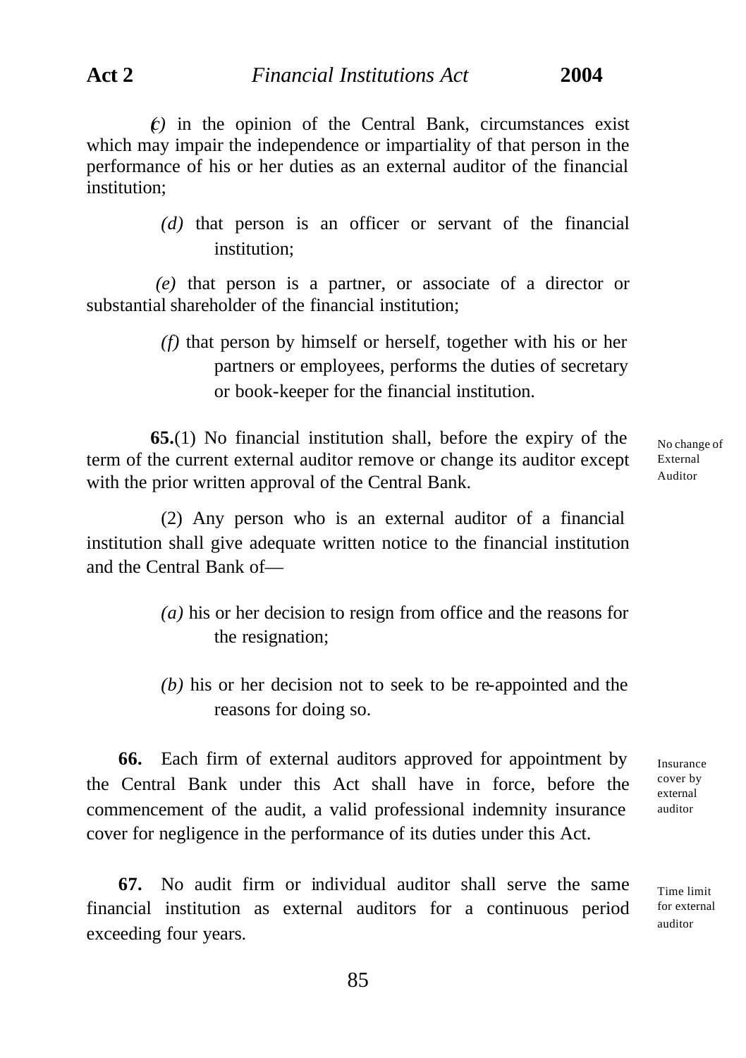*(c)* in the opinion of the Central Bank, circumstances exist which may impair the independence or impartiality of that person in the performance of his or her duties as an external auditor of the financial institution;

*(d)* that person is an officer or servant of the financial institution;

*(e)* that person is a partner, or associate of a director or substantial shareholder of the financial institution;

*(f)* that person by himself or herself, together with his or her partners or employees, performs the duties of secretary or book-keeper for the financial institution.

No change of External Auditor

**65.**(1) No financial institution shall, before the expiry of the term of the current external auditor remove or change its auditor except with the prior written approval of the Central Bank.

(2) Any person who is an external auditor of a financial institution shall give adequate written notice to the financial institution and the Central Bank of—

*(a)* his or her decision to resign from office and the reasons for the resignation;

*(b)* his or her decision not to seek to be re-appointed and the reasons for doing so.

Insurance cover by external auditor

**66.** Each firm of external auditors approved for appointment by the Central Bank under this Act shall have in force, before the commencement of the audit, a valid professional indemnity insurance cover for negligence in the performance of its duties under this Act.

Time limit for external auditor

**67.** No audit firm or individual auditor shall serve the same financial institution as external auditors for a continuous period exceeding four years.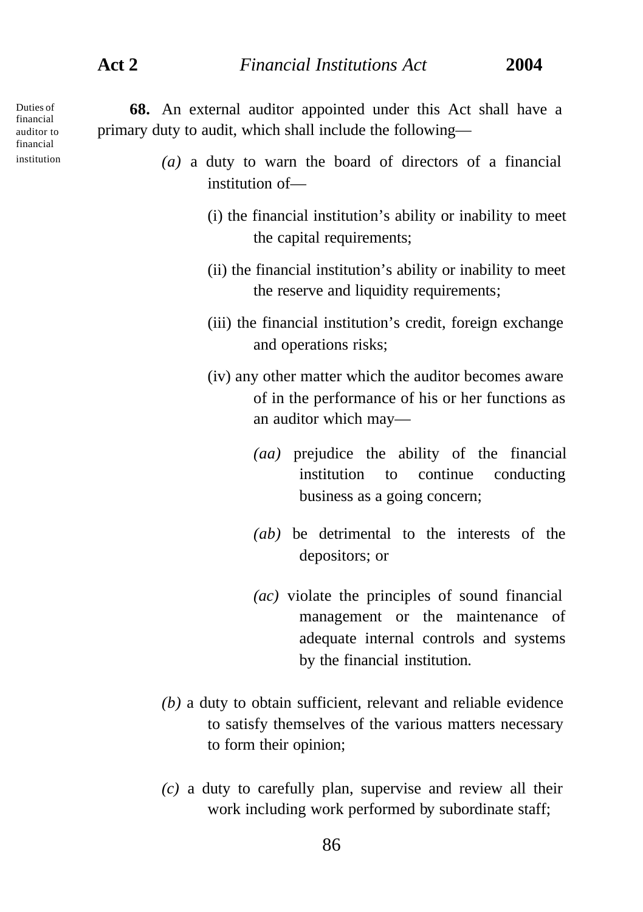Duties of financial auditor to financial institution

**68.** An external auditor appointed under this Act shall have a primary duty to audit, which shall include the following—

*(a)* a duty to warn the board of directors of a financial institution of—

(i) the financial institution's ability or inability to meet the capital requirements;

(ii) the financial institution's ability or inability to meet the reserve and liquidity requirements;

(iii) the financial institution's credit, foreign exchange and operations risks;

(iv) any other matter which the auditor becomes aware of in the performance of his or her functions as an auditor which may—

*(aa)* prejudice the ability of the financial institution to continue conducting business as a going concern;

*(ab)* be detrimental to the interests of the depositors; or

*(ac)* violate the principles of sound financial management or the maintenance of adequate internal controls and systems by the financial institution.

*(b)* a duty to obtain sufficient, relevant and reliable evidence to satisfy themselves of the various matters necessary to form their opinion;

*(c)* a duty to carefully plan, supervise and review all their work including work performed by subordinate staff;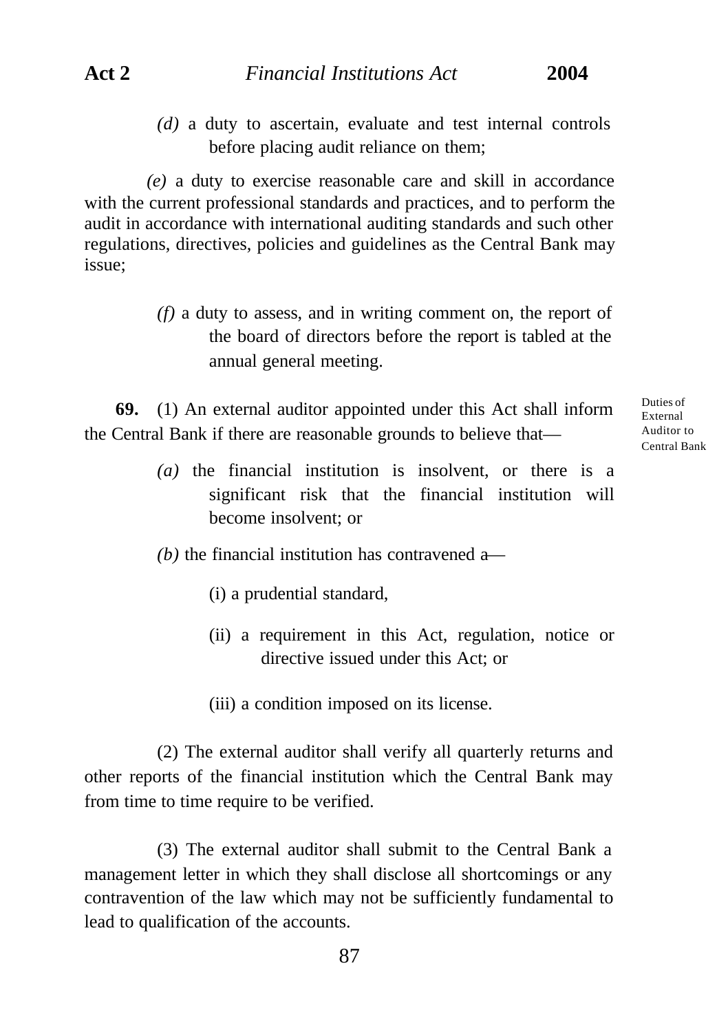*(d)* a duty to ascertain, evaluate and test internal controls before placing audit reliance on them;

*(e)* a duty to exercise reasonable care and skill in accordance with the current professional standards and practices, and to perform the audit in accordance with international auditing standards and such other regulations, directives, policies and guidelines as the Central Bank may issue;

*(f)* a duty to assess, and in writing comment on, the report of the board of directors before the report is tabled at the annual general meeting.

Duties of External Auditor to Central Bank

**69.** (1) An external auditor appointed under this Act shall inform the Central Bank if there are reasonable grounds to believe that—

*(a)* the financial institution is insolvent, or there is a significant risk that the financial institution will become insolvent; or

*(b)* the financial institution has contravened a—

(i) a prudential standard,

(ii) a requirement in this Act, regulation, notice or directive issued under this Act; or

(iii) a condition imposed on its license.

(2) The external auditor shall verify all quarterly returns and other reports of the financial institution which the Central Bank may from time to time require to be verified.

(3) The external auditor shall submit to the Central Bank a management letter in which they shall disclose all shortcomings or any contravention of the law which may not be sufficiently fundamental to lead to qualification of the accounts.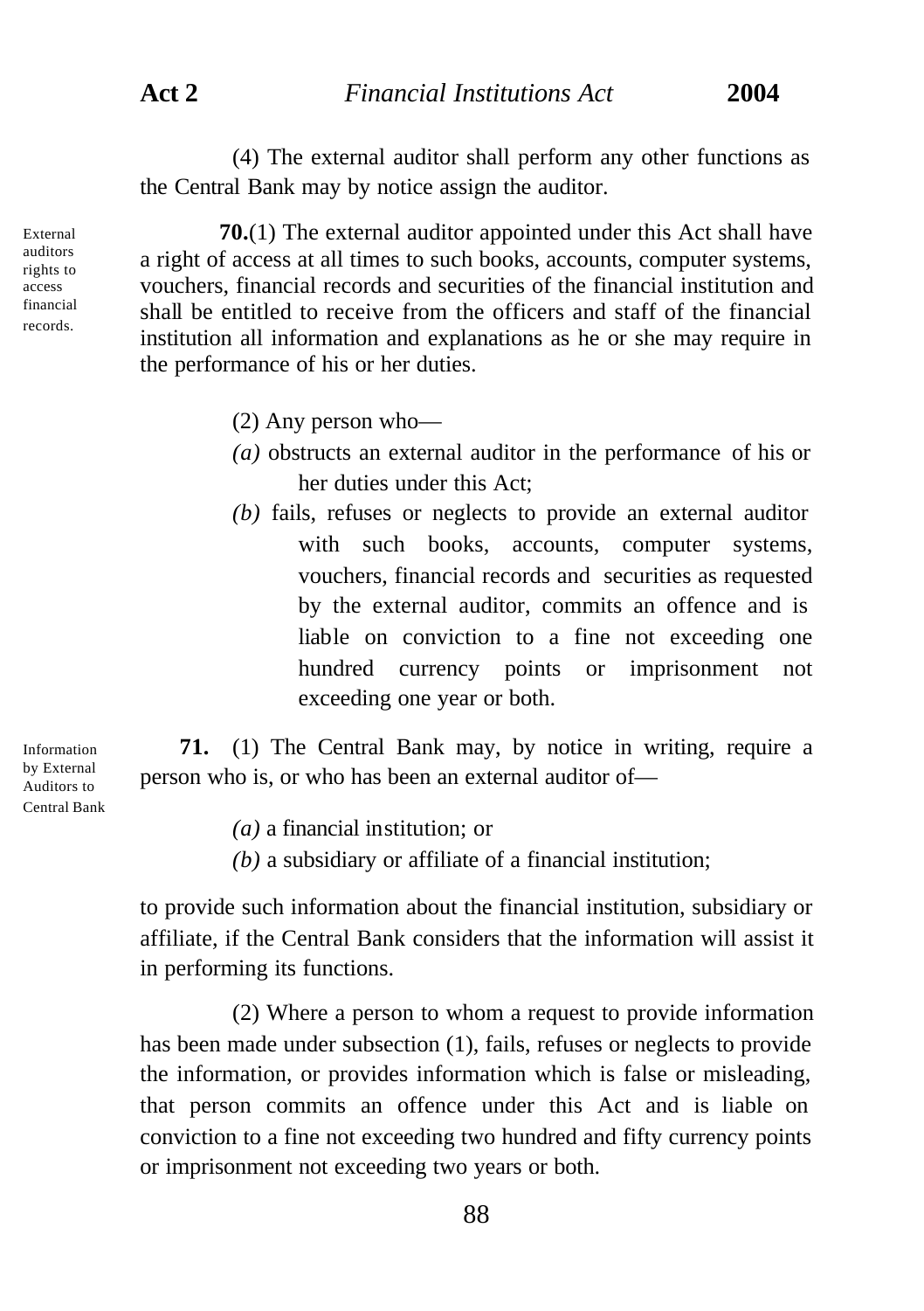(4) The external auditor shall perform any other functions as the Central Bank may by notice assign the auditor.

External auditors rights to access financial records.

**70.**(1) The external auditor appointed under this Act shall have a right of access at all times to such books, accounts, computer systems, vouchers, financial records and securities of the financial institution and shall be entitled to receive from the officers and staff of the financial institution all information and explanations as he or she may require in the performance of his or her duties.

(2) Any person who—

*(a)* obstructs an external auditor in the performance of his or her duties under this Act;

*(b)* fails, refuses or neglects to provide an external auditor with such books, accounts, computer systems, vouchers, financial records and securities as requested by the external auditor, commits an offence and is liable on conviction to a fine not exceeding one hundred currency points or imprisonment not exceeding one year or both.

Information by External Auditors to Central Bank

**71.** (1) The Central Bank may, by notice in writing, require a person who is, or who has been an external auditor of—

*(a)* a financial institution; or

*(b)* a subsidiary or affiliate of a financial institution;

to provide such information about the financial institution, subsidiary or affiliate, if the Central Bank considers that the information will assist it in performing its functions.

(2) Where a person to whom a request to provide information has been made under subsection (1), fails, refuses or neglects to provide the information, or provides information which is false or misleading, that person commits an offence under this Act and is liable on conviction to a fine not exceeding two hundred and fifty currency points or imprisonment not exceeding two years or both.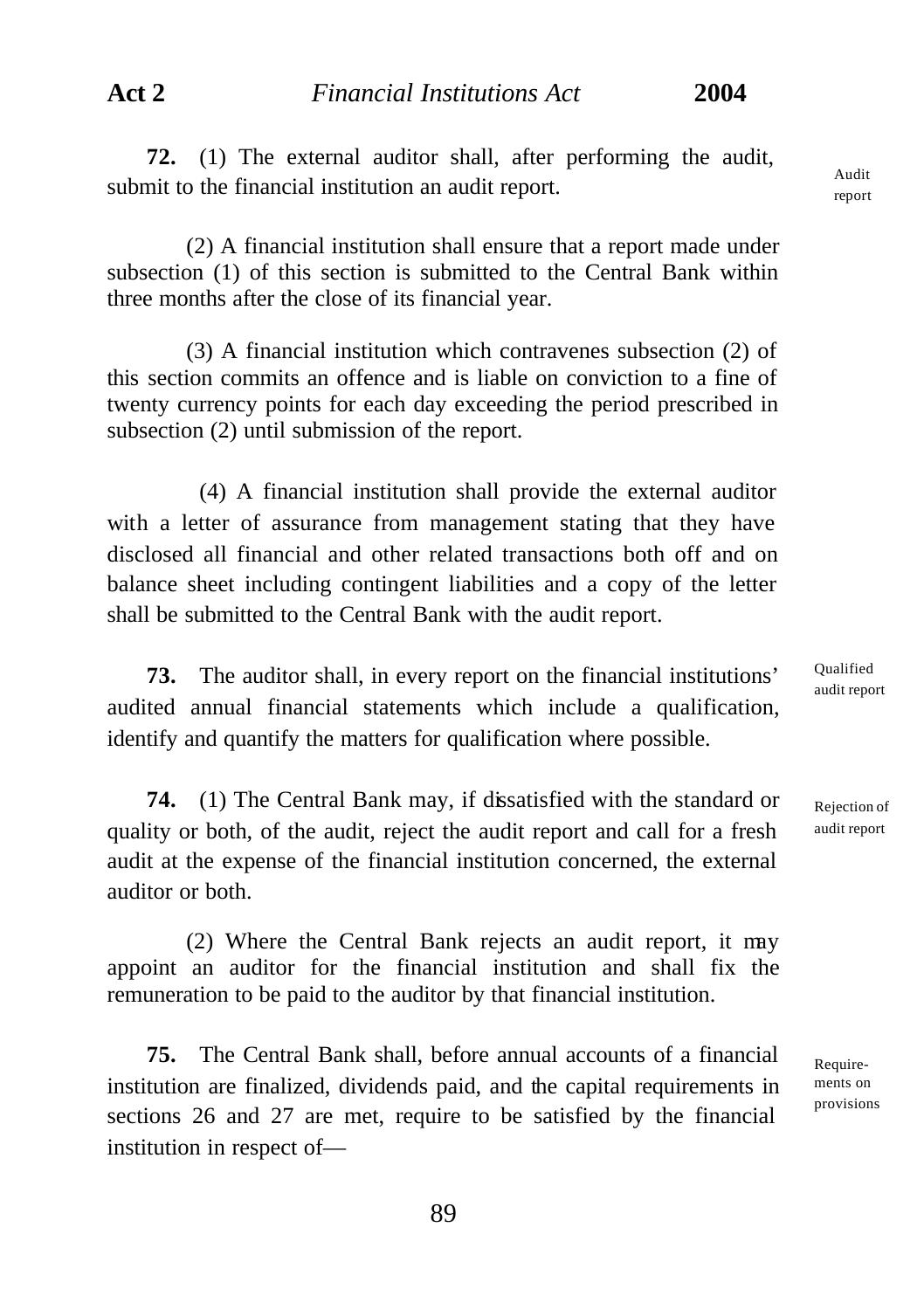**72.** (1) The external auditor shall, after performing the audit, submit to the financial institution an audit report.

Audit report

(2) A financial institution shall ensure that a report made under subsection (1) of this section is submitted to the Central Bank within three months after the close of its financial year.

(3) A financial institution which contravenes subsection (2) of this section commits an offence and is liable on conviction to a fine of twenty currency points for each day exceeding the period prescribed in subsection (2) until submission of the report.

(4) A financial institution shall provide the external auditor with a letter of assurance from management stating that they have disclosed all financial and other related transactions both off and on balance sheet including contingent liabilities and a copy of the letter shall be submitted to the Central Bank with the audit report.

**73.** The auditor shall, in every report on the financial institutions' audited annual financial statements which include a qualification, identify and quantify the matters for qualification where possible.

Qualified audit report

**74.** (1) The Central Bank may, if dissatisfied with the standard or quality or both, of the audit, reject the audit report and call for a fresh audit at the expense of the financial institution concerned, the external auditor or both.

Rejection of audit report

(2) Where the Central Bank rejects an audit report, it may appoint an auditor for the financial institution and shall fix the remuneration to be paid to the auditor by that financial institution.

**75.** The Central Bank shall, before annual accounts of a financial institution are finalized, dividends paid, and the capital requirements in sections 26 and 27 are met, require to be satisfied by the financial institution in respect of—

Requirements on provisions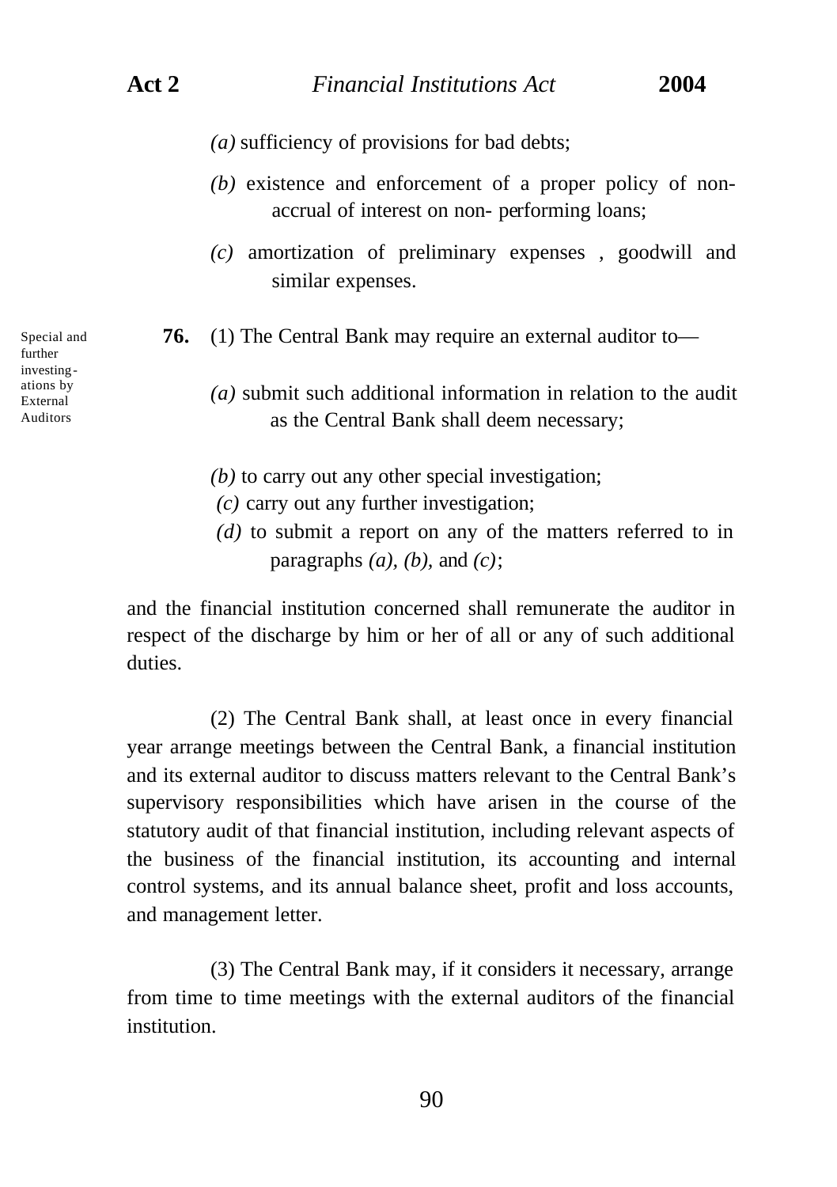*(a)* sufficiency of provisions for bad debts;

*(b)* existence and enforcement of a proper policy of non-accrual of interest on non- performing loans;

*(c)* amortization of preliminary expenses , goodwill and similar expenses.

Special and further investing-ations by External Auditors

**76.** (1) The Central Bank may require an external auditor to—

*(a)* submit such additional information in relation to the audit as the Central Bank shall deem necessary;

*(b)* to carry out any other special investigation;

*(c)* carry out any further investigation;

*(d)* to submit a report on any of the matters referred to in paragraphs *(a)*, *(b)*, and *(c)*;

and the financial institution concerned shall remunerate the auditor in respect of the discharge by him or her of all or any of such additional duties.

(2) The Central Bank shall, at least once in every financial year arrange meetings between the Central Bank, a financial institution and its external auditor to discuss matters relevant to the Central Bank's supervisory responsibilities which have arisen in the course of the statutory audit of that financial institution, including relevant aspects of the business of the financial institution, its accounting and internal control systems, and its annual balance sheet, profit and loss accounts, and management letter.

(3) The Central Bank may, if it considers it necessary, arrange from time to time meetings with the external auditors of the financial institution.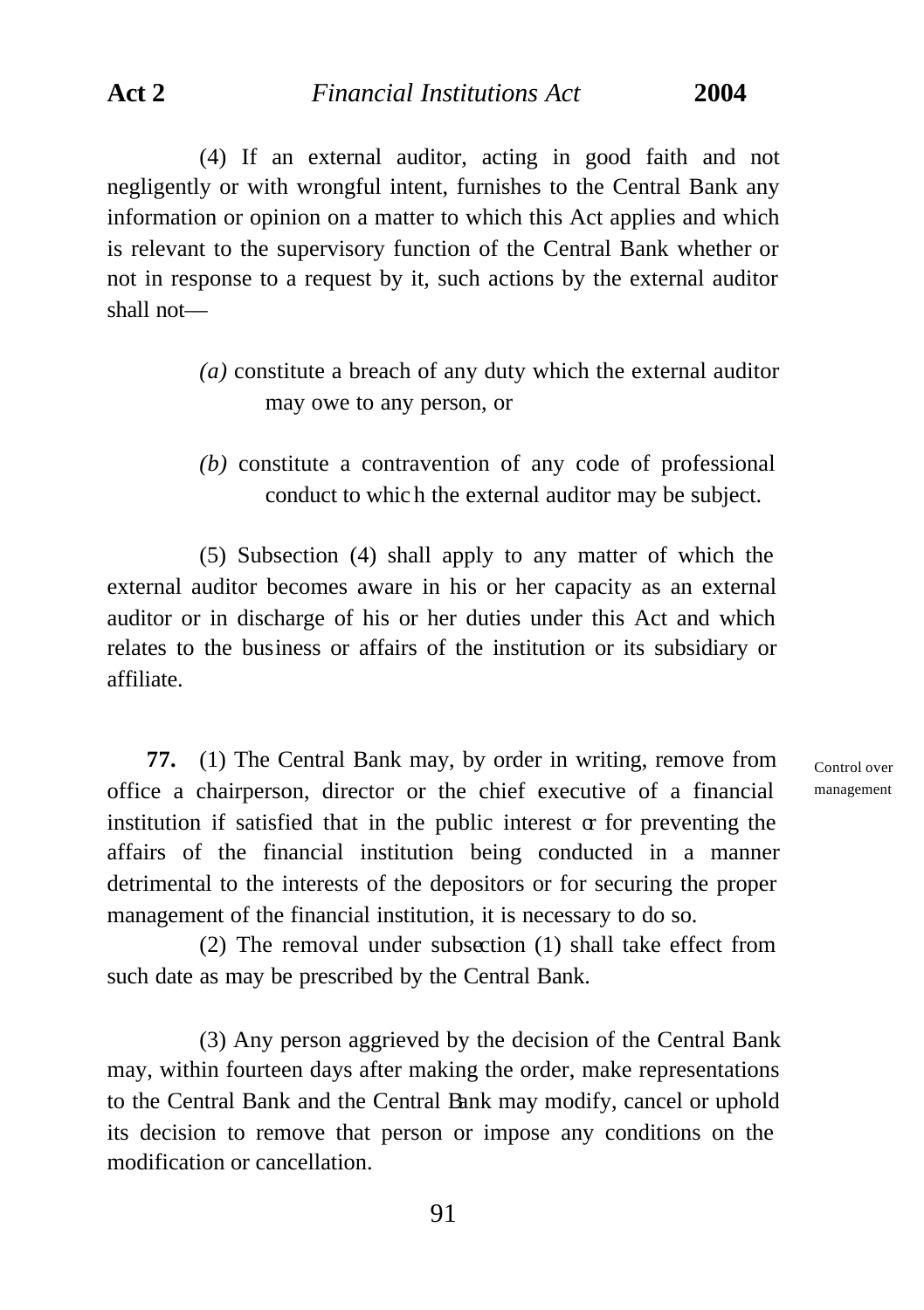(4) If an external auditor, acting in good faith and not negligently or with wrongful intent, furnishes to the Central Bank any information or opinion on a matter to which this Act applies and which is relevant to the supervisory function of the Central Bank whether or not in response to a request by it, such actions by the external auditor shall not—

*(a)* constitute a breach of any duty which the external auditor may owe to any person, or

*(b)* constitute a contravention of any code of professional conduct to which the external auditor may be subject.

(5) Subsection (4) shall apply to any matter of which the external auditor becomes aware in his or her capacity as an external auditor or in discharge of his or her duties under this Act and which relates to the business or affairs of the institution or its subsidiary or affiliate.

Control over management

**77.** (1) The Central Bank may, by order in writing, remove from office a chairperson, director or the chief executive of a financial institution if satisfied that in the public interest or for preventing the affairs of the financial institution being conducted in a manner detrimental to the interests of the depositors or for securing the proper management of the financial institution, it is necessary to do so.

(2) The removal under subsection (1) shall take effect from such date as may be prescribed by the Central Bank.

(3) Any person aggrieved by the decision of the Central Bank may, within fourteen days after making the order, make representations to the Central Bank and the Central Bank may modify, cancel or uphold its decision to remove that person or impose any conditions on the modification or cancellation.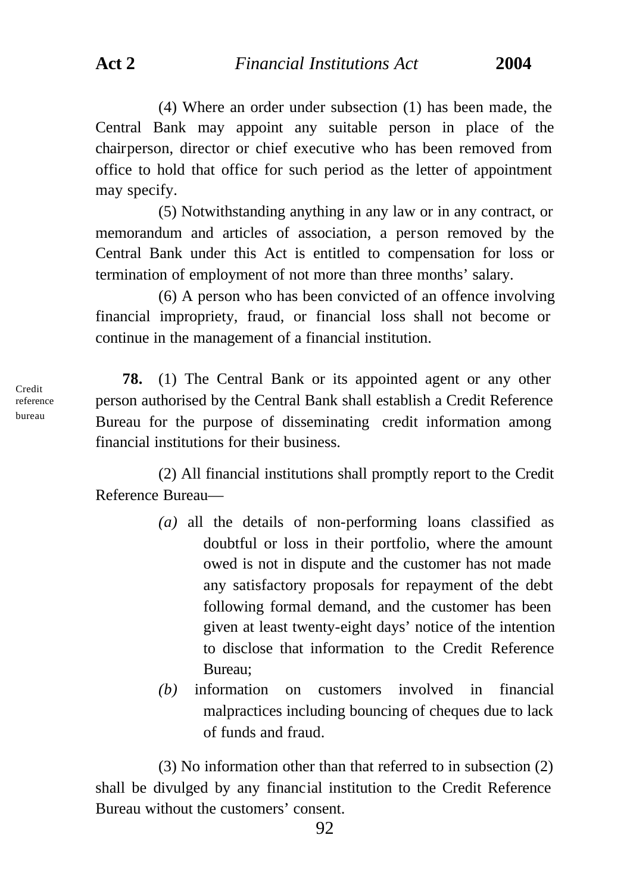(4) Where an order under subsection (1) has been made, the Central Bank may appoint any suitable person in place of the chairperson, director or chief executive who has been removed from office to hold that office for such period as the letter of appointment may specify.

(5) Notwithstanding anything in any law or in any contract, or memorandum and articles of association, a person removed by the Central Bank under this Act is entitled to compensation for loss or termination of employment of not more than three months' salary.

(6) A person who has been convicted of an offence involving financial impropriety, fraud, or financial loss shall not become or continue in the management of a financial institution.

Credit reference bureau

**78.** (1) The Central Bank or its appointed agent or any other person authorised by the Central Bank shall establish a Credit Reference Bureau for the purpose of disseminating credit information among financial institutions for their business.

(2) All financial institutions shall promptly report to the Credit Reference Bureau—

*(a)* all the details of non-performing loans classified as doubtful or loss in their portfolio, where the amount owed is not in dispute and the customer has not made any satisfactory proposals for repayment of the debt following formal demand, and the customer has been given at least twenty-eight days' notice of the intention to disclose that information to the Credit Reference Bureau;

*(b)* information on customers involved in financial malpractices including bouncing of cheques due to lack of funds and fraud.

(3) No information other than that referred to in subsection (2) shall be divulged by any financial institution to the Credit Reference Bureau without the customers' consent.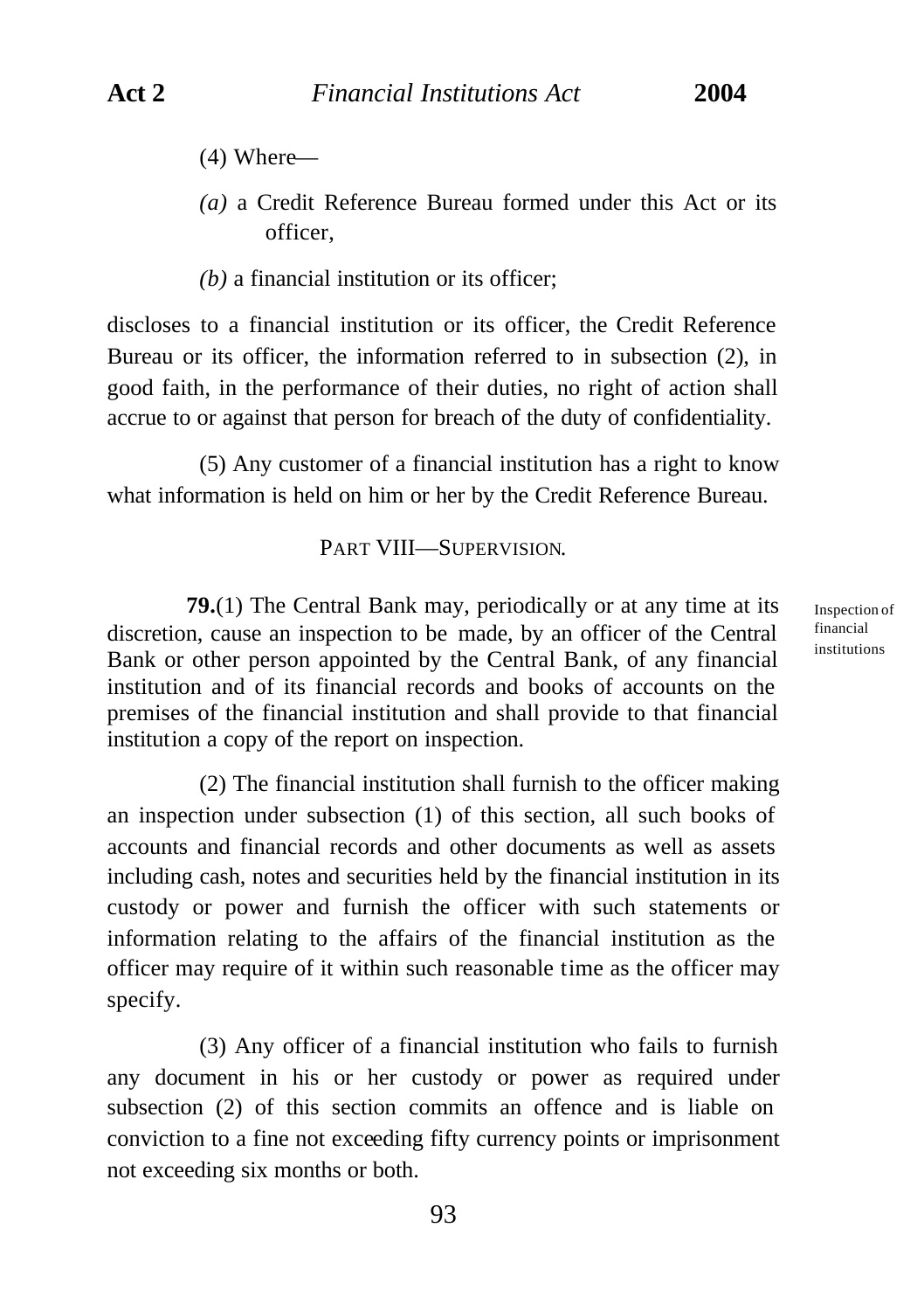(4) Where—

*(a)* a Credit Reference Bureau formed under this Act or its officer,

*(b)* a financial institution or its officer;

discloses to a financial institution or its officer, the Credit Reference Bureau or its officer, the information referred to in subsection (2), in good faith, in the performance of their duties, no right of action shall accrue to or against that person for breach of the duty of confidentiality.

(5) Any customer of a financial institution has a right to know what information is held on him or her by the Credit Reference Bureau.

## PART VIII—SUPERVISION.

*Inspection of financial institutions*

**79.**(1) The Central Bank may, periodically or at any time at its discretion, cause an inspection to be made, by an officer of the Central Bank or other person appointed by the Central Bank, of any financial institution and of its financial records and books of accounts on the premises of the financial institution and shall provide to that financial institution a copy of the report on inspection.

(2) The financial institution shall furnish to the officer making an inspection under subsection (1) of this section, all such books of accounts and financial records and other documents as well as assets including cash, notes and securities held by the financial institution in its custody or power and furnish the officer with such statements or information relating to the affairs of the financial institution as the officer may require of it within such reasonable time as the officer may specify.

(3) Any officer of a financial institution who fails to furnish any document in his or her custody or power as required under subsection (2) of this section commits an offence and is liable on conviction to a fine not exceeding fifty currency points or imprisonment not exceeding six months or both.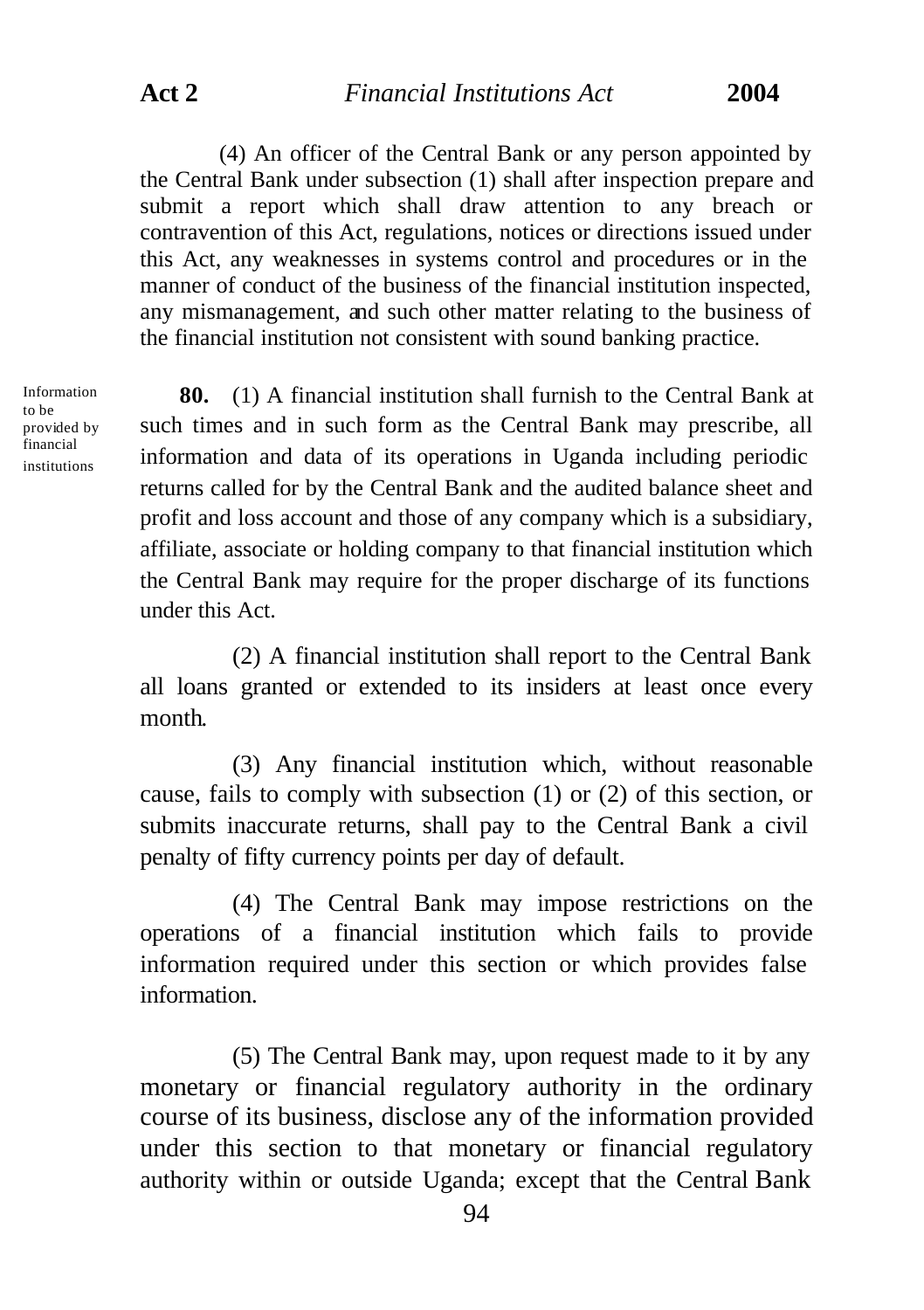(4) An officer of the Central Bank or any person appointed by the Central Bank under subsection (1) shall after inspection prepare and submit a report which shall draw attention to any breach or contravention of this Act, regulations, notices or directions issued under this Act, any weaknesses in systems control and procedures or in the manner of conduct of the business of the financial institution inspected, any mismanagement, and such other matter relating to the business of the financial institution not consistent with sound banking practice.

Information to be provided by financial institutions

**80.** (1) A financial institution shall furnish to the Central Bank at such times and in such form as the Central Bank may prescribe, all information and data of its operations in Uganda including periodic returns called for by the Central Bank and the audited balance sheet and profit and loss account and those of any company which is a subsidiary, affiliate, associate or holding company to that financial institution which the Central Bank may require for the proper discharge of its functions under this Act.

(2) A financial institution shall report to the Central Bank all loans granted or extended to its insiders at least once every month.

(3) Any financial institution which, without reasonable cause, fails to comply with subsection (1) or (2) of this section, or submits inaccurate returns, shall pay to the Central Bank a civil penalty of fifty currency points per day of default.

(4) The Central Bank may impose restrictions on the operations of a financial institution which fails to provide information required under this section or which provides false information.

(5) The Central Bank may, upon request made to it by any monetary or financial regulatory authority in the ordinary course of its business, disclose any of the information provided under this section to that monetary or financial regulatory authority within or outside Uganda; except that the Central Bank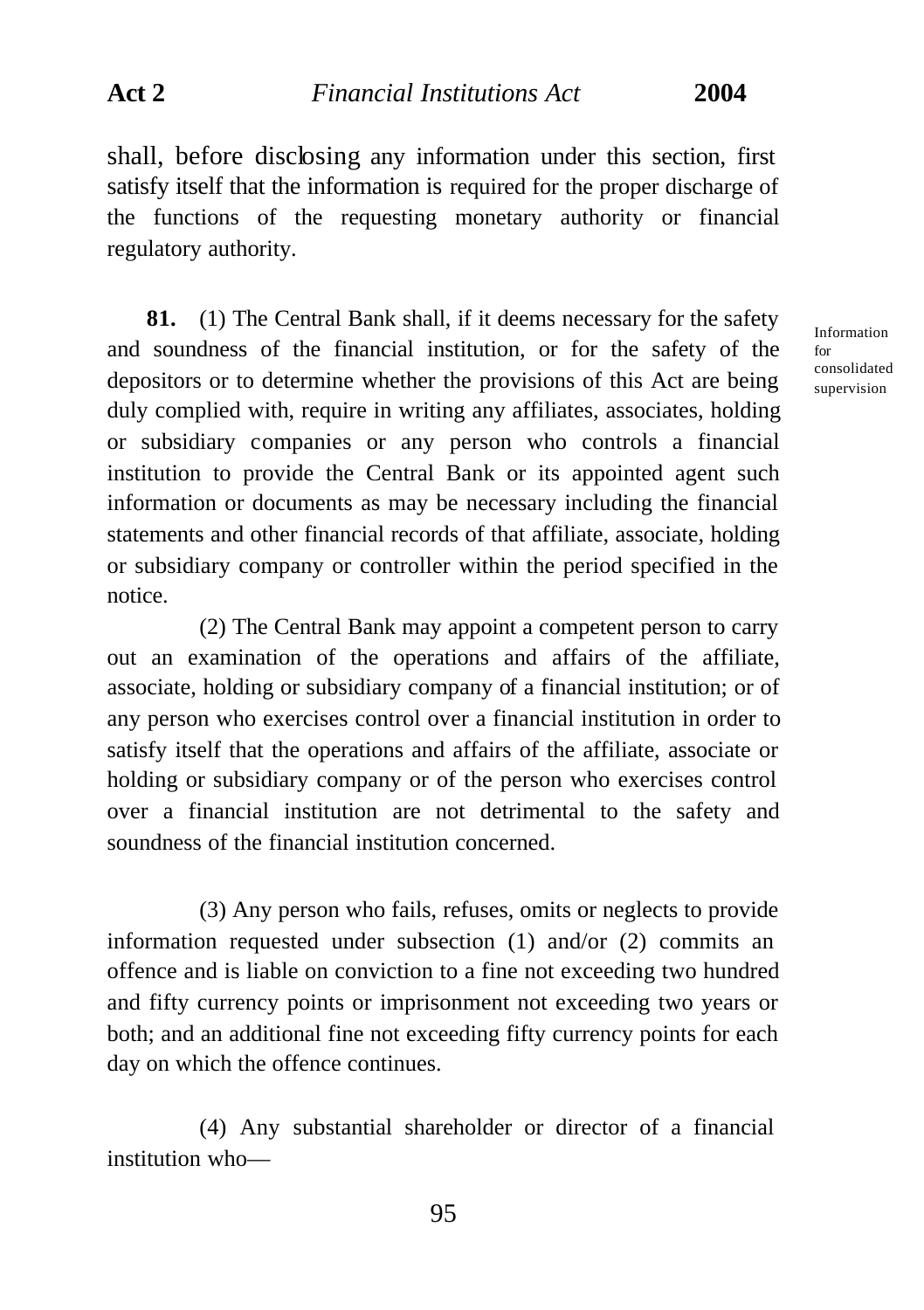shall, before disclosing any information under this section, first satisfy itself that the information is required for the proper discharge of the functions of the requesting monetary authority or financial regulatory authority.

Information for consolidated supervision

**81.** (1) The Central Bank shall, if it deems necessary for the safety and soundness of the financial institution, or for the safety of the depositors or to determine whether the provisions of this Act are being duly complied with, require in writing any affiliates, associates, holding or subsidiary companies or any person who controls a financial institution to provide the Central Bank or its appointed agent such information or documents as may be necessary including the financial statements and other financial records of that affiliate, associate, holding or subsidiary company or controller within the period specified in the notice.

(2) The Central Bank may appoint a competent person to carry out an examination of the operations and affairs of the affiliate, associate, holding or subsidiary company of a financial institution; or of any person who exercises control over a financial institution in order to satisfy itself that the operations and affairs of the affiliate, associate or holding or subsidiary company or of the person who exercises control over a financial institution are not detrimental to the safety and soundness of the financial institution concerned.

(3) Any person who fails, refuses, omits or neglects to provide information requested under subsection (1) and/or (2) commits an offence and is liable on conviction to a fine not exceeding two hundred and fifty currency points or imprisonment not exceeding two years or both; and an additional fine not exceeding fifty currency points for each day on which the offence continues.

(4) Any substantial shareholder or director of a financial institution who—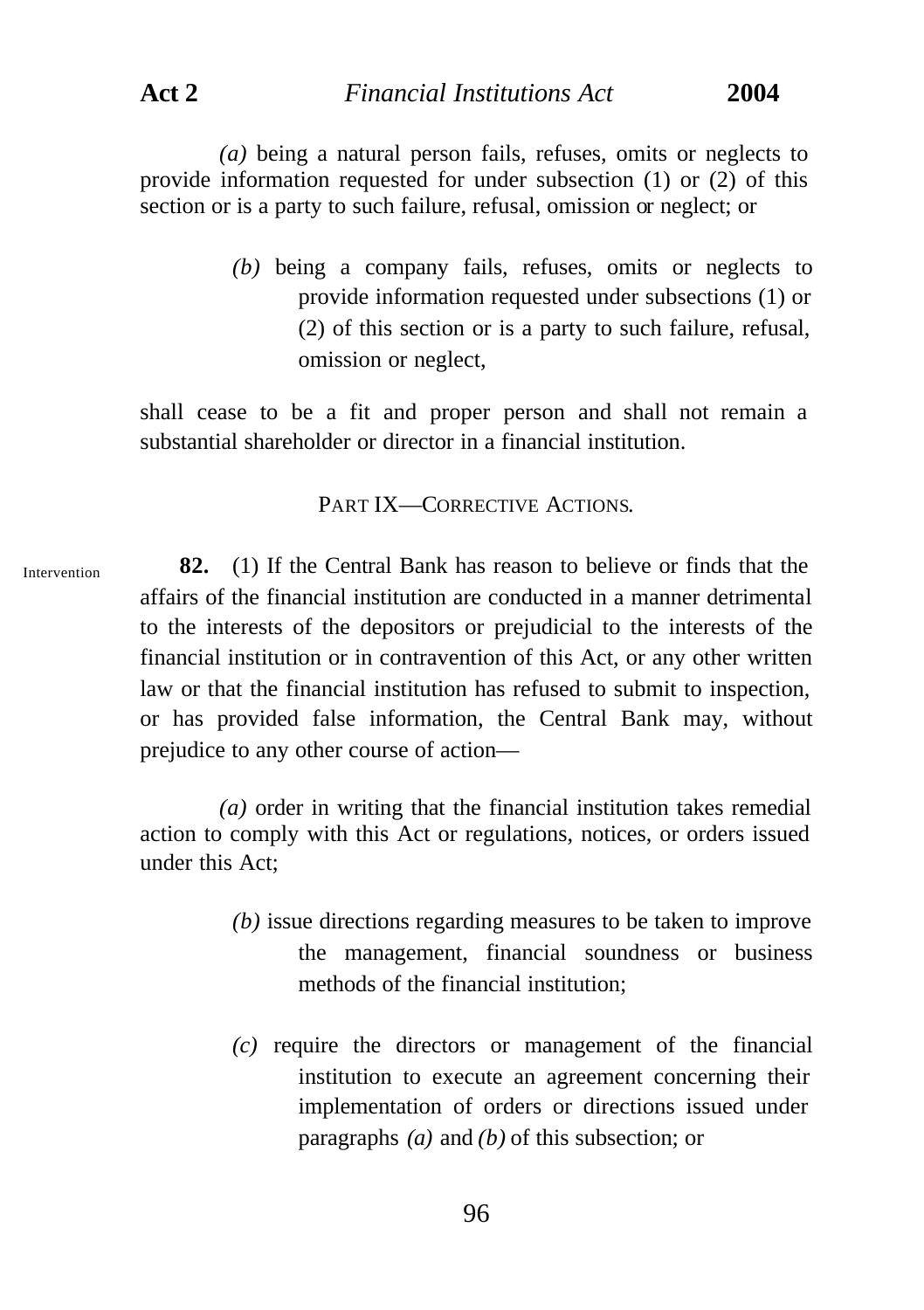(a) being a natural person fails, refuses, omits or neglects to provide information requested for under subsection (1) or (2) of this section or is a party to such failure, refusal, omission or neglect; or

(b) being a company fails, refuses, omits or neglects to provide information requested under subsections (1) or (2) of this section or is a party to such failure, refusal, omission or neglect,

shall cease to be a fit and proper person and shall not remain a substantial shareholder or director in a financial institution.

## PART IX—CORRECTIVE ACTIONS.

Intervention

**82.** (1) If the Central Bank has reason to believe or finds that the affairs of the financial institution are conducted in a manner detrimental to the interests of the depositors or prejudicial to the interests of the financial institution or in contravention of this Act, or any other written law or that the financial institution has refused to submit to inspection, or has provided false information, the Central Bank may, without prejudice to any other course of action—

(a) order in writing that the financial institution takes remedial action to comply with this Act or regulations, notices, or orders issued under this Act;

(b) issue directions regarding measures to be taken to improve the management, financial soundness or business methods of the financial institution;

(c) require the directors or management of the financial institution to execute an agreement concerning their implementation of orders or directions issued under paragraphs (a) and (b) of this subsection; or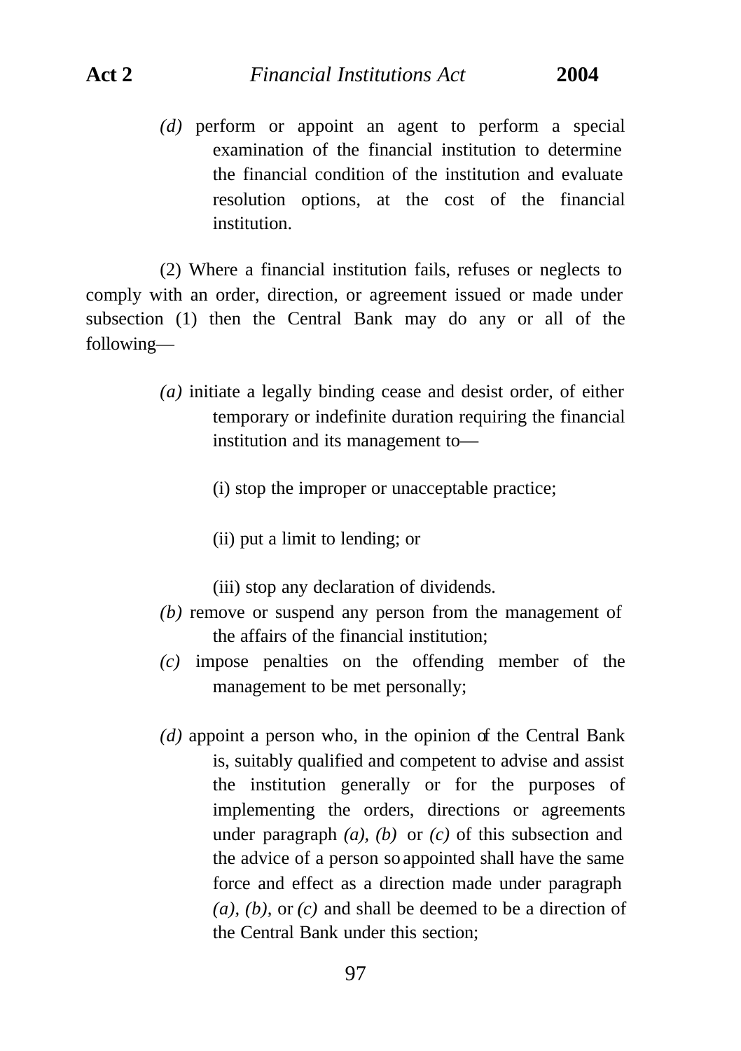*(d)* perform or appoint an agent to perform a special examination of the financial institution to determine the financial condition of the institution and evaluate resolution options, at the cost of the financial institution.

(2) Where a financial institution fails, refuses or neglects to comply with an order, direction, or agreement issued or made under subsection (1) then the Central Bank may do any or all of the following—

*(a)* initiate a legally binding cease and desist order, of either temporary or indefinite duration requiring the financial institution and its management to—

(i) stop the improper or unacceptable practice;

(ii) put a limit to lending; or

(iii) stop any declaration of dividends.

*(b)* remove or suspend any person from the management of the affairs of the financial institution;

*(c)* impose penalties on the offending member of the management to be met personally;

*(d)* appoint a person who, in the opinion of the Central Bank is, suitably qualified and competent to advise and assist the institution generally or for the purposes of implementing the orders, directions or agreements under paragraph *(a), (b)* or *(c)* of this subsection and the advice of a person so appointed shall have the same force and effect as a direction made under paragraph *(a), (b),* or *(c)* and shall be deemed to be a direction of the Central Bank under this section;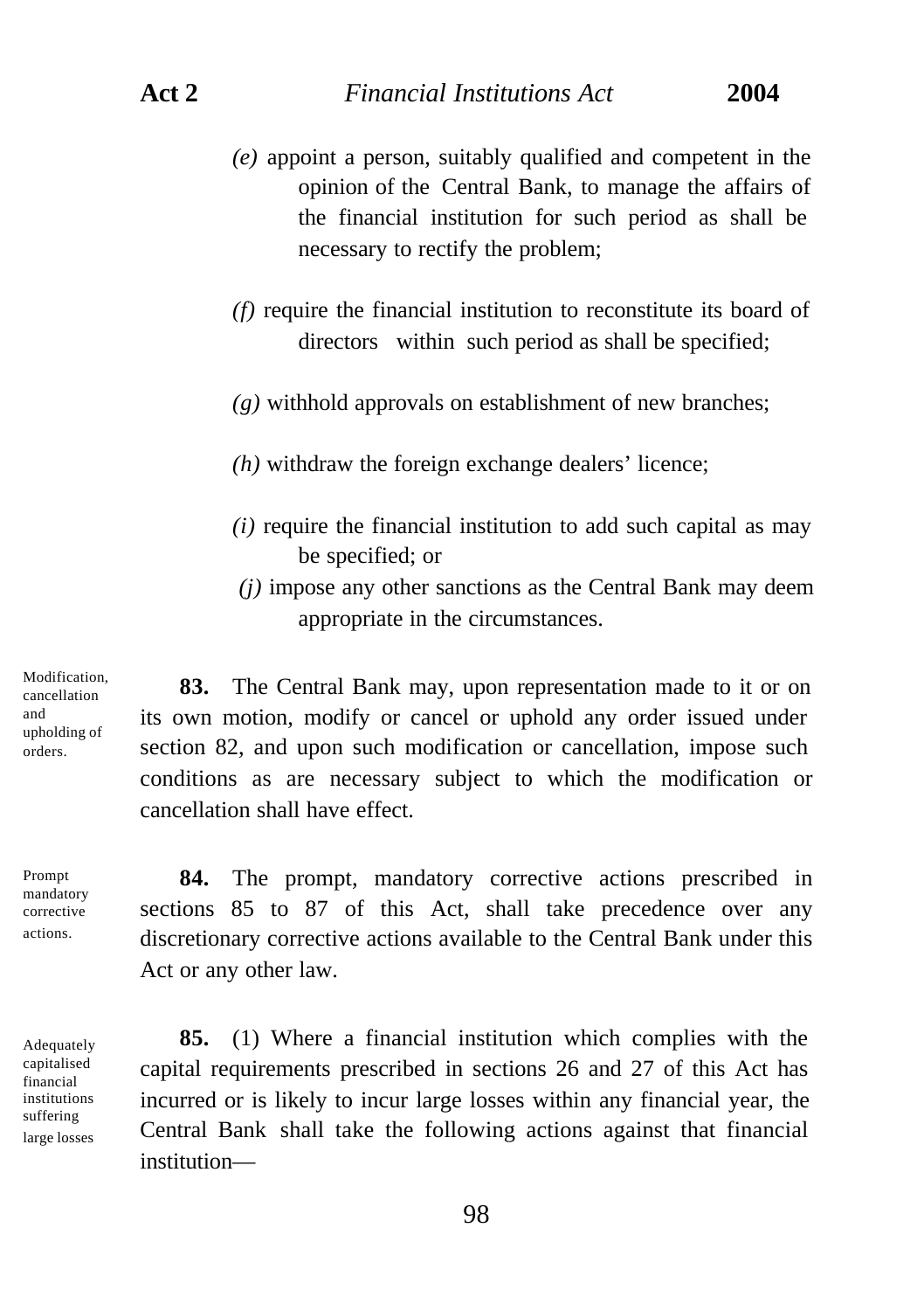(e) appoint a person, suitably qualified and competent in the opinion of the Central Bank, to manage the affairs of the financial institution for such period as shall be necessary to rectify the problem;

(f) require the financial institution to reconstitute its board of directors within such period as shall be specified;

(g) withhold approvals on establishment of new branches;

(h) withdraw the foreign exchange dealers' licence;

(i) require the financial institution to add such capital as may be specified; or

(j) impose any other sanctions as the Central Bank may deem appropriate in the circumstances.

*Modification, cancellation and upholding of orders.*

**83.** The Central Bank may, upon representation made to it or on its own motion, modify or cancel or uphold any order issued under section 82, and upon such modification or cancellation, impose such conditions as are necessary subject to which the modification or cancellation shall have effect.

*Prompt mandatory corrective actions.*

**84.** The prompt, mandatory corrective actions prescribed in sections 85 to 87 of this Act, shall take precedence over any discretionary corrective actions available to the Central Bank under this Act or any other law.

*Adequately capitalised financial institutions suffering large losses*

**85.** (1) Where a financial institution which complies with the capital requirements prescribed in sections 26 and 27 of this Act has incurred or is likely to incur large losses within any financial year, the Central Bank shall take the following actions against that financial institution—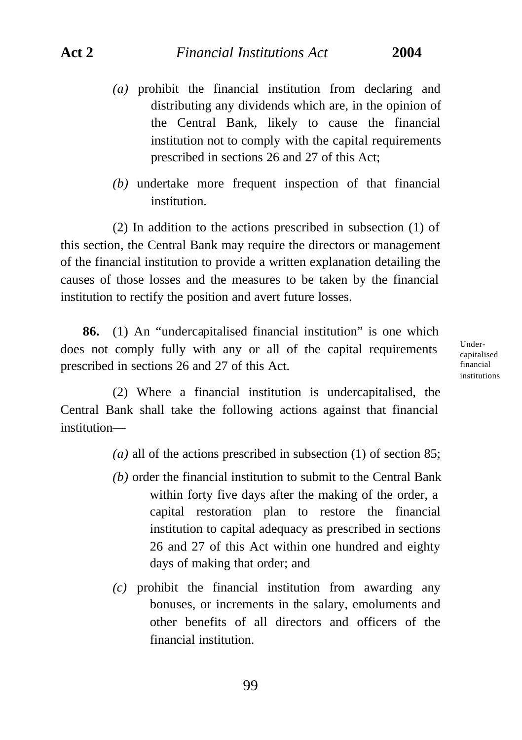*(a)* prohibit the financial institution from declaring and distributing any dividends which are, in the opinion of the Central Bank, likely to cause the financial institution not to comply with the capital requirements prescribed in sections 26 and 27 of this Act;

*(b)* undertake more frequent inspection of that financial institution.

(2) In addition to the actions prescribed in subsection (1) of this section, the Central Bank may require the directors or management of the financial institution to provide a written explanation detailing the causes of those losses and the measures to be taken by the financial institution to rectify the position and avert future losses.

Under-capitalised financial institutions

**86.** (1) An "undercapitalised financial institution" is one which does not comply fully with any or all of the capital requirements prescribed in sections 26 and 27 of this Act.

(2) Where a financial institution is undercapitalised, the Central Bank shall take the following actions against that financial institution—

*(a)* all of the actions prescribed in subsection (1) of section 85;

*(b)* order the financial institution to submit to the Central Bank within forty five days after the making of the order, a capital restoration plan to restore the financial institution to capital adequacy as prescribed in sections 26 and 27 of this Act within one hundred and eighty days of making that order; and

*(c)* prohibit the financial institution from awarding any bonuses, or increments in the salary, emoluments and other benefits of all directors and officers of the financial institution.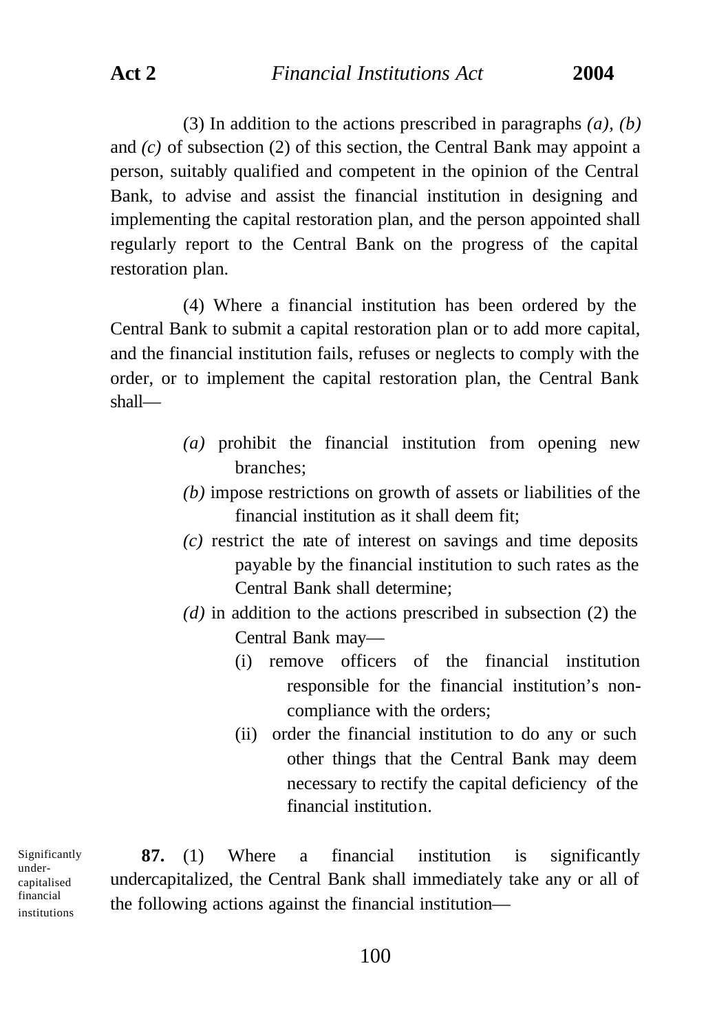(3) In addition to the actions prescribed in paragraphs *(a), (b)* and *(c)* of subsection (2) of this section, the Central Bank may appoint a person, suitably qualified and competent in the opinion of the Central Bank, to advise and assist the financial institution in designing and implementing the capital restoration plan, and the person appointed shall regularly report to the Central Bank on the progress of the capital restoration plan.

(4) Where a financial institution has been ordered by the Central Bank to submit a capital restoration plan or to add more capital, and the financial institution fails, refuses or neglects to comply with the order, or to implement the capital restoration plan, the Central Bank shall—

*(a)* prohibit the financial institution from opening new branches;

*(b)* impose restrictions on growth of assets or liabilities of the financial institution as it shall deem fit;

*(c)* restrict the rate of interest on savings and time deposits payable by the financial institution to such rates as the Central Bank shall determine;

*(d)* in addition to the actions prescribed in subsection (2) the Central Bank may—

(i) remove officers of the financial institution responsible for the financial institution's non-compliance with the orders;

(ii) order the financial institution to do any or such other things that the Central Bank may deem necessary to rectify the capital deficiency of the financial institution.

Significantly under-capitalised financial institutions

**87.** (1) Where a financial institution is significantly undercapitalized, the Central Bank shall immediately take any or all of the following actions against the financial institution—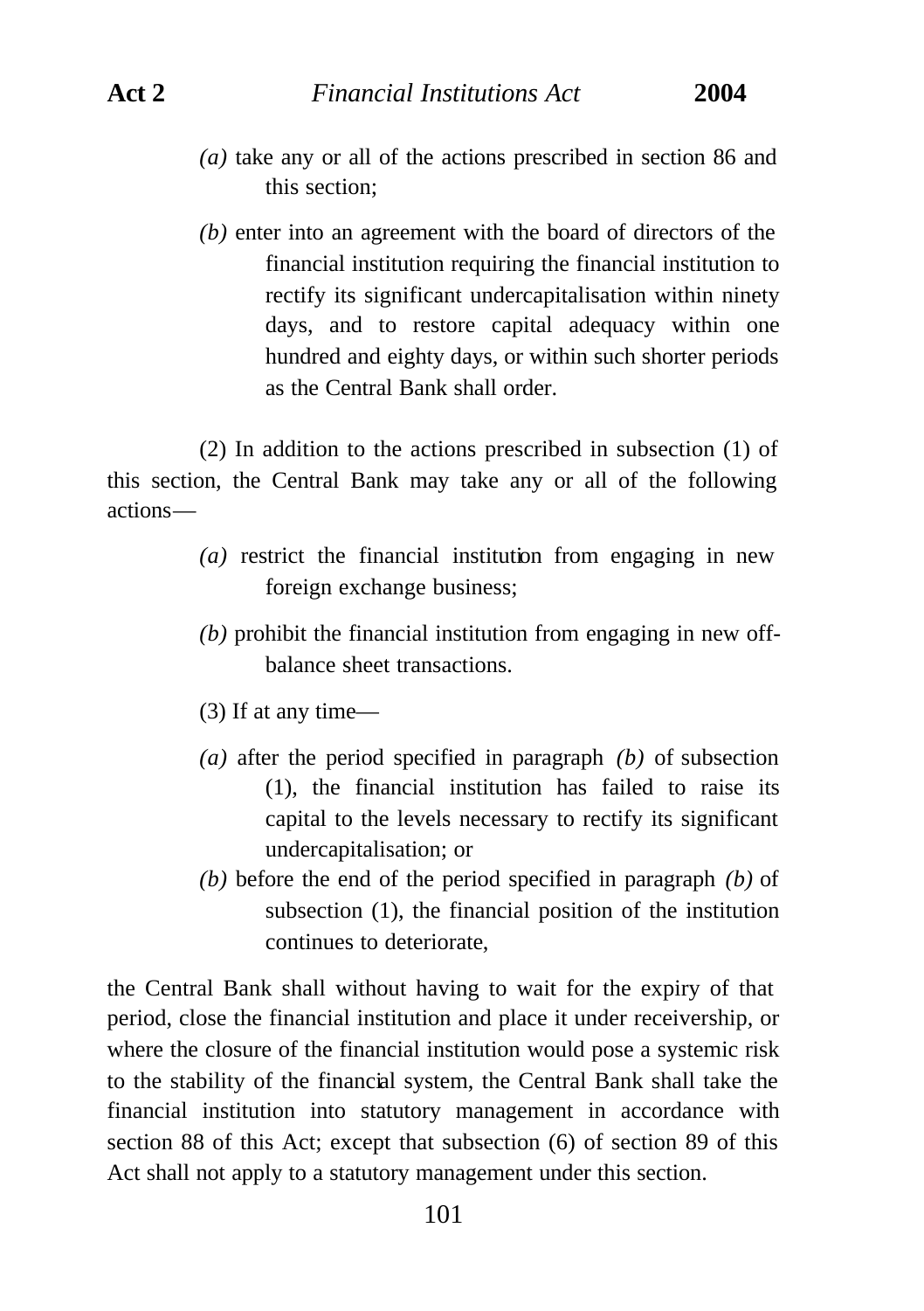*(a)* take any or all of the actions prescribed in section 86 and this section;

*(b)* enter into an agreement with the board of directors of the financial institution requiring the financial institution to rectify its significant undercapitalisation within ninety days, and to restore capital adequacy within one hundred and eighty days, or within such shorter periods as the Central Bank shall order.

(2) In addition to the actions prescribed in subsection (1) of this section, the Central Bank may take any or all of the following actions—

*(a)* restrict the financial institution from engaging in new foreign exchange business;

*(b)* prohibit the financial institution from engaging in new off-balance sheet transactions.

(3) If at any time—

*(a)* after the period specified in paragraph *(b)* of subsection (1), the financial institution has failed to raise its capital to the levels necessary to rectify its significant undercapitalisation; or

*(b)* before the end of the period specified in paragraph *(b)* of subsection (1), the financial position of the institution continues to deteriorate,

the Central Bank shall without having to wait for the expiry of that period, close the financial institution and place it under receivership, or where the closure of the financial institution would pose a systemic risk to the stability of the financial system, the Central Bank shall take the financial institution into statutory management in accordance with section 88 of this Act; except that subsection (6) of section 89 of this Act shall not apply to a statutory management under this section.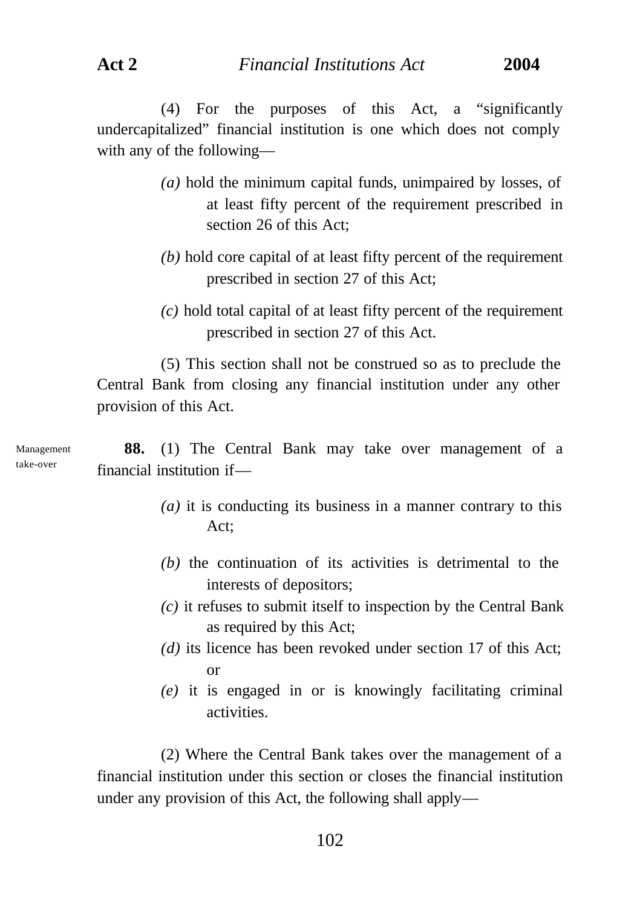(4) For the purposes of this Act, a "significantly undercapitalized" financial institution is one which does not comply with any of the following—

*(a)* hold the minimum capital funds, unimpaired by losses, of at least fifty percent of the requirement prescribed in section 26 of this Act;

*(b)* hold core capital of at least fifty percent of the requirement prescribed in section 27 of this Act;

*(c)* hold total capital of at least fifty percent of the requirement prescribed in section 27 of this Act.

(5) This section shall not be construed so as to preclude the Central Bank from closing any financial institution under any other provision of this Act.

Management take-over

**88.** (1) The Central Bank may take over management of a financial institution if—

*(a)* it is conducting its business in a manner contrary to this Act;

*(b)* the continuation of its activities is detrimental to the interests of depositors;

*(c)* it refuses to submit itself to inspection by the Central Bank as required by this Act;

*(d)* its licence has been revoked under section 17 of this Act; or

*(e)* it is engaged in or is knowingly facilitating criminal activities.

(2) Where the Central Bank takes over the management of a financial institution under this section or closes the financial institution under any provision of this Act, the following shall apply—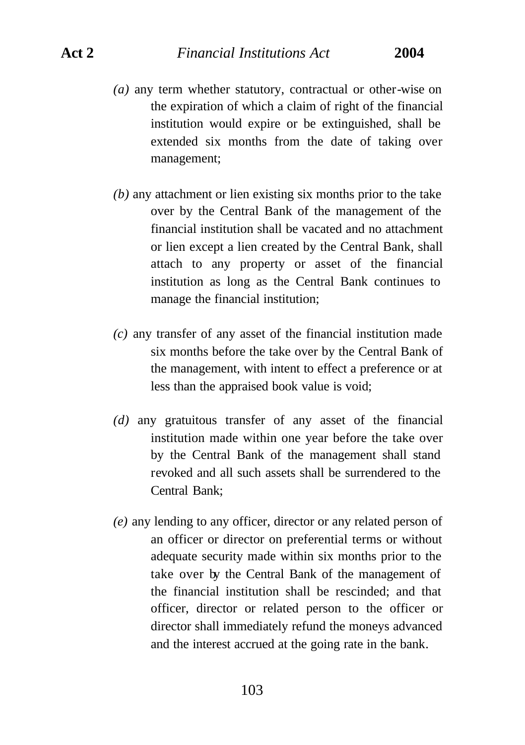*(a)* any term whether statutory, contractual or other-wise on the expiration of which a claim of right of the financial institution would expire or be extinguished, shall be extended six months from the date of taking over management;

*(b)* any attachment or lien existing six months prior to the take over by the Central Bank of the management of the financial institution shall be vacated and no attachment or lien except a lien created by the Central Bank, shall attach to any property or asset of the financial institution as long as the Central Bank continues to manage the financial institution;

*(c)* any transfer of any asset of the financial institution made six months before the take over by the Central Bank of the management, with intent to effect a preference or at less than the appraised book value is void;

*(d)* any gratuitous transfer of any asset of the financial institution made within one year before the take over by the Central Bank of the management shall stand revoked and all such assets shall be surrendered to the Central Bank;

*(e)* any lending to any officer, director or any related person of an officer or director on preferential terms or without adequate security made within six months prior to the take over by the Central Bank of the management of the financial institution shall be rescinded; and that officer, director or related person to the officer or director shall immediately refund the moneys advanced and the interest accrued at the going rate in the bank.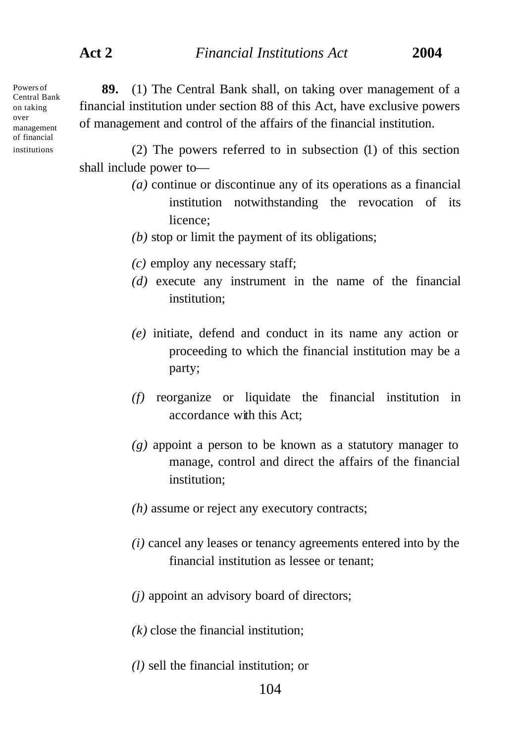Powers of Central Bank on taking over management of financial institutions

**89.** (1) The Central Bank shall, on taking over management of a financial institution under section 88 of this Act, have exclusive powers of management and control of the affairs of the financial institution.

(2) The powers referred to in subsection (1) of this section shall include power to—

*(a)* continue or discontinue any of its operations as a financial institution notwithstanding the revocation of its licence;

*(b)* stop or limit the payment of its obligations;

*(c)* employ any necessary staff;

*(d)* execute any instrument in the name of the financial institution;

*(e)* initiate, defend and conduct in its name any action or proceeding to which the financial institution may be a party;

*(f)* reorganize or liquidate the financial institution in accordance with this Act;

*(g)* appoint a person to be known as a statutory manager to manage, control and direct the affairs of the financial institution;

*(h)* assume or reject any executory contracts;

*(i)* cancel any leases or tenancy agreements entered into by the financial institution as lessee or tenant;

*(j)* appoint an advisory board of directors;

*(k)* close the financial institution;

*(l)* sell the financial institution; or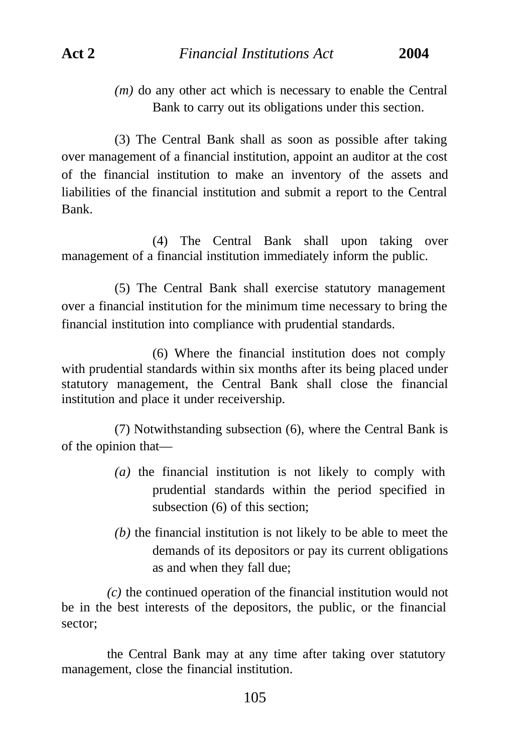*(m)* do any other act which is necessary to enable the Central Bank to carry out its obligations under this section.

(3) The Central Bank shall as soon as possible after taking over management of a financial institution, appoint an auditor at the cost of the financial institution to make an inventory of the assets and liabilities of the financial institution and submit a report to the Central Bank.

(4) The Central Bank shall upon taking over management of a financial institution immediately inform the public.

(5) The Central Bank shall exercise statutory management over a financial institution for the minimum time necessary to bring the financial institution into compliance with prudential standards.

(6) Where the financial institution does not comply with prudential standards within six months after its being placed under statutory management, the Central Bank shall close the financial institution and place it under receivership.

(7) Notwithstanding subsection (6), where the Central Bank is of the opinion that—

*(a)* the financial institution is not likely to comply with prudential standards within the period specified in subsection (6) of this section;

*(b)* the financial institution is not likely to be able to meet the demands of its depositors or pay its current obligations as and when they fall due;

*(c)* the continued operation of the financial institution would not be in the best interests of the depositors, the public, or the financial sector;

the Central Bank may at any time after taking over statutory management, close the financial institution.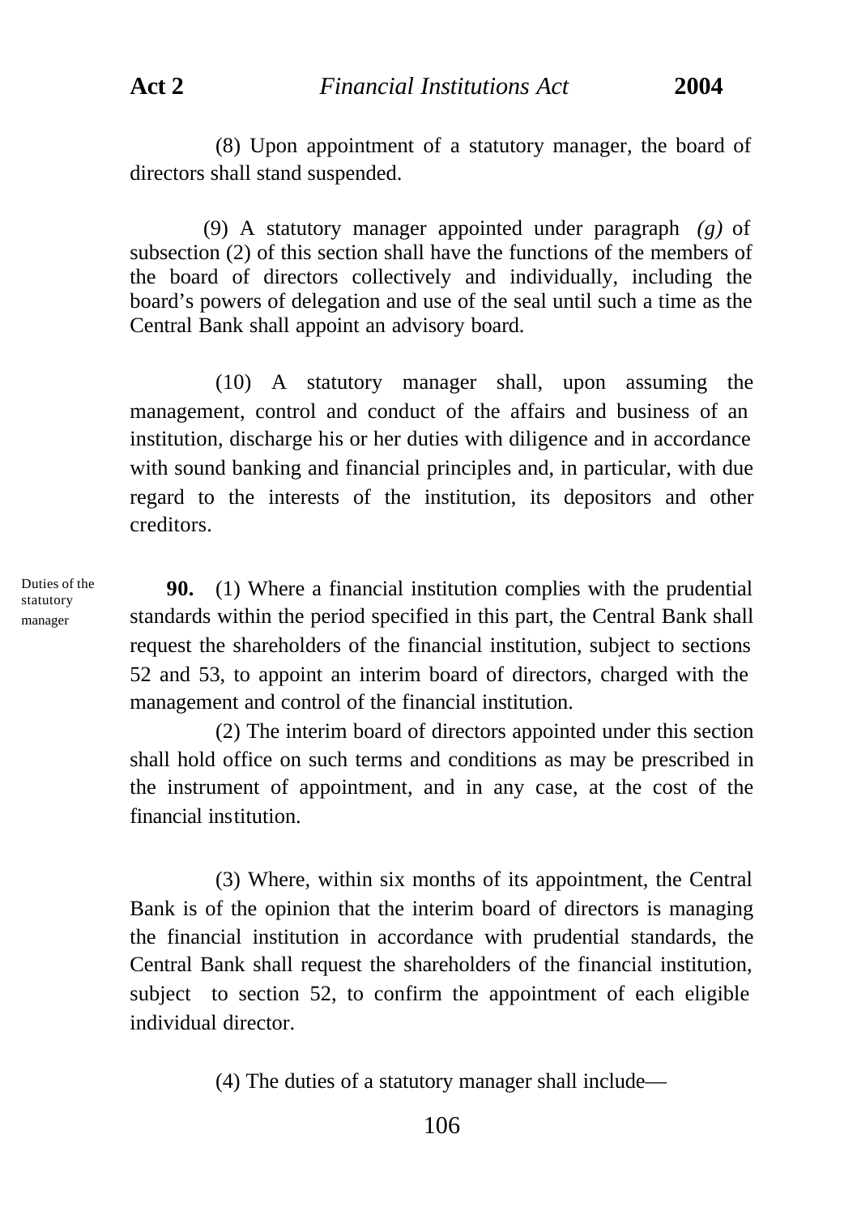(8) Upon appointment of a statutory manager, the board of directors shall stand suspended.

(9) A statutory manager appointed under paragraph *(g)* of subsection (2) of this section shall have the functions of the members of the board of directors collectively and individually, including the board's powers of delegation and use of the seal until such a time as the Central Bank shall appoint an advisory board.

(10) A statutory manager shall, upon assuming the management, control and conduct of the affairs and business of an institution, discharge his or her duties with diligence and in accordance with sound banking and financial principles and, in particular, with due regard to the interests of the institution, its depositors and other creditors.

Duties of the statutory manager

**90.** (1) Where a financial institution complies with the prudential standards within the period specified in this part, the Central Bank shall request the shareholders of the financial institution, subject to sections 52 and 53, to appoint an interim board of directors, charged with the management and control of the financial institution.

(2) The interim board of directors appointed under this section shall hold office on such terms and conditions as may be prescribed in the instrument of appointment, and in any case, at the cost of the financial institution.

(3) Where, within six months of its appointment, the Central Bank is of the opinion that the interim board of directors is managing the financial institution in accordance with prudential standards, the Central Bank shall request the shareholders of the financial institution, subject to section 52, to confirm the appointment of each eligible individual director.

(4) The duties of a statutory manager shall include—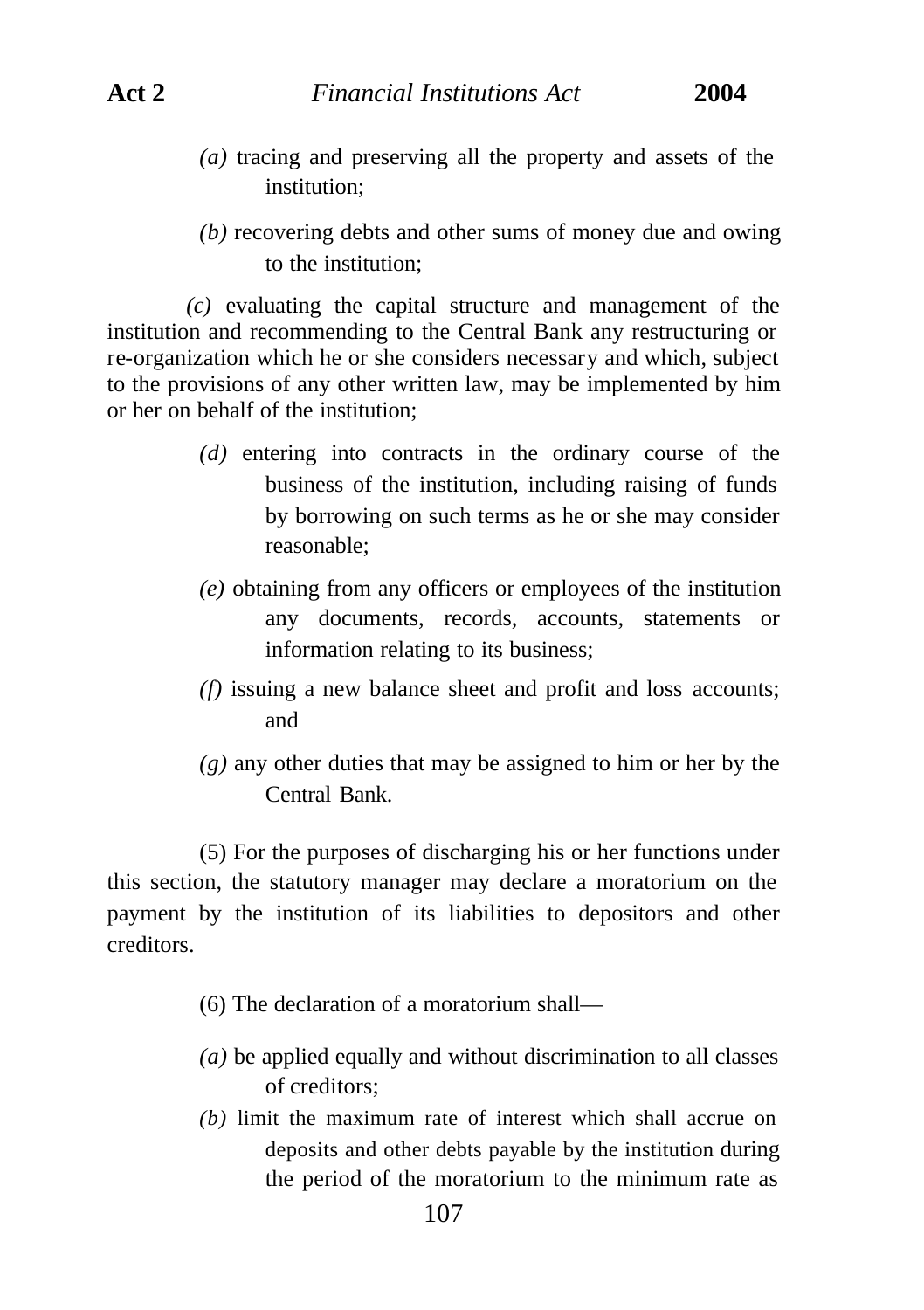*(a)* tracing and preserving all the property and assets of the institution;

*(b)* recovering debts and other sums of money due and owing to the institution;

*(c)* evaluating the capital structure and management of the institution and recommending to the Central Bank any restructuring or re-organization which he or she considers necessary and which, subject to the provisions of any other written law, may be implemented by him or her on behalf of the institution;

*(d)* entering into contracts in the ordinary course of the business of the institution, including raising of funds by borrowing on such terms as he or she may consider reasonable;

*(e)* obtaining from any officers or employees of the institution any documents, records, accounts, statements or information relating to its business;

*(f)* issuing a new balance sheet and profit and loss accounts; and

*(g)* any other duties that may be assigned to him or her by the Central Bank.

(5) For the purposes of discharging his or her functions under this section, the statutory manager may declare a moratorium on the payment by the institution of its liabilities to depositors and other creditors.

(6) The declaration of a moratorium shall—

*(a)* be applied equally and without discrimination to all classes of creditors;

*(b)* limit the maximum rate of interest which shall accrue on deposits and other debts payable by the institution during the period of the moratorium to the minimum rate as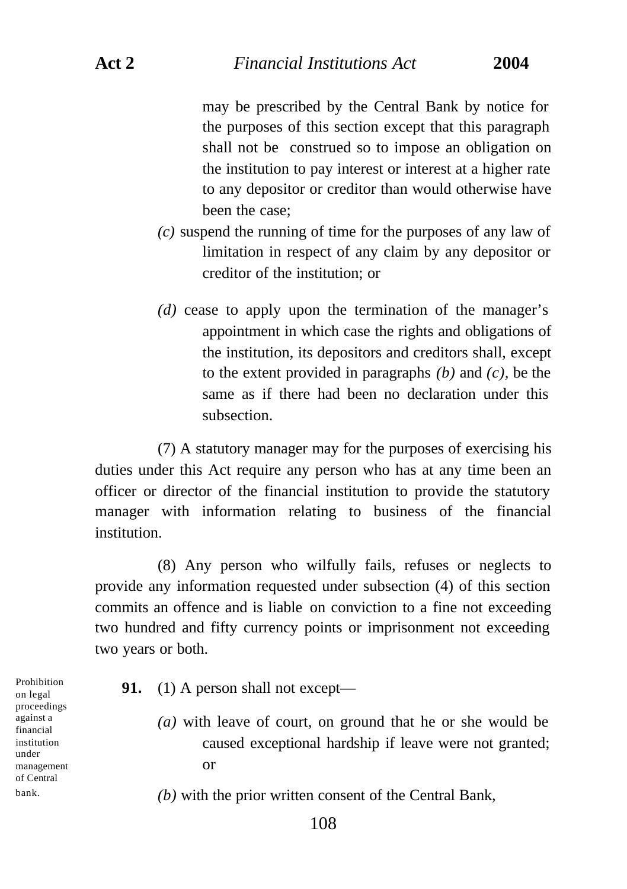may be prescribed by the Central Bank by notice for the purposes of this section except that this paragraph shall not be construed so to impose an obligation on the institution to pay interest or interest at a higher rate to any depositor or creditor than would otherwise have been the case;

*(c)* suspend the running of time for the purposes of any law of limitation in respect of any claim by any depositor or creditor of the institution; or

*(d)* cease to apply upon the termination of the manager's appointment in which case the rights and obligations of the institution, its depositors and creditors shall, except to the extent provided in paragraphs *(b)* and *(c)*, be the same as if there had been no declaration under this subsection.

(7) A statutory manager may for the purposes of exercising his duties under this Act require any person who has at any time been an officer or director of the financial institution to provide the statutory manager with information relating to business of the financial institution.

(8) Any person who wilfully fails, refuses or neglects to provide any information requested under subsection (4) of this section commits an offence and is liable on conviction to a fine not exceeding two hundred and fifty currency points or imprisonment not exceeding two years or both.

Prohibition on legal proceedings against a financial institution under management of Central bank.

**91.** (1) A person shall not except—

*(a)* with leave of court, on ground that he or she would be caused exceptional hardship if leave were not granted; or

*(b)* with the prior written consent of the Central Bank,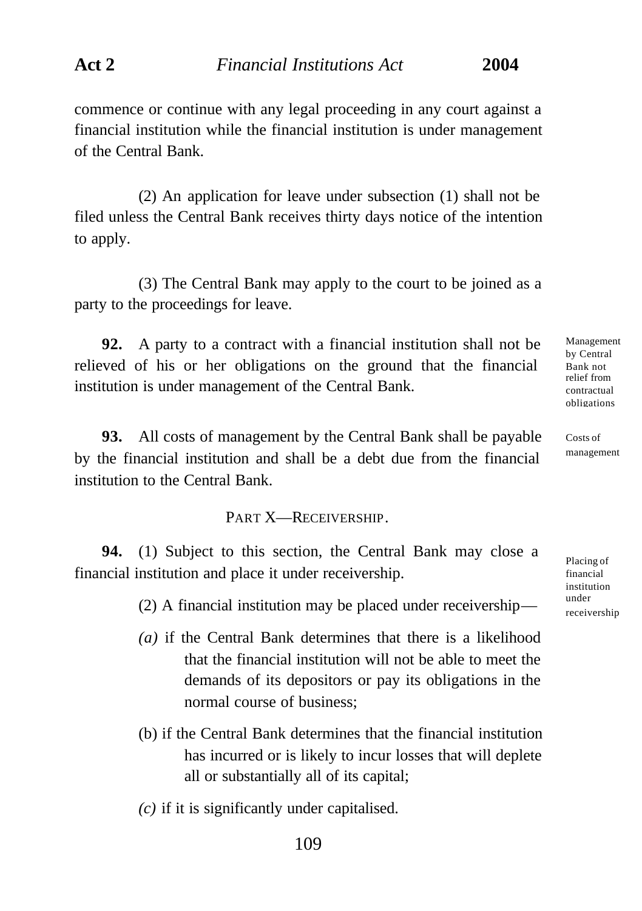commence or continue with any legal proceeding in any court against a financial institution while the financial institution is under management of the Central Bank.

(2) An application for leave under subsection (1) shall not be filed unless the Central Bank receives thirty days notice of the intention to apply.

(3) The Central Bank may apply to the court to be joined as a party to the proceedings for leave.

*Management by Central Bank not relief from contractual obligations*

**92.** A party to a contract with a financial institution shall not be relieved of his or her obligations on the ground that the financial institution is under management of the Central Bank.

*Costs of management*

**93.** All costs of management by the Central Bank shall be payable by the financial institution and shall be a debt due from the financial institution to the Central Bank.

## PART X—RECEIVERSHIP.

*Placing of financial institution under receivership*

**94.** (1) Subject to this section, the Central Bank may close a financial institution and place it under receivership.

(2) A financial institution may be placed under receivership—

*(a)* if the Central Bank determines that there is a likelihood that the financial institution will not be able to meet the demands of its depositors or pay its obligations in the normal course of business;

(b) if the Central Bank determines that the financial institution has incurred or is likely to incur losses that will deplete all or substantially all of its capital;

*(c)* if it is significantly under capitalised.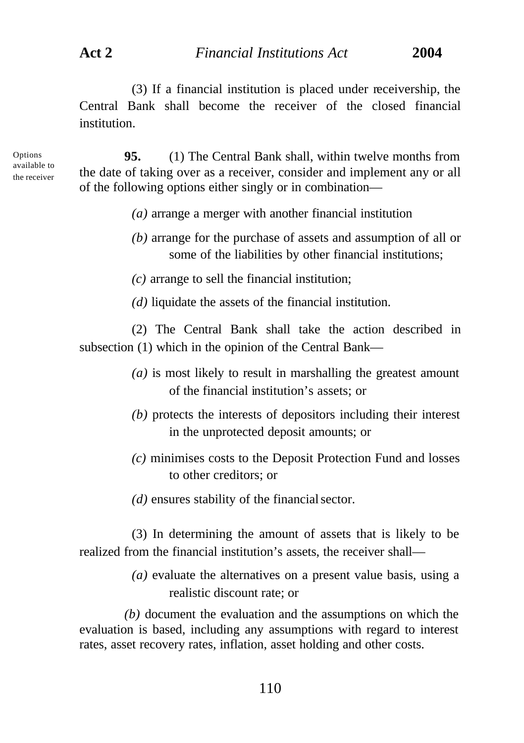(3) If a financial institution is placed under receivership, the Central Bank shall become the receiver of the closed financial institution.

Options available to the receiver

**95.** (1) The Central Bank shall, within twelve months from the date of taking over as a receiver, consider and implement any or all of the following options either singly or in combination—

*(a)* arrange a merger with another financial institution

*(b)* arrange for the purchase of assets and assumption of all or some of the liabilities by other financial institutions;

*(c)* arrange to sell the financial institution;

*(d)* liquidate the assets of the financial institution.

(2) The Central Bank shall take the action described in subsection (1) which in the opinion of the Central Bank—

*(a)* is most likely to result in marshalling the greatest amount of the financial institution's assets; or

*(b)* protects the interests of depositors including their interest in the unprotected deposit amounts; or

*(c)* minimises costs to the Deposit Protection Fund and losses to other creditors; or

*(d)* ensures stability of the financial sector.

(3) In determining the amount of assets that is likely to be realized from the financial institution's assets, the receiver shall—

*(a)* evaluate the alternatives on a present value basis, using a realistic discount rate; or

*(b)* document the evaluation and the assumptions on which the evaluation is based, including any assumptions with regard to interest rates, asset recovery rates, inflation, asset holding and other costs.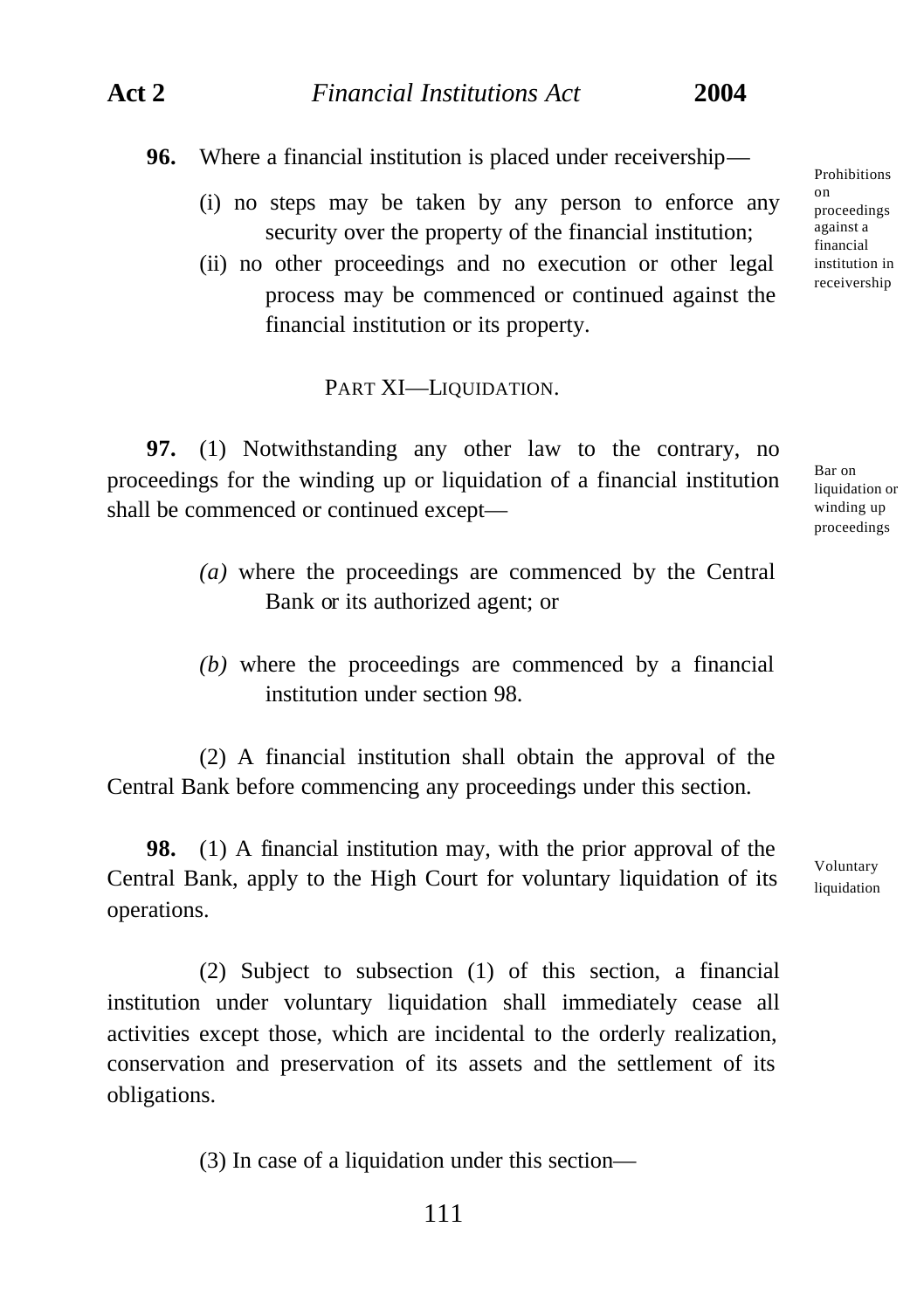**96.** Where a financial institution is placed under receivership—

Prohibitions on proceedings against a financial institution in receivership

(i) no steps may be taken by any person to enforce any security over the property of the financial institution;

(ii) no other proceedings and no execution or other legal process may be commenced or continued against the financial institution or its property.

## PART XI—LIQUIDATION.

**97.** (1) Notwithstanding any other law to the contrary, no proceedings for the winding up or liquidation of a financial institution shall be commenced or continued except—

Bar on liquidation or winding up proceedings

*(a)* where the proceedings are commenced by the Central Bank or its authorized agent; or

*(b)* where the proceedings are commenced by a financial institution under section 98.

(2) A financial institution shall obtain the approval of the Central Bank before commencing any proceedings under this section.

**98.** (1) A financial institution may, with the prior approval of the Central Bank, apply to the High Court for voluntary liquidation of its operations.

Voluntary liquidation

(2) Subject to subsection (1) of this section, a financial institution under voluntary liquidation shall immediately cease all activities except those, which are incidental to the orderly realization, conservation and preservation of its assets and the settlement of its obligations.

(3) In case of a liquidation under this section—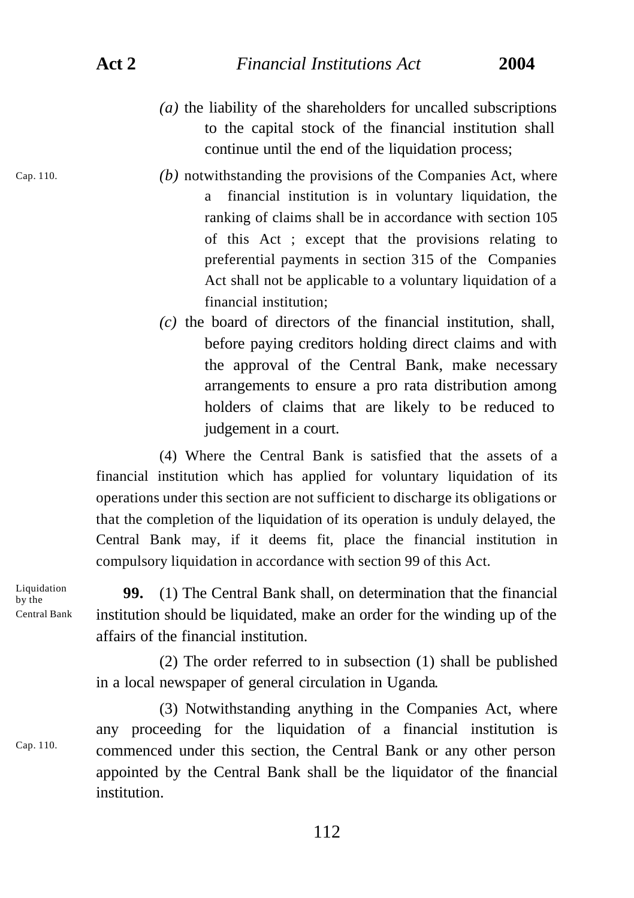*(a)* the liability of the shareholders for uncalled subscriptions to the capital stock of the financial institution shall continue until the end of the liquidation process;

Cap. 110.

*(b)* notwithstanding the provisions of the Companies Act, where a financial institution is in voluntary liquidation, the ranking of claims shall be in accordance with section 105 of this Act ; except that the provisions relating to preferential payments in section 315 of the Companies Act shall not be applicable to a voluntary liquidation of a financial institution;

*(c)* the board of directors of the financial institution, shall, before paying creditors holding direct claims and with the approval of the Central Bank, make necessary arrangements to ensure a pro rata distribution among holders of claims that are likely to be reduced to judgement in a court.

(4) Where the Central Bank is satisfied that the assets of a financial institution which has applied for voluntary liquidation of its operations under this section are not sufficient to discharge its obligations or that the completion of the liquidation of its operation is unduly delayed, the Central Bank may, if it deems fit, place the financial institution in compulsory liquidation in accordance with section 99 of this Act.

Liquidation by the Central Bank

**99.** (1) The Central Bank shall, on determination that the financial institution should be liquidated, make an order for the winding up of the affairs of the financial institution.

(2) The order referred to in subsection (1) shall be published in a local newspaper of general circulation in Uganda.

Cap. 110.

(3) Notwithstanding anything in the Companies Act, where any proceeding for the liquidation of a financial institution is commenced under this section, the Central Bank or any other person appointed by the Central Bank shall be the liquidator of the financial institution.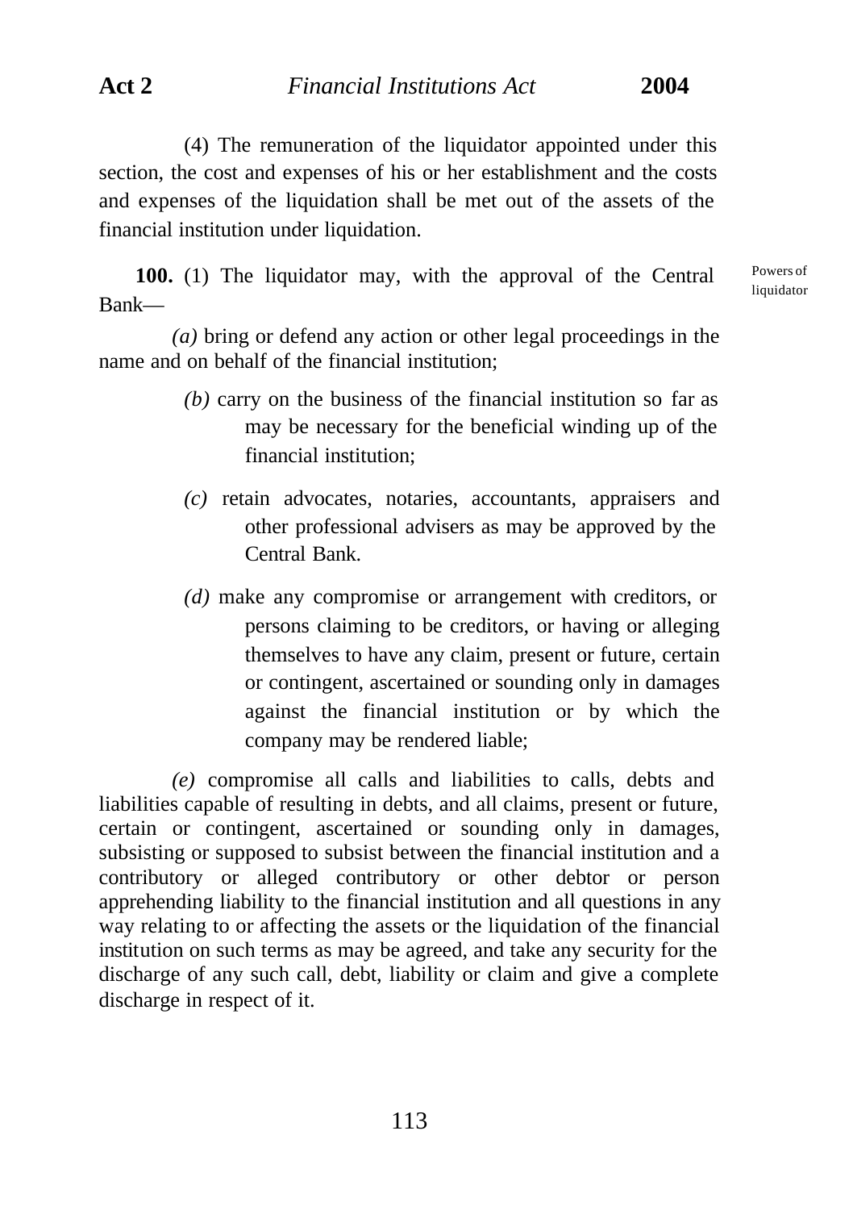(4) The remuneration of the liquidator appointed under this section, the cost and expenses of his or her establishment and the costs and expenses of the liquidation shall be met out of the assets of the financial institution under liquidation.

Powers of liquidator

**100.** (1) The liquidator may, with the approval of the Central Bank—

*(a)* bring or defend any action or other legal proceedings in the name and on behalf of the financial institution;

*(b)* carry on the business of the financial institution so far as may be necessary for the beneficial winding up of the financial institution;

*(c)* retain advocates, notaries, accountants, appraisers and other professional advisers as may be approved by the Central Bank.

*(d)* make any compromise or arrangement with creditors, or persons claiming to be creditors, or having or alleging themselves to have any claim, present or future, certain or contingent, ascertained or sounding only in damages against the financial institution or by which the company may be rendered liable;

*(e)* compromise all calls and liabilities to calls, debts and liabilities capable of resulting in debts, and all claims, present or future, certain or contingent, ascertained or sounding only in damages, subsisting or supposed to subsist between the financial institution and a contributory or alleged contributory or other debtor or person apprehending liability to the financial institution and all questions in any way relating to or affecting the assets or the liquidation of the financial institution on such terms as may be agreed, and take any security for the discharge of any such call, debt, liability or claim and give a complete discharge in respect of it.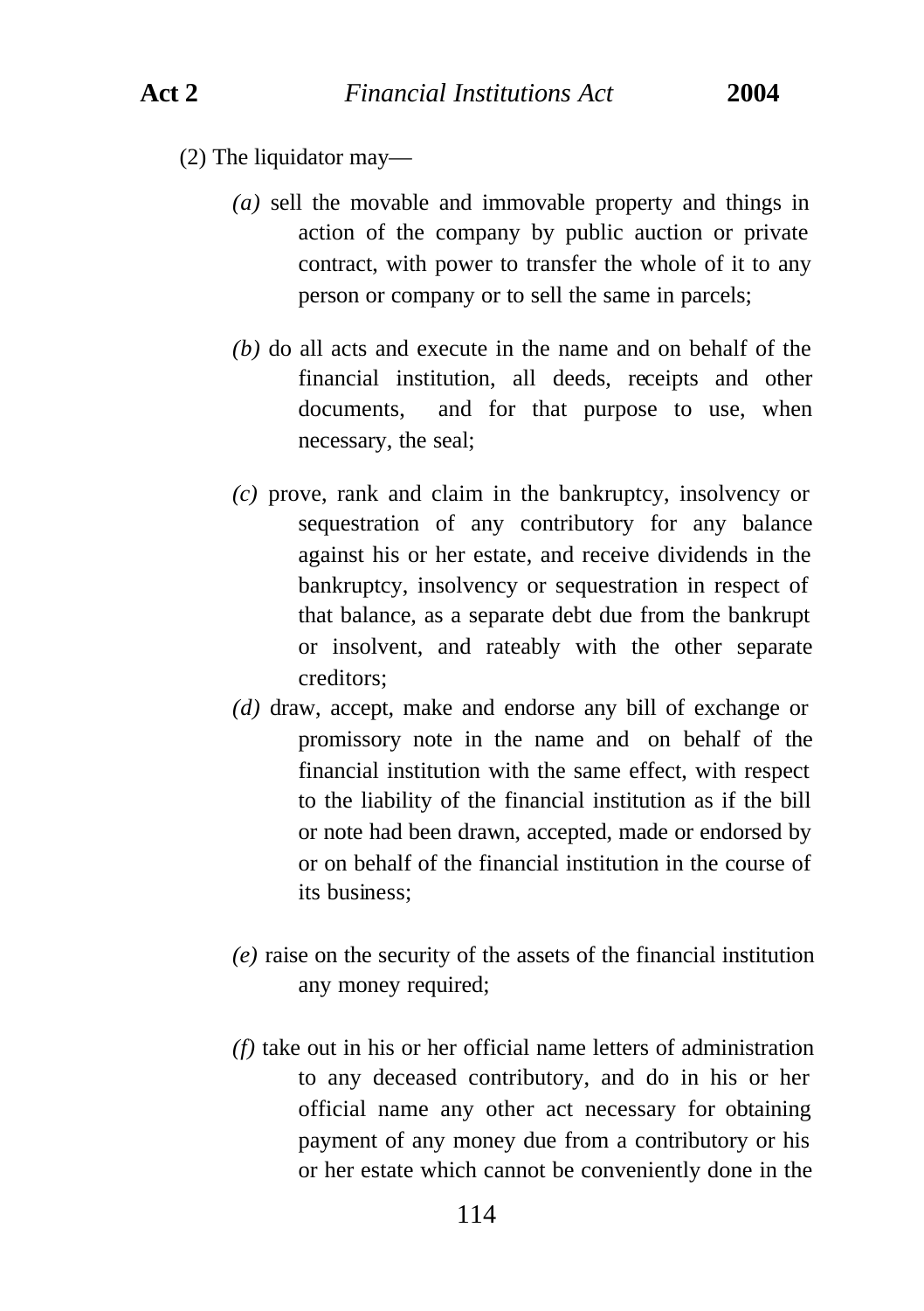(2) The liquidator may—

*(a)* sell the movable and immovable property and things in action of the company by public auction or private contract, with power to transfer the whole of it to any person or company or to sell the same in parcels;

*(b)* do all acts and execute in the name and on behalf of the financial institution, all deeds, receipts and other documents, and for that purpose to use, when necessary, the seal;

*(c)* prove, rank and claim in the bankruptcy, insolvency or sequestration of any contributory for any balance against his or her estate, and receive dividends in the bankruptcy, insolvency or sequestration in respect of that balance, as a separate debt due from the bankrupt or insolvent, and rateably with the other separate creditors;

*(d)* draw, accept, make and endorse any bill of exchange or promissory note in the name and on behalf of the financial institution with the same effect, with respect to the liability of the financial institution as if the bill or note had been drawn, accepted, made or endorsed by or on behalf of the financial institution in the course of its business;

*(e)* raise on the security of the assets of the financial institution any money required;

*(f)* take out in his or her official name letters of administration to any deceased contributory, and do in his or her official name any other act necessary for obtaining payment of any money due from a contributory or his or her estate which cannot be conveniently done in the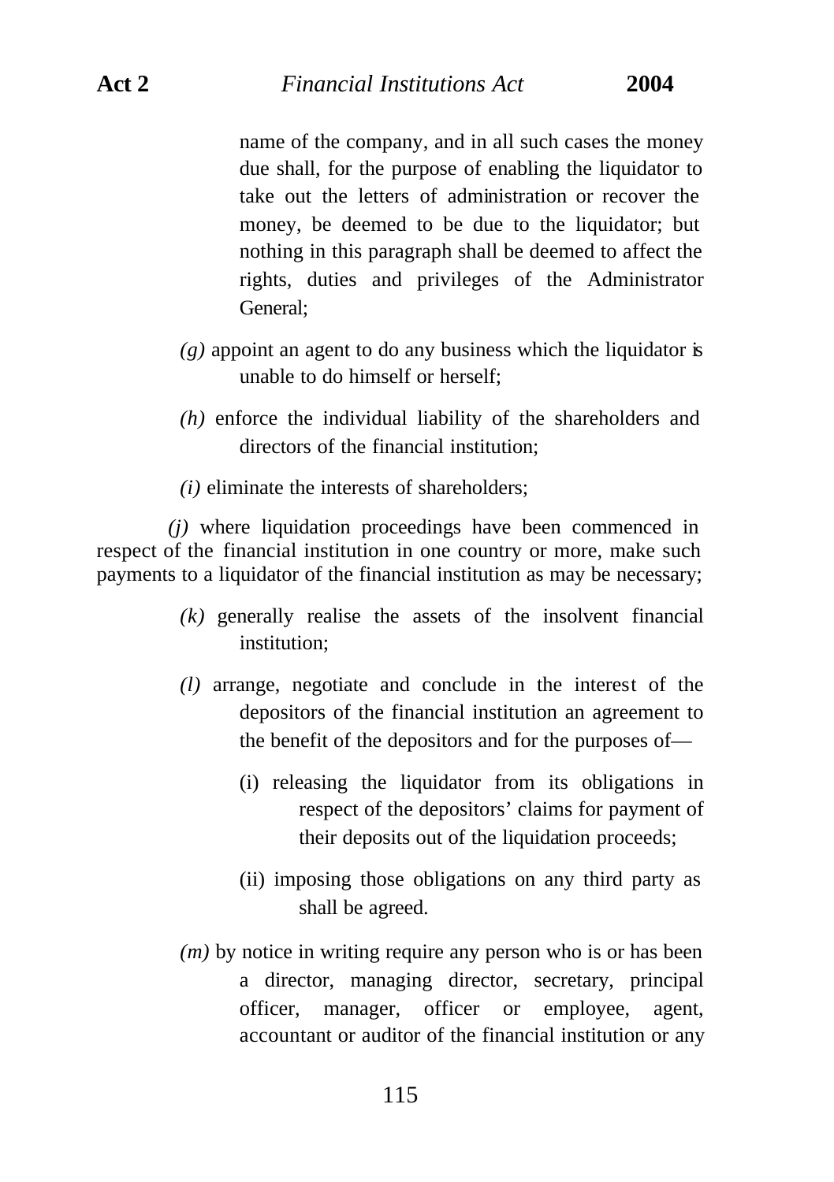name of the company, and in all such cases the money due shall, for the purpose of enabling the liquidator to take out the letters of administration or recover the money, be deemed to be due to the liquidator; but nothing in this paragraph shall be deemed to affect the rights, duties and privileges of the Administrator General;

*(g)* appoint an agent to do any business which the liquidator is unable to do himself or herself;

*(h)* enforce the individual liability of the shareholders and directors of the financial institution;

*(i)* eliminate the interests of shareholders;

*(j)* where liquidation proceedings have been commenced in respect of the financial institution in one country or more, make such payments to a liquidator of the financial institution as may be necessary;

*(k)* generally realise the assets of the insolvent financial institution;

*(l)* arrange, negotiate and conclude in the interest of the depositors of the financial institution an agreement to the benefit of the depositors and for the purposes of—

(i) releasing the liquidator from its obligations in respect of the depositors' claims for payment of their deposits out of the liquidation proceeds;

(ii) imposing those obligations on any third party as shall be agreed.

*(m)* by notice in writing require any person who is or has been a director, managing director, secretary, principal officer, manager, officer or employee, agent, accountant or auditor of the financial institution or any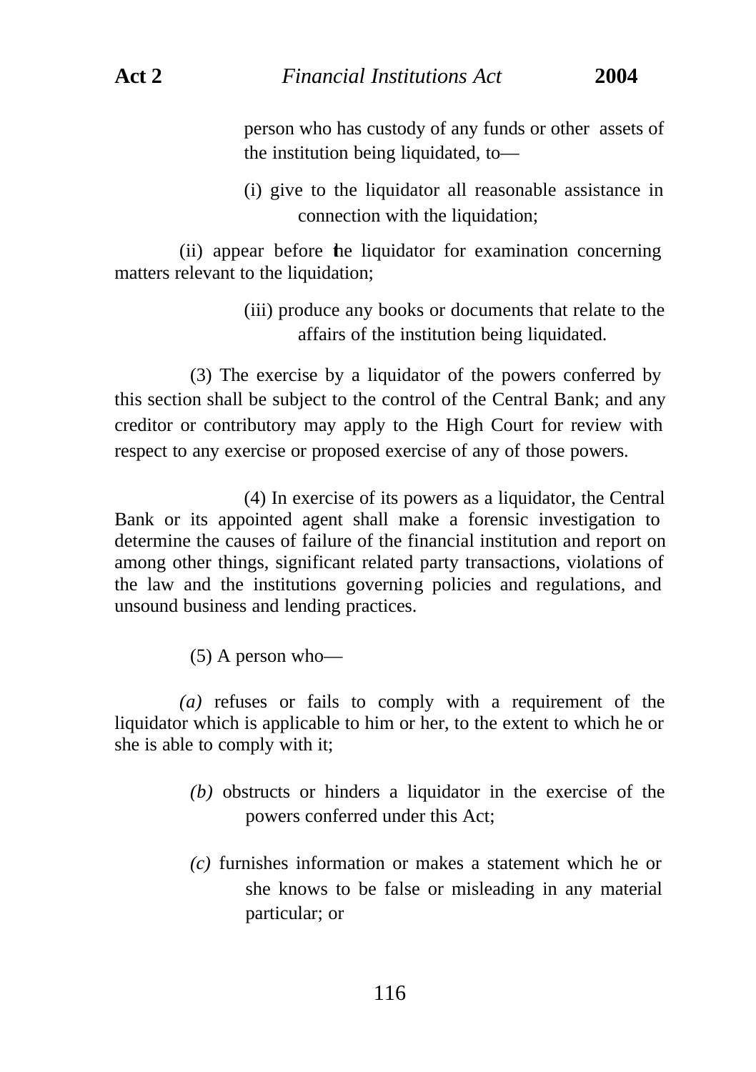person who has custody of any funds or other assets of the institution being liquidated, to—

(i) give to the liquidator all reasonable assistance in connection with the liquidation;

(ii) appear before the liquidator for examination concerning matters relevant to the liquidation;

(iii) produce any books or documents that relate to the affairs of the institution being liquidated.

(3) The exercise by a liquidator of the powers conferred by this section shall be subject to the control of the Central Bank; and any creditor or contributory may apply to the High Court for review with respect to any exercise or proposed exercise of any of those powers.

(4) In exercise of its powers as a liquidator, the Central Bank or its appointed agent shall make a forensic investigation to determine the causes of failure of the financial institution and report on among other things, significant related party transactions, violations of the law and the institutions governing policies and regulations, and unsound business and lending practices.

(5) A person who—

*(a)* refuses or fails to comply with a requirement of the liquidator which is applicable to him or her, to the extent to which he or she is able to comply with it;

*(b)* obstructs or hinders a liquidator in the exercise of the powers conferred under this Act;

*(c)* furnishes information or makes a statement which he or she knows to be false or misleading in any material particular; or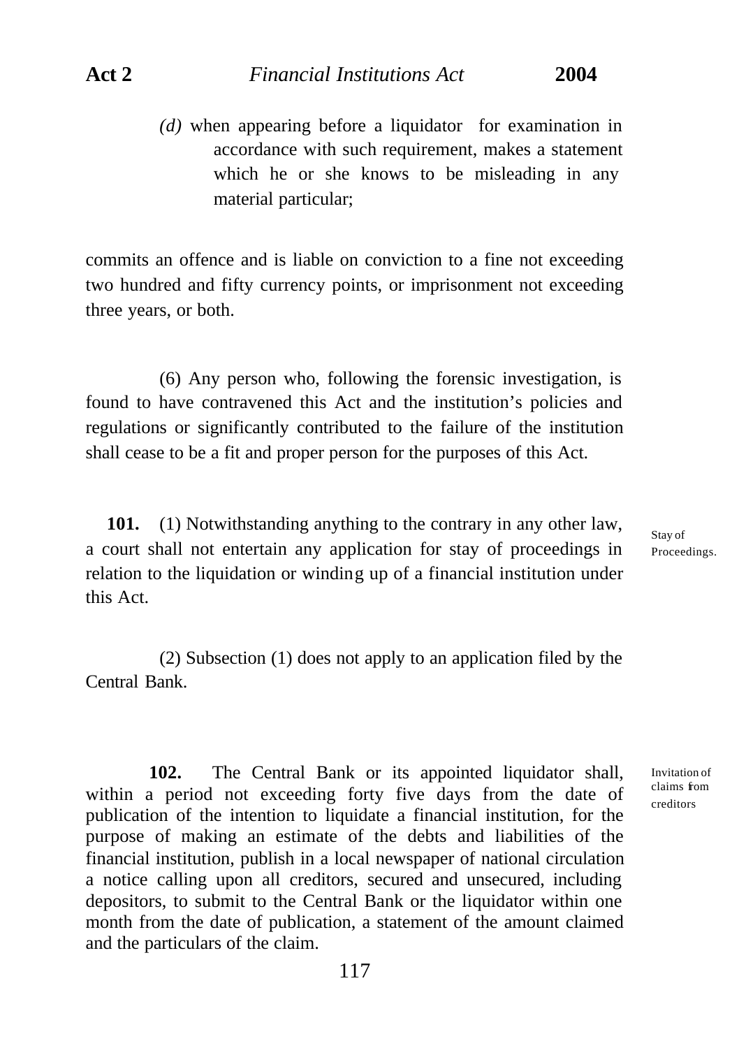*(d)* when appearing before a liquidator for examination in accordance with such requirement, makes a statement which he or she knows to be misleading in any material particular;

commits an offence and is liable on conviction to a fine not exceeding two hundred and fifty currency points, or imprisonment not exceeding three years, or both.

(6) Any person who, following the forensic investigation, is found to have contravened this Act and the institution's policies and regulations or significantly contributed to the failure of the institution shall cease to be a fit and proper person for the purposes of this Act.

Stay of Proceedings.

**101.** (1) Notwithstanding anything to the contrary in any other law, a court shall not entertain any application for stay of proceedings in relation to the liquidation or winding up of a financial institution under this Act.

(2) Subsection (1) does not apply to an application filed by the Central Bank.

Invitation of claims from creditors

**102.** The Central Bank or its appointed liquidator shall, within a period not exceeding forty five days from the date of publication of the intention to liquidate a financial institution, for the purpose of making an estimate of the debts and liabilities of the financial institution, publish in a local newspaper of national circulation a notice calling upon all creditors, secured and unsecured, including depositors, to submit to the Central Bank or the liquidator within one month from the date of publication, a statement of the amount claimed and the particulars of the claim.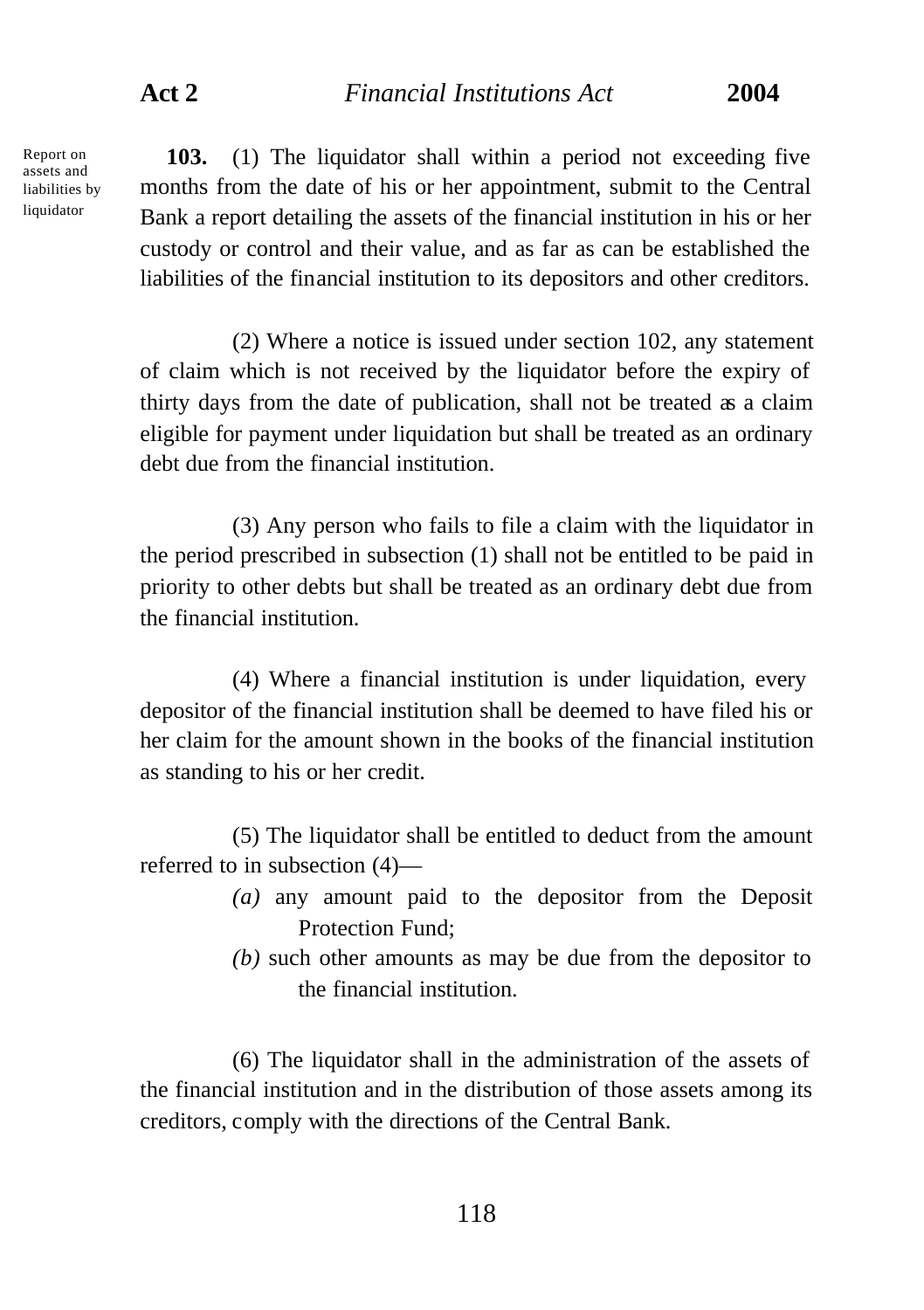Report on assets and liabilities by liquidator

**103.** (1) The liquidator shall within a period not exceeding five months from the date of his or her appointment, submit to the Central Bank a report detailing the assets of the financial institution in his or her custody or control and their value, and as far as can be established the liabilities of the financial institution to its depositors and other creditors.

(2) Where a notice is issued under section 102, any statement of claim which is not received by the liquidator before the expiry of thirty days from the date of publication, shall not be treated as a claim eligible for payment under liquidation but shall be treated as an ordinary debt due from the financial institution.

(3) Any person who fails to file a claim with the liquidator in the period prescribed in subsection (1) shall not be entitled to be paid in priority to other debts but shall be treated as an ordinary debt due from the financial institution.

(4) Where a financial institution is under liquidation, every depositor of the financial institution shall be deemed to have filed his or her claim for the amount shown in the books of the financial institution as standing to his or her credit.

(5) The liquidator shall be entitled to deduct from the amount referred to in subsection (4)—

*(a)* any amount paid to the depositor from the Deposit Protection Fund;

*(b)* such other amounts as may be due from the depositor to the financial institution.

(6) The liquidator shall in the administration of the assets of the financial institution and in the distribution of those assets among its creditors, comply with the directions of the Central Bank.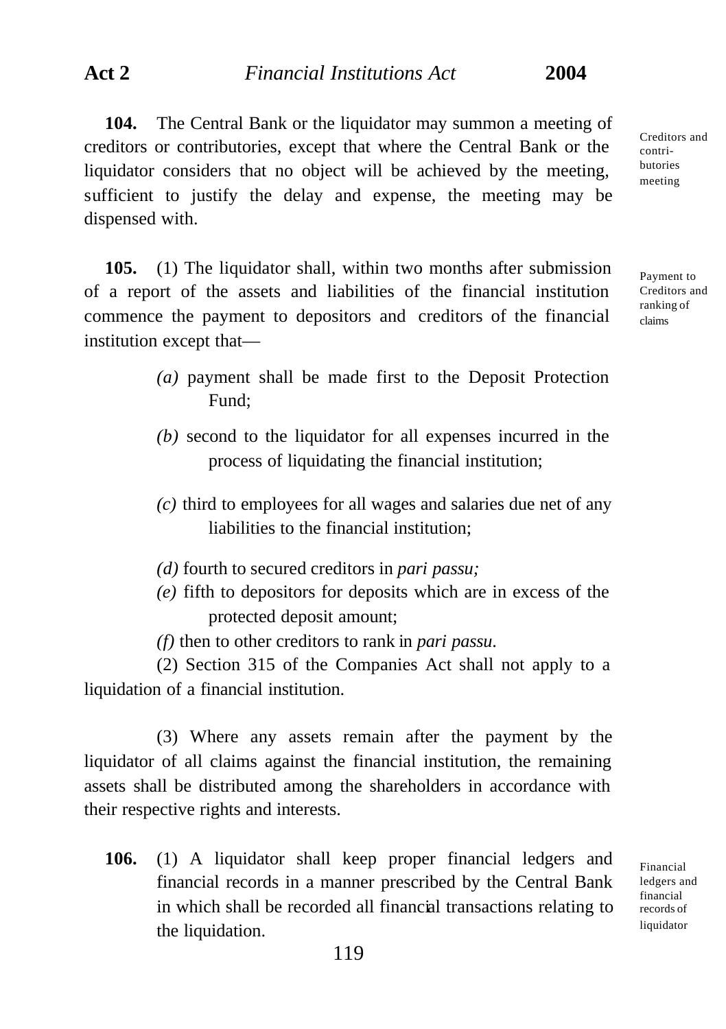**104.** The Central Bank or the liquidator may summon a meeting of creditors or contributories, except that where the Central Bank or the liquidator considers that no object will be achieved by the meeting, sufficient to justify the delay and expense, the meeting may be dispensed with.

*Creditors and contributories meeting*

**105.** (1) The liquidator shall, within two months after submission of a report of the assets and liabilities of the financial institution commence the payment to depositors and creditors of the financial institution except that—

*Payment to Creditors and ranking of claims*

*(a)* payment shall be made first to the Deposit Protection Fund;

*(b)* second to the liquidator for all expenses incurred in the process of liquidating the financial institution;

*(c)* third to employees for all wages and salaries due net of any liabilities to the financial institution;

*(d)* fourth to secured creditors in *pari passu;*

*(e)* fifth to depositors for deposits which are in excess of the protected deposit amount;

*(f)* then to other creditors to rank in *pari passu.*

(2) Section 315 of the Companies Act shall not apply to a liquidation of a financial institution.

(3) Where any assets remain after the payment by the liquidator of all claims against the financial institution, the remaining assets shall be distributed among the shareholders in accordance with their respective rights and interests.

**106.** (1) A liquidator shall keep proper financial ledgers and financial records in a manner prescribed by the Central Bank in which shall be recorded all financial transactions relating to the liquidation.

*Financial ledgers and financial records of liquidator*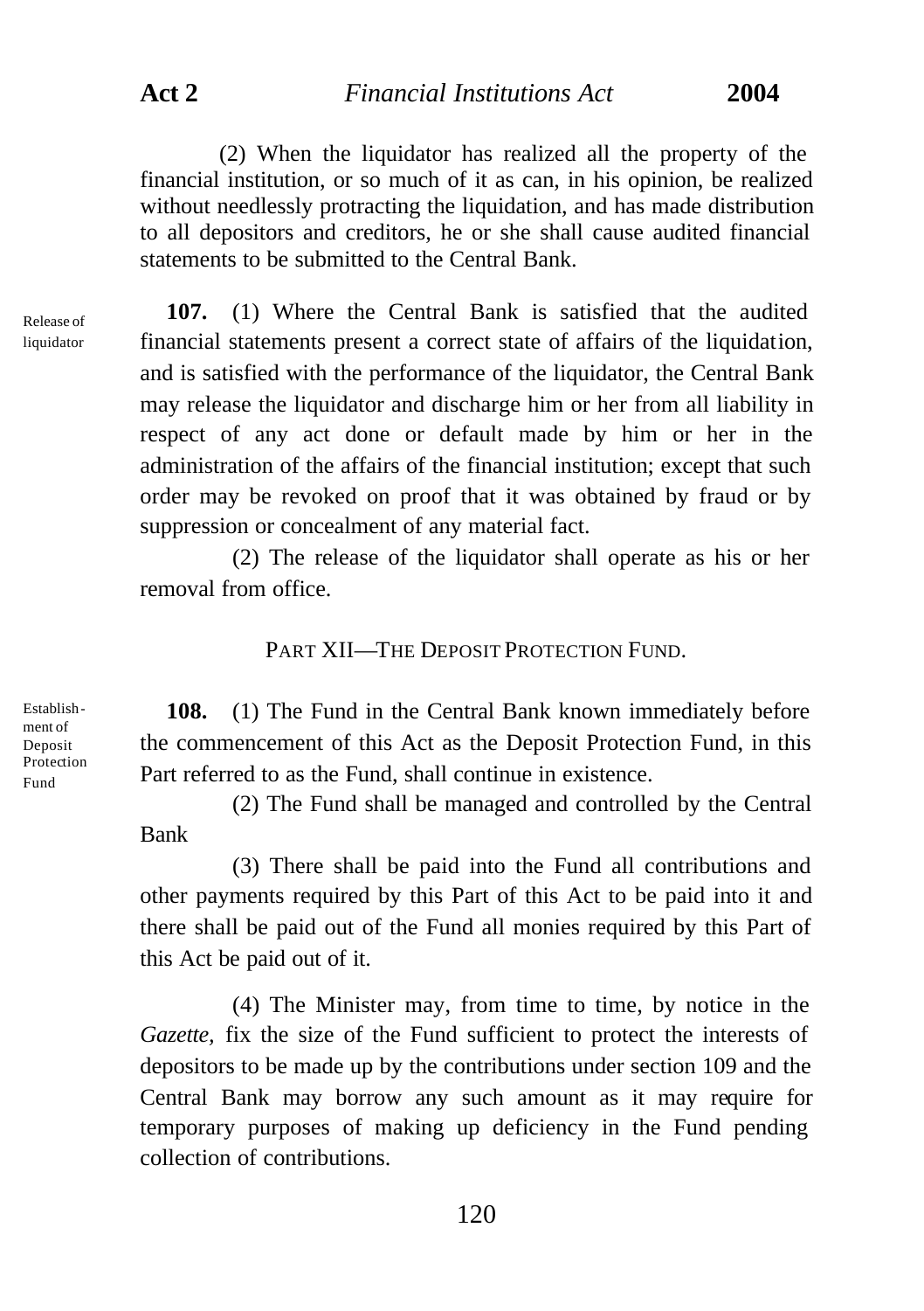(2) When the liquidator has realized all the property of the financial institution, or so much of it as can, in his opinion, be realized without needlessly protracting the liquidation, and has made distribution to all depositors and creditors, he or she shall cause audited financial statements to be submitted to the Central Bank.

Release of liquidator

**107.** (1) Where the Central Bank is satisfied that the audited financial statements present a correct state of affairs of the liquidation, and is satisfied with the performance of the liquidator, the Central Bank may release the liquidator and discharge him or her from all liability in respect of any act done or default made by him or her in the administration of the affairs of the financial institution; except that such order may be revoked on proof that it was obtained by fraud or by suppression or concealment of any material fact.

(2) The release of the liquidator shall operate as his or her removal from office.

## PART XII—THE DEPOSIT PROTECTION FUND.

Establishment of Deposit Protection Fund

**108.** (1) The Fund in the Central Bank known immediately before the commencement of this Act as the Deposit Protection Fund, in this Part referred to as the Fund, shall continue in existence.

(2) The Fund shall be managed and controlled by the Central Bank

(3) There shall be paid into the Fund all contributions and other payments required by this Part of this Act to be paid into it and there shall be paid out of the Fund all monies required by this Part of this Act be paid out of it.

(4) The Minister may, from time to time, by notice in the *Gazette,* fix the size of the Fund sufficient to protect the interests of depositors to be made up by the contributions under section 109 and the Central Bank may borrow any such amount as it may require for temporary purposes of making up deficiency in the Fund pending collection of contributions.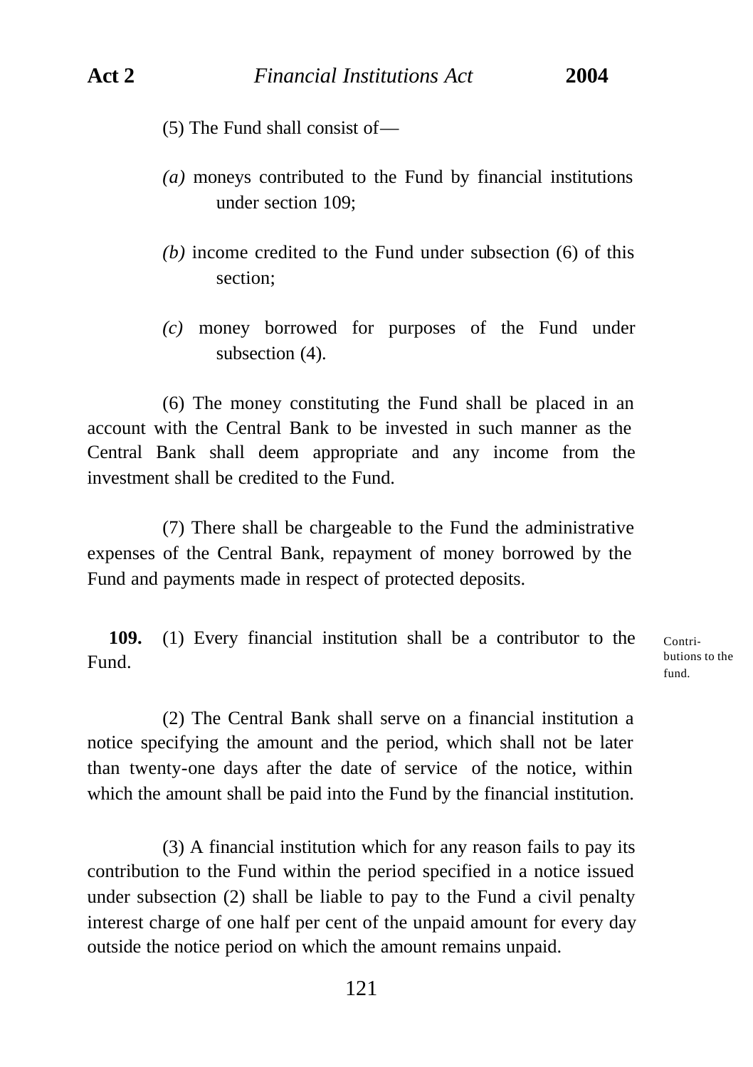(5) The Fund shall consist of—

*(a)* moneys contributed to the Fund by financial institutions under section 109;

*(b)* income credited to the Fund under subsection (6) of this section;

*(c)* money borrowed for purposes of the Fund under subsection (4).

(6) The money constituting the Fund shall be placed in an account with the Central Bank to be invested in such manner as the Central Bank shall deem appropriate and any income from the investment shall be credited to the Fund.

(7) There shall be chargeable to the Fund the administrative expenses of the Central Bank, repayment of money borrowed by the Fund and payments made in respect of protected deposits.

Contributions to the fund.

**109.** (1) Every financial institution shall be a contributor to the Fund.

(2) The Central Bank shall serve on a financial institution a notice specifying the amount and the period, which shall not be later than twenty-one days after the date of service of the notice, within which the amount shall be paid into the Fund by the financial institution.

(3) A financial institution which for any reason fails to pay its contribution to the Fund within the period specified in a notice issued under subsection (2) shall be liable to pay to the Fund a civil penalty interest charge of one half per cent of the unpaid amount for every day outside the notice period on which the amount remains unpaid.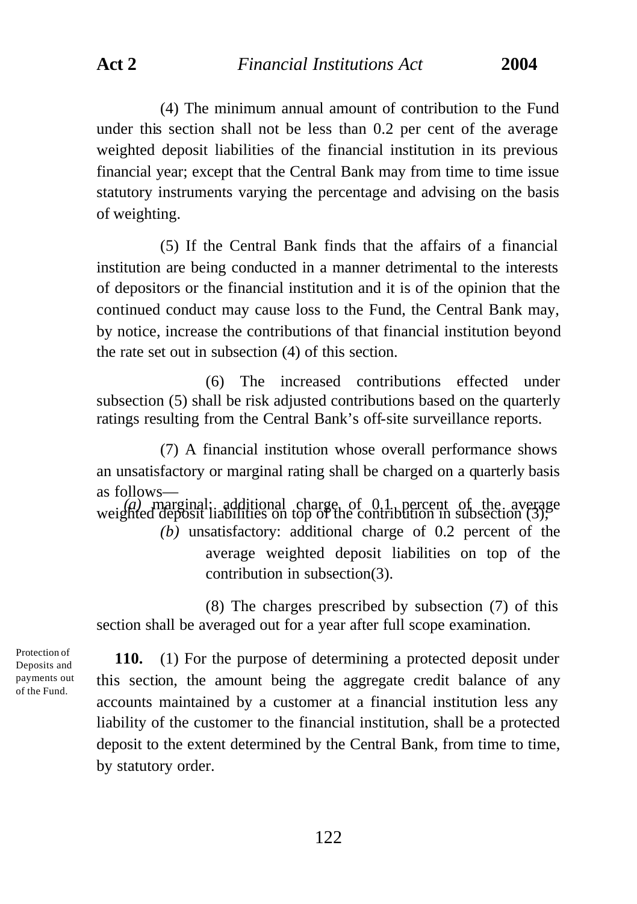(4) The minimum annual amount of contribution to the Fund under this section shall not be less than 0.2 per cent of the average weighted deposit liabilities of the financial institution in its previous financial year; except that the Central Bank may from time to time issue statutory instruments varying the percentage and advising on the basis of weighting.

(5) If the Central Bank finds that the affairs of a financial institution are being conducted in a manner detrimental to the interests of depositors or the financial institution and it is of the opinion that the continued conduct may cause loss to the Fund, the Central Bank may, by notice, increase the contributions of that financial institution beyond the rate set out in subsection (4) of this section.

(6) The increased contributions effected under subsection (5) shall be risk adjusted contributions based on the quarterly ratings resulting from the Central Bank's off-site surveillance reports.

(7) A financial institution whose overall performance shows an unsatisfactory or marginal rating shall be charged on a quarterly basis as follows—

*(a)* marginal: additional charge of 0.1 percent of the average weighted deposit liabilities on top of the contribution in subsection (3);

*(b)* unsatisfactory: additional charge of 0.2 percent of the average weighted deposit liabilities on top of the contribution in subsection(3).

(8) The charges prescribed by subsection (7) of this section shall be averaged out for a year after full scope examination.

Protection of Deposits and payments out of the Fund.

**110.** (1) For the purpose of determining a protected deposit under this section, the amount being the aggregate credit balance of any accounts maintained by a customer at a financial institution less any liability of the customer to the financial institution, shall be a protected deposit to the extent determined by the Central Bank, from time to time, by statutory order.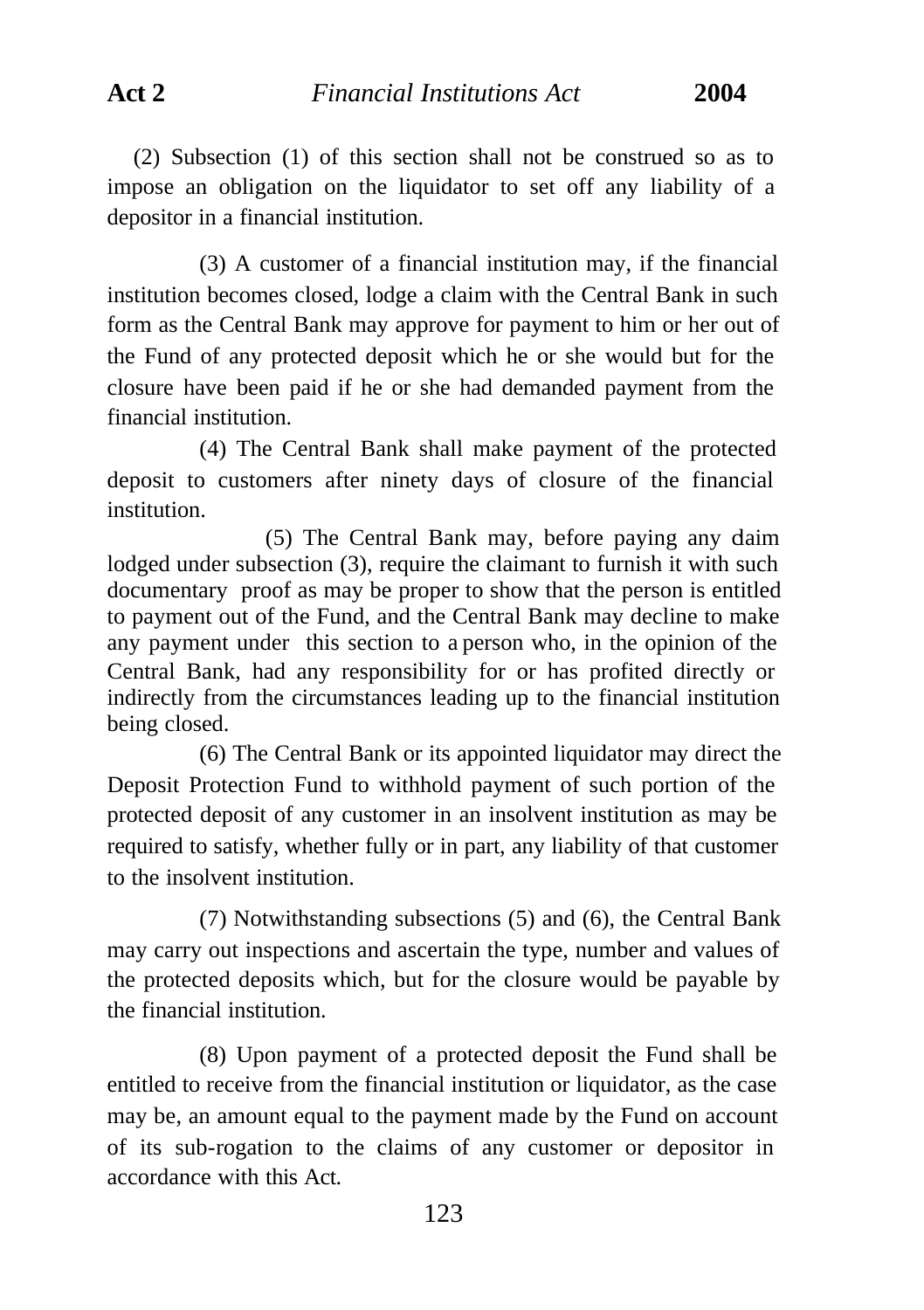(2) Subsection (1) of this section shall not be construed so as to impose an obligation on the liquidator to set off any liability of a depositor in a financial institution.

(3) A customer of a financial institution may, if the financial institution becomes closed, lodge a claim with the Central Bank in such form as the Central Bank may approve for payment to him or her out of the Fund of any protected deposit which he or she would but for the closure have been paid if he or she had demanded payment from the financial institution.

(4) The Central Bank shall make payment of the protected deposit to customers after ninety days of closure of the financial institution.

(5) The Central Bank may, before paying any daim lodged under subsection (3), require the claimant to furnish it with such documentary proof as may be proper to show that the person is entitled to payment out of the Fund, and the Central Bank may decline to make any payment under this section to a person who, in the opinion of the Central Bank, had any responsibility for or has profited directly or indirectly from the circumstances leading up to the financial institution being closed.

(6) The Central Bank or its appointed liquidator may direct the Deposit Protection Fund to withhold payment of such portion of the protected deposit of any customer in an insolvent institution as may be required to satisfy, whether fully or in part, any liability of that customer to the insolvent institution.

(7) Notwithstanding subsections (5) and (6), the Central Bank may carry out inspections and ascertain the type, number and values of the protected deposits which, but for the closure would be payable by the financial institution.

(8) Upon payment of a protected deposit the Fund shall be entitled to receive from the financial institution or liquidator, as the case may be, an amount equal to the payment made by the Fund on account of its sub-rogation to the claims of any customer or depositor in accordance with this Act.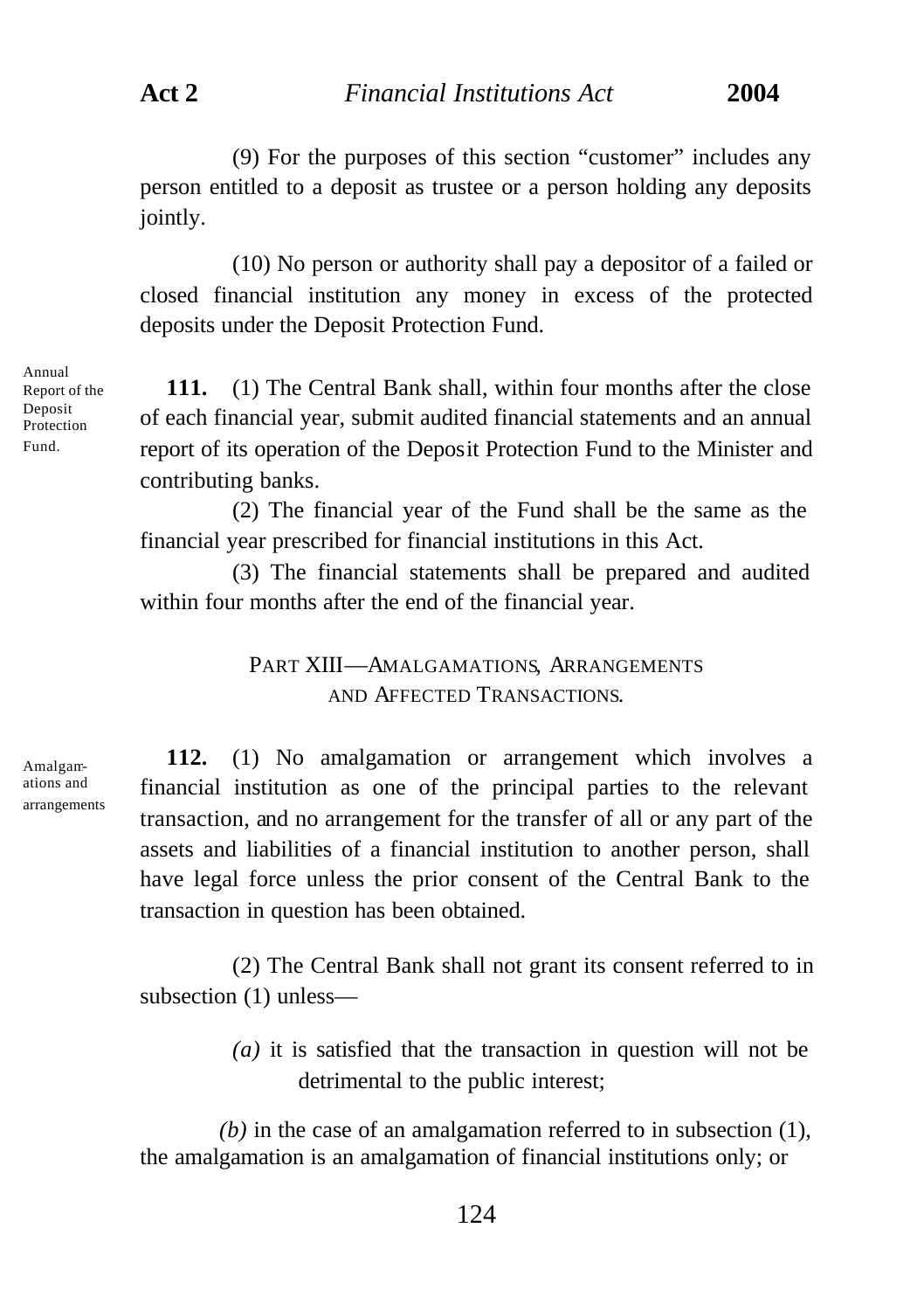(9) For the purposes of this section "customer" includes any person entitled to a deposit as trustee or a person holding any deposits jointly.

(10) No person or authority shall pay a depositor of a failed or closed financial institution any money in excess of the protected deposits under the Deposit Protection Fund.

Annual Report of the Deposit Protection Fund.

**111.** (1) The Central Bank shall, within four months after the close of each financial year, submit audited financial statements and an annual report of its operation of the Deposit Protection Fund to the Minister and contributing banks.

(2) The financial year of the Fund shall be the same as the financial year prescribed for financial institutions in this Act.

(3) The financial statements shall be prepared and audited within four months after the end of the financial year.

## PART XIII—AMALGAMATIONS, ARRANGEMENTS AND AFFECTED TRANSACTIONS.

Amalgamations and arrangements

**112.** (1) No amalgamation or arrangement which involves a financial institution as one of the principal parties to the relevant transaction, and no arrangement for the transfer of all or any part of the assets and liabilities of a financial institution to another person, shall have legal force unless the prior consent of the Central Bank to the transaction in question has been obtained.

(2) The Central Bank shall not grant its consent referred to in subsection (1) unless—

*(a)* it is satisfied that the transaction in question will not be detrimental to the public interest;

*(b)* in the case of an amalgamation referred to in subsection (1), the amalgamation is an amalgamation of financial institutions only; or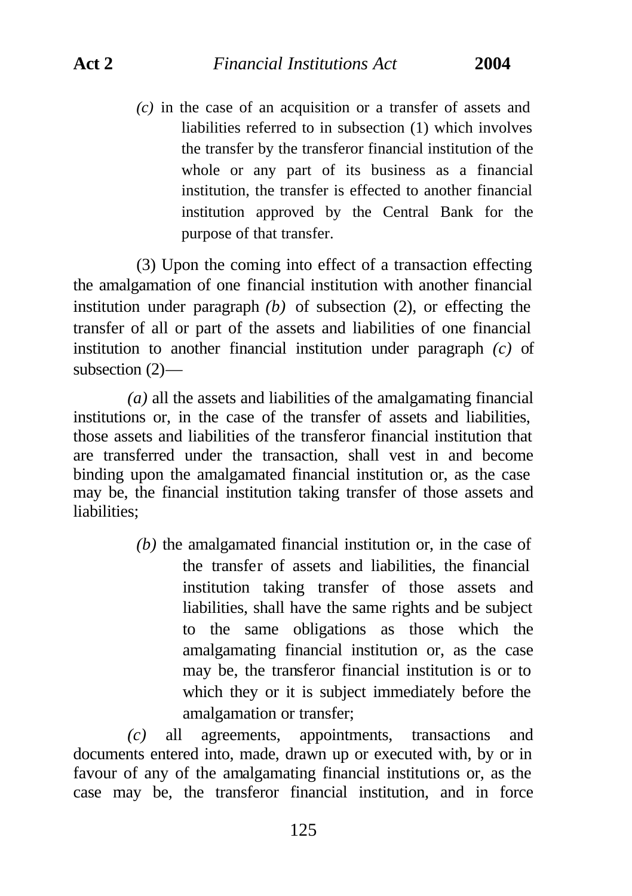*(c)* in the case of an acquisition or a transfer of assets and liabilities referred to in subsection (1) which involves the transfer by the transferor financial institution of the whole or any part of its business as a financial institution, the transfer is effected to another financial institution approved by the Central Bank for the purpose of that transfer.

(3) Upon the coming into effect of a transaction effecting the amalgamation of one financial institution with another financial institution under paragraph *(b)* of subsection (2), or effecting the transfer of all or part of the assets and liabilities of one financial institution to another financial institution under paragraph *(c)* of subsection (2)—

*(a)* all the assets and liabilities of the amalgamating financial institutions or, in the case of the transfer of assets and liabilities, those assets and liabilities of the transferor financial institution that are transferred under the transaction, shall vest in and become binding upon the amalgamated financial institution or, as the case may be, the financial institution taking transfer of those assets and liabilities;

*(b)* the amalgamated financial institution or, in the case of the transfer of assets and liabilities, the financial institution taking transfer of those assets and liabilities, shall have the same rights and be subject to the same obligations as those which the amalgamating financial institution or, as the case may be, the transferor financial institution is or to which they or it is subject immediately before the amalgamation or transfer;

*(c)* all agreements, appointments, transactions and documents entered into, made, drawn up or executed with, by or in favour of any of the amalgamating financial institutions or, as the case may be, the transferor financial institution, and in force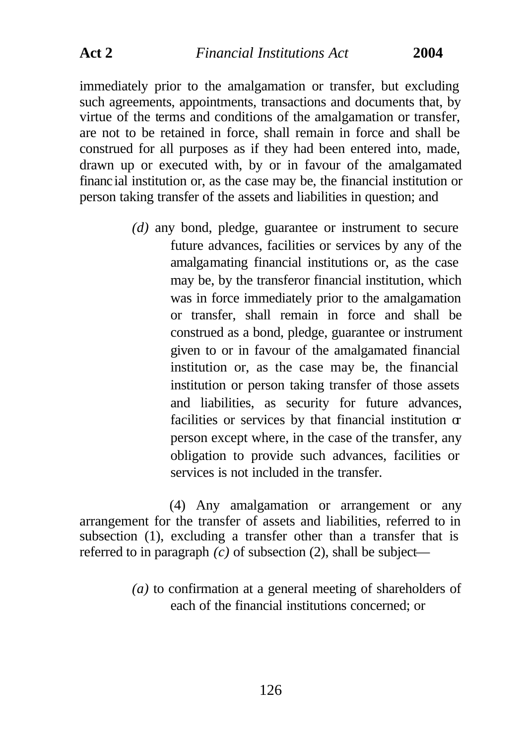immediately prior to the amalgamation or transfer, but excluding such agreements, appointments, transactions and documents that, by virtue of the terms and conditions of the amalgamation or transfer, are not to be retained in force, shall remain in force and shall be construed for all purposes as if they had been entered into, made, drawn up or executed with, by or in favour of the amalgamated financial institution or, as the case may be, the financial institution or person taking transfer of the assets and liabilities in question; and

*(d)* any bond, pledge, guarantee or instrument to secure future advances, facilities or services by any of the amalgamating financial institutions or, as the case may be, by the transferor financial institution, which was in force immediately prior to the amalgamation or transfer, shall remain in force and shall be construed as a bond, pledge, guarantee or instrument given to or in favour of the amalgamated financial institution or, as the case may be, the financial institution or person taking transfer of those assets and liabilities, as security for future advances, facilities or services by that financial institution or person except where, in the case of the transfer, any obligation to provide such advances, facilities or services is not included in the transfer.

(4) Any amalgamation or arrangement or any arrangement for the transfer of assets and liabilities, referred to in subsection (1), excluding a transfer other than a transfer that is referred to in paragraph *(c)* of subsection (2), shall be subject—

*(a)* to confirmation at a general meeting of shareholders of each of the financial institutions concerned; or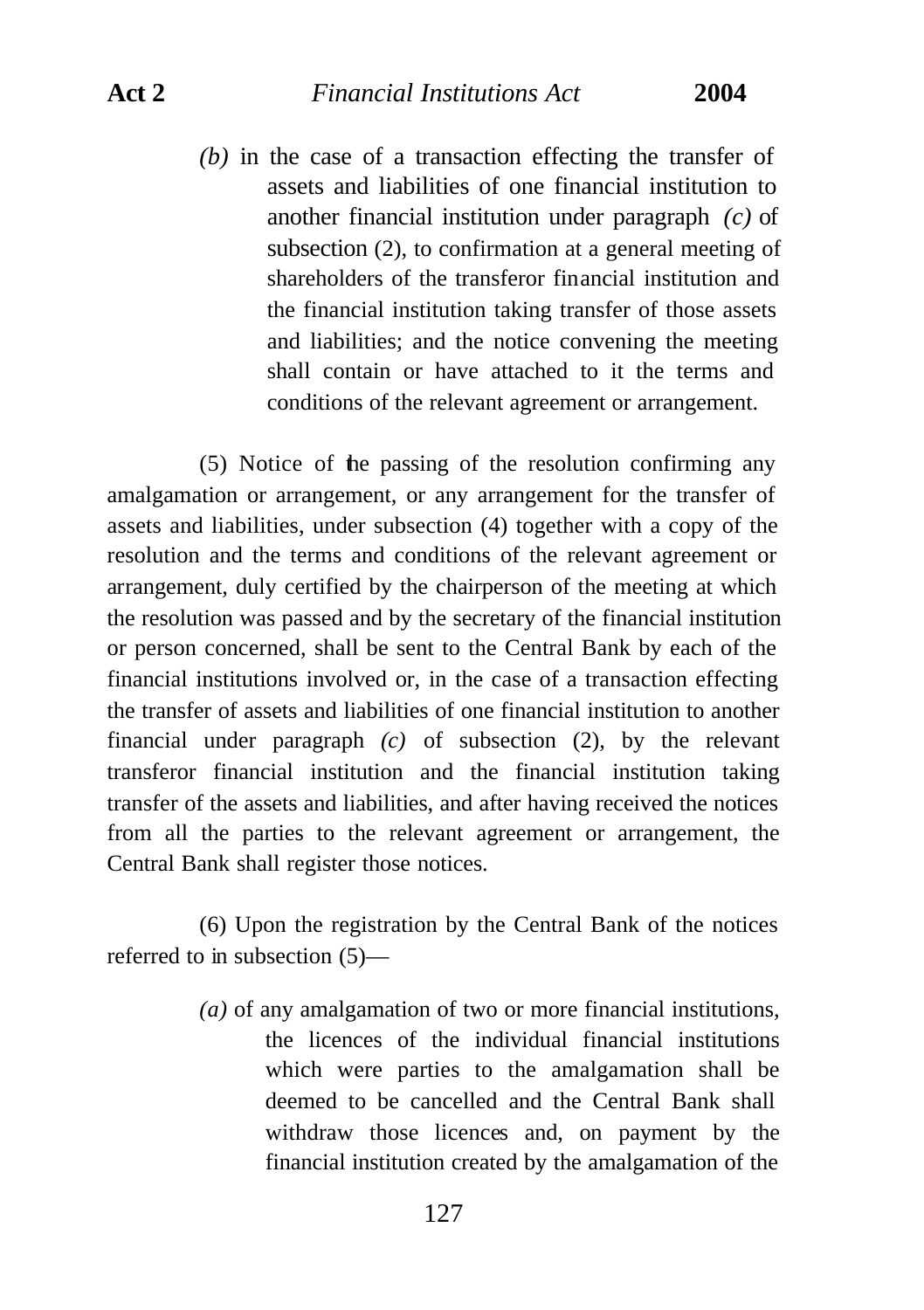*(b)* in the case of a transaction effecting the transfer of assets and liabilities of one financial institution to another financial institution under paragraph *(c)* of subsection (2), to confirmation at a general meeting of shareholders of the transferor financial institution and the financial institution taking transfer of those assets and liabilities; and the notice convening the meeting shall contain or have attached to it the terms and conditions of the relevant agreement or arrangement.

(5) Notice of the passing of the resolution confirming any amalgamation or arrangement, or any arrangement for the transfer of assets and liabilities, under subsection (4) together with a copy of the resolution and the terms and conditions of the relevant agreement or arrangement, duly certified by the chairperson of the meeting at which the resolution was passed and by the secretary of the financial institution or person concerned, shall be sent to the Central Bank by each of the financial institutions involved or, in the case of a transaction effecting the transfer of assets and liabilities of one financial institution to another financial under paragraph *(c)* of subsection (2), by the relevant transferor financial institution and the financial institution taking transfer of the assets and liabilities, and after having received the notices from all the parties to the relevant agreement or arrangement, the Central Bank shall register those notices.

(6) Upon the registration by the Central Bank of the notices referred to in subsection (5)—

*(a)* of any amalgamation of two or more financial institutions, the licences of the individual financial institutions which were parties to the amalgamation shall be deemed to be cancelled and the Central Bank shall withdraw those licences and, on payment by the financial institution created by the amalgamation of the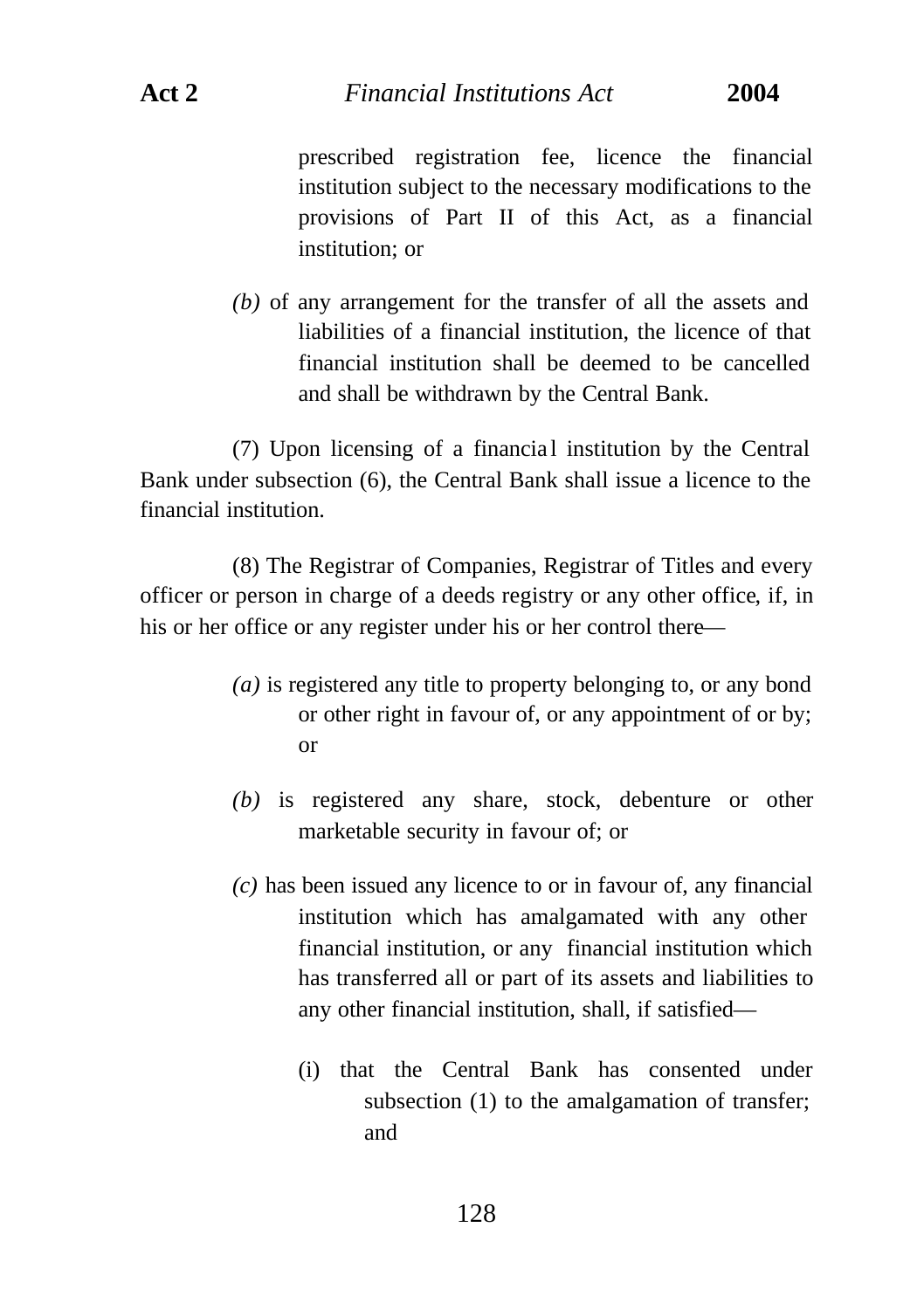prescribed registration fee, licence the financial institution subject to the necessary modifications to the provisions of Part II of this Act, as a financial institution; or

*(b)* of any arrangement for the transfer of all the assets and liabilities of a financial institution, the licence of that financial institution shall be deemed to be cancelled and shall be withdrawn by the Central Bank.

(7) Upon licensing of a financial institution by the Central Bank under subsection (6), the Central Bank shall issue a licence to the financial institution.

(8) The Registrar of Companies, Registrar of Titles and every officer or person in charge of a deeds registry or any other office, if, in his or her office or any register under his or her control there—

*(a)* is registered any title to property belonging to, or any bond or other right in favour of, or any appointment of or by; or

*(b)* is registered any share, stock, debenture or other marketable security in favour of; or

*(c)* has been issued any licence to or in favour of, any financial institution which has amalgamated with any other financial institution, or any financial institution which has transferred all or part of its assets and liabilities to any other financial institution, shall, if satisfied—

(i) that the Central Bank has consented under subsection (1) to the amalgamation of transfer; and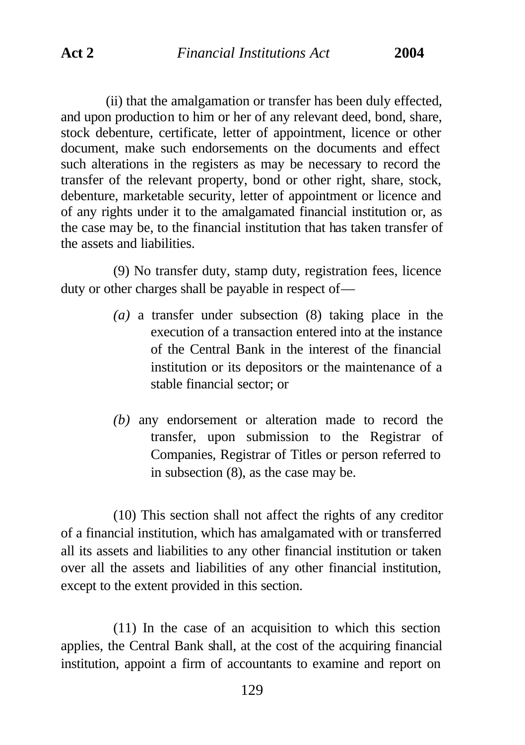(ii) that the amalgamation or transfer has been duly effected, and upon production to him or her of any relevant deed, bond, share, stock debenture, certificate, letter of appointment, licence or other document, make such endorsements on the documents and effect such alterations in the registers as may be necessary to record the transfer of the relevant property, bond or other right, share, stock, debenture, marketable security, letter of appointment or licence and of any rights under it to the amalgamated financial institution or, as the case may be, to the financial institution that has taken transfer of the assets and liabilities.

(9) No transfer duty, stamp duty, registration fees, licence duty or other charges shall be payable in respect of—

*(a)* a transfer under subsection (8) taking place in the execution of a transaction entered into at the instance of the Central Bank in the interest of the financial institution or its depositors or the maintenance of a stable financial sector; or

*(b)* any endorsement or alteration made to record the transfer, upon submission to the Registrar of Companies, Registrar of Titles or person referred to in subsection (8), as the case may be.

(10) This section shall not affect the rights of any creditor of a financial institution, which has amalgamated with or transferred all its assets and liabilities to any other financial institution or taken over all the assets and liabilities of any other financial institution, except to the extent provided in this section.

(11) In the case of an acquisition to which this section applies, the Central Bank shall, at the cost of the acquiring financial institution, appoint a firm of accountants to examine and report on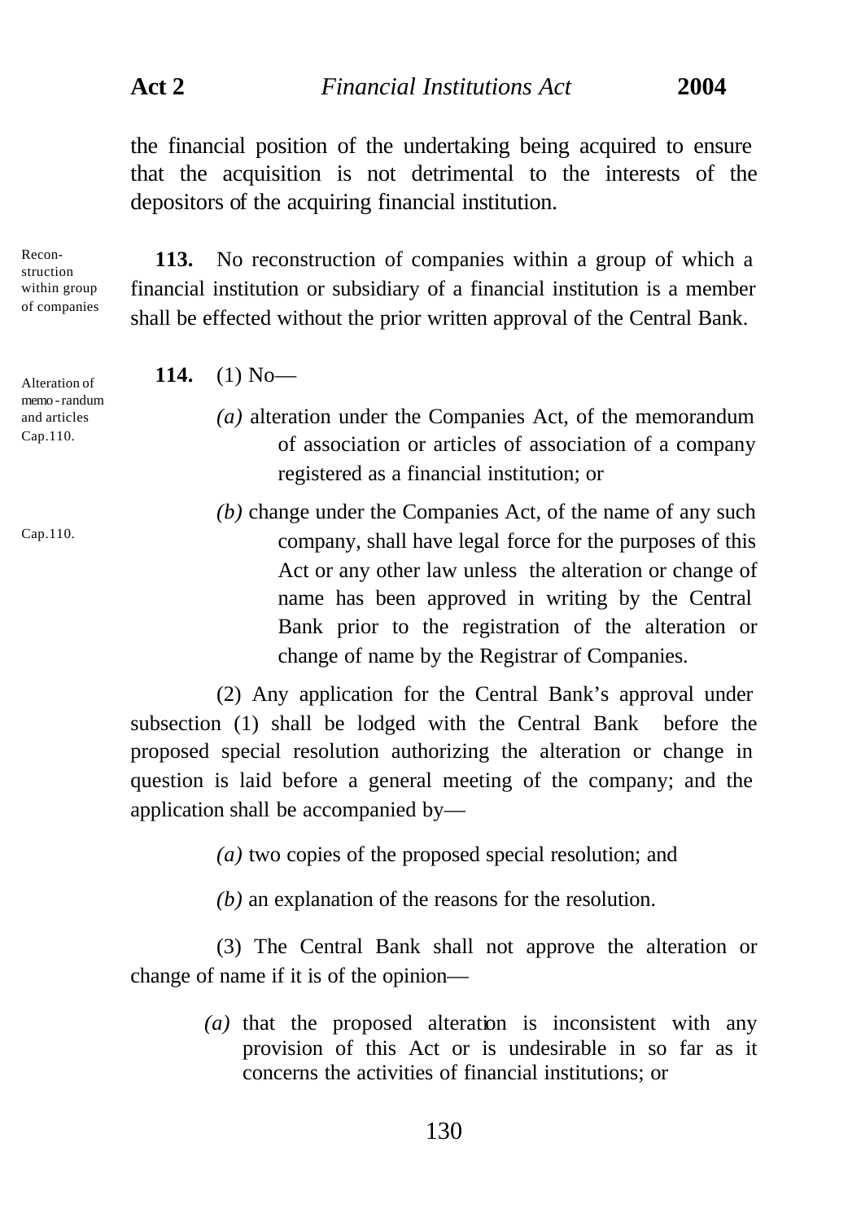the financial position of the undertaking being acquired to ensure that the acquisition is not detrimental to the interests of the depositors of the acquiring financial institution.

Reconstruction within group of companies

**113.** No reconstruction of companies within a group of which a financial institution or subsidiary of a financial institution is a member shall be effected without the prior written approval of the Central Bank.

Alteration of memorandum and articles
Cap.110.

**114.** (1) No—

*(a)* alteration under the Companies Act, of the memorandum of association or articles of association of a company registered as a financial institution; or

Cap.110.

*(b)* change under the Companies Act, of the name of any such company, shall have legal force for the purposes of this Act or any other law unless the alteration or change of name has been approved in writing by the Central Bank prior to the registration of the alteration or change of name by the Registrar of Companies.

(2) Any application for the Central Bank's approval under subsection (1) shall be lodged with the Central Bank before the proposed special resolution authorizing the alteration or change in question is laid before a general meeting of the company; and the application shall be accompanied by—

*(a)* two copies of the proposed special resolution; and

*(b)* an explanation of the reasons for the resolution.

(3) The Central Bank shall not approve the alteration or change of name if it is of the opinion—

*(a)* that the proposed alteration is inconsistent with any provision of this Act or is undesirable in so far as it concerns the activities of financial institutions; or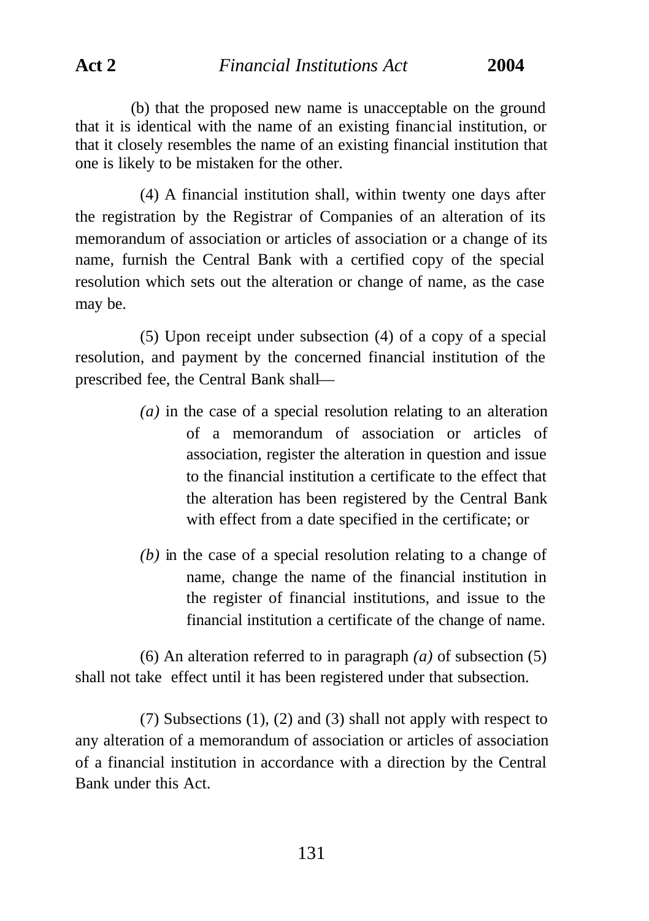(b) that the proposed new name is unacceptable on the ground that it is identical with the name of an existing financial institution, or that it closely resembles the name of an existing financial institution that one is likely to be mistaken for the other.

(4) A financial institution shall, within twenty one days after the registration by the Registrar of Companies of an alteration of its memorandum of association or articles of association or a change of its name, furnish the Central Bank with a certified copy of the special resolution which sets out the alteration or change of name, as the case may be.

(5) Upon receipt under subsection (4) of a copy of a special resolution, and payment by the concerned financial institution of the prescribed fee, the Central Bank shall—

*(a)* in the case of a special resolution relating to an alteration of a memorandum of association or articles of association, register the alteration in question and issue to the financial institution a certificate to the effect that the alteration has been registered by the Central Bank with effect from a date specified in the certificate; or

*(b)* in the case of a special resolution relating to a change of name, change the name of the financial institution in the register of financial institutions, and issue to the financial institution a certificate of the change of name.

(6) An alteration referred to in paragraph *(a)* of subsection (5) shall not take effect until it has been registered under that subsection.

(7) Subsections (1), (2) and (3) shall not apply with respect to any alteration of a memorandum of association or articles of association of a financial institution in accordance with a direction by the Central Bank under this Act.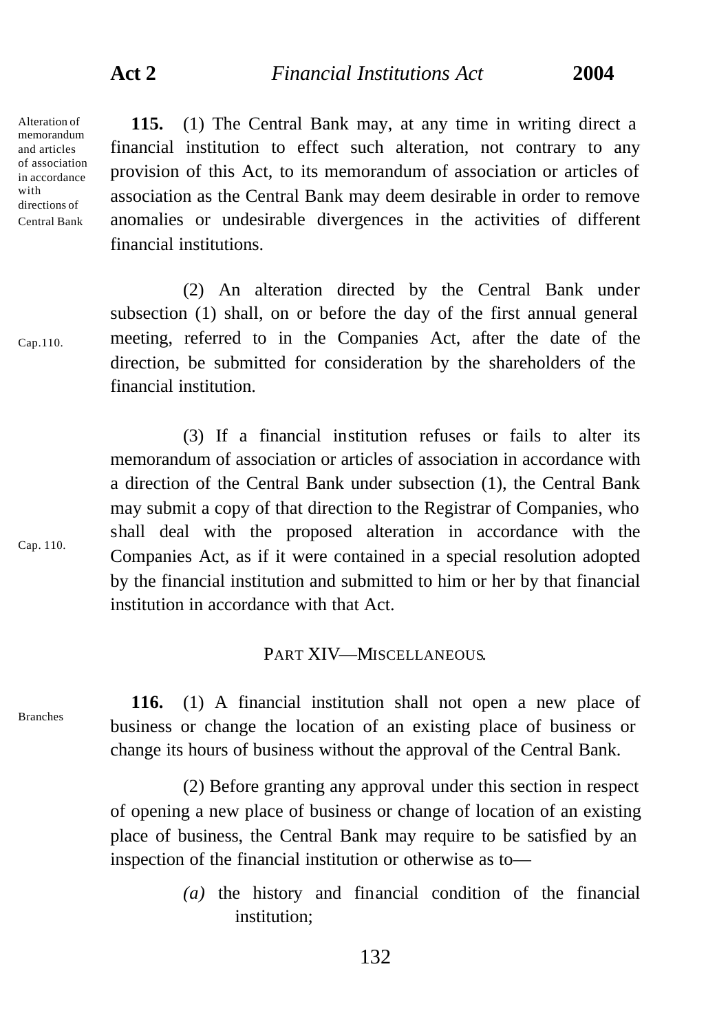Alteration of memorandum and articles of association in accordance with directions of Central Bank

**115.** (1) The Central Bank may, at any time in writing direct a financial institution to effect such alteration, not contrary to any provision of this Act, to its memorandum of association or articles of association as the Central Bank may deem desirable in order to remove anomalies or undesirable divergences in the activities of different financial institutions.

Cap.110.

(2) An alteration directed by the Central Bank under subsection (1) shall, on or before the day of the first annual general meeting, referred to in the Companies Act, after the date of the direction, be submitted for consideration by the shareholders of the financial institution.

Cap. 110.

(3) If a financial institution refuses or fails to alter its memorandum of association or articles of association in accordance with a direction of the Central Bank under subsection (1), the Central Bank may submit a copy of that direction to the Registrar of Companies, who shall deal with the proposed alteration in accordance with the Companies Act, as if it were contained in a special resolution adopted by the financial institution and submitted to him or her by that financial institution in accordance with that Act.

## PART XIV—MISCELLANEOUS.

Branches

**116.** (1) A financial institution shall not open a new place of business or change the location of an existing place of business or change its hours of business without the approval of the Central Bank.

(2) Before granting any approval under this section in respect of opening a new place of business or change of location of an existing place of business, the Central Bank may require to be satisfied by an inspection of the financial institution or otherwise as to—

*(a)* the history and financial condition of the financial institution;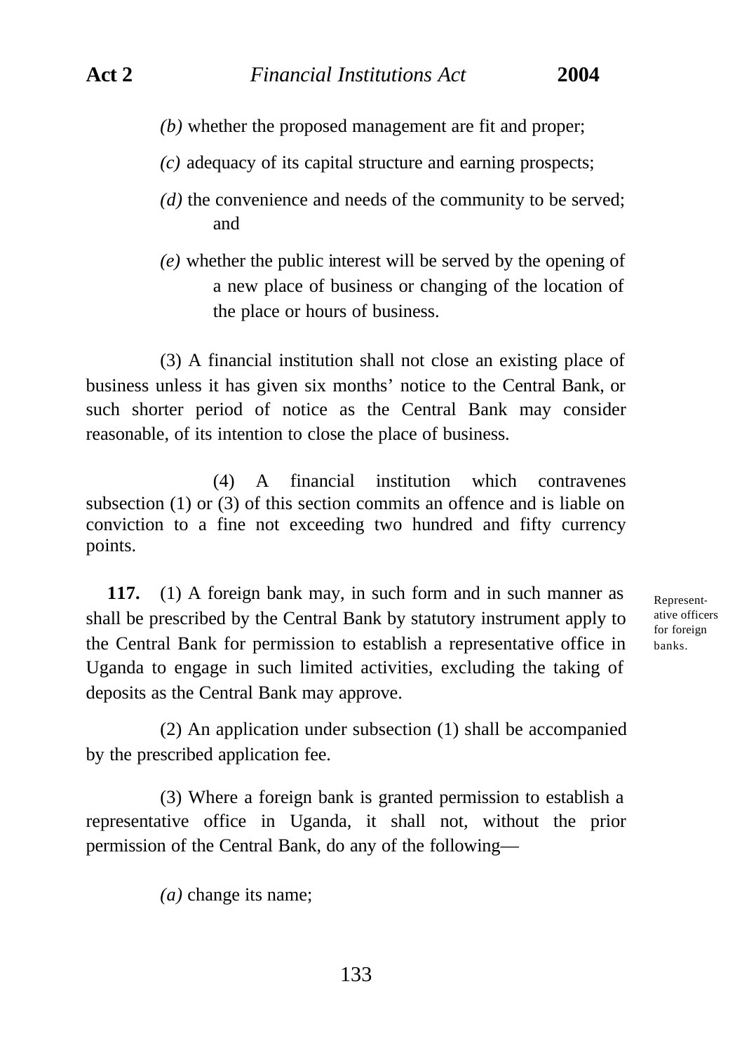*(b)* whether the proposed management are fit and proper;

*(c)* adequacy of its capital structure and earning prospects;

*(d)* the convenience and needs of the community to be served; and

*(e)* whether the public interest will be served by the opening of a new place of business or changing of the location of the place or hours of business.

(3) A financial institution shall not close an existing place of business unless it has given six months' notice to the Central Bank, or such shorter period of notice as the Central Bank may consider reasonable, of its intention to close the place of business.

(4) A financial institution which contravenes subsection (1) or (3) of this section commits an offence and is liable on conviction to a fine not exceeding two hundred and fifty currency points.

Representative officers for foreign banks.

**117.** (1) A foreign bank may, in such form and in such manner as shall be prescribed by the Central Bank by statutory instrument apply to the Central Bank for permission to establish a representative office in Uganda to engage in such limited activities, excluding the taking of deposits as the Central Bank may approve.

(2) An application under subsection (1) shall be accompanied by the prescribed application fee.

(3) Where a foreign bank is granted permission to establish a representative office in Uganda, it shall not, without the prior permission of the Central Bank, do any of the following—

*(a)* change its name;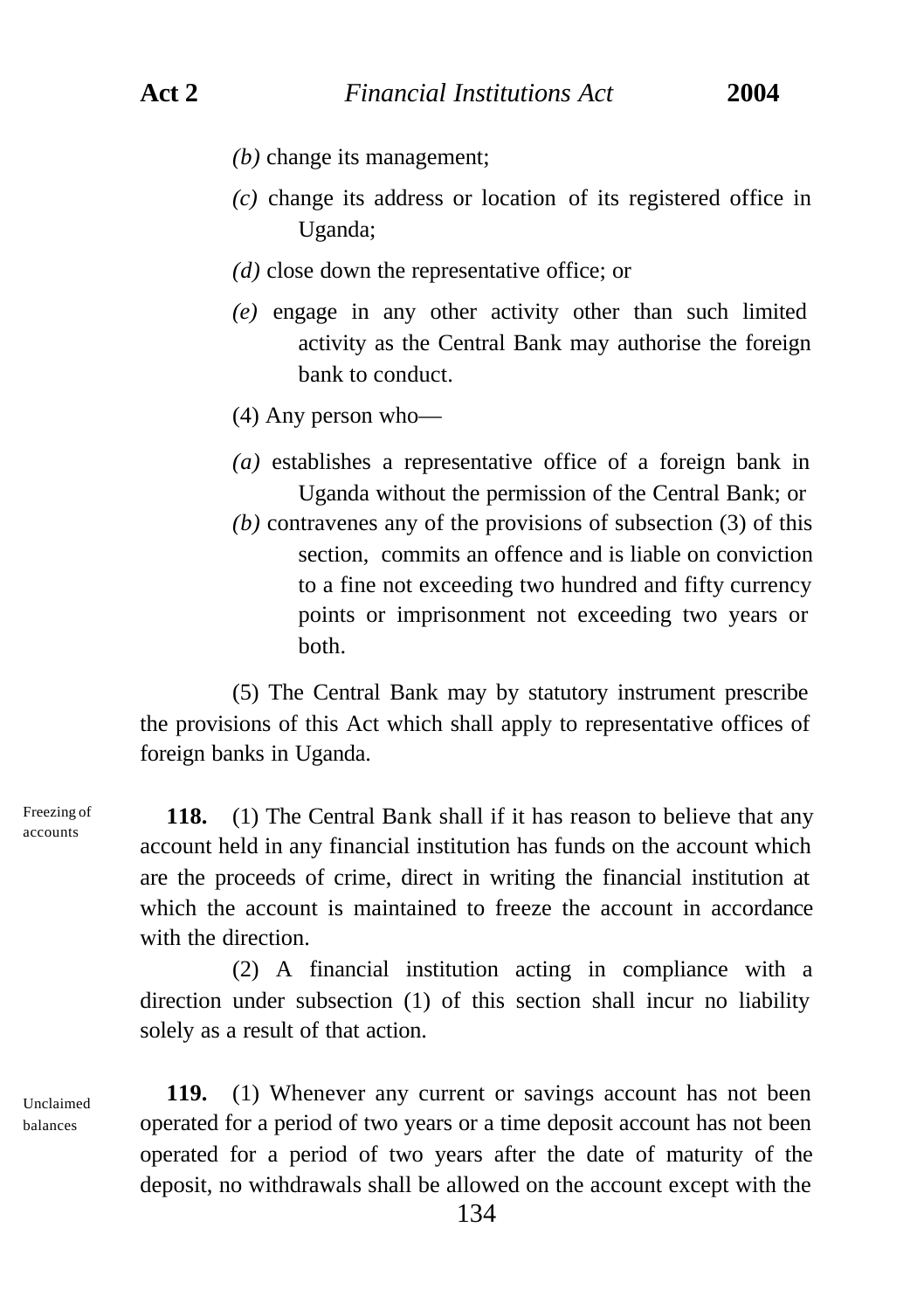*(b)* change its management;

*(c)* change its address or location of its registered office in Uganda;

*(d)* close down the representative office; or

*(e)* engage in any other activity other than such limited activity as the Central Bank may authorise the foreign bank to conduct.

(4) Any person who—

*(a)* establishes a representative office of a foreign bank in Uganda without the permission of the Central Bank; or

*(b)* contravenes any of the provisions of subsection (3) of this section, commits an offence and is liable on conviction to a fine not exceeding two hundred and fifty currency points or imprisonment not exceeding two years or both.

(5) The Central Bank may by statutory instrument prescribe the provisions of this Act which shall apply to representative offices of foreign banks in Uganda.

Freezing of accounts

**118.** (1) The Central Bank shall if it has reason to believe that any account held in any financial institution has funds on the account which are the proceeds of crime, direct in writing the financial institution at which the account is maintained to freeze the account in accordance with the direction.

(2) A financial institution acting in compliance with a direction under subsection (1) of this section shall incur no liability solely as a result of that action.

Unclaimed balances

**119.** (1) Whenever any current or savings account has not been operated for a period of two years or a time deposit account has not been operated for a period of two years after the date of maturity of the deposit, no withdrawals shall be allowed on the account except with the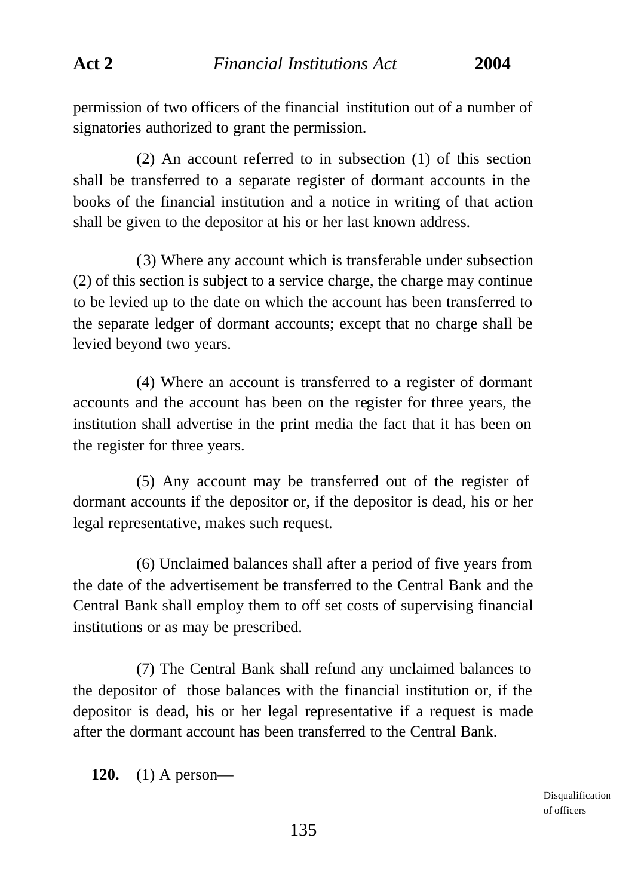permission of two officers of the financial institution out of a number of signatories authorized to grant the permission.

(2) An account referred to in subsection (1) of this section shall be transferred to a separate register of dormant accounts in the books of the financial institution and a notice in writing of that action shall be given to the depositor at his or her last known address.

(3) Where any account which is transferable under subsection (2) of this section is subject to a service charge, the charge may continue to be levied up to the date on which the account has been transferred to the separate ledger of dormant accounts; except that no charge shall be levied beyond two years.

(4) Where an account is transferred to a register of dormant accounts and the account has been on the register for three years, the institution shall advertise in the print media the fact that it has been on the register for three years.

(5) Any account may be transferred out of the register of dormant accounts if the depositor or, if the depositor is dead, his or her legal representative, makes such request.

(6) Unclaimed balances shall after a period of five years from the date of the advertisement be transferred to the Central Bank and the Central Bank shall employ them to off set costs of supervising financial institutions or as may be prescribed.

(7) The Central Bank shall refund any unclaimed balances to the depositor of those balances with the financial institution or, if the depositor is dead, his or her legal representative if a request is made after the dormant account has been transferred to the Central Bank.

Disqualification of officers

**120.** (1) A person—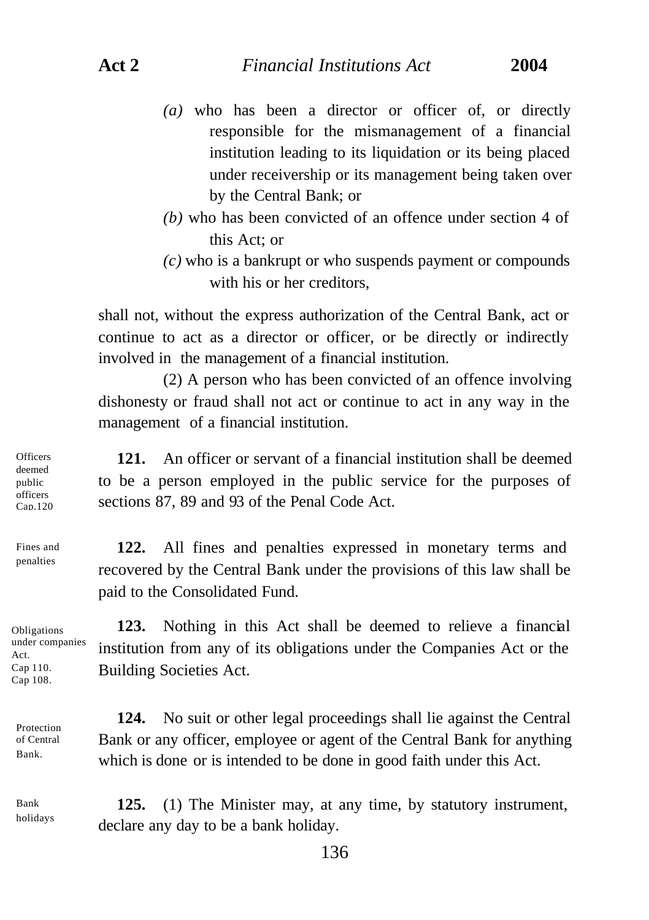*(a)* who has been a director or officer of, or directly responsible for the mismanagement of a financial institution leading to its liquidation or its being placed under receivership or its management being taken over by the Central Bank; or

*(b)* who has been convicted of an offence under section 4 of this Act; or

*(c)* who is a bankrupt or who suspends payment or compounds with his or her creditors,

shall not, without the express authorization of the Central Bank, act or continue to act as a director or officer, or be directly or indirectly involved in the management of a financial institution.

(2) A person who has been convicted of an offence involving dishonesty or fraud shall not act or continue to act in any way in the management of a financial institution.

Officers deemed public officers Cap.120

**121.** An officer or servant of a financial institution shall be deemed to be a person employed in the public service for the purposes of sections 87, 89 and 93 of the Penal Code Act.

Fines and penalties

**122.** All fines and penalties expressed in monetary terms and recovered by the Central Bank under the provisions of this law shall be paid to the Consolidated Fund.

Obligations under companies Act. Cap 110. Cap 108.

**123.** Nothing in this Act shall be deemed to relieve a financial institution from any of its obligations under the Companies Act or the Building Societies Act.

Protection of Central Bank.

**124.** No suit or other legal proceedings shall lie against the Central Bank or any officer, employee or agent of the Central Bank for anything which is done or is intended to be done in good faith under this Act.

Bank holidays

**125.** (1) The Minister may, at any time, by statutory instrument, declare any day to be a bank holiday.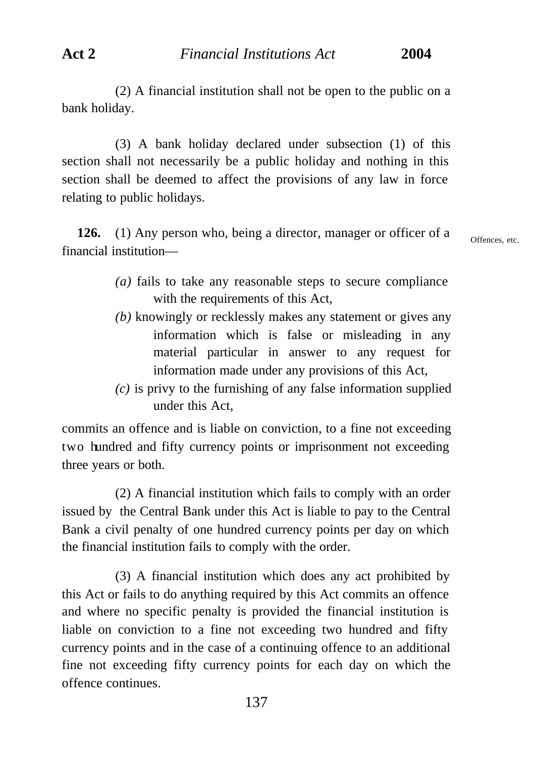(2) A financial institution shall not be open to the public on a bank holiday.

(3) A bank holiday declared under subsection (1) of this section shall not necessarily be a public holiday and nothing in this section shall be deemed to affect the provisions of any law in force relating to public holidays.

Offences, etc.

**126.** (1) Any person who, being a director, manager or officer of a financial institution—

*(a)* fails to take any reasonable steps to secure compliance with the requirements of this Act,

*(b)* knowingly or recklessly makes any statement or gives any information which is false or misleading in any material particular in answer to any request for information made under any provisions of this Act,

*(c)* is privy to the furnishing of any false information supplied under this Act,

commits an offence and is liable on conviction, to a fine not exceeding two hundred and fifty currency points or imprisonment not exceeding three years or both.

(2) A financial institution which fails to comply with an order issued by the Central Bank under this Act is liable to pay to the Central Bank a civil penalty of one hundred currency points per day on which the financial institution fails to comply with the order.

(3) A financial institution which does any act prohibited by this Act or fails to do anything required by this Act commits an offence and where no specific penalty is provided the financial institution is liable on conviction to a fine not exceeding two hundred and fifty currency points and in the case of a continuing offence to an additional fine not exceeding fifty currency points for each day on which the offence continues.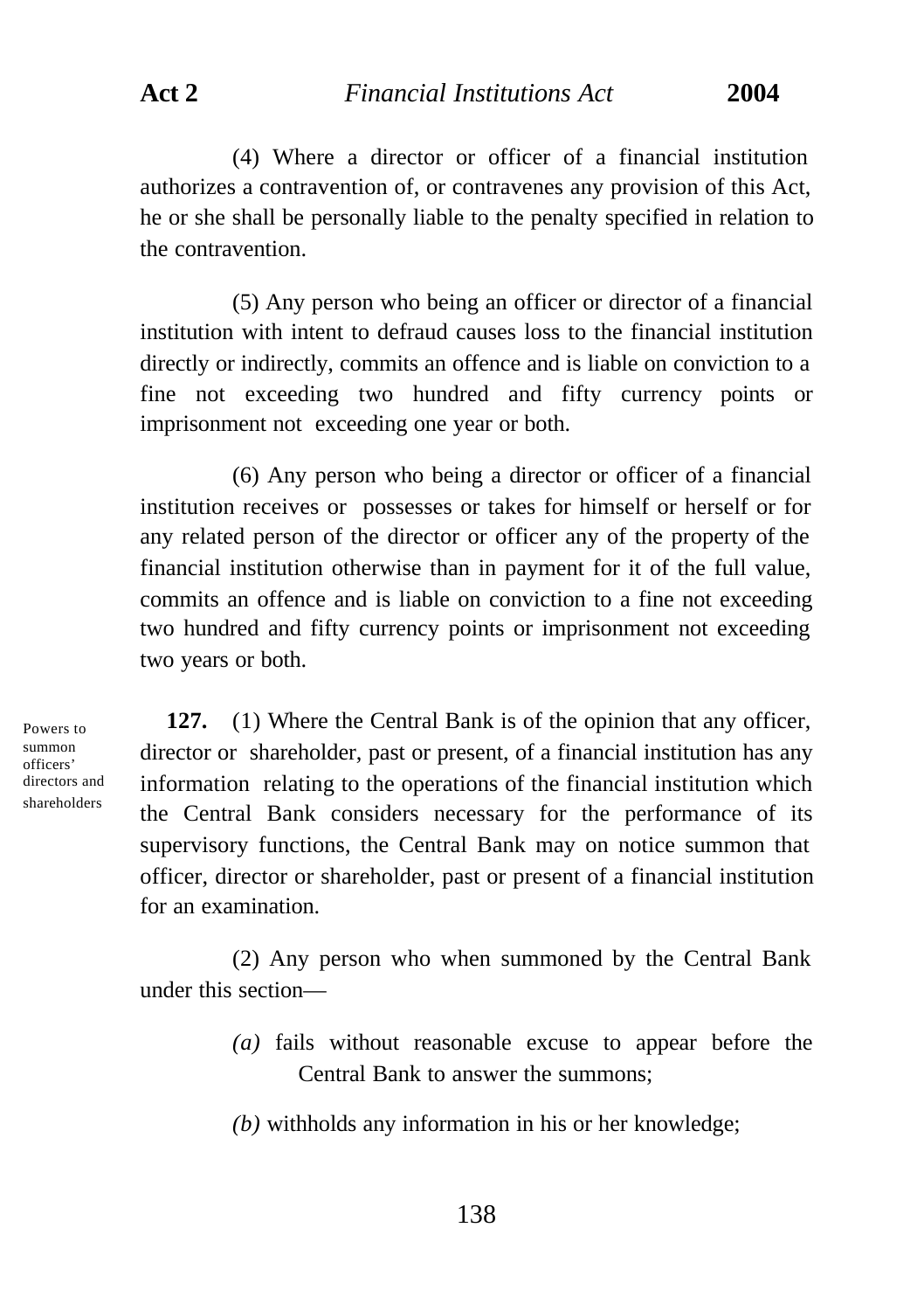(4) Where a director or officer of a financial institution authorizes a contravention of, or contravenes any provision of this Act, he or she shall be personally liable to the penalty specified in relation to the contravention.

(5) Any person who being an officer or director of a financial institution with intent to defraud causes loss to the financial institution directly or indirectly, commits an offence and is liable on conviction to a fine not exceeding two hundred and fifty currency points or imprisonment not exceeding one year or both.

(6) Any person who being a director or officer of a financial institution receives or possesses or takes for himself or herself or for any related person of the director or officer any of the property of the financial institution otherwise than in payment for it of the full value, commits an offence and is liable on conviction to a fine not exceeding two hundred and fifty currency points or imprisonment not exceeding two years or both.

*Powers to summon officers' directors and shareholders*

**127.** (1) Where the Central Bank is of the opinion that any officer, director or shareholder, past or present, of a financial institution has any information relating to the operations of the financial institution which the Central Bank considers necessary for the performance of its supervisory functions, the Central Bank may on notice summon that officer, director or shareholder, past or present of a financial institution for an examination.

(2) Any person who when summoned by the Central Bank under this section—

*(a)* fails without reasonable excuse to appear before the Central Bank to answer the summons;

*(b)* withholds any information in his or her knowledge;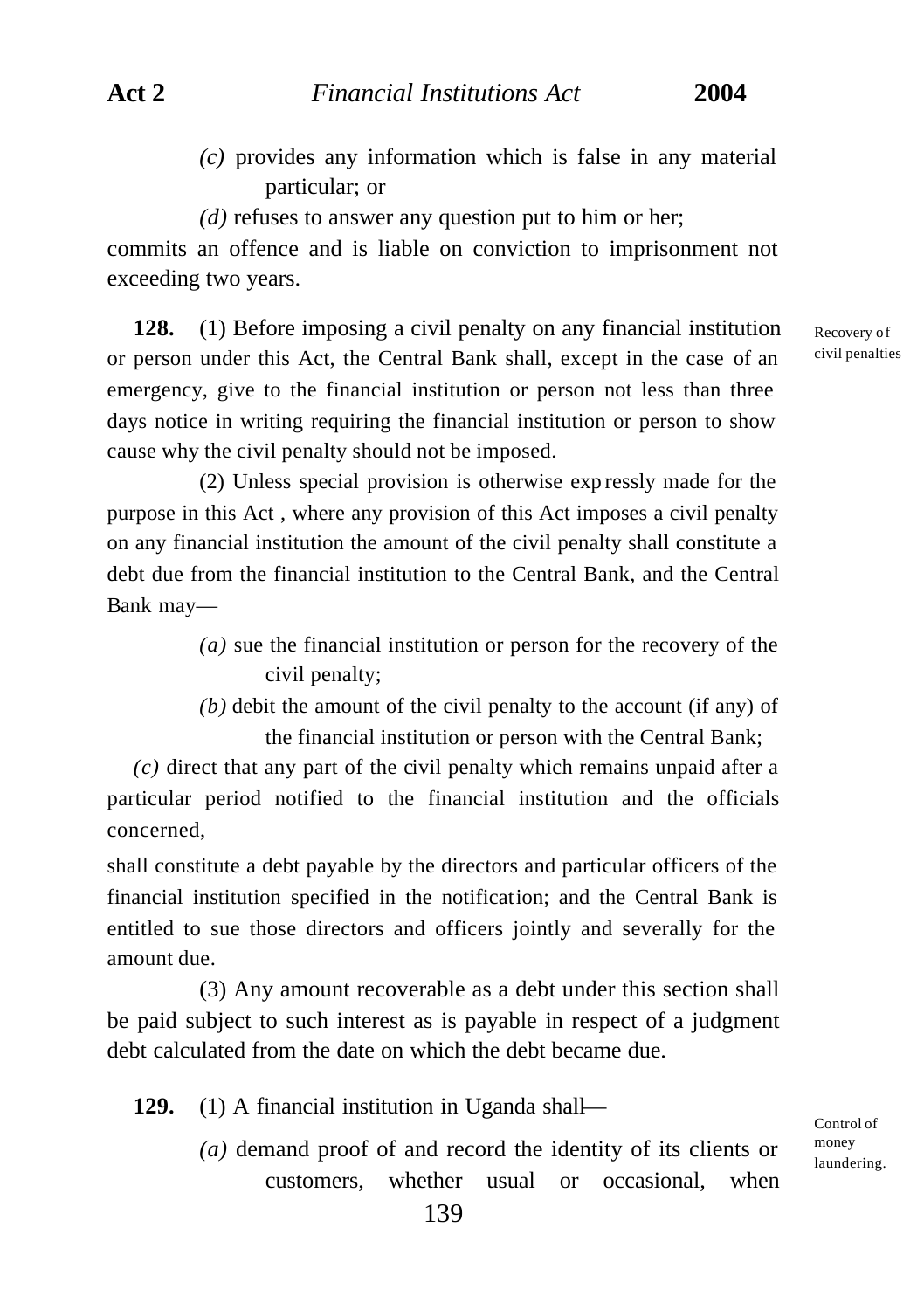*(c)* provides any information which is false in any material particular; or

*(d)* refuses to answer any question put to him or her;

commits an offence and is liable on conviction to imprisonment not exceeding two years.

Recovery of civil penalties

**128.** (1) Before imposing a civil penalty on any financial institution or person under this Act, the Central Bank shall, except in the case of an emergency, give to the financial institution or person not less than three days notice in writing requiring the financial institution or person to show cause why the civil penalty should not be imposed.

(2) Unless special provision is otherwise expressly made for the purpose in this Act , where any provision of this Act imposes a civil penalty on any financial institution the amount of the civil penalty shall constitute a debt due from the financial institution to the Central Bank, and the Central Bank may—

*(a)* sue the financial institution or person for the recovery of the civil penalty;

*(b)* debit the amount of the civil penalty to the account (if any) of the financial institution or person with the Central Bank;

*(c)* direct that any part of the civil penalty which remains unpaid after a particular period notified to the financial institution and the officials concerned,

shall constitute a debt payable by the directors and particular officers of the financial institution specified in the notification; and the Central Bank is entitled to sue those directors and officers jointly and severally for the amount due.

(3) Any amount recoverable as a debt under this section shall be paid subject to such interest as is payable in respect of a judgment debt calculated from the date on which the debt became due.

Control of money laundering.

**129.** (1) A financial institution in Uganda shall—

*(a)* demand proof of and record the identity of its clients or customers, whether usual or occasional, when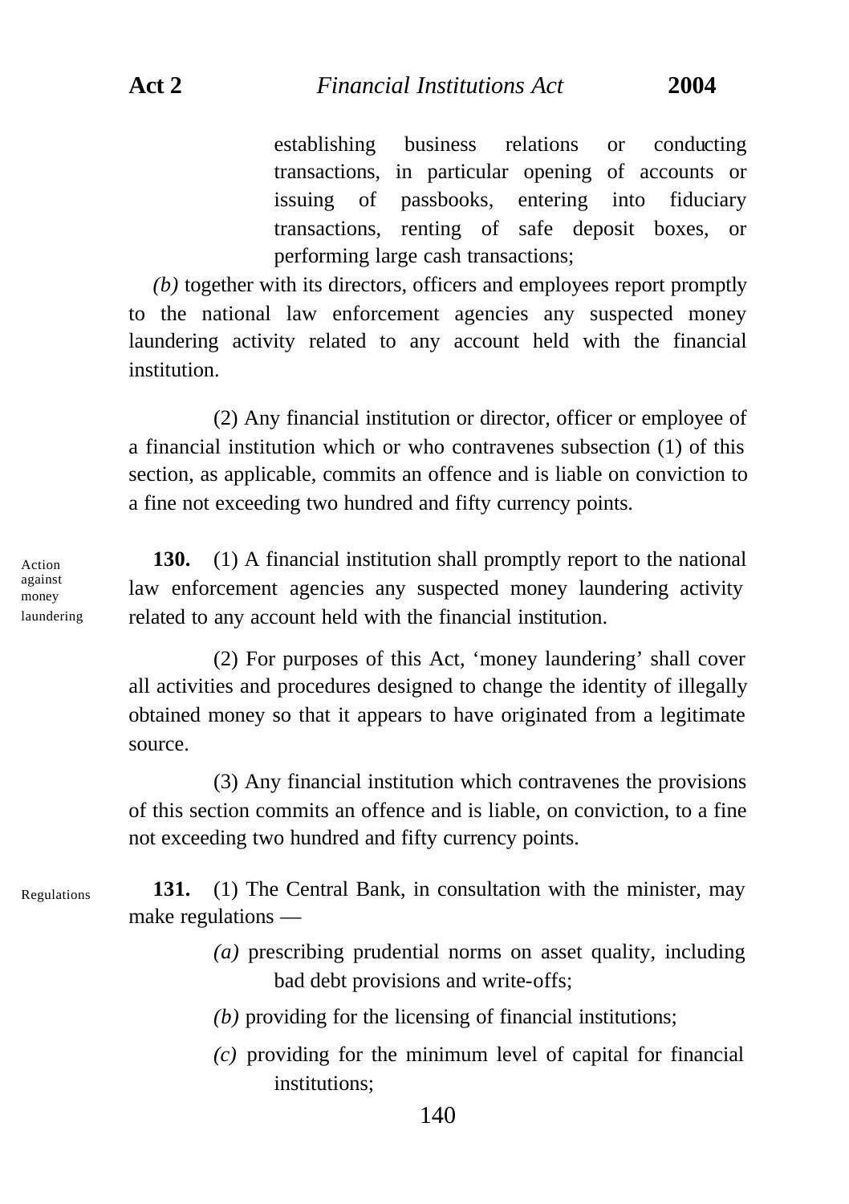establishing business relations or conducting transactions, in particular opening of accounts or issuing of passbooks, entering into fiduciary transactions, renting of safe deposit boxes, or performing large cash transactions;

*(b)* together with its directors, officers and employees report promptly to the national law enforcement agencies any suspected money laundering activity related to any account held with the financial institution.

(2) Any financial institution or director, officer or employee of a financial institution which or who contravenes subsection (1) of this section, as applicable, commits an offence and is liable on conviction to a fine not exceeding two hundred and fifty currency points.

Action against money laundering

**130.** (1) A financial institution shall promptly report to the national law enforcement agencies any suspected money laundering activity related to any account held with the financial institution.

(2) For purposes of this Act, 'money laundering' shall cover all activities and procedures designed to change the identity of illegally obtained money so that it appears to have originated from a legitimate source.

(3) Any financial institution which contravenes the provisions of this section commits an offence and is liable, on conviction, to a fine not exceeding two hundred and fifty currency points.

Regulations

**131.** (1) The Central Bank, in consultation with the minister, may make regulations —

*(a)* prescribing prudential norms on asset quality, including bad debt provisions and write-offs;

*(b)* providing for the licensing of financial institutions;

*(c)* providing for the minimum level of capital for financial institutions;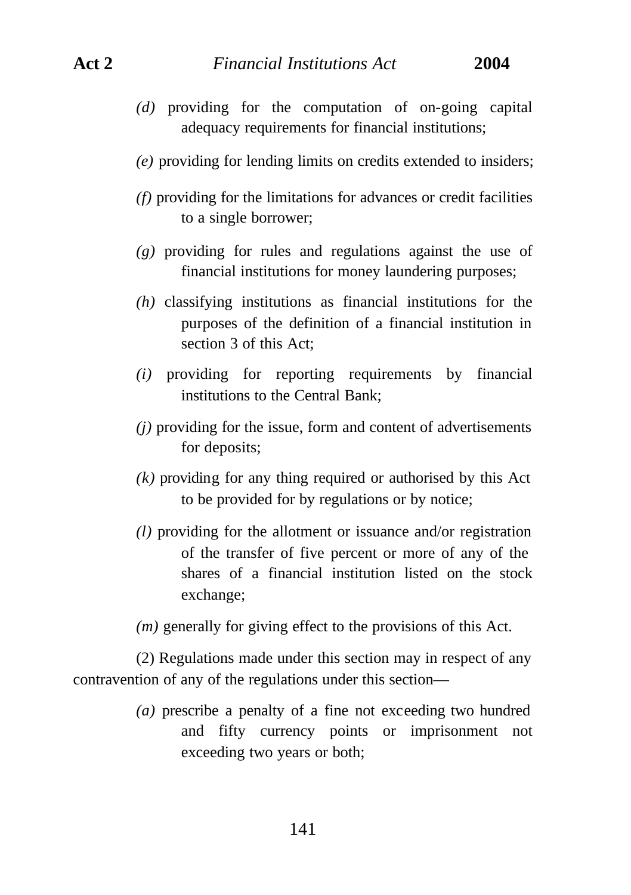*(d)* providing for the computation of on-going capital adequacy requirements for financial institutions;

*(e)* providing for lending limits on credits extended to insiders;

*(f)* providing for the limitations for advances or credit facilities to a single borrower;

*(g)* providing for rules and regulations against the use of financial institutions for money laundering purposes;

*(h)* classifying institutions as financial institutions for the purposes of the definition of a financial institution in section 3 of this Act;

*(i)* providing for reporting requirements by financial institutions to the Central Bank;

*(j)* providing for the issue, form and content of advertisements for deposits;

*(k)* providing for any thing required or authorised by this Act to be provided for by regulations or by notice;

*(l)* providing for the allotment or issuance and/or registration of the transfer of five percent or more of any of the shares of a financial institution listed on the stock exchange;

*(m)* generally for giving effect to the provisions of this Act.

(2) Regulations made under this section may in respect of any contravention of any of the regulations under this section—

*(a)* prescribe a penalty of a fine not exceeding two hundred and fifty currency points or imprisonment not exceeding two years or both;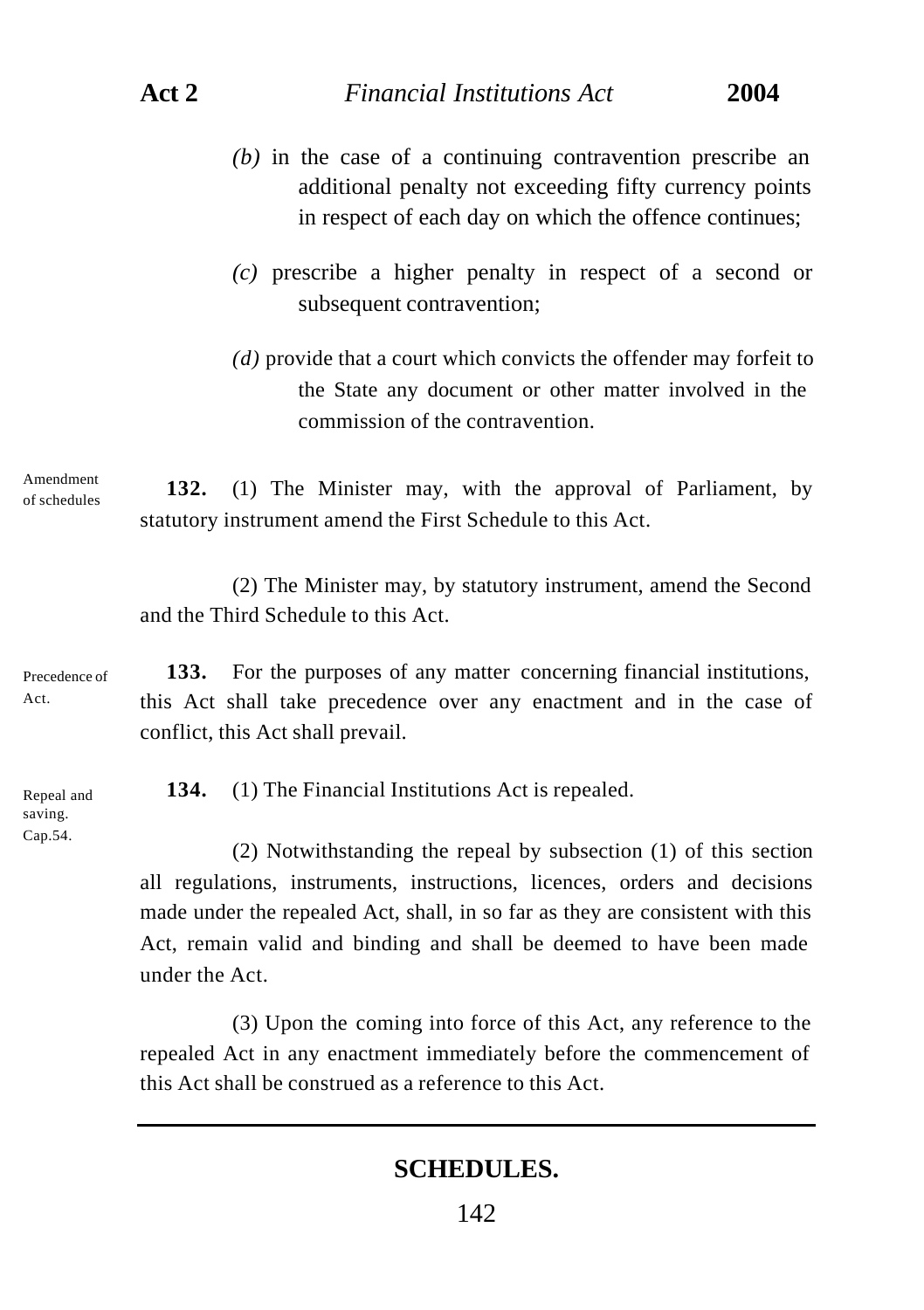*(b)* in the case of a continuing contravention prescribe an additional penalty not exceeding fifty currency points in respect of each day on which the offence continues;

*(c)* prescribe a higher penalty in respect of a second or subsequent contravention;

*(d)* provide that a court which convicts the offender may forfeit to the State any document or other matter involved in the commission of the contravention.

Amendment of schedules

**132.** (1) The Minister may, with the approval of Parliament, by statutory instrument amend the First Schedule to this Act.

(2) The Minister may, by statutory instrument, amend the Second and the Third Schedule to this Act.

Precedence of Act.

**133.** For the purposes of any matter concerning financial institutions, this Act shall take precedence over any enactment and in the case of conflict, this Act shall prevail.

Repeal and saving. Cap.54.

**134.** (1) The Financial Institutions Act is repealed.

(2) Notwithstanding the repeal by subsection (1) of this section all regulations, instruments, instructions, licences, orders and decisions made under the repealed Act, shall, in so far as they are consistent with this Act, remain valid and binding and shall be deemed to have been made under the Act.

(3) Upon the coming into force of this Act, any reference to the repealed Act in any enactment immediately before the commencement of this Act shall be construed as a reference to this Act.

---

## SCHEDULES.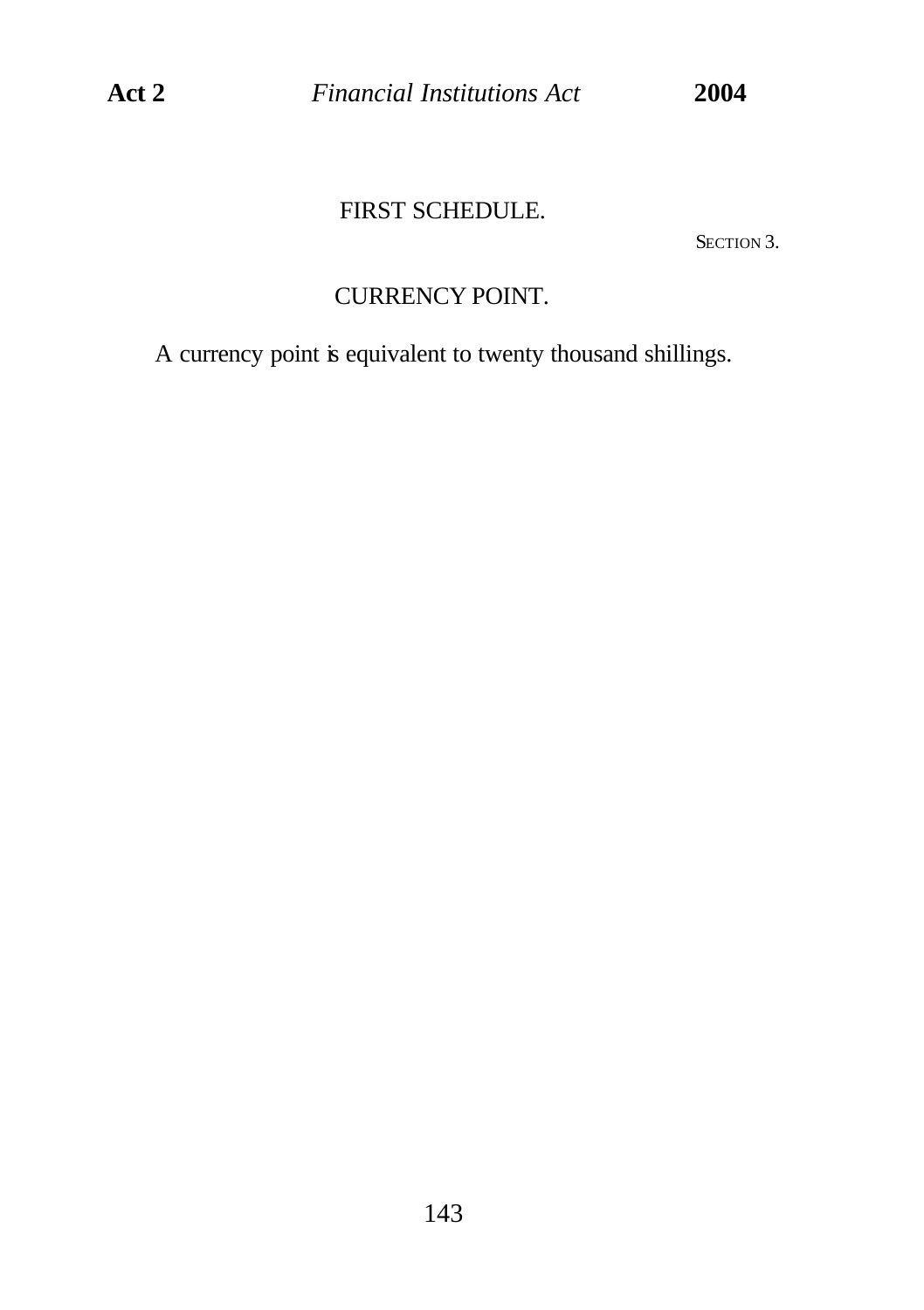## FIRST SCHEDULE.

SECTION 3.

### CURRENCY POINT.

A currency point is equivalent to twenty thousand shillings.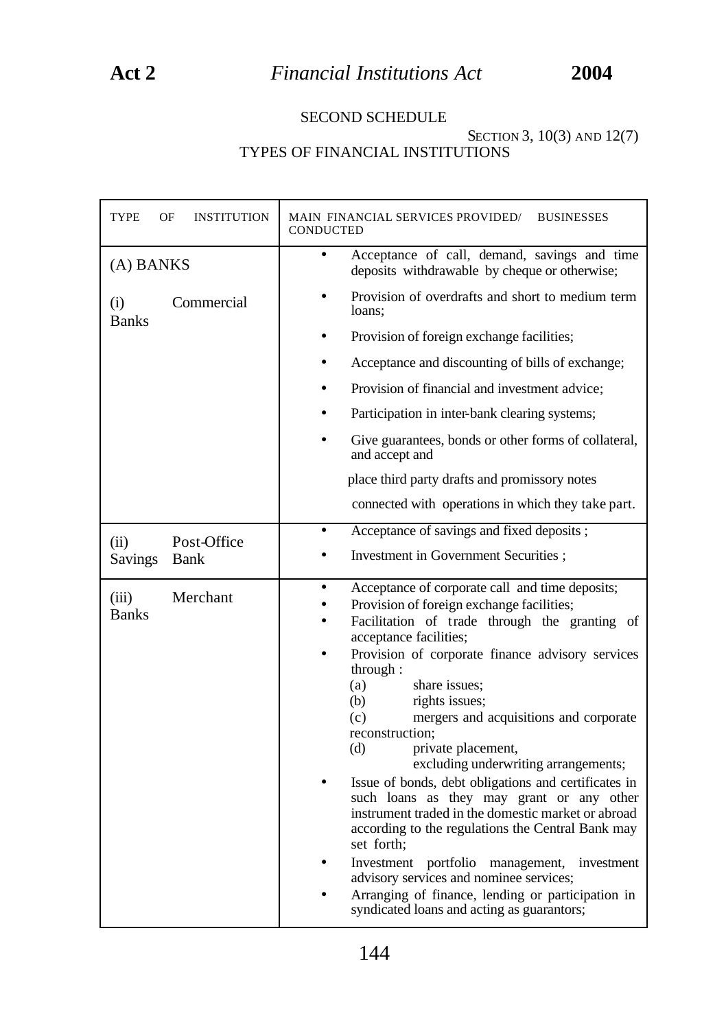SECOND SCHEDULE

SECTION 3, 10(3) AND 12(7)

TYPES OF FINANCIAL INSTITUTIONS

| TYPE OF INSTITUTION | MAIN FINANCIAL SERVICES PROVIDED/ BUSINESSES CONDUCTED |
|---|---|
| (A) BANKS<br><br>(i) Commercial Banks | • Acceptance of call, demand, savings and time deposits withdrawable by cheque or otherwise;<br>• Provision of overdrafts and short to medium term loans;<br>• Provision of foreign exchange facilities;<br>• Acceptance and discounting of bills of exchange;<br>• Provision of financial and investment advice;<br>• Participation in inter-bank clearing systems;<br>• Give guarantees, bonds or other forms of collateral, and accept and place third party drafts and promissory notes connected with operations in which they take part. |
| (ii) Post-Office Savings Bank | • Acceptance of savings and fixed deposits ;<br>• Investment in Government Securities ; |
| (iii) Merchant Banks | • Acceptance of corporate call and time deposits;<br>• Provision of foreign exchange facilities;<br>• Facilitation of trade through the granting of acceptance facilities;<br>• Provision of corporate finance advisory services through :<br>(a) share issues;<br>(b) rights issues;<br>(c) mergers and acquisitions and corporate reconstruction;<br>(d) private placement, excluding underwriting arrangements;<br>• Issue of bonds, debt obligations and certificates in such loans as they may grant or any other instrument traded in the domestic market or abroad according to the regulations the Central Bank may set forth;<br>• Investment portfolio management, investment advisory services and nominee services;<br>• Arranging of finance, lending or participation in syndicated loans and acting as guarantors; |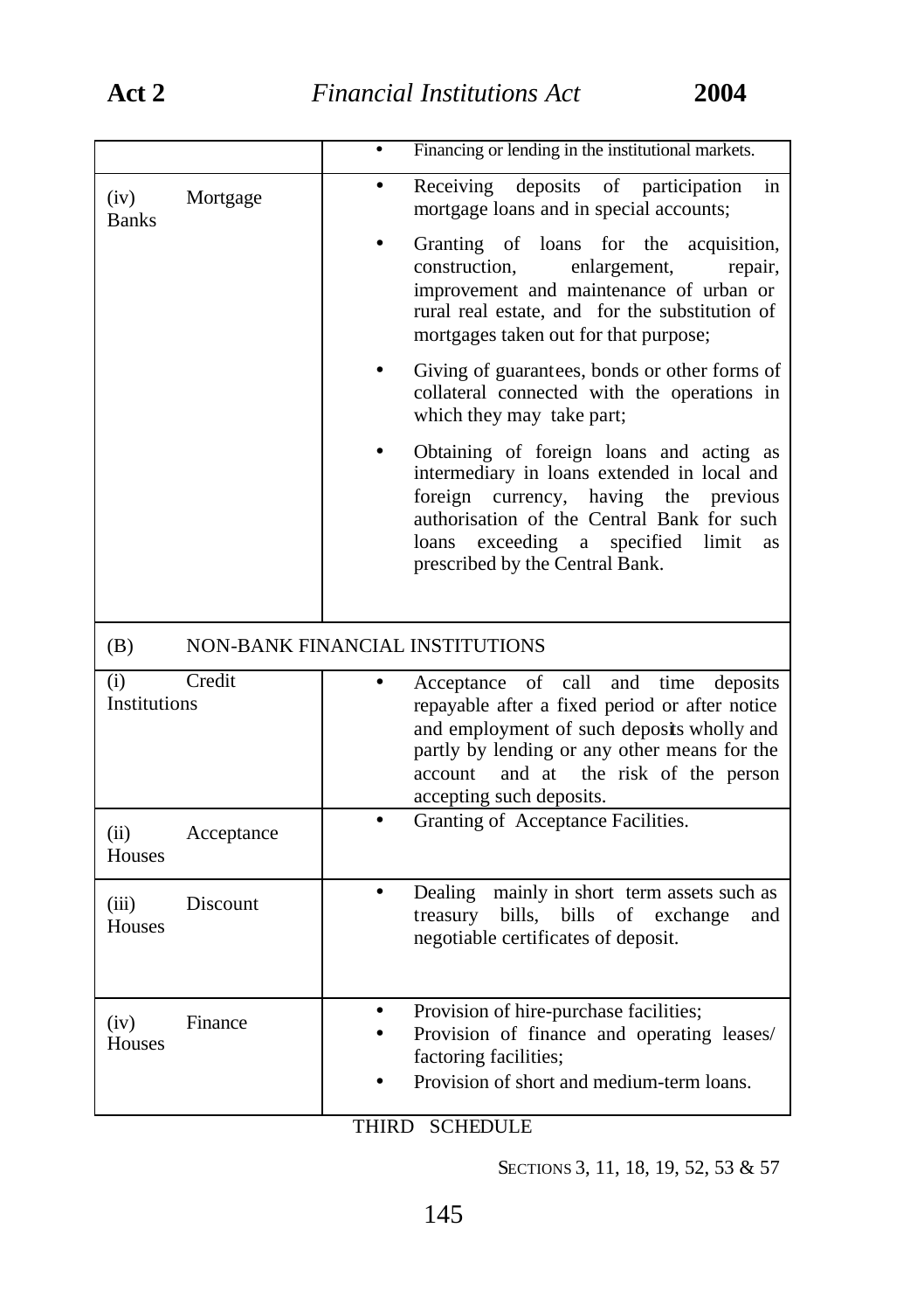|  |  |
|---|---|
|  | • Financing or lending in the institutional markets. |
| (iv) Mortgage Banks | • Receiving deposits of participation in mortgage loans and in special accounts;<br>• Granting of loans for the acquisition, construction, enlargement, repair, improvement and maintenance of urban or rural real estate, and for the substitution of mortgages taken out for that purpose;<br>• Giving of guarantees, bonds or other forms of collateral connected with the operations in which they may take part;<br>• Obtaining of foreign loans and acting as intermediary in loans extended in local and foreign currency, having the previous authorisation of the Central Bank for such loans exceeding a specified limit as prescribed by the Central Bank. |
| (B) NON-BANK FINANCIAL INSTITUTIONS | |
| (i) Credit Institutions | • Acceptance of call and time deposits repayable after a fixed period or after notice and employment of such deposits wholly and partly by lending or any other means for the account and at the risk of the person accepting such deposits. |
| (ii) Acceptance Houses | • Granting of Acceptance Facilities. |
| (iii) Discount Houses | • Dealing mainly in short term assets such as treasury bills, bills of exchange and negotiable certificates of deposit. |
| (iv) Finance Houses | • Provision of hire-purchase facilities;<br>• Provision of finance and operating leases/ factoring facilities;<br>• Provision of short and medium-term loans. |

## THIRD SCHEDULE

SECTIONS 3, 11, 18, 19, 52, 53 & 57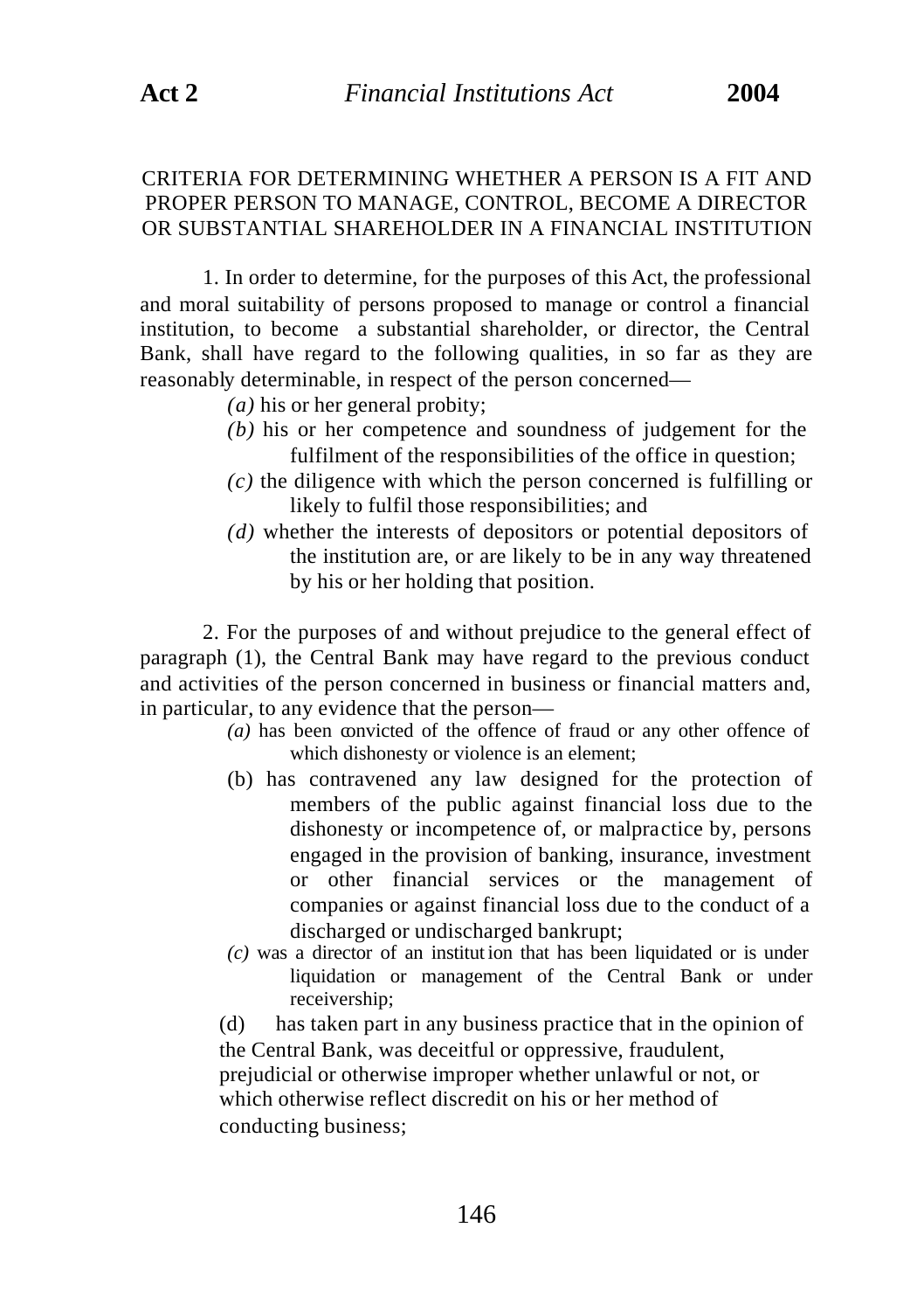## CRITERIA FOR DETERMINING WHETHER A PERSON IS A FIT AND PROPER PERSON TO MANAGE, CONTROL, BECOME A DIRECTOR OR SUBSTANTIAL SHAREHOLDER IN A FINANCIAL INSTITUTION

1. In order to determine, for the purposes of this Act, the professional and moral suitability of persons proposed to manage or control a financial institution, to become a substantial shareholder, or director, the Central Bank, shall have regard to the following qualities, in so far as they are reasonably determinable, in respect of the person concerned—

   *(a)* his or her general probity;

   *(b)* his or her competence and soundness of judgement for the fulfilment of the responsibilities of the office in question;

   *(c)* the diligence with which the person concerned is fulfilling or likely to fulfil those responsibilities; and

   *(d)* whether the interests of depositors or potential depositors of the institution are, or are likely to be in any way threatened by his or her holding that position.

2. For the purposes of and without prejudice to the general effect of paragraph (1), the Central Bank may have regard to the previous conduct and activities of the person concerned in business or financial matters and, in particular, to any evidence that the person—

   *(a)* has been convicted of the offence of fraud or any other offence of which dishonesty or violence is an element;

   (b) has contravened any law designed for the protection of members of the public against financial loss due to the dishonesty or incompetence of, or malpractice by, persons engaged in the provision of banking, insurance, investment or other financial services or the management of companies or against financial loss due to the conduct of a discharged or undischarged bankrupt;

   *(c)* was a director of an institution that has been liquidated or is under liquidation or management of the Central Bank or under receivership;

   (d) has taken part in any business practice that in the opinion of the Central Bank, was deceitful or oppressive, fraudulent, prejudicial or otherwise improper whether unlawful or not, or which otherwise reflect discredit on his or her method of conducting business;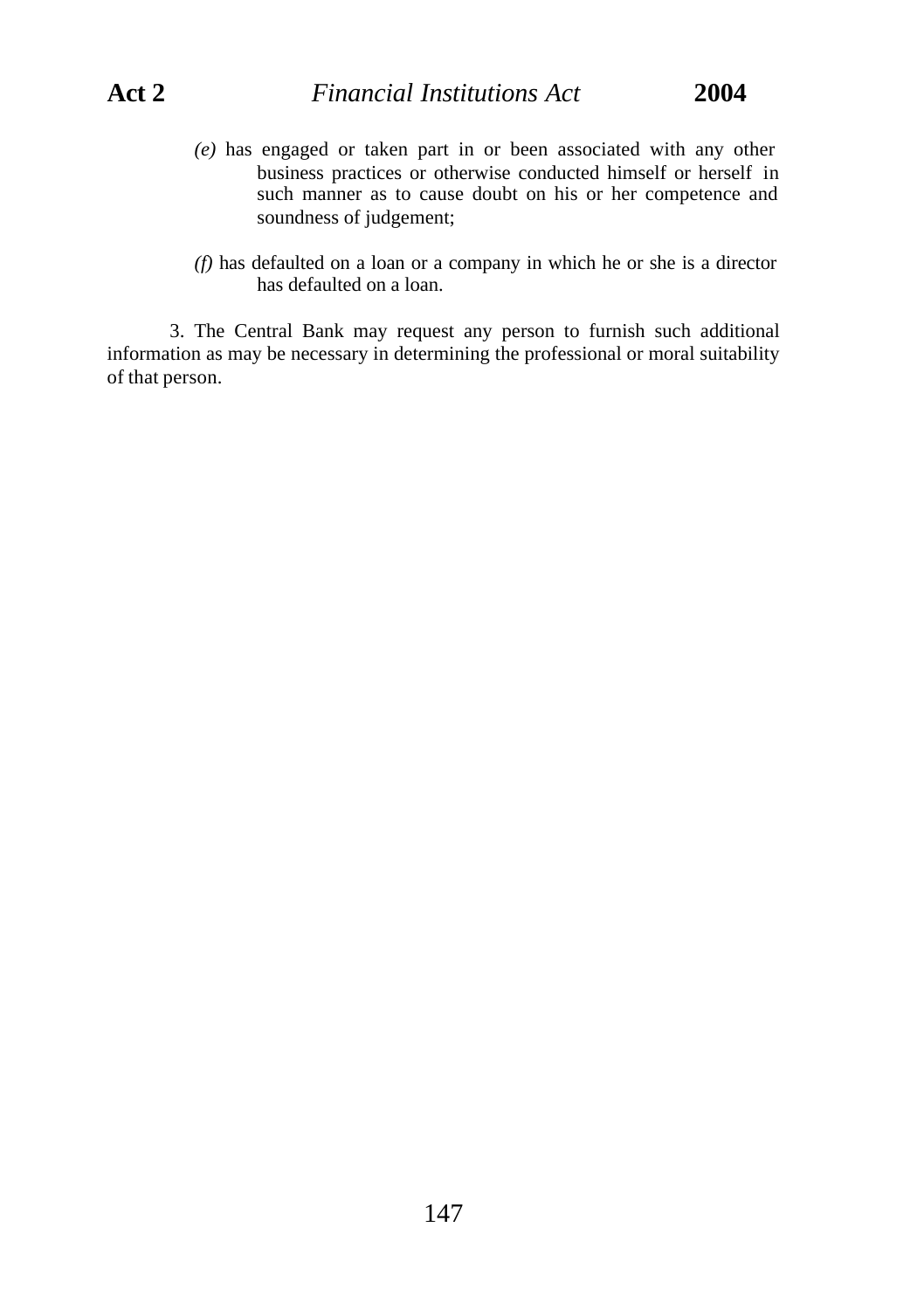*(e)* has engaged or taken part in or been associated with any other business practices or otherwise conducted himself or herself in such manner as to cause doubt on his or her competence and soundness of judgement;

*(f)* has defaulted on a loan or a company in which he or she is a director has defaulted on a loan.

3. The Central Bank may request any person to furnish such additional information as may be necessary in determining the professional or moral suitability of that person.